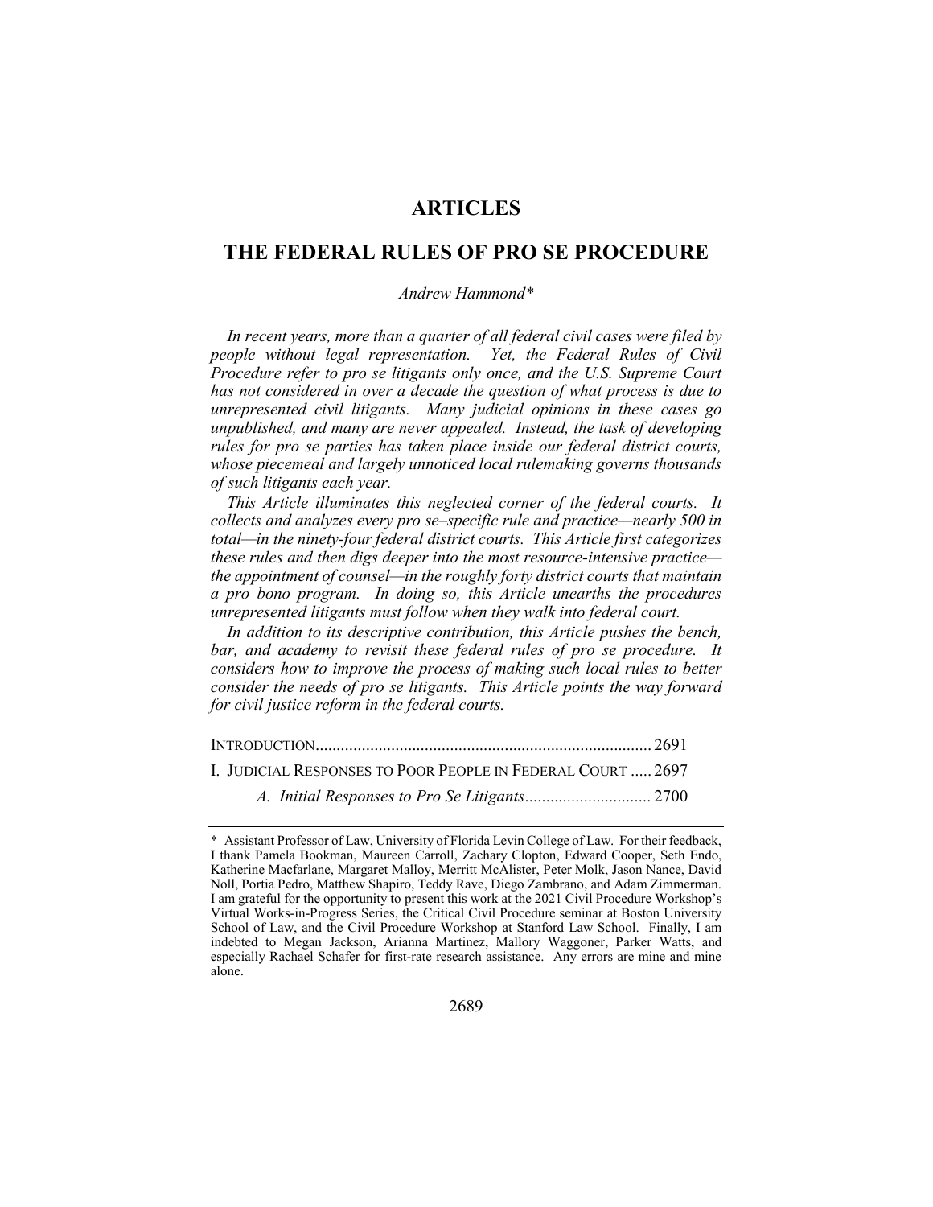# ARTICLES

# THE FEDERAL RULES OF PRO SE PROCEDURE

*Andrew Hammond\**

*In recent years, more than a quarter of all federal civil cases were filed by people without legal representation. Yet, the Federal Rules of Civil Procedure refer to pro se litigants only once, and the U.S. Supreme Court has not considered in over a decade the question of what process is due to unrepresented civil litigants. Many judicial opinions in these cases go unpublished, and many are never appealed. Instead, the task of developing rules for pro se parties has taken place inside our federal district courts, whose piecemeal and largely unnoticed local rulemaking governs thousands of such litigants each year.*

*This Article illuminates this neglected corner of the federal courts. It collects and analyzes every pro se–specific rule and practice—nearly 500 in total—in the ninety-four federal district courts. This Article first categorizes these rules and then digs deeper into the most resource-intensive practice—the appointment of counsel—in the roughly forty district courts that maintain a pro bono program. In doing so, this Article unearths the procedures unrepresented litigants must follow when they walk into federal court.*

*In addition to its descriptive contribution, this Article pushes the bench, bar, and academy to revisit these federal rules of pro se procedure. It considers how to improve the process of making such local rules to better consider the needs of pro se litigants. This Article points the way forward for civil justice reform in the federal courts.*

INTRODUCTION .............................................................................. 2691

I. JUDICIAL RESPONSES TO POOR PEOPLE IN FEDERAL COURT ..... 2697

*A. Initial Responses to Pro Se Litigants* ............................. 2700

\* Assistant Professor of Law, University of Florida Levin College of Law. For their feedback, I thank Pamela Bookman, Maureen Carroll, Zachary Clopton, Edward Cooper, Seth Endo, Katherine Macfarlane, Margaret Malloy, Merritt McAlister, Peter Molk, Jason Nance, David Noll, Portia Pedro, Matthew Shapiro, Teddy Rave, Diego Zambrano, and Adam Zimmerman. I am grateful for the opportunity to present this work at the 2021 Civil Procedure Workshop's Virtual Works-in-Progress Series, the Critical Civil Procedure seminar at Boston University School of Law, and the Civil Procedure Workshop at Stanford Law School. Finally, I am indebted to Megan Jackson, Arianna Martinez, Mallory Waggoner, Parker Watts, and especially Rachael Schafer for first-rate research assistance. Any errors are mine and mine alone.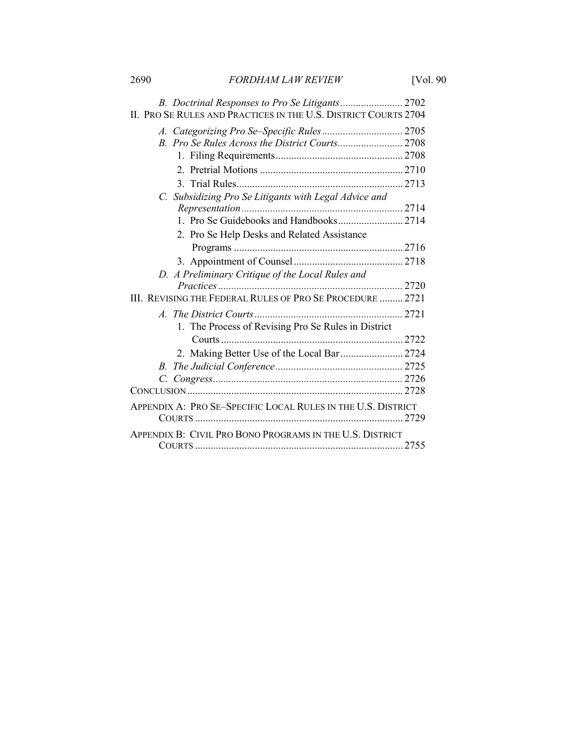*B. Doctrinal Responses to Pro Se Litigants* ........................ 2702

II. PRO SE RULES AND PRACTICES IN THE U.S. DISTRICT COURTS 2704

*A. Categorizing Pro Se–Specific Rules* ............................... 2705

*B. Pro Se Rules Across the District Courts* ......................... 2708

1. Filing Requirements ................................................. 2708

2. Pretrial Motions ....................................................... 2710

3. Trial Rules ................................................................ 2713

*C. Subsidizing Pro Se Litigants with Legal Advice and Representation* ............................................................. 2714

1. Pro Se Guidebooks and Handbooks ......................... 2714

2. Pro Se Help Desks and Related Assistance Programs ................................................................. 2716

3. Appointment of Counsel .......................................... 2718

*D. A Preliminary Critique of the Local Rules and Practices* ...................................................................... 2720

III. REVISING THE FEDERAL RULES OF PRO SE PROCEDURE ......... 2721

*A. The District Courts* ......................................................... 2721

1. The Process of Revising Pro Se Rules in District Courts ...................................................................... 2722

2. Making Better Use of the Local Bar ........................ 2724

*B. The Judicial Conference* ................................................. 2725

*C. Congress* ......................................................................... 2726

CONCLUSION ................................................................................. 2728

APPENDIX A: PRO SE–SPECIFIC LOCAL RULES IN THE U.S. DISTRICT COURTS ............................................................................... 2729

APPENDIX B: CIVIL PRO BONO PROGRAMS IN THE U.S. DISTRICT COURTS ............................................................................... 2755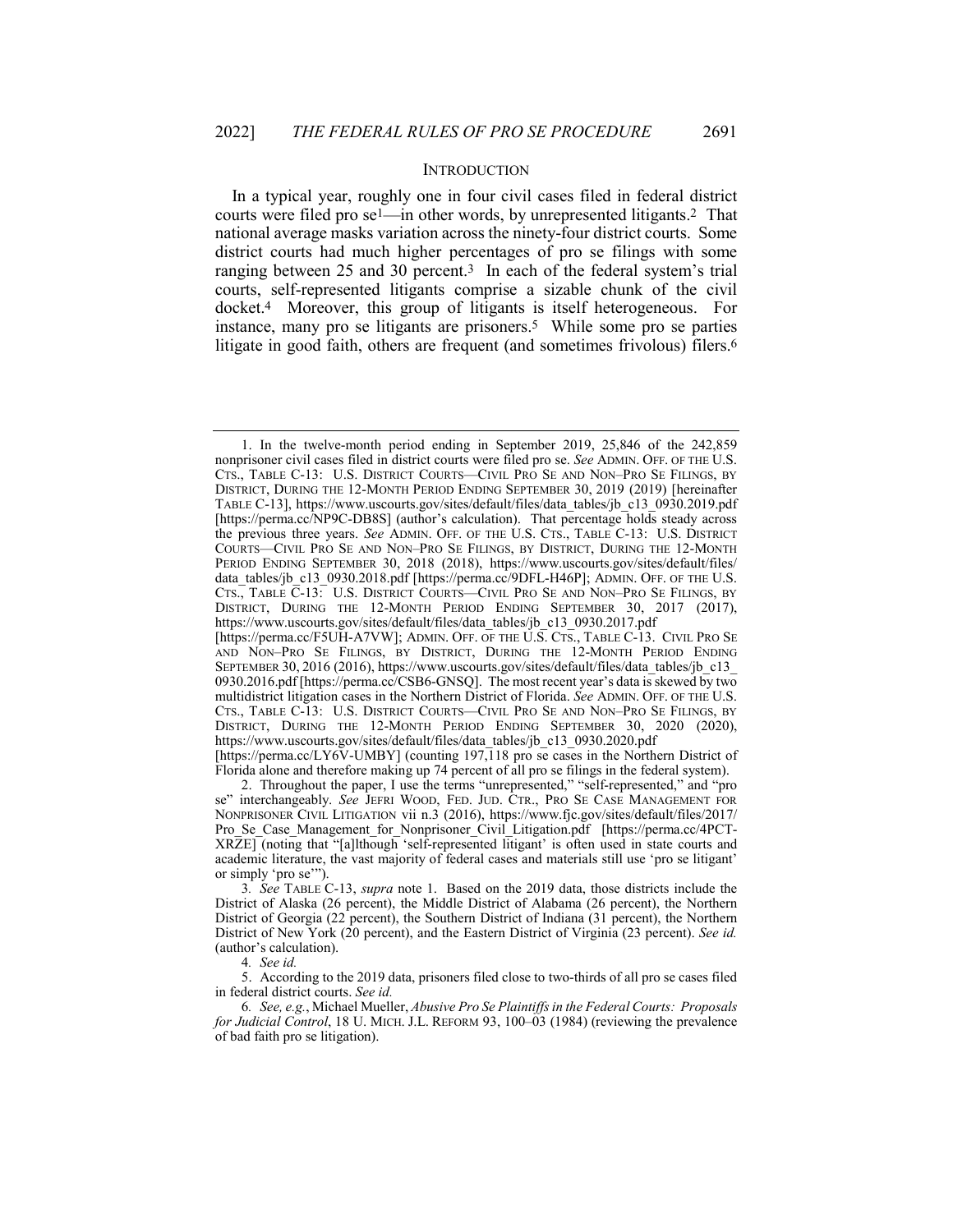## INTRODUCTION

In a typical year, roughly one in four civil cases filed in federal district courts were filed pro se[1]—in other words, by unrepresented litigants.[2] That national average masks variation across the ninety-four district courts. Some district courts had much higher percentages of pro se filings with some ranging between 25 and 30 percent.[3] In each of the federal system's trial courts, self-represented litigants comprise a sizable chunk of the civil docket.[4] Moreover, this group of litigants is itself heterogeneous. For instance, many pro se litigants are prisoners.[5] While some pro se parties litigate in good faith, others are frequent (and sometimes frivolous) filers.[6]

---

1. In the twelve-month period ending in September 2019, 25,846 of the 242,859 nonprisoner civil cases filed in district courts were filed pro se. *See* ADMIN. OFF. OF THE U.S. CTS., TABLE C-13: U.S. DISTRICT COURTS—CIVIL PRO SE AND NON–PRO SE FILINGS, BY DISTRICT, DURING THE 12-MONTH PERIOD ENDING SEPTEMBER 30, 2019 (2019) [hereinafter TABLE C-13], https://www.uscourts.gov/sites/default/files/data_tables/jb_c13_0930.2019.pdf [https://perma.cc/NP9C-DB8S] (author's calculation). That percentage holds steady across the previous three years. *See* ADMIN. OFF. OF THE U.S. CTS., TABLE C-13: U.S. DISTRICT COURTS—CIVIL PRO SE AND NON–PRO SE FILINGS, BY DISTRICT, DURING THE 12-MONTH PERIOD ENDING SEPTEMBER 30, 2018 (2018), https://www.uscourts.gov/sites/default/files/data_tables/jb_c13_0930.2018.pdf [https://perma.cc/9DFL-H46P]; ADMIN. OFF. OF THE U.S. CTS., TABLE C-13: U.S. DISTRICT COURTS—CIVIL PRO SE AND NON–PRO SE FILINGS, BY DISTRICT, DURING THE 12-MONTH PERIOD ENDING SEPTEMBER 30, 2017 (2017), https://www.uscourts.gov/sites/default/files/data_tables/jb_c13_0930.2017.pdf [https://perma.cc/F5UH-A7VW]; ADMIN. OFF. OF THE U.S. CTS., TABLE C-13. CIVIL PRO SE AND NON–PRO SE FILINGS, BY DISTRICT, DURING THE 12-MONTH PERIOD ENDING SEPTEMBER 30, 2016 (2016), https://www.uscourts.gov/sites/default/files/data_tables/jb_c13_0930.2016.pdf [https://perma.cc/CSB6-GNSQ]. The most recent year's data is skewed by two multidistrict litigation cases in the Northern District of Florida. *See* ADMIN. OFF. OF THE U.S. CTS., TABLE C-13: U.S. DISTRICT COURTS—CIVIL PRO SE AND NON–PRO SE FILINGS, BY DISTRICT, DURING THE 12-MONTH PERIOD ENDING SEPTEMBER 30, 2020 (2020), https://www.uscourts.gov/sites/default/files/data_tables/jb_c13_0930.2020.pdf [https://perma.cc/LY6V-UMBY] (counting 197,118 pro se cases in the Northern District of Florida alone and therefore making up 74 percent of all pro se filings in the federal system).

2. Throughout the paper, I use the terms "unrepresented," "self-represented," and "pro se" interchangeably. *See* JEFRI WOOD, FED. JUD. CTR., PRO SE CASE MANAGEMENT FOR NONPRISONER CIVIL LITIGATION vii n.3 (2016), https://www.fjc.gov/sites/default/files/2017/Pro_Se_Case_Management_for_Nonprisoner_Civil_Litigation.pdf [https://perma.cc/4PCT-XRZE] (noting that "[a]lthough 'self-represented litigant' is often used in state courts and academic literature, the vast majority of federal cases and materials still use 'pro se litigant' or simply 'pro se'").

3. *See* TABLE C-13, *supra* note 1. Based on the 2019 data, those districts include the District of Alaska (26 percent), the Middle District of Alabama (26 percent), the Northern District of Georgia (22 percent), the Southern District of Indiana (31 percent), the Northern District of New York (20 percent), and the Eastern District of Virginia (23 percent). *See id.* (author's calculation).

4. *See id.*

5. According to the 2019 data, prisoners filed close to two-thirds of all pro se cases filed in federal district courts. *See id.*

6. *See, e.g.*, Michael Mueller, *Abusive Pro Se Plaintiffs in the Federal Courts: Proposals for Judicial Control*, 18 U. MICH. J.L. REFORM 93, 100–03 (1984) (reviewing the prevalence of bad faith pro se litigation).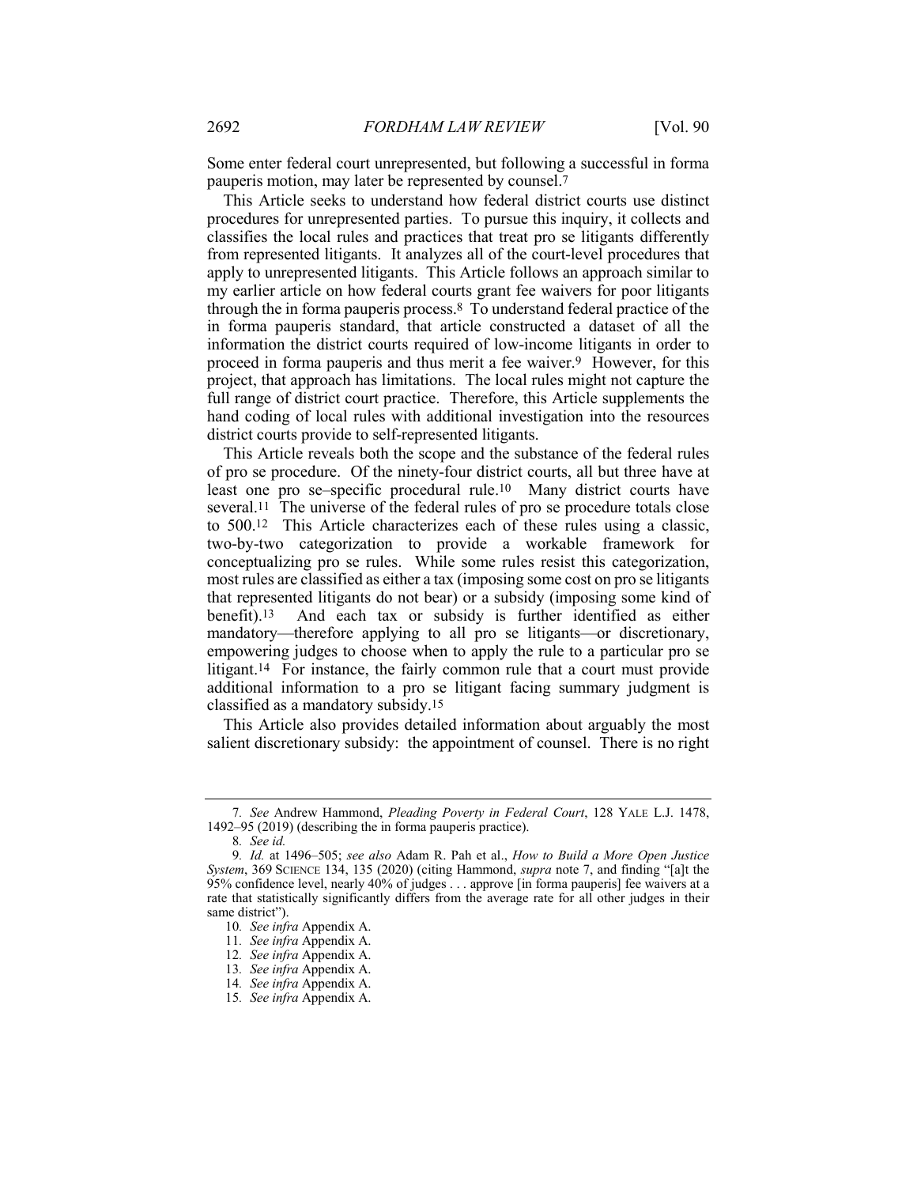Some enter federal court unrepresented, but following a successful in forma pauperis motion, may later be represented by counsel.[7]

This Article seeks to understand how federal district courts use distinct procedures for unrepresented parties. To pursue this inquiry, it collects and classifies the local rules and practices that treat pro se litigants differently from represented litigants. It analyzes all of the court-level procedures that apply to unrepresented litigants. This Article follows an approach similar to my earlier article on how federal courts grant fee waivers for poor litigants through the in forma pauperis process.[8] To understand federal practice of the in forma pauperis standard, that article constructed a dataset of all the information the district courts required of low-income litigants in order to proceed in forma pauperis and thus merit a fee waiver.[9] However, for this project, that approach has limitations. The local rules might not capture the full range of district court practice. Therefore, this Article supplements the hand coding of local rules with additional investigation into the resources district courts provide to self-represented litigants.

This Article reveals both the scope and the substance of the federal rules of pro se procedure. Of the ninety-four district courts, all but three have at least one pro se–specific procedural rule.[10] Many district courts have several.[11] The universe of the federal rules of pro se procedure totals close to 500.[12] This Article characterizes each of these rules using a classic, two-by-two categorization to provide a workable framework for conceptualizing pro se rules. While some rules resist this categorization, most rules are classified as either a tax (imposing some cost on pro se litigants that represented litigants do not bear) or a subsidy (imposing some kind of benefit).[13] And each tax or subsidy is further identified as either mandatory—therefore applying to all pro se litigants—or discretionary, empowering judges to choose when to apply the rule to a particular pro se litigant.[14] For instance, the fairly common rule that a court must provide additional information to a pro se litigant facing summary judgment is classified as a mandatory subsidy.[15]

This Article also provides detailed information about arguably the most salient discretionary subsidy: the appointment of counsel. There is no right

---

7. *See* Andrew Hammond, *Pleading Poverty in Federal Court*, 128 YALE L.J. 1478, 1492–95 (2019) (describing the in forma pauperis practice).

8. *See id.*

9. *Id.* at 1496–505; *see also* Adam R. Pah et al., *How to Build a More Open Justice System*, 369 SCIENCE 134, 135 (2020) (citing Hammond, *supra* note 7, and finding "[a]t the 95% confidence level, nearly 40% of judges . . . approve [in forma pauperis] fee waivers at a rate that statistically significantly differs from the average rate for all other judges in their same district").

10. *See infra* Appendix A.

11. *See infra* Appendix A.

12. *See infra* Appendix A.

13. *See infra* Appendix A.

14. *See infra* Appendix A.

15. *See infra* Appendix A.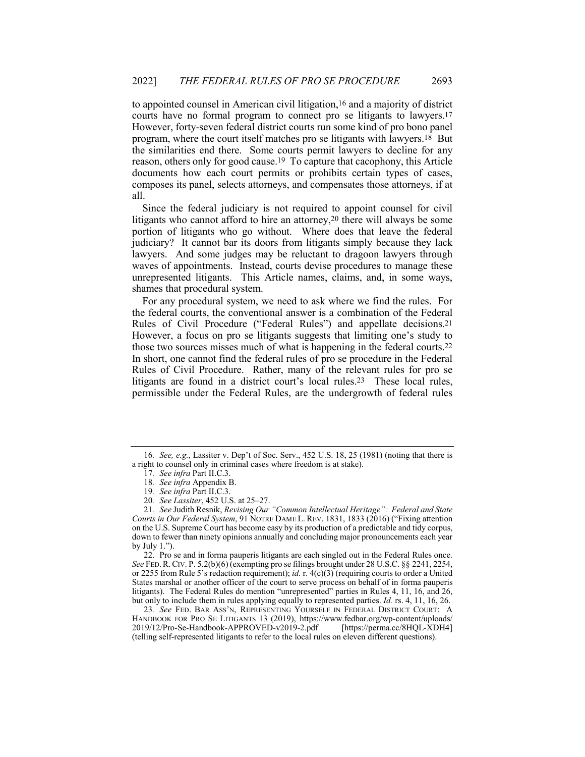to appointed counsel in American civil litigation,[16] and a majority of district courts have no formal program to connect pro se litigants to lawyers.[17] However, forty-seven federal district courts run some kind of pro bono panel program, where the court itself matches pro se litigants with lawyers.[18] But the similarities end there. Some courts permit lawyers to decline for any reason, others only for good cause.[19] To capture that cacophony, this Article documents how each court permits or prohibits certain types of cases, composes its panel, selects attorneys, and compensates those attorneys, if at all.

Since the federal judiciary is not required to appoint counsel for civil litigants who cannot afford to hire an attorney,[20] there will always be some portion of litigants who go without. Where does that leave the federal judiciary? It cannot bar its doors from litigants simply because they lack lawyers. And some judges may be reluctant to dragoon lawyers through waves of appointments. Instead, courts devise procedures to manage these unrepresented litigants. This Article names, claims, and, in some ways, shames that procedural system.

For any procedural system, we need to ask where we find the rules. For the federal courts, the conventional answer is a combination of the Federal Rules of Civil Procedure ("Federal Rules") and appellate decisions.[21] However, a focus on pro se litigants suggests that limiting one's study to those two sources misses much of what is happening in the federal courts.[22] In short, one cannot find the federal rules of pro se procedure in the Federal Rules of Civil Procedure. Rather, many of the relevant rules for pro se litigants are found in a district court's local rules.[23] These local rules, permissible under the Federal Rules, are the undergrowth of federal rules

---

16. *See, e.g.*, Lassiter v. Dep't of Soc. Serv., 452 U.S. 18, 25 (1981) (noting that there is a right to counsel only in criminal cases where freedom is at stake).

17. *See infra* Part II.C.3.

18. *See infra* Appendix B.

19. *See infra* Part II.C.3.

20. *See Lassiter*, 452 U.S. at 25–27.

21. *See* Judith Resnik, *Revising Our "Common Intellectual Heritage": Federal and State Courts in Our Federal System*, 91 NOTRE DAME L. REV. 1831, 1833 (2016) ("Fixing attention on the U.S. Supreme Court has become easy by its production of a predictable and tidy corpus, down to fewer than ninety opinions annually and concluding major pronouncements each year by July 1.").

22. Pro se and in forma pauperis litigants are each singled out in the Federal Rules once. *See* FED. R. CIV. P. 5.2(b)(6) (exempting pro se filings brought under 28 U.S.C. §§ 2241, 2254, or 2255 from Rule 5's redaction requirement); *id.* r. 4(c)(3) (requiring courts to order a United States marshal or another officer of the court to serve process on behalf of in forma pauperis litigants). The Federal Rules do mention "unrepresented" parties in Rules 4, 11, 16, and 26, but only to include them in rules applying equally to represented parties. *Id.* rs. 4, 11, 16, 26.

23. *See* FED. BAR ASS'N, REPRESENTING YOURSELF IN FEDERAL DISTRICT COURT: A HANDBOOK FOR PRO SE LITIGANTS 13 (2019), https://www.fedbar.org/wp-content/uploads/2019/12/Pro-Se-Handbook-APPROVED-v2019-2.pdf [https://perma.cc/8HQL-XDH4] (telling self-represented litigants to refer to the local rules on eleven different questions).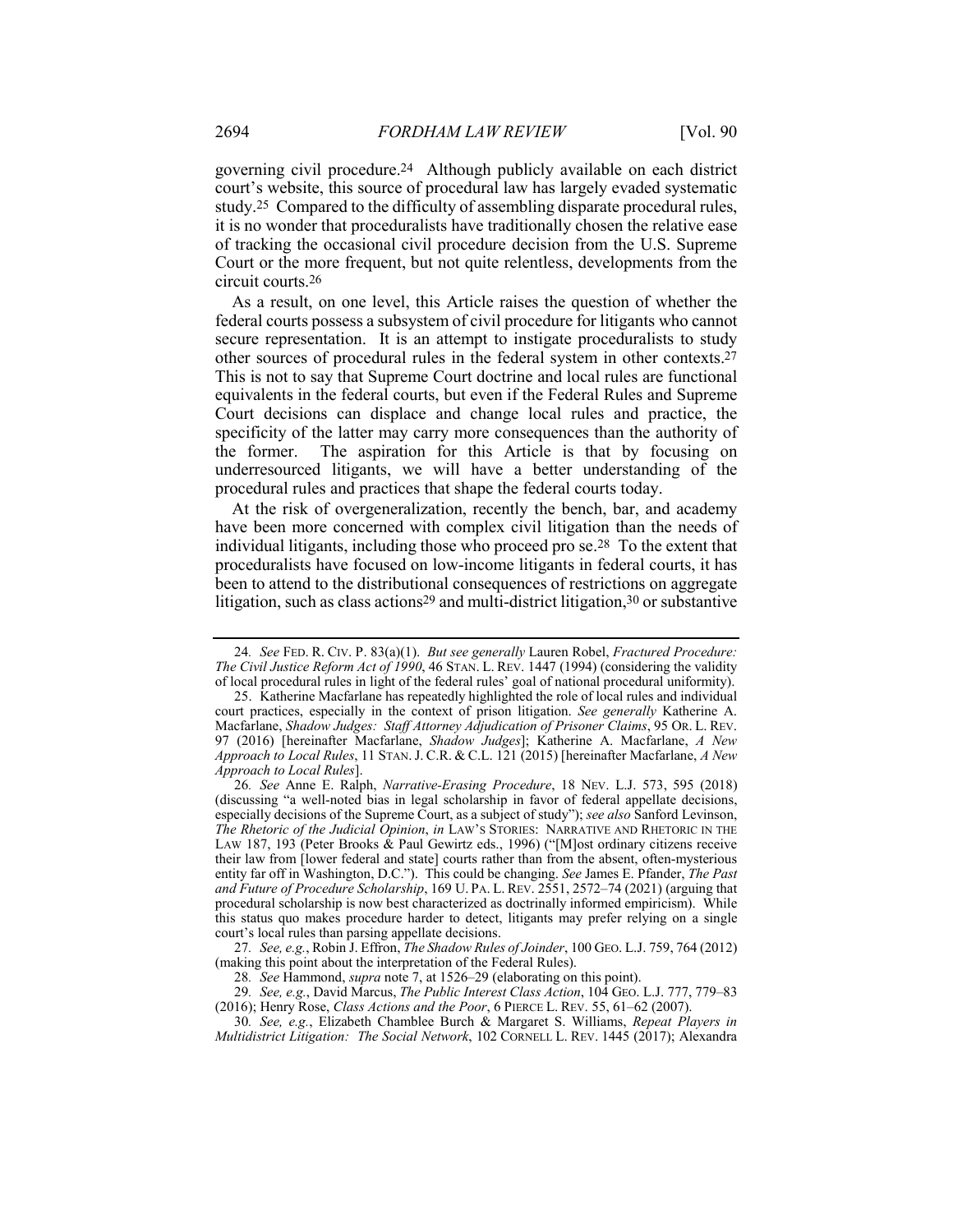governing civil procedure.[24] Although publicly available on each district court's website, this source of procedural law has largely evaded systematic study.[25] Compared to the difficulty of assembling disparate procedural rules, it is no wonder that proceduralists have traditionally chosen the relative ease of tracking the occasional civil procedure decision from the U.S. Supreme Court or the more frequent, but not quite relentless, developments from the circuit courts.[26]

As a result, on one level, this Article raises the question of whether the federal courts possess a subsystem of civil procedure for litigants who cannot secure representation. It is an attempt to instigate proceduralists to study other sources of procedural rules in the federal system in other contexts.[27] This is not to say that Supreme Court doctrine and local rules are functional equivalents in the federal courts, but even if the Federal Rules and Supreme Court decisions can displace and change local rules and practice, the specificity of the latter may carry more consequences than the authority of the former. The aspiration for this Article is that by focusing on underresourced litigants, we will have a better understanding of the procedural rules and practices that shape the federal courts today.

At the risk of overgeneralization, recently the bench, bar, and academy have been more concerned with complex civil litigation than the needs of individual litigants, including those who proceed pro se.[28] To the extent that proceduralists have focused on low-income litigants in federal courts, it has been to attend to the distributional consequences of restrictions on aggregate litigation, such as class actions[29] and multi-district litigation,[30] or substantive

---

24. *See* FED. R. CIV. P. 83(a)(1). *But see generally* Lauren Robel, *Fractured Procedure: The Civil Justice Reform Act of 1990*, 46 STAN. L. REV. 1447 (1994) (considering the validity of local procedural rules in light of the federal rules' goal of national procedural uniformity).

25. Katherine Macfarlane has repeatedly highlighted the role of local rules and individual court practices, especially in the context of prison litigation. *See generally* Katherine A. Macfarlane, *Shadow Judges: Staff Attorney Adjudication of Prisoner Claims*, 95 OR. L. REV. 97 (2016) [hereinafter Macfarlane, *Shadow Judges*]; Katherine A. Macfarlane, *A New Approach to Local Rules*, 11 STAN. J. C.R. & C.L. 121 (2015) [hereinafter Macfarlane, *A New Approach to Local Rules*].

26. *See* Anne E. Ralph, *Narrative-Erasing Procedure*, 18 NEV. L.J. 573, 595 (2018) (discussing "a well-noted bias in legal scholarship in favor of federal appellate decisions, especially decisions of the Supreme Court, as a subject of study"); *see also* Sanford Levinson, *The Rhetoric of the Judicial Opinion*, *in* LAW'S STORIES: NARRATIVE AND RHETORIC IN THE LAW 187, 193 (Peter Brooks & Paul Gewirtz eds., 1996) ("[M]ost ordinary citizens receive their law from [lower federal and state] courts rather than from the absent, often-mysterious entity far off in Washington, D.C."). This could be changing. *See* James E. Pfander, *The Past and Future of Procedure Scholarship*, 169 U. PA. L. REV. 2551, 2572–74 (2021) (arguing that procedural scholarship is now best characterized as doctrinally informed empiricism). While this status quo makes procedure harder to detect, litigants may prefer relying on a single court's local rules than parsing appellate decisions.

27. *See, e.g.*, Robin J. Effron, *The Shadow Rules of Joinder*, 100 GEO. L.J. 759, 764 (2012) (making this point about the interpretation of the Federal Rules).

28. *See* Hammond, *supra* note 7, at 1526–29 (elaborating on this point).

29. *See, e.g.*, David Marcus, *The Public Interest Class Action*, 104 GEO. L.J. 777, 779–83 (2016); Henry Rose, *Class Actions and the Poor*, 6 PIERCE L. REV. 55, 61–62 (2007).

30. *See, e.g.*, Elizabeth Chamblee Burch & Margaret S. Williams, *Repeat Players in Multidistrict Litigation: The Social Network*, 102 CORNELL L. REV. 1445 (2017); Alexandra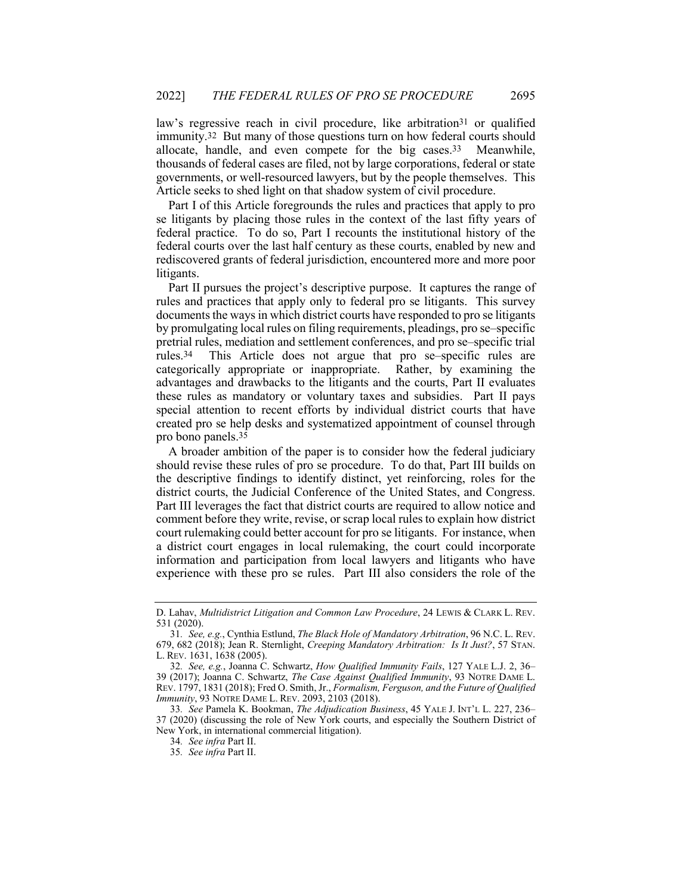law's regressive reach in civil procedure, like arbitration[31] or qualified immunity.[32] But many of those questions turn on how federal courts should allocate, handle, and even compete for the big cases.[33] Meanwhile, thousands of federal cases are filed, not by large corporations, federal or state governments, or well-resourced lawyers, but by the people themselves. This Article seeks to shed light on that shadow system of civil procedure.

Part I of this Article foregrounds the rules and practices that apply to pro se litigants by placing those rules in the context of the last fifty years of federal practice. To do so, Part I recounts the institutional history of the federal courts over the last half century as these courts, enabled by new and rediscovered grants of federal jurisdiction, encountered more and more poor litigants.

Part II pursues the project's descriptive purpose. It captures the range of rules and practices that apply only to federal pro se litigants. This survey documents the ways in which district courts have responded to pro se litigants by promulgating local rules on filing requirements, pleadings, pro se–specific pretrial rules, mediation and settlement conferences, and pro se–specific trial rules.[34] This Article does not argue that pro se–specific rules are categorically appropriate or inappropriate. Rather, by examining the advantages and drawbacks to the litigants and the courts, Part II evaluates these rules as mandatory or voluntary taxes and subsidies. Part II pays special attention to recent efforts by individual district courts that have created pro se help desks and systematized appointment of counsel through pro bono panels.[35]

A broader ambition of the paper is to consider how the federal judiciary should revise these rules of pro se procedure. To do that, Part III builds on the descriptive findings to identify distinct, yet reinforcing, roles for the district courts, the Judicial Conference of the United States, and Congress. Part III leverages the fact that district courts are required to allow notice and comment before they write, revise, or scrap local rules to explain how district court rulemaking could better account for pro se litigants. For instance, when a district court engages in local rulemaking, the court could incorporate information and participation from local lawyers and litigants who have experience with these pro se rules. Part III also considers the role of the

---

D. Lahav, *Multidistrict Litigation and Common Law Procedure*, 24 LEWIS & CLARK L. REV. 531 (2020).

31. *See, e.g.*, Cynthia Estlund, *The Black Hole of Mandatory Arbitration*, 96 N.C. L. REV. 679, 682 (2018); Jean R. Sternlight, *Creeping Mandatory Arbitration: Is It Just?*, 57 STAN. L. REV. 1631, 1638 (2005).

32. *See, e.g.*, Joanna C. Schwartz, *How Qualified Immunity Fails*, 127 YALE L.J. 2, 36–39 (2017); Joanna C. Schwartz, *The Case Against Qualified Immunity*, 93 NOTRE DAME L. REV. 1797, 1831 (2018); Fred O. Smith, Jr., *Formalism, Ferguson, and the Future of Qualified Immunity*, 93 NOTRE DAME L. REV. 2093, 2103 (2018).

33. *See* Pamela K. Bookman, *The Adjudication Business*, 45 YALE J. INT'L L. 227, 236–37 (2020) (discussing the role of New York courts, and especially the Southern District of New York, in international commercial litigation).

34. *See infra* Part II.

35. *See infra* Part II.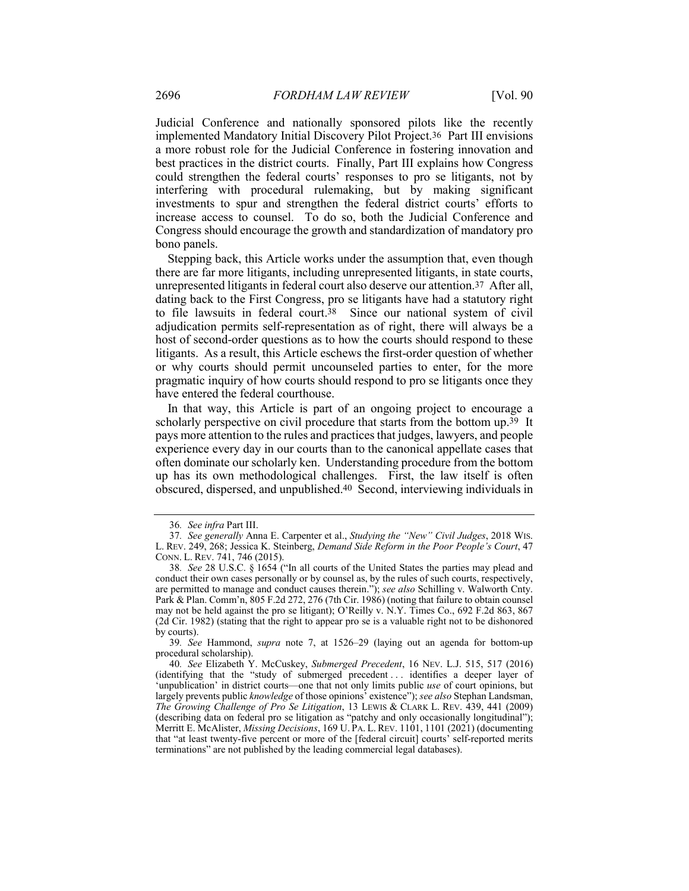Judicial Conference and nationally sponsored pilots like the recently implemented Mandatory Initial Discovery Pilot Project.[36] Part III envisions a more robust role for the Judicial Conference in fostering innovation and best practices in the district courts. Finally, Part III explains how Congress could strengthen the federal courts' responses to pro se litigants, not by interfering with procedural rulemaking, but by making significant investments to spur and strengthen the federal district courts' efforts to increase access to counsel. To do so, both the Judicial Conference and Congress should encourage the growth and standardization of mandatory pro bono panels.

Stepping back, this Article works under the assumption that, even though there are far more litigants, including unrepresented litigants, in state courts, unrepresented litigants in federal court also deserve our attention.[37] After all, dating back to the First Congress, pro se litigants have had a statutory right to file lawsuits in federal court.[38] Since our national system of civil adjudication permits self-representation as of right, there will always be a host of second-order questions as to how the courts should respond to these litigants. As a result, this Article eschews the first-order question of whether or why courts should permit uncounseled parties to enter, for the more pragmatic inquiry of how courts should respond to pro se litigants once they have entered the federal courthouse.

In that way, this Article is part of an ongoing project to encourage a scholarly perspective on civil procedure that starts from the bottom up.[39] It pays more attention to the rules and practices that judges, lawyers, and people experience every day in our courts than to the canonical appellate cases that often dominate our scholarly ken. Understanding procedure from the bottom up has its own methodological challenges. First, the law itself is often obscured, dispersed, and unpublished.[40] Second, interviewing individuals in

---

36. *See infra* Part III.

37. *See generally* Anna E. Carpenter et al., *Studying the "New" Civil Judges*, 2018 WIS. L. REV. 249, 268; Jessica K. Steinberg, *Demand Side Reform in the Poor People's Court*, 47 CONN. L. REV. 741, 746 (2015).

38. *See* 28 U.S.C. § 1654 ("In all courts of the United States the parties may plead and conduct their own cases personally or by counsel as, by the rules of such courts, respectively, are permitted to manage and conduct causes therein."); *see also* Schilling v. Walworth Cnty. Park & Plan. Comm'n, 805 F.2d 272, 276 (7th Cir. 1986) (noting that failure to obtain counsel may not be held against the pro se litigant); O'Reilly v. N.Y. Times Co., 692 F.2d 863, 867 (2d Cir. 1982) (stating that the right to appear pro se is a valuable right not to be dishonored by courts).

39. *See* Hammond, *supra* note 7, at 1526–29 (laying out an agenda for bottom-up procedural scholarship).

40. *See* Elizabeth Y. McCuskey, *Submerged Precedent*, 16 NEV. L.J. 515, 517 (2016) (identifying that the "study of submerged precedent . . . identifies a deeper layer of 'unpublication' in district courts—one that not only limits public *use* of court opinions, but largely prevents public *knowledge* of those opinions' existence"); *see also* Stephan Landsman, *The Growing Challenge of Pro Se Litigation*, 13 LEWIS & CLARK L. REV. 439, 441 (2009) (describing data on federal pro se litigation as "patchy and only occasionally longitudinal"); Merritt E. McAlister, *Missing Decisions*, 169 U. PA. L. REV. 1101, 1101 (2021) (documenting that "at least twenty-five percent or more of the [federal circuit] courts' self-reported merits terminations" are not published by the leading commercial legal databases).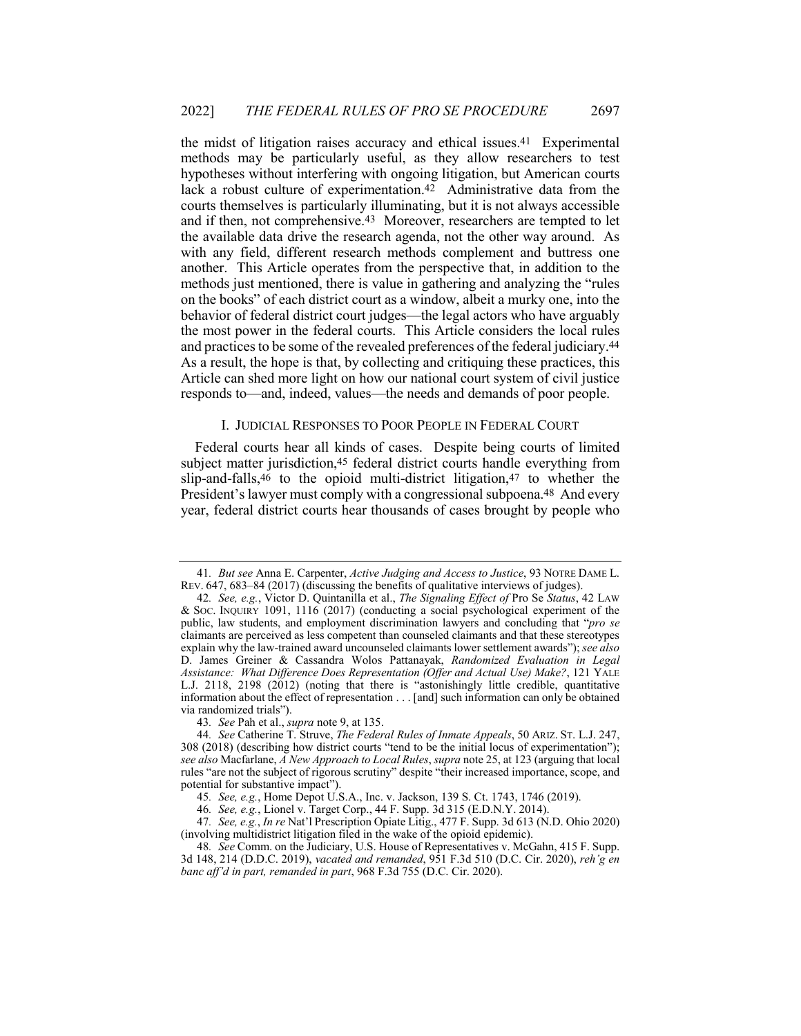the midst of litigation raises accuracy and ethical issues.[41] Experimental methods may be particularly useful, as they allow researchers to test hypotheses without interfering with ongoing litigation, but American courts lack a robust culture of experimentation.[42] Administrative data from the courts themselves is particularly illuminating, but it is not always accessible and if then, not comprehensive.[43] Moreover, researchers are tempted to let the available data drive the research agenda, not the other way around. As with any field, different research methods complement and buttress one another. This Article operates from the perspective that, in addition to the methods just mentioned, there is value in gathering and analyzing the "rules on the books" of each district court as a window, albeit a murky one, into the behavior of federal district court judges—the legal actors who have arguably the most power in the federal courts. This Article considers the local rules and practices to be some of the revealed preferences of the federal judiciary.[44] As a result, the hope is that, by collecting and critiquing these practices, this Article can shed more light on how our national court system of civil justice responds to—and, indeed, values—the needs and demands of poor people.

## I. JUDICIAL RESPONSES TO POOR PEOPLE IN FEDERAL COURT

Federal courts hear all kinds of cases. Despite being courts of limited subject matter jurisdiction,[45] federal district courts handle everything from slip-and-falls,[46] to the opioid multi-district litigation,[47] to whether the President's lawyer must comply with a congressional subpoena.[48] And every year, federal district courts hear thousands of cases brought by people who

---

41. *But see* Anna E. Carpenter, *Active Judging and Access to Justice*, 93 NOTRE DAME L. REV. 647, 683–84 (2017) (discussing the benefits of qualitative interviews of judges).

42. *See, e.g.*, Victor D. Quintanilla et al., *The Signaling Effect of* Pro Se *Status*, 42 LAW & SOC. INQUIRY 1091, 1116 (2017) (conducting a social psychological experiment of the public, law students, and employment discrimination lawyers and concluding that "*pro se* claimants are perceived as less competent than counseled claimants and that these stereotypes explain why the law-trained award uncounseled claimants lower settlement awards"); *see also* D. James Greiner & Cassandra Wolos Pattanayak, *Randomized Evaluation in Legal Assistance: What Difference Does Representation (Offer and Actual Use) Make?*, 121 YALE L.J. 2118, 2198 (2012) (noting that there is "astonishingly little credible, quantitative information about the effect of representation . . . [and] such information can only be obtained via randomized trials").

43. *See* Pah et al., *supra* note 9, at 135.

44. *See* Catherine T. Struve, *The Federal Rules of Inmate Appeals*, 50 ARIZ. ST. L.J. 247, 308 (2018) (describing how district courts "tend to be the initial locus of experimentation"); *see also* Macfarlane, *A New Approach to Local Rules*, *supra* note 25, at 123 (arguing that local rules "are not the subject of rigorous scrutiny" despite "their increased importance, scope, and potential for substantive impact").

45. *See, e.g.*, Home Depot U.S.A., Inc. v. Jackson, 139 S. Ct. 1743, 1746 (2019).

46. *See, e.g.*, Lionel v. Target Corp., 44 F. Supp. 3d 315 (E.D.N.Y. 2014).

47. *See, e.g.*, *In re* Nat'l Prescription Opiate Litig., 477 F. Supp. 3d 613 (N.D. Ohio 2020) (involving multidistrict litigation filed in the wake of the opioid epidemic).

48. *See* Comm. on the Judiciary, U.S. House of Representatives v. McGahn, 415 F. Supp. 3d 148, 214 (D.D.C. 2019), *vacated and remanded*, 951 F.3d 510 (D.C. Cir. 2020), *reh'g en banc aff'd in part, remanded in part*, 968 F.3d 755 (D.C. Cir. 2020).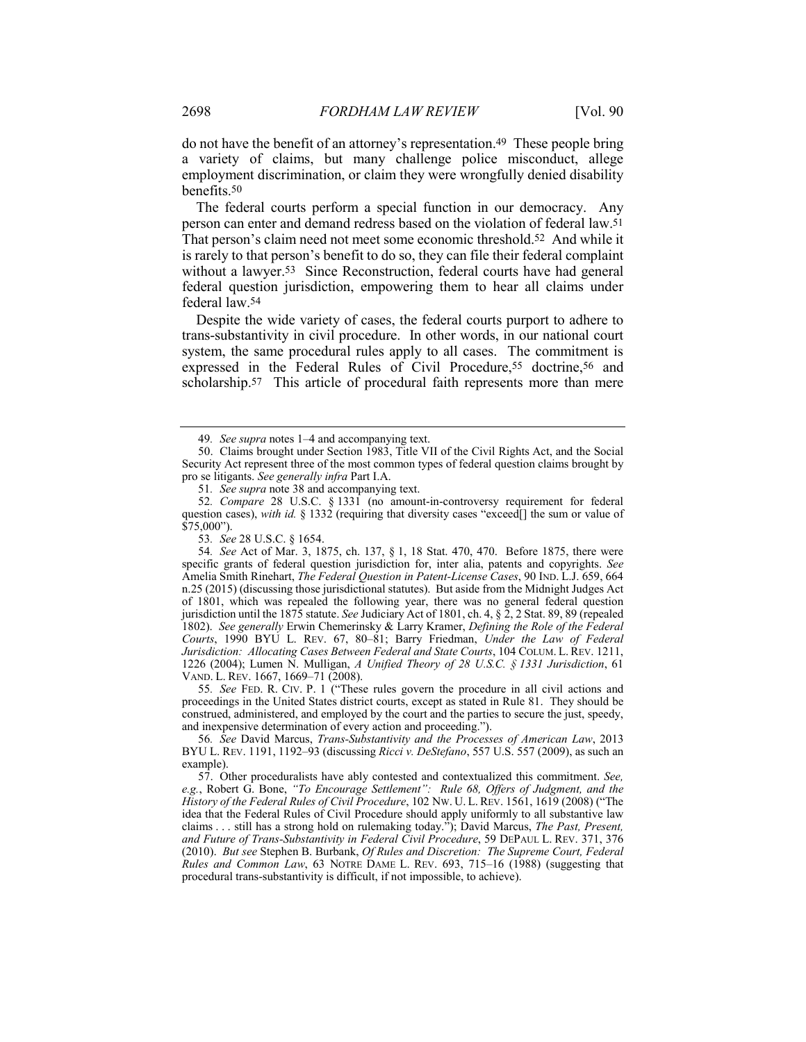do not have the benefit of an attorney's representation.[49] These people bring a variety of claims, but many challenge police misconduct, allege employment discrimination, or claim they were wrongfully denied disability benefits.[50]

The federal courts perform a special function in our democracy. Any person can enter and demand redress based on the violation of federal law.[51] That person's claim need not meet some economic threshold.[52] And while it is rarely to that person's benefit to do so, they can file their federal complaint without a lawyer.[53] Since Reconstruction, federal courts have had general federal question jurisdiction, empowering them to hear all claims under federal law.[54]

Despite the wide variety of cases, the federal courts purport to adhere to trans-substantivity in civil procedure. In other words, in our national court system, the same procedural rules apply to all cases. The commitment is expressed in the Federal Rules of Civil Procedure,[55] doctrine,[56] and scholarship.[57] This article of procedural faith represents more than mere

---

49. *See supra* notes 1–4 and accompanying text.

50. Claims brought under Section 1983, Title VII of the Civil Rights Act, and the Social Security Act represent three of the most common types of federal question claims brought by pro se litigants. *See generally infra* Part I.A.

51. *See supra* note 38 and accompanying text.

52. *Compare* 28 U.S.C. § 1331 (no amount-in-controversy requirement for federal question cases), *with id.* § 1332 (requiring that diversity cases "exceed[] the sum or value of $75,000").

53. *See* 28 U.S.C. § 1654.

54. *See* Act of Mar. 3, 1875, ch. 137, § 1, 18 Stat. 470, 470. Before 1875, there were specific grants of federal question jurisdiction for, inter alia, patents and copyrights. *See* Amelia Smith Rinehart, *The Federal Question in Patent-License Cases*, 90 IND. L.J. 659, 664 n.25 (2015) (discussing those jurisdictional statutes). But aside from the Midnight Judges Act of 1801, which was repealed the following year, there was no general federal question jurisdiction until the 1875 statute. *See* Judiciary Act of 1801, ch. 4, § 2, 2 Stat. 89, 89 (repealed 1802). *See generally* Erwin Chemerinsky & Larry Kramer, *Defining the Role of the Federal Courts*, 1990 BYU L. REV. 67, 80–81; Barry Friedman, *Under the Law of Federal Jurisdiction: Allocating Cases Between Federal and State Courts*, 104 COLUM. L. REV. 1211, 1226 (2004); Lumen N. Mulligan, *A Unified Theory of 28 U.S.C. § 1331 Jurisdiction*, 61 VAND. L. REV. 1667, 1669–71 (2008).

55. *See* FED. R. CIV. P. 1 ("These rules govern the procedure in all civil actions and proceedings in the United States district courts, except as stated in Rule 81. They should be construed, administered, and employed by the court and the parties to secure the just, speedy, and inexpensive determination of every action and proceeding.").

56. *See* David Marcus, *Trans-Substantivity and the Processes of American Law*, 2013 BYU L. REV. 1191, 1192–93 (discussing *Ricci v. DeStefano*, 557 U.S. 557 (2009), as such an example).

57. Other proceduralists have ably contested and contextualized this commitment. *See, e.g.*, Robert G. Bone, *"To Encourage Settlement": Rule 68, Offers of Judgment, and the History of the Federal Rules of Civil Procedure*, 102 NW. U. L. REV. 1561, 1619 (2008) ("The idea that the Federal Rules of Civil Procedure should apply uniformly to all substantive law claims . . . still has a strong hold on rulemaking today."); David Marcus, *The Past, Present, and Future of Trans-Substantivity in Federal Civil Procedure*, 59 DEPAUL L. REV. 371, 376 (2010). *But see* Stephen B. Burbank, *Of Rules and Discretion: The Supreme Court, Federal Rules and Common Law*, 63 NOTRE DAME L. REV. 693, 715–16 (1988) (suggesting that procedural trans-substantivity is difficult, if not impossible, to achieve).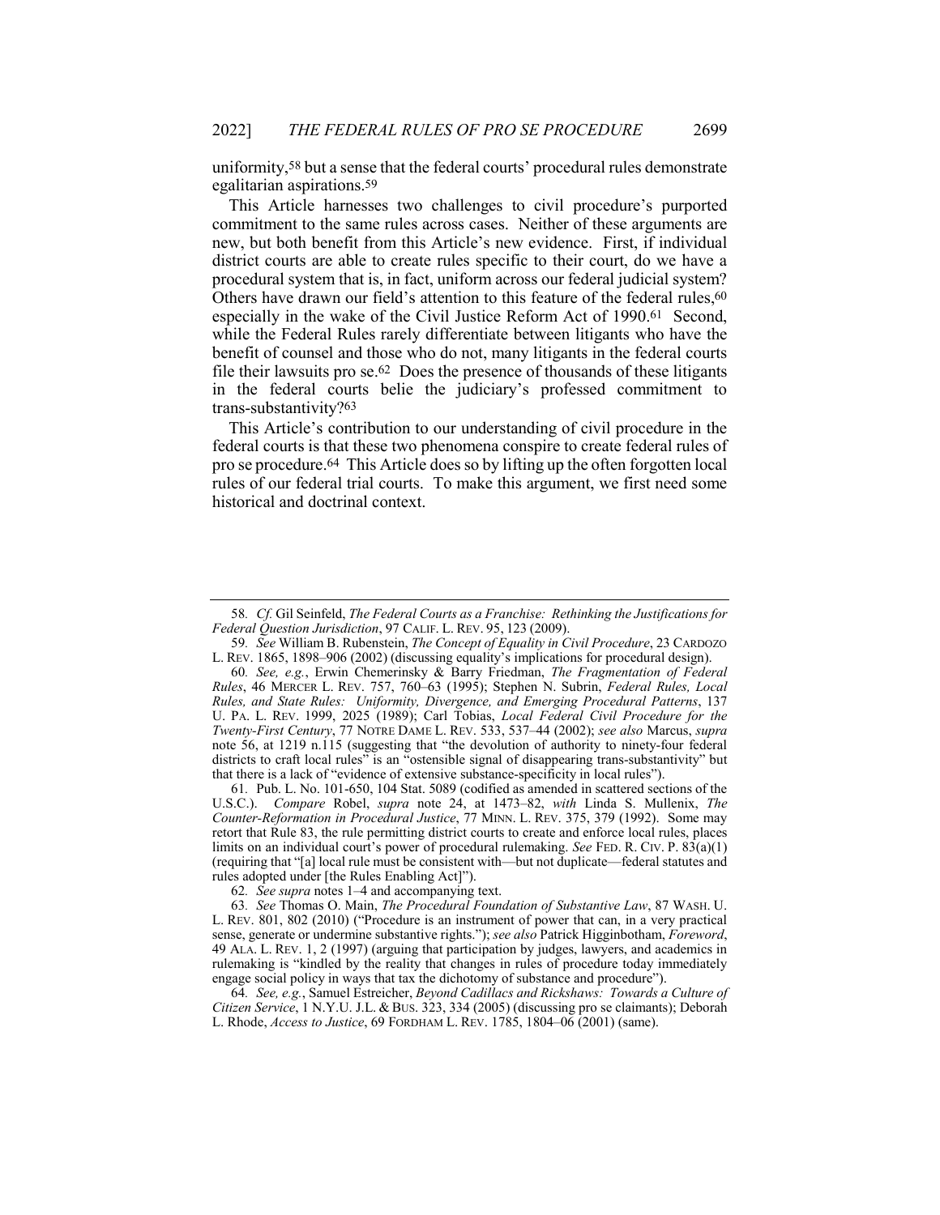uniformity,[58] but a sense that the federal courts' procedural rules demonstrate egalitarian aspirations.[59]

This Article harnesses two challenges to civil procedure's purported commitment to the same rules across cases. Neither of these arguments are new, but both benefit from this Article's new evidence. First, if individual district courts are able to create rules specific to their court, do we have a procedural system that is, in fact, uniform across our federal judicial system? Others have drawn our field's attention to this feature of the federal rules,[60] especially in the wake of the Civil Justice Reform Act of 1990.[61] Second, while the Federal Rules rarely differentiate between litigants who have the benefit of counsel and those who do not, many litigants in the federal courts file their lawsuits pro se.[62] Does the presence of thousands of these litigants in the federal courts belie the judiciary's professed commitment to trans-substantivity?[63]

This Article's contribution to our understanding of civil procedure in the federal courts is that these two phenomena conspire to create federal rules of pro se procedure.[64] This Article does so by lifting up the often forgotten local rules of our federal trial courts. To make this argument, we first need some historical and doctrinal context.

---

58. *Cf.* Gil Seinfeld, *The Federal Courts as a Franchise: Rethinking the Justifications for Federal Question Jurisdiction*, 97 CALIF. L. REV. 95, 123 (2009).

59. *See* William B. Rubenstein, *The Concept of Equality in Civil Procedure*, 23 CARDOZO L. REV. 1865, 1898–906 (2002) (discussing equality's implications for procedural design).

60. *See, e.g.*, Erwin Chemerinsky & Barry Friedman, *The Fragmentation of Federal Rules*, 46 MERCER L. REV. 757, 760–63 (1995); Stephen N. Subrin, *Federal Rules, Local Rules, and State Rules: Uniformity, Divergence, and Emerging Procedural Patterns*, 137 U. PA. L. REV. 1999, 2025 (1989); Carl Tobias, *Local Federal Civil Procedure for the Twenty-First Century*, 77 NOTRE DAME L. REV. 533, 537–44 (2002); *see also* Marcus, *supra* note 56, at 1219 n.115 (suggesting that "the devolution of authority to ninety-four federal districts to craft local rules" is an "ostensible signal of disappearing trans-substantivity" but that there is a lack of "evidence of extensive substance-specificity in local rules").

61. Pub. L. No. 101-650, 104 Stat. 5089 (codified as amended in scattered sections of the U.S.C.). *Compare* Robel, *supra* note 24, at 1473–82, *with* Linda S. Mullenix, *The Counter-Reformation in Procedural Justice*, 77 MINN. L. REV. 375, 379 (1992). Some may retort that Rule 83, the rule permitting district courts to create and enforce local rules, places limits on an individual court's power of procedural rulemaking. *See* FED. R. CIV. P. 83(a)(1) (requiring that "[a] local rule must be consistent with—but not duplicate—federal statutes and rules adopted under [the Rules Enabling Act]").

62. *See supra* notes 1–4 and accompanying text.

63. *See* Thomas O. Main, *The Procedural Foundation of Substantive Law*, 87 WASH. U. L. REV. 801, 802 (2010) ("Procedure is an instrument of power that can, in a very practical sense, generate or undermine substantive rights."); *see also* Patrick Higginbotham, *Foreword*, 49 ALA. L. REV. 1, 2 (1997) (arguing that participation by judges, lawyers, and academics in rulemaking is "kindled by the reality that changes in rules of procedure today immediately engage social policy in ways that tax the dichotomy of substance and procedure").

64. *See, e.g.*, Samuel Estreicher, *Beyond Cadillacs and Rickshaws: Towards a Culture of Citizen Service*, 1 N.Y.U. J.L. & BUS. 323, 334 (2005) (discussing pro se claimants); Deborah L. Rhode, *Access to Justice*, 69 FORDHAM L. REV. 1785, 1804–06 (2001) (same).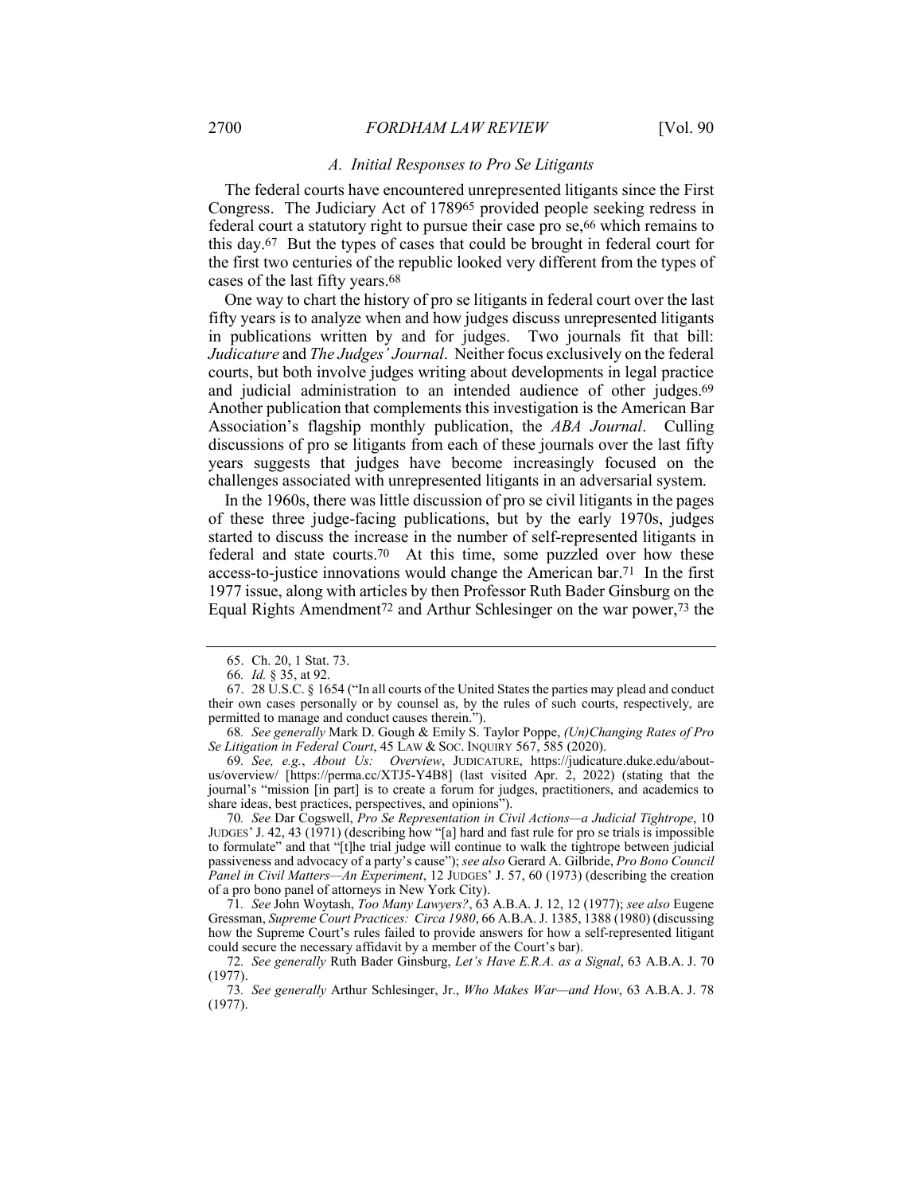### *A. Initial Responses to Pro Se Litigants*

The federal courts have encountered unrepresented litigants since the First Congress. The Judiciary Act of 1789[65] provided people seeking redress in federal court a statutory right to pursue their case pro se,[66] which remains to this day.[67] But the types of cases that could be brought in federal court for the first two centuries of the republic looked very different from the types of cases of the last fifty years.[68]

One way to chart the history of pro se litigants in federal court over the last fifty years is to analyze when and how judges discuss unrepresented litigants in publications written by and for judges. Two journals fit that bill: *Judicature* and *The Judges' Journal*. Neither focus exclusively on the federal courts, but both involve judges writing about developments in legal practice and judicial administration to an intended audience of other judges.[69] Another publication that complements this investigation is the American Bar Association's flagship monthly publication, the *ABA Journal*. Culling discussions of pro se litigants from each of these journals over the last fifty years suggests that judges have become increasingly focused on the challenges associated with unrepresented litigants in an adversarial system.

In the 1960s, there was little discussion of pro se civil litigants in the pages of these three judge-facing publications, but by the early 1970s, judges started to discuss the increase in the number of self-represented litigants in federal and state courts.[70] At this time, some puzzled over how these access-to-justice innovations would change the American bar.[71] In the first 1977 issue, along with articles by then Professor Ruth Bader Ginsburg on the Equal Rights Amendment[72] and Arthur Schlesinger on the war power,[73] the

---

65. Ch. 20, 1 Stat. 73.

66. *Id.* § 35, at 92.

67. 28 U.S.C. § 1654 ("In all courts of the United States the parties may plead and conduct their own cases personally or by counsel as, by the rules of such courts, respectively, are permitted to manage and conduct causes therein.").

68. *See generally* Mark D. Gough & Emily S. Taylor Poppe, *(Un)Changing Rates of Pro Se Litigation in Federal Court*, 45 LAW & SOC. INQUIRY 567, 585 (2020).

69. *See, e.g.*, *About Us: Overview*, JUDICATURE, https://judicature.duke.edu/about-us/overview/ [https://perma.cc/XTJ5-Y4B8] (last visited Apr. 2, 2022) (stating that the journal's "mission [in part] is to create a forum for judges, practitioners, and academics to share ideas, best practices, perspectives, and opinions").

70. *See* Dar Cogswell, *Pro Se Representation in Civil Actions—a Judicial Tightrope*, 10 JUDGES' J. 42, 43 (1971) (describing how "[a] hard and fast rule for pro se trials is impossible to formulate" and that "[t]he trial judge will continue to walk the tightrope between judicial passiveness and advocacy of a party's cause"); *see also* Gerard A. Gilbride, *Pro Bono Council Panel in Civil Matters—An Experiment*, 12 JUDGES' J. 57, 60 (1973) (describing the creation of a pro bono panel of attorneys in New York City).

71. *See* John Woytash, *Too Many Lawyers?*, 63 A.B.A. J. 12, 12 (1977); *see also* Eugene Gressman, *Supreme Court Practices: Circa 1980*, 66 A.B.A. J. 1385, 1388 (1980) (discussing how the Supreme Court's rules failed to provide answers for how a self-represented litigant could secure the necessary affidavit by a member of the Court's bar).

72. *See generally* Ruth Bader Ginsburg, *Let's Have E.R.A. as a Signal*, 63 A.B.A. J. 70 (1977).

73. *See generally* Arthur Schlesinger, Jr., *Who Makes War—and How*, 63 A.B.A. J. 78 (1977).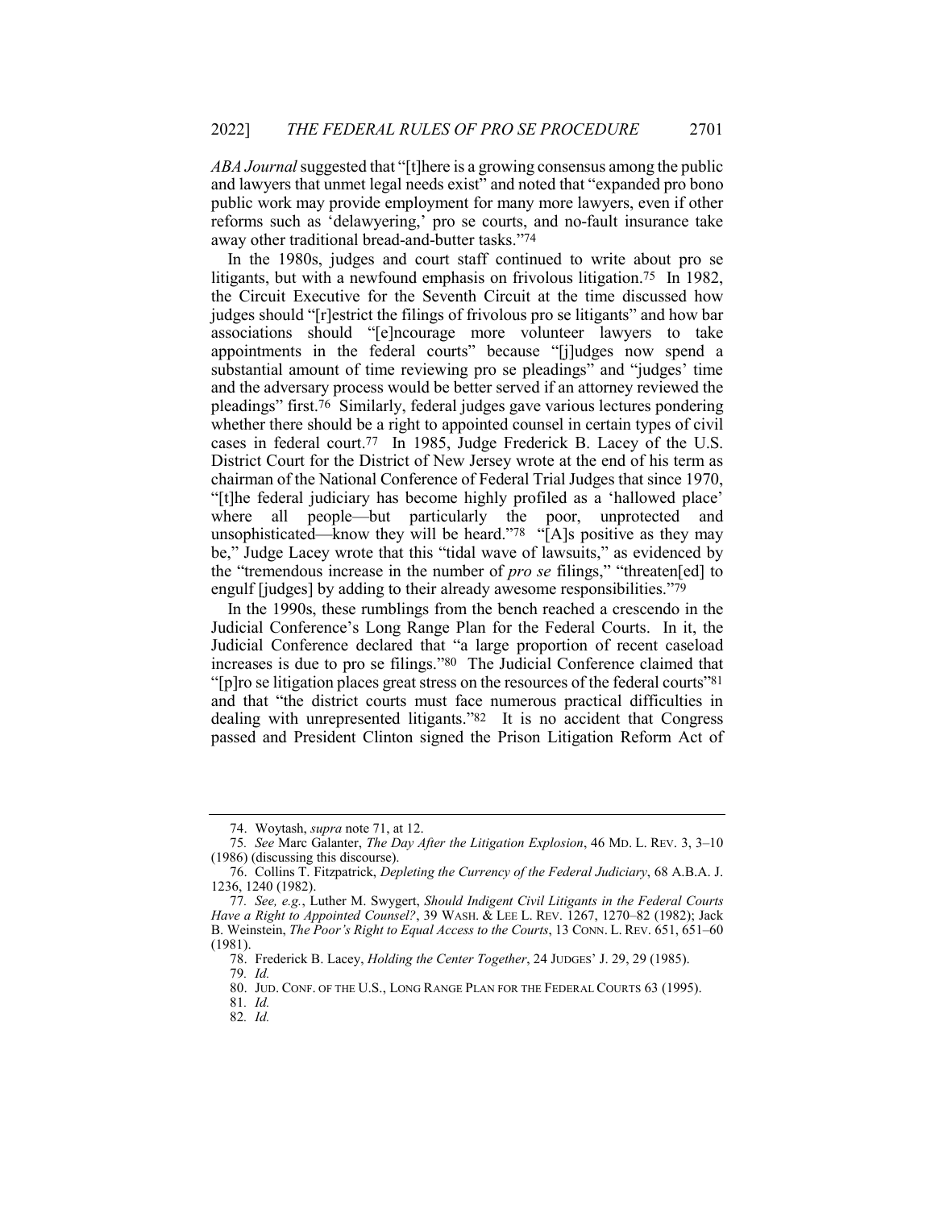*ABA Journal* suggested that "[t]here is a growing consensus among the public and lawyers that unmet legal needs exist" and noted that "expanded pro bono public work may provide employment for many more lawyers, even if other reforms such as 'delawyering,' pro se courts, and no-fault insurance take away other traditional bread-and-butter tasks."[74]

In the 1980s, judges and court staff continued to write about pro se litigants, but with a newfound emphasis on frivolous litigation.[75] In 1982, the Circuit Executive for the Seventh Circuit at the time discussed how judges should "[r]estrict the filings of frivolous pro se litigants" and how bar associations should "[e]ncourage more volunteer lawyers to take appointments in the federal courts" because "[j]udges now spend a substantial amount of time reviewing pro se pleadings" and "judges' time and the adversary process would be better served if an attorney reviewed the pleadings" first.[76] Similarly, federal judges gave various lectures pondering whether there should be a right to appointed counsel in certain types of civil cases in federal court.[77] In 1985, Judge Frederick B. Lacey of the U.S. District Court for the District of New Jersey wrote at the end of his term as chairman of the National Conference of Federal Trial Judges that since 1970, "[t]he federal judiciary has become highly profiled as a 'hallowed place' where all people—but particularly the poor, unprotected and unsophisticated—know they will be heard."[78] "[A]s positive as they may be," Judge Lacey wrote that this "tidal wave of lawsuits," as evidenced by the "tremendous increase in the number of *pro se* filings," "threaten[ed] to engulf [judges] by adding to their already awesome responsibilities."[79]

In the 1990s, these rumblings from the bench reached a crescendo in the Judicial Conference's Long Range Plan for the Federal Courts. In it, the Judicial Conference declared that "a large proportion of recent caseload increases is due to pro se filings."[80] The Judicial Conference claimed that "[p]ro se litigation places great stress on the resources of the federal courts"[81] and that "the district courts must face numerous practical difficulties in dealing with unrepresented litigants."[82] It is no accident that Congress passed and President Clinton signed the Prison Litigation Reform Act of

---

74. Woytash, *supra* note 71, at 12.

75. *See* Marc Galanter, *The Day After the Litigation Explosion*, 46 MD. L. REV. 3, 3–10 (1986) (discussing this discourse).

76. Collins T. Fitzpatrick, *Depleting the Currency of the Federal Judiciary*, 68 A.B.A. J. 1236, 1240 (1982).

77. *See, e.g.*, Luther M. Swygert, *Should Indigent Civil Litigants in the Federal Courts Have a Right to Appointed Counsel?*, 39 WASH. & LEE L. REV. 1267, 1270–82 (1982); Jack B. Weinstein, *The Poor's Right to Equal Access to the Courts*, 13 CONN. L. REV. 651, 651–60 (1981).

78. Frederick B. Lacey, *Holding the Center Together*, 24 JUDGES' J. 29, 29 (1985).

79. *Id.*

80. JUD. CONF. OF THE U.S., LONG RANGE PLAN FOR THE FEDERAL COURTS 63 (1995).

81. *Id.*

82. *Id.*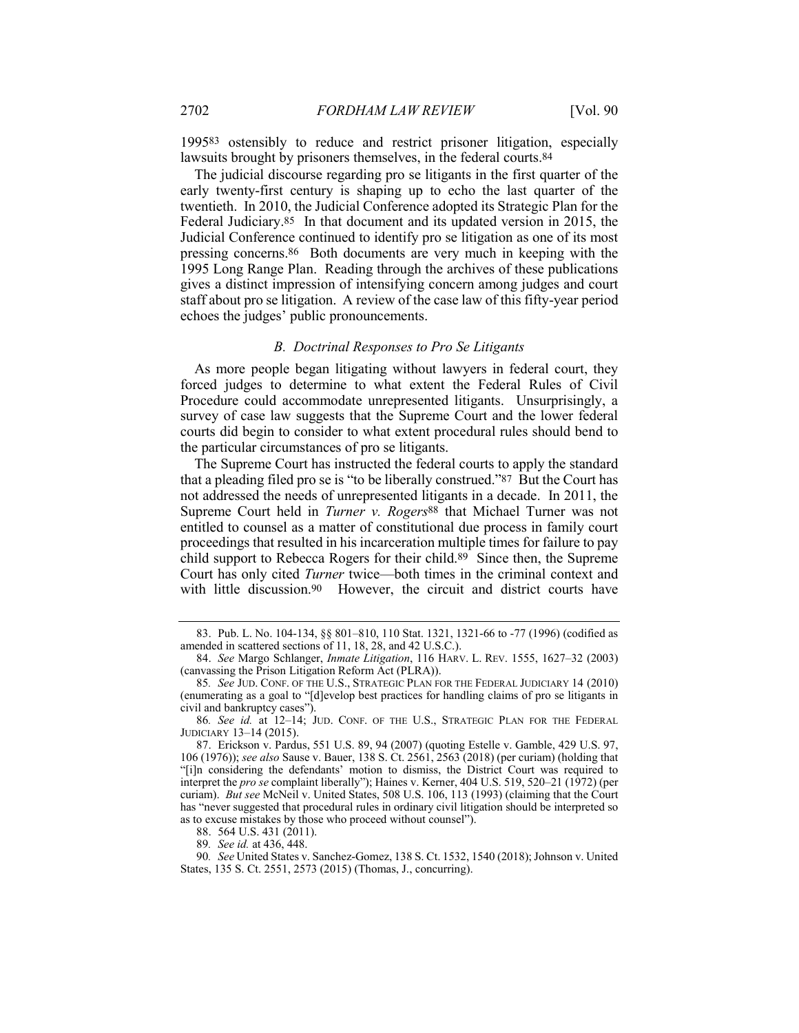1995[83] ostensibly to reduce and restrict prisoner litigation, especially lawsuits brought by prisoners themselves, in the federal courts.[84]

The judicial discourse regarding pro se litigants in the first quarter of the early twenty-first century is shaping up to echo the last quarter of the twentieth. In 2010, the Judicial Conference adopted its Strategic Plan for the Federal Judiciary.[85] In that document and its updated version in 2015, the Judicial Conference continued to identify pro se litigation as one of its most pressing concerns.[86] Both documents are very much in keeping with the 1995 Long Range Plan. Reading through the archives of these publications gives a distinct impression of intensifying concern among judges and court staff about pro se litigation. A review of the case law of this fifty-year period echoes the judges' public pronouncements.

### *B. Doctrinal Responses to Pro Se Litigants*

As more people began litigating without lawyers in federal court, they forced judges to determine to what extent the Federal Rules of Civil Procedure could accommodate unrepresented litigants. Unsurprisingly, a survey of case law suggests that the Supreme Court and the lower federal courts did begin to consider to what extent procedural rules should bend to the particular circumstances of pro se litigants.

The Supreme Court has instructed the federal courts to apply the standard that a pleading filed pro se is "to be liberally construed."[87] But the Court has not addressed the needs of unrepresented litigants in a decade. In 2011, the Supreme Court held in *Turner v. Rogers*[88] that Michael Turner was not entitled to counsel as a matter of constitutional due process in family court proceedings that resulted in his incarceration multiple times for failure to pay child support to Rebecca Rogers for their child.[89] Since then, the Supreme Court has only cited *Turner* twice—both times in the criminal context and with little discussion.[90] However, the circuit and district courts have

---

83. Pub. L. No. 104-134, §§ 801–810, 110 Stat. 1321, 1321-66 to -77 (1996) (codified as amended in scattered sections of 11, 18, 28, and 42 U.S.C.).

84. *See* Margo Schlanger, *Inmate Litigation*, 116 HARV. L. REV. 1555, 1627–32 (2003) (canvassing the Prison Litigation Reform Act (PLRA)).

85. *See* JUD. CONF. OF THE U.S., STRATEGIC PLAN FOR THE FEDERAL JUDICIARY 14 (2010) (enumerating as a goal to "[d]evelop best practices for handling claims of pro se litigants in civil and bankruptcy cases").

86. *See id.* at 12–14; JUD. CONF. OF THE U.S., STRATEGIC PLAN FOR THE FEDERAL JUDICIARY 13–14 (2015).

87. Erickson v. Pardus, 551 U.S. 89, 94 (2007) (quoting Estelle v. Gamble, 429 U.S. 97, 106 (1976)); *see also* Sause v. Bauer, 138 S. Ct. 2561, 2563 (2018) (per curiam) (holding that "[i]n considering the defendants' motion to dismiss, the District Court was required to interpret the *pro se* complaint liberally"); Haines v. Kerner, 404 U.S. 519, 520–21 (1972) (per curiam). *But see* McNeil v. United States, 508 U.S. 106, 113 (1993) (claiming that the Court has "never suggested that procedural rules in ordinary civil litigation should be interpreted so as to excuse mistakes by those who proceed without counsel").

88. 564 U.S. 431 (2011).

89. *See id.* at 436, 448.

90. *See* United States v. Sanchez-Gomez, 138 S. Ct. 1532, 1540 (2018); Johnson v. United States, 135 S. Ct. 2551, 2573 (2015) (Thomas, J., concurring).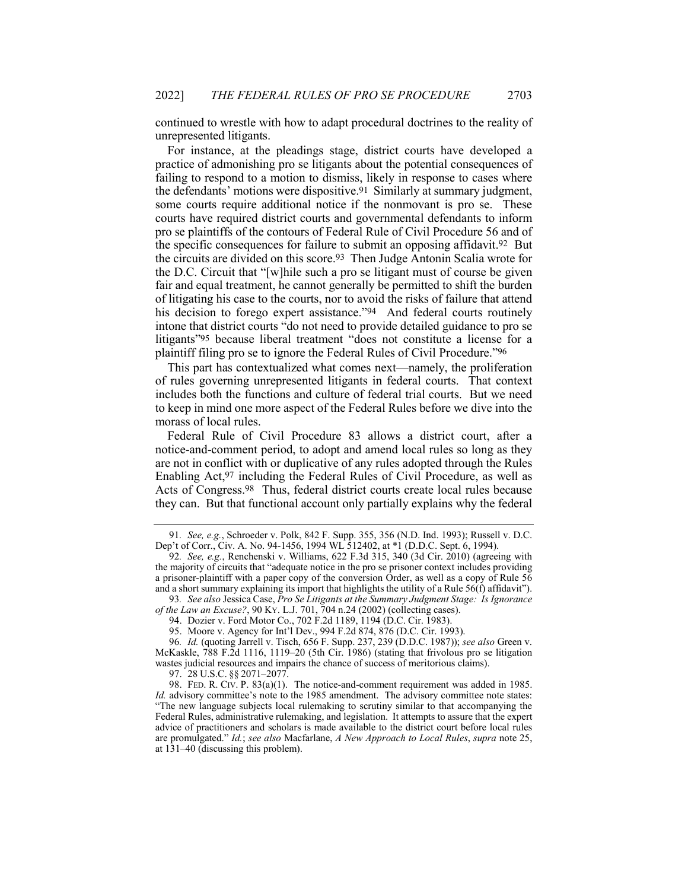continued to wrestle with how to adapt procedural doctrines to the reality of unrepresented litigants.

For instance, at the pleadings stage, district courts have developed a practice of admonishing pro se litigants about the potential consequences of failing to respond to a motion to dismiss, likely in response to cases where the defendants' motions were dispositive.[91] Similarly at summary judgment, some courts require additional notice if the nonmovant is pro se. These courts have required district courts and governmental defendants to inform pro se plaintiffs of the contours of Federal Rule of Civil Procedure 56 and of the specific consequences for failure to submit an opposing affidavit.[92] But the circuits are divided on this score.[93] Then Judge Antonin Scalia wrote for the D.C. Circuit that "[w]hile such a pro se litigant must of course be given fair and equal treatment, he cannot generally be permitted to shift the burden of litigating his case to the courts, nor to avoid the risks of failure that attend his decision to forego expert assistance."[94] And federal courts routinely intone that district courts "do not need to provide detailed guidance to pro se litigants"[95] because liberal treatment "does not constitute a license for a plaintiff filing pro se to ignore the Federal Rules of Civil Procedure."[96]

This part has contextualized what comes next—namely, the proliferation of rules governing unrepresented litigants in federal courts. That context includes both the functions and culture of federal trial courts. But we need to keep in mind one more aspect of the Federal Rules before we dive into the morass of local rules.

Federal Rule of Civil Procedure 83 allows a district court, after a notice-and-comment period, to adopt and amend local rules so long as they are not in conflict with or duplicative of any rules adopted through the Rules Enabling Act,[97] including the Federal Rules of Civil Procedure, as well as Acts of Congress.[98] Thus, federal district courts create local rules because they can. But that functional account only partially explains why the federal

---

91. *See, e.g.*, Schroeder v. Polk, 842 F. Supp. 355, 356 (N.D. Ind. 1993); Russell v. D.C. Dep't of Corr., Civ. A. No. 94-1456, 1994 WL 512402, at *1 (D.D.C. Sept. 6, 1994).

92. *See, e.g.*, Renchenski v. Williams, 622 F.3d 315, 340 (3d Cir. 2010) (agreeing with the majority of circuits that "adequate notice in the pro se prisoner context includes providing a prisoner-plaintiff with a paper copy of the conversion Order, as well as a copy of Rule 56 and a short summary explaining its import that highlights the utility of a Rule 56(f) affidavit").

93. *See also* Jessica Case, *Pro Se Litigants at the Summary Judgment Stage: Is Ignorance of the Law an Excuse?*, 90 KY. L.J. 701, 704 n.24 (2002) (collecting cases).

94. Dozier v. Ford Motor Co., 702 F.2d 1189, 1194 (D.C. Cir. 1983).

95. Moore v. Agency for Int'l Dev., 994 F.2d 874, 876 (D.C. Cir. 1993).

96. *Id.* (quoting Jarrell v. Tisch, 656 F. Supp. 237, 239 (D.D.C. 1987)); *see also* Green v. McKaskle, 788 F.2d 1116, 1119–20 (5th Cir. 1986) (stating that frivolous pro se litigation wastes judicial resources and impairs the chance of success of meritorious claims).

97. 28 U.S.C. §§ 2071–2077.

98. FED. R. CIV. P. 83(a)(1). The notice-and-comment requirement was added in 1985. *Id.* advisory committee's note to the 1985 amendment. The advisory committee note states: "The new language subjects local rulemaking to scrutiny similar to that accompanying the Federal Rules, administrative rulemaking, and legislation. It attempts to assure that the expert advice of practitioners and scholars is made available to the district court before local rules are promulgated." *Id.*; *see also* Macfarlane, *A New Approach to Local Rules*, *supra* note 25, at 131–40 (discussing this problem).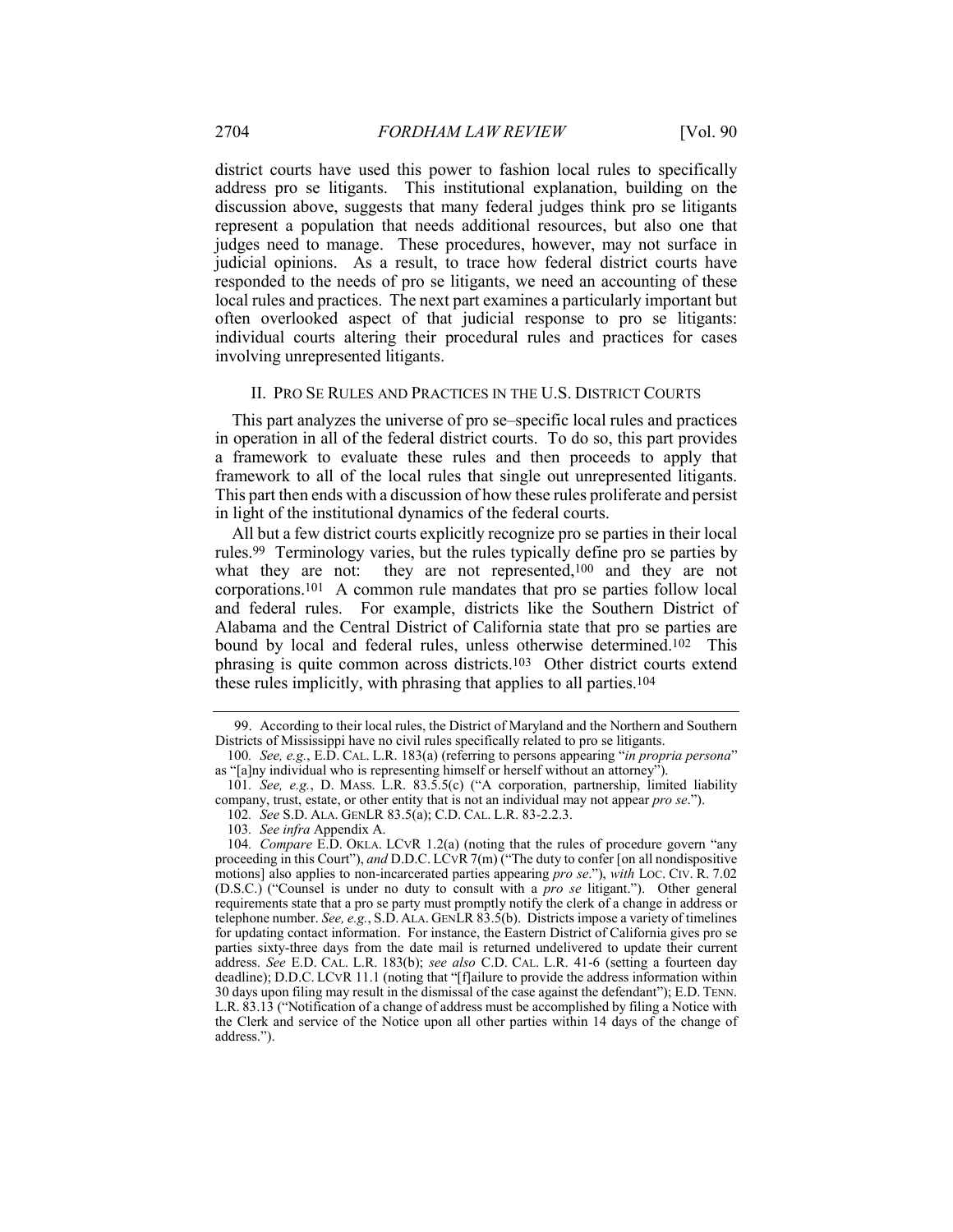district courts have used this power to fashion local rules to specifically address pro se litigants. This institutional explanation, building on the discussion above, suggests that many federal judges think pro se litigants represent a population that needs additional resources, but also one that judges need to manage. These procedures, however, may not surface in judicial opinions. As a result, to trace how federal district courts have responded to the needs of pro se litigants, we need an accounting of these local rules and practices. The next part examines a particularly important but often overlooked aspect of that judicial response to pro se litigants: individual courts altering their procedural rules and practices for cases involving unrepresented litigants.

## II. PRO SE RULES AND PRACTICES IN THE U.S. DISTRICT COURTS

This part analyzes the universe of pro se–specific local rules and practices in operation in all of the federal district courts. To do so, this part provides a framework to evaluate these rules and then proceeds to apply that framework to all of the local rules that single out unrepresented litigants. This part then ends with a discussion of how these rules proliferate and persist in light of the institutional dynamics of the federal courts.

All but a few district courts explicitly recognize pro se parties in their local rules.[99] Terminology varies, but the rules typically define pro se parties by what they are not: they are not represented,[100] and they are not corporations.[101] A common rule mandates that pro se parties follow local and federal rules. For example, districts like the Southern District of Alabama and the Central District of California state that pro se parties are bound by local and federal rules, unless otherwise determined.[102] This phrasing is quite common across districts.[103] Other district courts extend these rules implicitly, with phrasing that applies to all parties.[104]

---

99. According to their local rules, the District of Maryland and the Northern and Southern Districts of Mississippi have no civil rules specifically related to pro se litigants.

100. *See, e.g.*, E.D. CAL. L.R. 183(a) (referring to persons appearing "*in propria persona*" as "[a]ny individual who is representing himself or herself without an attorney").

101. *See, e.g.*, D. MASS. L.R. 83.5.5(c) ("A corporation, partnership, limited liability company, trust, estate, or other entity that is not an individual may not appear *pro se*.").

102. *See* S.D. ALA. GENLR 83.5(a); C.D. CAL. L.R. 83-2.2.3.

103. *See infra* Appendix A.

104. *Compare* E.D. OKLA. LCVR 1.2(a) (noting that the rules of procedure govern "any proceeding in this Court"), *and* D.D.C. LCVR 7(m) ("The duty to confer [on all nondispositive motions] also applies to non-incarcerated parties appearing *pro se*."), *with* LOC. CIV. R. 7.02 (D.S.C.) ("Counsel is under no duty to consult with a *pro se* litigant."). Other general requirements state that a pro se party must promptly notify the clerk of a change in address or telephone number. *See, e.g.*, S.D. ALA. GENLR 83.5(b). Districts impose a variety of timelines for updating contact information. For instance, the Eastern District of California gives pro se parties sixty-three days from the date mail is returned undelivered to update their current address. *See* E.D. CAL. L.R. 183(b); *see also* C.D. CAL. L.R. 41-6 (setting a fourteen day deadline); D.D.C. LCVR 11.1 (noting that "[f]ailure to provide the address information within 30 days upon filing may result in the dismissal of the case against the defendant"); E.D. TENN. L.R. 83.13 ("Notification of a change of address must be accomplished by filing a Notice with the Clerk and service of the Notice upon all other parties within 14 days of the change of address.").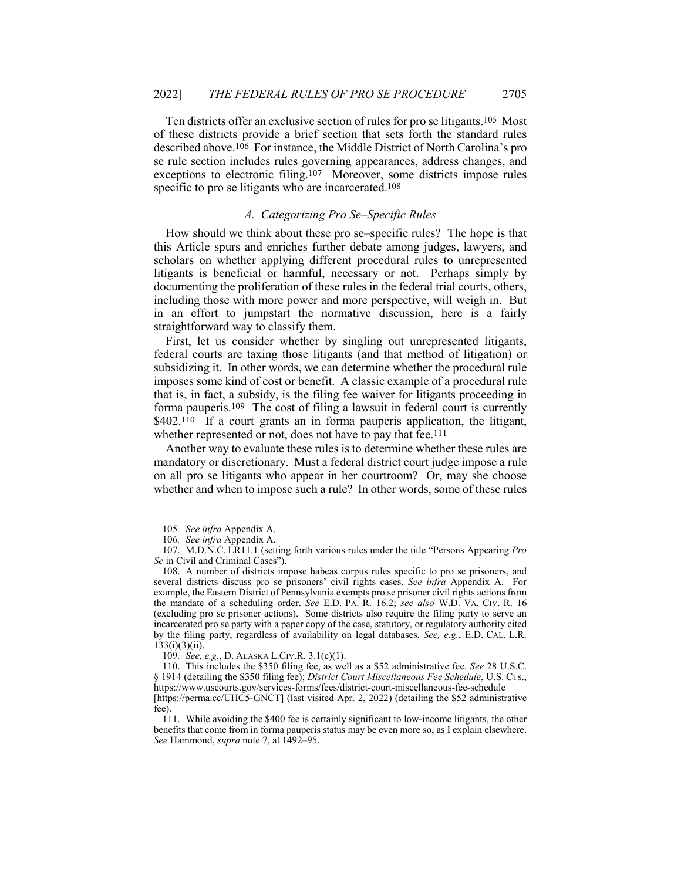Ten districts offer an exclusive section of rules for pro se litigants.[105] Most of these districts provide a brief section that sets forth the standard rules described above.[106] For instance, the Middle District of North Carolina's pro se rule section includes rules governing appearances, address changes, and exceptions to electronic filing.[107] Moreover, some districts impose rules specific to pro se litigants who are incarcerated.[108]

### *A. Categorizing Pro Se–Specific Rules*

How should we think about these pro se–specific rules? The hope is that this Article spurs and enriches further debate among judges, lawyers, and scholars on whether applying different procedural rules to unrepresented litigants is beneficial or harmful, necessary or not. Perhaps simply by documenting the proliferation of these rules in the federal trial courts, others, including those with more power and more perspective, will weigh in. But in an effort to jumpstart the normative discussion, here is a fairly straightforward way to classify them.

First, let us consider whether by singling out unrepresented litigants, federal courts are taxing those litigants (and that method of litigation) or subsidizing it. In other words, we can determine whether the procedural rule imposes some kind of cost or benefit. A classic example of a procedural rule that is, in fact, a subsidy, is the filing fee waiver for litigants proceeding in forma pauperis.[109] The cost of filing a lawsuit in federal court is currently $402.[110] If a court grants an in forma pauperis application, the litigant, whether represented or not, does not have to pay that fee.[111]

Another way to evaluate these rules is to determine whether these rules are mandatory or discretionary. Must a federal district court judge impose a rule on all pro se litigants who appear in her courtroom? Or, may she choose whether and when to impose such a rule? In other words, some of these rules

---

105. *See infra* Appendix A.

106. *See infra* Appendix A.

107. M.D.N.C. LR11.1 (setting forth various rules under the title "Persons Appearing *Pro Se* in Civil and Criminal Cases").

108. A number of districts impose habeas corpus rules specific to pro se prisoners, and several districts discuss pro se prisoners' civil rights cases. *See infra* Appendix A. For example, the Eastern District of Pennsylvania exempts pro se prisoner civil rights actions from the mandate of a scheduling order. *See* E.D. PA. R. 16.2; *see also* W.D. VA. CIV. R. 16 (excluding pro se prisoner actions). Some districts also require the filing party to serve an incarcerated pro se party with a paper copy of the case, statutory, or regulatory authority cited by the filing party, regardless of availability on legal databases. *See, e.g.*, E.D. CAL. L.R. 133(i)(3)(ii).

109. *See, e.g.*, D. ALASKA L.CIV.R. 3.1(c)(1).

110. This includes the $350 filing fee, as well as a $52 administrative fee. *See* 28 U.S.C. § 1914 (detailing the $350 filing fee); *District Court Miscellaneous Fee Schedule*, U.S. CTS., https://www.uscourts.gov/services-forms/fees/district-court-miscellaneous-fee-schedule [https://perma.cc/UHC5-GNCT] (last visited Apr. 2, 2022) (detailing the $52 administrative fee).

111. While avoiding the $400 fee is certainly significant to low-income litigants, the other benefits that come from in forma pauperis status may be even more so, as I explain elsewhere. *See* Hammond, *supra* note 7, at 1492–95.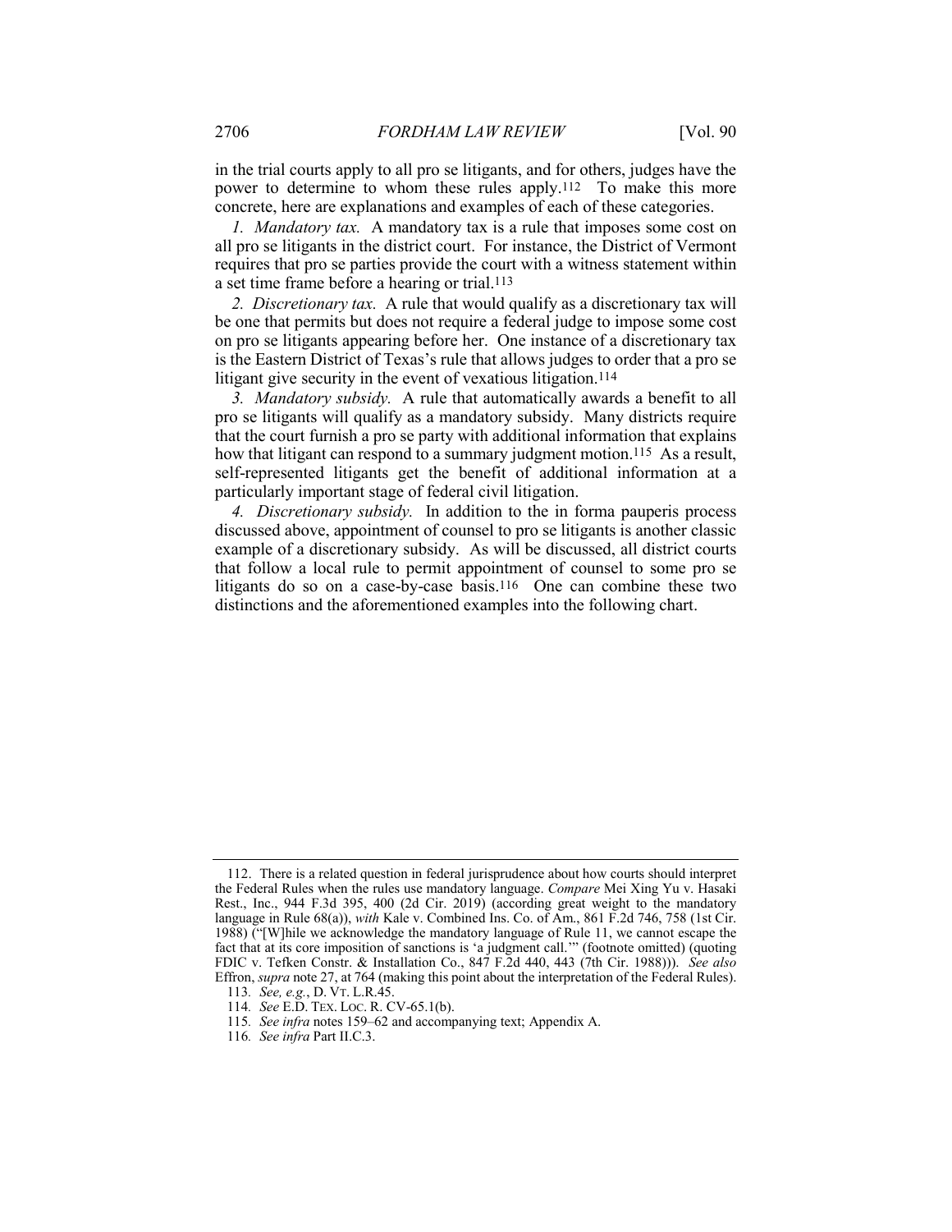in the trial courts apply to all pro se litigants, and for others, judges have the power to determine to whom these rules apply.[112] To make this more concrete, here are explanations and examples of each of these categories.

*1. Mandatory tax.* A mandatory tax is a rule that imposes some cost on all pro se litigants in the district court. For instance, the District of Vermont requires that pro se parties provide the court with a witness statement within a set time frame before a hearing or trial.[113]

*2. Discretionary tax.* A rule that would qualify as a discretionary tax will be one that permits but does not require a federal judge to impose some cost on pro se litigants appearing before her. One instance of a discretionary tax is the Eastern District of Texas's rule that allows judges to order that a pro se litigant give security in the event of vexatious litigation.[114]

*3. Mandatory subsidy.* A rule that automatically awards a benefit to all pro se litigants will qualify as a mandatory subsidy. Many districts require that the court furnish a pro se party with additional information that explains how that litigant can respond to a summary judgment motion.[115] As a result, self-represented litigants get the benefit of additional information at a particularly important stage of federal civil litigation.

*4. Discretionary subsidy.* In addition to the in forma pauperis process discussed above, appointment of counsel to pro se litigants is another classic example of a discretionary subsidy. As will be discussed, all district courts that follow a local rule to permit appointment of counsel to some pro se litigants do so on a case-by-case basis.[116] One can combine these two distinctions and the aforementioned examples into the following chart.

---

112. There is a related question in federal jurisprudence about how courts should interpret the Federal Rules when the rules use mandatory language. *Compare* Mei Xing Yu v. Hasaki Rest., Inc., 944 F.3d 395, 400 (2d Cir. 2019) (according great weight to the mandatory language in Rule 68(a)), *with* Kale v. Combined Ins. Co. of Am., 861 F.2d 746, 758 (1st Cir. 1988) ("[W]hile we acknowledge the mandatory language of Rule 11, we cannot escape the fact that at its core imposition of sanctions is 'a judgment call.'" (footnote omitted) (quoting FDIC v. Tefken Constr. & Installation Co., 847 F.2d 440, 443 (7th Cir. 1988))). *See also* Effron, *supra* note 27, at 764 (making this point about the interpretation of the Federal Rules).

113. *See, e.g.*, D. VT. L.R.45.

114. *See* E.D. TEX. LOC. R. CV-65.1(b).

115. *See infra* notes 159–62 and accompanying text; Appendix A.

116. *See infra* Part II.C.3.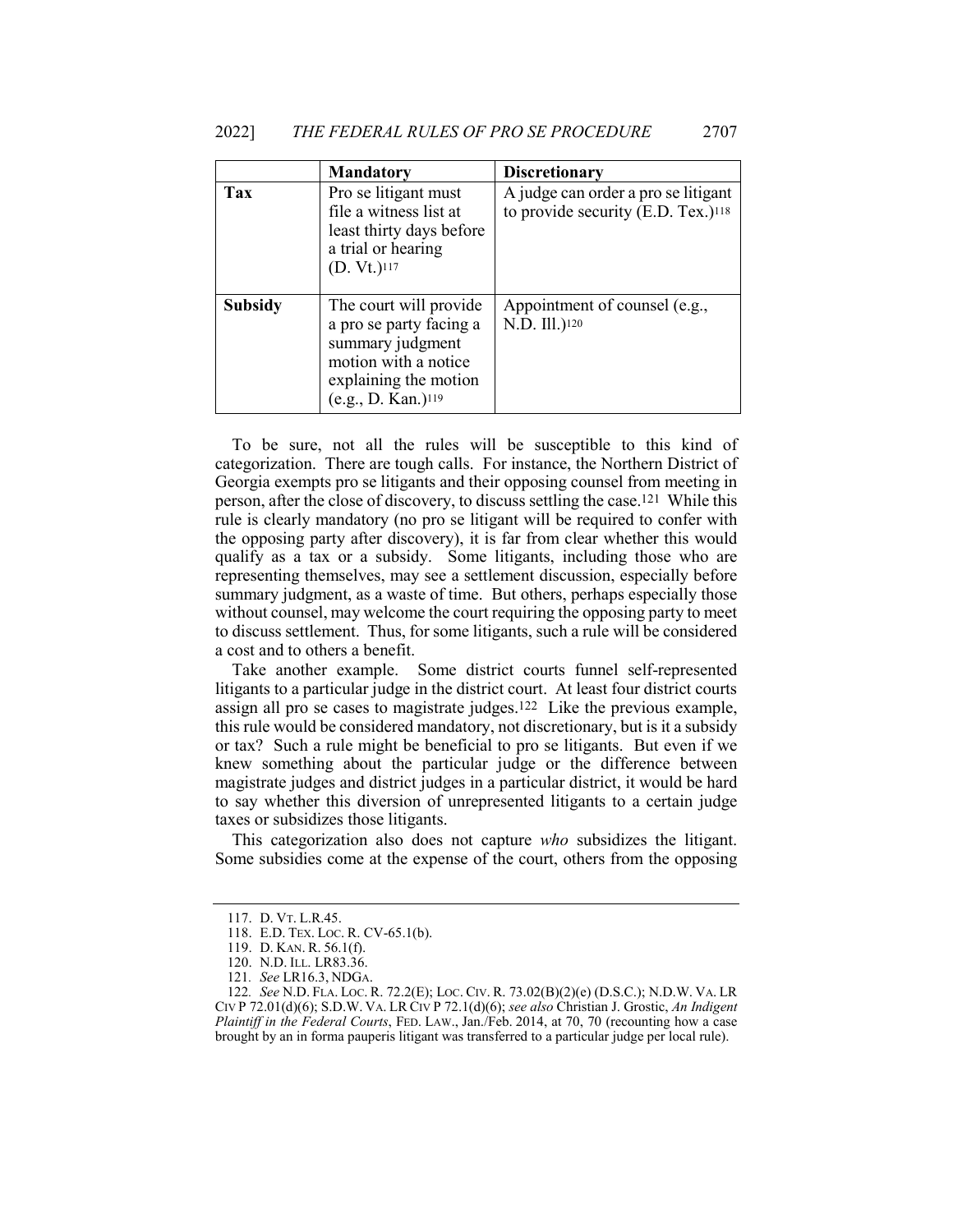| | **Mandatory** | **Discretionary** |
|---|---|---|
| **Tax** | Pro se litigant must file a witness list at least thirty days before a trial or hearing (D. Vt.)[117] | A judge can order a pro se litigant to provide security (E.D. Tex.)[118] |
| **Subsidy** | The court will provide a pro se party facing a summary judgment motion with a notice explaining the motion (e.g., D. Kan.)[119] | Appointment of counsel (e.g., N.D. Ill.)[120] |

To be sure, not all the rules will be susceptible to this kind of categorization. There are tough calls. For instance, the Northern District of Georgia exempts pro se litigants and their opposing counsel from meeting in person, after the close of discovery, to discuss settling the case.[121] While this rule is clearly mandatory (no pro se litigant will be required to confer with the opposing party after discovery), it is far from clear whether this would qualify as a tax or a subsidy. Some litigants, including those who are representing themselves, may see a settlement discussion, especially before summary judgment, as a waste of time. But others, perhaps especially those without counsel, may welcome the court requiring the opposing party to meet to discuss settlement. Thus, for some litigants, such a rule will be considered a cost and to others a benefit.

Take another example. Some district courts funnel self-represented litigants to a particular judge in the district court. At least four district courts assign all pro se cases to magistrate judges.[122] Like the previous example, this rule would be considered mandatory, not discretionary, but is it a subsidy or tax? Such a rule might be beneficial to pro se litigants. But even if we knew something about the particular judge or the difference between magistrate judges and district judges in a particular district, it would be hard to say whether this diversion of unrepresented litigants to a certain judge taxes or subsidizes those litigants.

This categorization also does not capture *who* subsidizes the litigant. Some subsidies come at the expense of the court, others from the opposing

117. D. VT. L.R.45.

118. E.D. TEX. LOC. R. CV-65.1(b).

119. D. KAN. R. 56.1(f).

120. N.D. ILL. LR83.36.

121. *See* LR16.3, NDGA.

122. *See* N.D. FLA. LOC. R. 72.2(E); LOC. CIV. R. 73.02(B)(2)(e) (D.S.C.); N.D.W. VA. LR CIV P 72.01(d)(6); S.D.W. VA. LR CIV P 72.1(d)(6); *see also* Christian J. Grostic, *An Indigent Plaintiff in the Federal Courts*, FED. LAW., Jan./Feb. 2014, at 70, 70 (recounting how a case brought by an in forma pauperis litigant was transferred to a particular judge per local rule).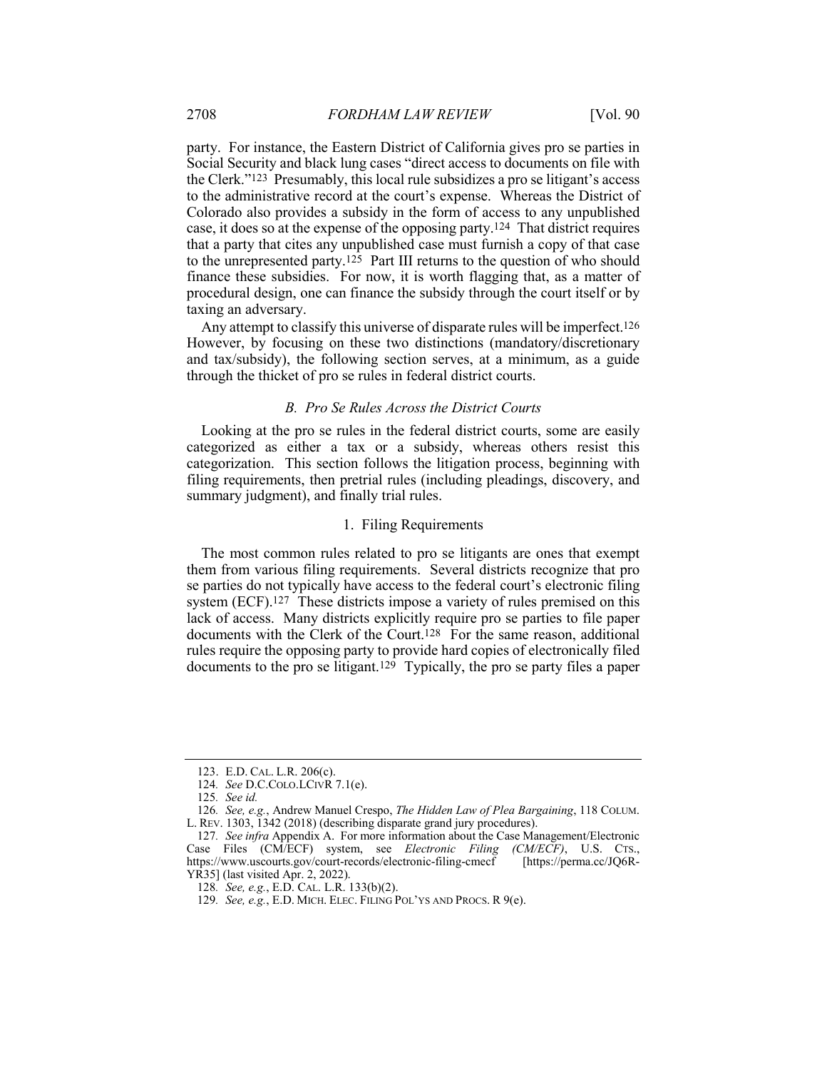party. For instance, the Eastern District of California gives pro se parties in Social Security and black lung cases "direct access to documents on file with the Clerk."[123] Presumably, this local rule subsidizes a pro se litigant's access to the administrative record at the court's expense. Whereas the District of Colorado also provides a subsidy in the form of access to any unpublished case, it does so at the expense of the opposing party.[124] That district requires that a party that cites any unpublished case must furnish a copy of that case to the unrepresented party.[125] Part III returns to the question of who should finance these subsidies. For now, it is worth flagging that, as a matter of procedural design, one can finance the subsidy through the court itself or by taxing an adversary.

Any attempt to classify this universe of disparate rules will be imperfect.[126] However, by focusing on these two distinctions (mandatory/discretionary and tax/subsidy), the following section serves, at a minimum, as a guide through the thicket of pro se rules in federal district courts.

### *B. Pro Se Rules Across the District Courts*

Looking at the pro se rules in the federal district courts, some are easily categorized as either a tax or a subsidy, whereas others resist this categorization. This section follows the litigation process, beginning with filing requirements, then pretrial rules (including pleadings, discovery, and summary judgment), and finally trial rules.

#### 1. Filing Requirements

The most common rules related to pro se litigants are ones that exempt them from various filing requirements. Several districts recognize that pro se parties do not typically have access to the federal court's electronic filing system (ECF).[127] These districts impose a variety of rules premised on this lack of access. Many districts explicitly require pro se parties to file paper documents with the Clerk of the Court.[128] For the same reason, additional rules require the opposing party to provide hard copies of electronically filed documents to the pro se litigant.[129] Typically, the pro se party files a paper

---

123. E.D. CAL. L.R. 206(c).

124. *See* D.C.COLO.LCIVR 7.1(e).

125. *See id.*

126. *See, e.g.*, Andrew Manuel Crespo, *The Hidden Law of Plea Bargaining*, 118 COLUM. L. REV. 1303, 1342 (2018) (describing disparate grand jury procedures).

127. *See infra* Appendix A. For more information about the Case Management/Electronic Case Files (CM/ECF) system, see *Electronic Filing (CM/ECF)*, U.S. CTS., https://www.uscourts.gov/court-records/electronic-filing-cmecf [https://perma.cc/JQ6R-YR35] (last visited Apr. 2, 2022).

128. *See, e.g.*, E.D. CAL. L.R. 133(b)(2).

129. *See, e.g.*, E.D. MICH. ELEC. FILING POL'YS AND PROCS. R 9(e).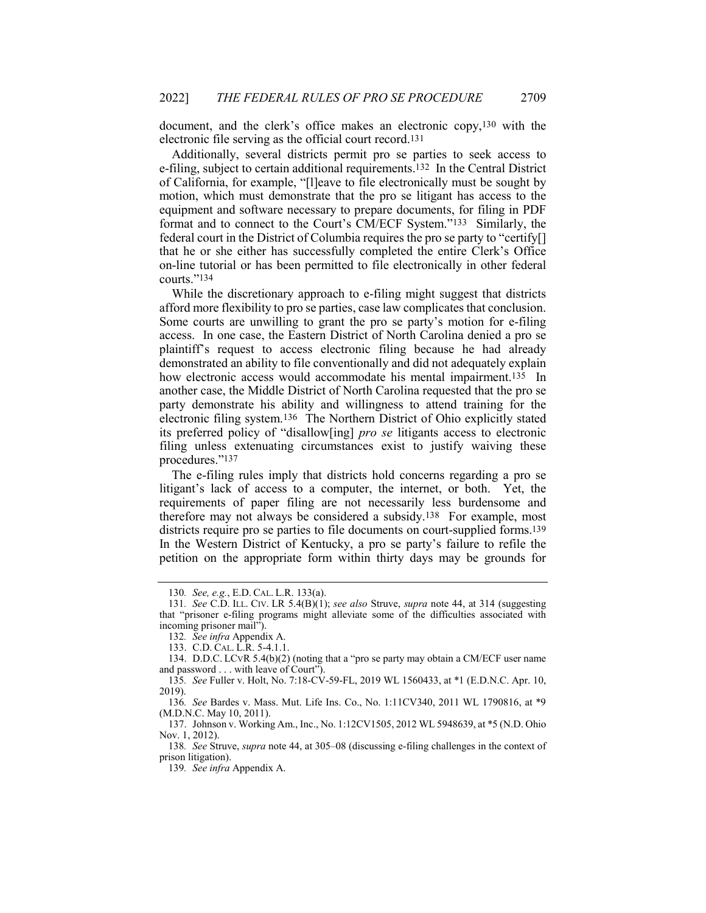document, and the clerk's office makes an electronic copy,[130] with the electronic file serving as the official court record.[131]

Additionally, several districts permit pro se parties to seek access to e-filing, subject to certain additional requirements.[132] In the Central District of California, for example, "[l]eave to file electronically must be sought by motion, which must demonstrate that the pro se litigant has access to the equipment and software necessary to prepare documents, for filing in PDF format and to connect to the Court's CM/ECF System."[133] Similarly, the federal court in the District of Columbia requires the pro se party to "certify[] that he or she either has successfully completed the entire Clerk's Office on-line tutorial or has been permitted to file electronically in other federal courts."[134]

While the discretionary approach to e-filing might suggest that districts afford more flexibility to pro se parties, case law complicates that conclusion. Some courts are unwilling to grant the pro se party's motion for e-filing access. In one case, the Eastern District of North Carolina denied a pro se plaintiff's request to access electronic filing because he had already demonstrated an ability to file conventionally and did not adequately explain how electronic access would accommodate his mental impairment.[135] In another case, the Middle District of North Carolina requested that the pro se party demonstrate his ability and willingness to attend training for the electronic filing system.[136] The Northern District of Ohio explicitly stated its preferred policy of "disallow[ing] *pro se* litigants access to electronic filing unless extenuating circumstances exist to justify waiving these procedures."[137]

The e-filing rules imply that districts hold concerns regarding a pro se litigant's lack of access to a computer, the internet, or both. Yet, the requirements of paper filing are not necessarily less burdensome and therefore may not always be considered a subsidy.[138] For example, most districts require pro se parties to file documents on court-supplied forms.[139] In the Western District of Kentucky, a pro se party's failure to refile the petition on the appropriate form within thirty days may be grounds for

---

130. *See, e.g.*, E.D. CAL. L.R. 133(a).

131. *See* C.D. ILL. CIV. LR 5.4(B)(1); *see also* Struve, *supra* note 44, at 314 (suggesting that "prisoner e-filing programs might alleviate some of the difficulties associated with incoming prisoner mail").

132. *See infra* Appendix A.

133. C.D. CAL. L.R. 5-4.1.1.

134. D.D.C. LCVR 5.4(b)(2) (noting that a "pro se party may obtain a CM/ECF user name and password . . . with leave of Court").

135. *See* Fuller v. Holt, No. 7:18-CV-59-FL, 2019 WL 1560433, at *1 (E.D.N.C. Apr. 10, 2019).

136. *See* Bardes v. Mass. Mut. Life Ins. Co., No. 1:11CV340, 2011 WL 1790816, at *9 (M.D.N.C. May 10, 2011).

137. Johnson v. Working Am., Inc., No. 1:12CV1505, 2012 WL 5948639, at *5 (N.D. Ohio Nov. 1, 2012).

138. *See* Struve, *supra* note 44, at 305–08 (discussing e-filing challenges in the context of prison litigation).

139. *See infra* Appendix A.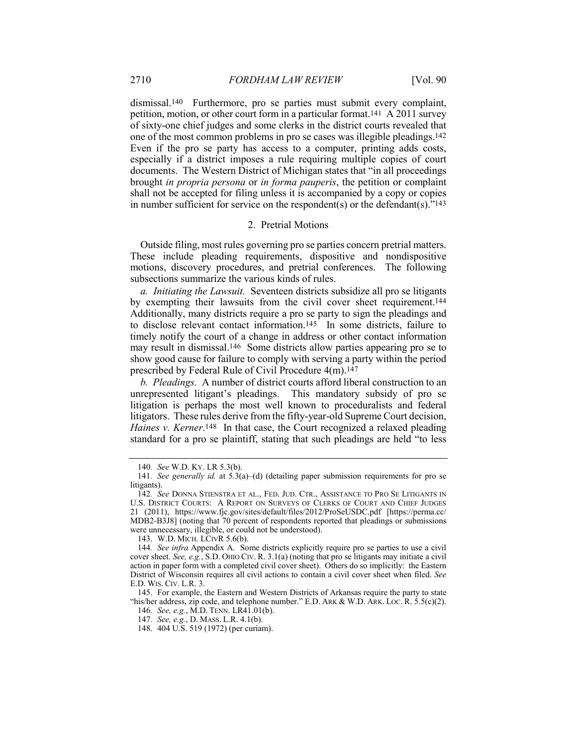dismissal.[140] Furthermore, pro se parties must submit every complaint, petition, motion, or other court form in a particular format.[141] A 2011 survey of sixty-one chief judges and some clerks in the district courts revealed that one of the most common problems in pro se cases was illegible pleadings.[142] Even if the pro se party has access to a computer, printing adds costs, especially if a district imposes a rule requiring multiple copies of court documents. The Western District of Michigan states that "in all proceedings brought *in propria persona* or *in forma pauperis*, the petition or complaint shall not be accepted for filing unless it is accompanied by a copy or copies in number sufficient for service on the respondent(s) or the defendant(s)."[143]

### 2. Pretrial Motions

Outside filing, most rules governing pro se parties concern pretrial matters. These include pleading requirements, dispositive and nondispositive motions, discovery procedures, and pretrial conferences. The following subsections summarize the various kinds of rules.

*a. Initiating the Lawsuit.* Seventeen districts subsidize all pro se litigants by exempting their lawsuits from the civil cover sheet requirement.[144] Additionally, many districts require a pro se party to sign the pleadings and to disclose relevant contact information.[145] In some districts, failure to timely notify the court of a change in address or other contact information may result in dismissal.[146] Some districts allow parties appearing pro se to show good cause for failure to comply with serving a party within the period prescribed by Federal Rule of Civil Procedure 4(m).[147]

*b. Pleadings.* A number of district courts afford liberal construction to an unrepresented litigant's pleadings. This mandatory subsidy of pro se litigation is perhaps the most well known to proceduralists and federal litigators. These rules derive from the fifty-year-old Supreme Court decision, *Haines v. Kerner*.[148] In that case, the Court recognized a relaxed pleading standard for a pro se plaintiff, stating that such pleadings are held "to less

---

140. *See* W.D. KY. LR 5.3(b).

141. *See generally id.* at 5.3(a)–(d) (detailing paper submission requirements for pro se litigants).

142. *See* DONNA STIENSTRA ET AL., FED. JUD. CTR., ASSISTANCE TO PRO SE LITIGANTS IN U.S. DISTRICT COURTS: A REPORT ON SURVEYS OF CLERKS OF COURT AND CHIEF JUDGES 21 (2011), https://www.fjc.gov/sites/default/files/2012/ProSeUSDC.pdf [https://perma.cc/MDB2-B3J8] (noting that 70 percent of respondents reported that pleadings or submissions were unnecessary, illegible, or could not be understood).

143. W.D. MICH. LCIVR 5.6(b).

144. *See infra* Appendix A. Some districts explicitly require pro se parties to use a civil cover sheet. *See, e.g.*, S.D. OHIO CIV. R. 3.1(a) (noting that pro se litigants may initiate a civil action in paper form with a completed civil cover sheet). Others do so implicitly: the Eastern District of Wisconsin requires all civil actions to contain a civil cover sheet when filed. *See* E.D. WIS. CIV. L.R. 3.

145. For example, the Eastern and Western Districts of Arkansas require the party to state "his/her address, zip code, and telephone number." E.D. ARK & W.D. ARK. LOC. R. 5.5(c)(2).

146. *See, e.g.*, M.D. TENN. LR41.01(b).

147. *See, e.g.*, D. MASS. L.R. 4.1(b).

148. 404 U.S. 519 (1972) (per curiam).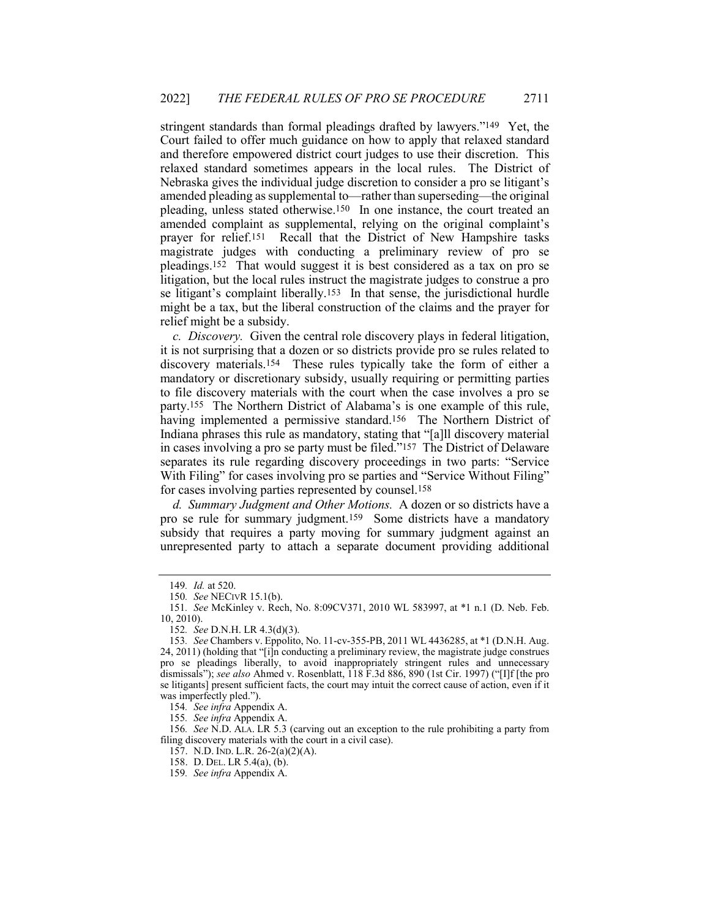stringent standards than formal pleadings drafted by lawyers."[149] Yet, the Court failed to offer much guidance on how to apply that relaxed standard and therefore empowered district court judges to use their discretion. This relaxed standard sometimes appears in the local rules. The District of Nebraska gives the individual judge discretion to consider a pro se litigant's amended pleading as supplemental to—rather than superseding—the original pleading, unless stated otherwise.[150] In one instance, the court treated an amended complaint as supplemental, relying on the original complaint's prayer for relief.[151] Recall that the District of New Hampshire tasks magistrate judges with conducting a preliminary review of pro se pleadings.[152] That would suggest it is best considered as a tax on pro se litigation, but the local rules instruct the magistrate judges to construe a pro se litigant's complaint liberally.[153] In that sense, the jurisdictional hurdle might be a tax, but the liberal construction of the claims and the prayer for relief might be a subsidy.

*c. Discovery.* Given the central role discovery plays in federal litigation, it is not surprising that a dozen or so districts provide pro se rules related to discovery materials.[154] These rules typically take the form of either a mandatory or discretionary subsidy, usually requiring or permitting parties to file discovery materials with the court when the case involves a pro se party.[155] The Northern District of Alabama's is one example of this rule, having implemented a permissive standard.[156] The Northern District of Indiana phrases this rule as mandatory, stating that "[a]ll discovery material in cases involving a pro se party must be filed."[157] The District of Delaware separates its rule regarding discovery proceedings in two parts: "Service With Filing" for cases involving pro se parties and "Service Without Filing" for cases involving parties represented by counsel.[158]

*d. Summary Judgment and Other Motions.* A dozen or so districts have a pro se rule for summary judgment.[159] Some districts have a mandatory subsidy that requires a party moving for summary judgment against an unrepresented party to attach a separate document providing additional

---

149. *Id.* at 520.

150. *See* NECivR 15.1(b).

151. *See* McKinley v. Rech, No. 8:09CV371, 2010 WL 583997, at *1 n.1 (D. Neb. Feb. 10, 2010).

152. *See* D.N.H. LR 4.3(d)(3).

153. *See* Chambers v. Eppolito, No. 11-cv-355-PB, 2011 WL 4436285, at *1 (D.N.H. Aug. 24, 2011) (holding that "[i]n conducting a preliminary review, the magistrate judge construes pro se pleadings liberally, to avoid inappropriately stringent rules and unnecessary dismissals"); *see also* Ahmed v. Rosenblatt, 118 F.3d 886, 890 (1st Cir. 1997) ("[I]f [the pro se litigants] present sufficient facts, the court may intuit the correct cause of action, even if it was imperfectly pled.").

154. *See infra* Appendix A.

155. *See infra* Appendix A.

156. *See* N.D. ALA. LR 5.3 (carving out an exception to the rule prohibiting a party from filing discovery materials with the court in a civil case).

157. N.D. IND. L.R. 26-2(a)(2)(A).

158. D. DEL. LR 5.4(a), (b).

159. *See infra* Appendix A.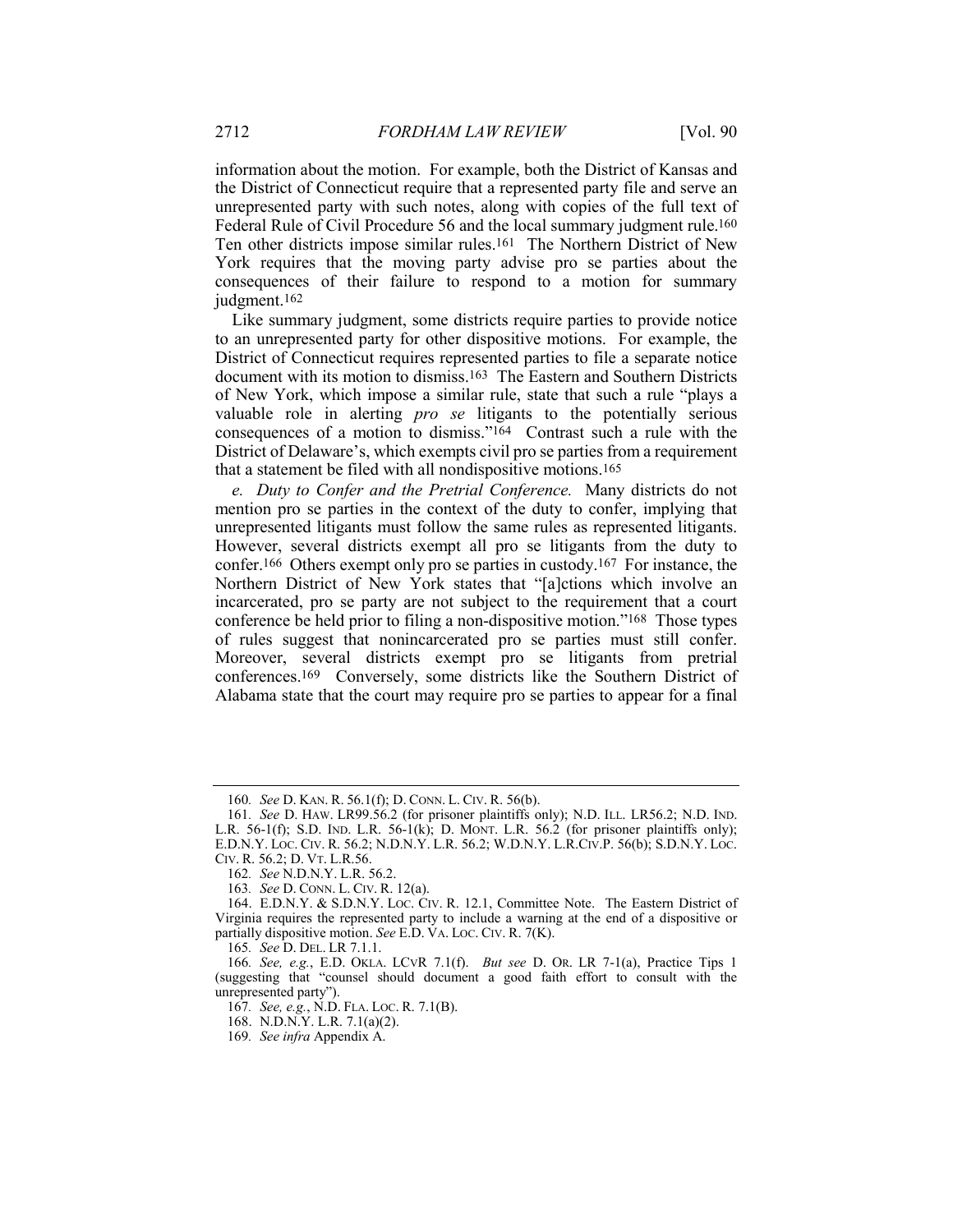information about the motion. For example, both the District of Kansas and the District of Connecticut require that a represented party file and serve an unrepresented party with such notes, along with copies of the full text of Federal Rule of Civil Procedure 56 and the local summary judgment rule.[160] Ten other districts impose similar rules.[161] The Northern District of New York requires that the moving party advise pro se parties about the consequences of their failure to respond to a motion for summary judgment.[162]

Like summary judgment, some districts require parties to provide notice to an unrepresented party for other dispositive motions. For example, the District of Connecticut requires represented parties to file a separate notice document with its motion to dismiss.[163] The Eastern and Southern Districts of New York, which impose a similar rule, state that such a rule "plays a valuable role in alerting *pro se* litigants to the potentially serious consequences of a motion to dismiss."[164] Contrast such a rule with the District of Delaware's, which exempts civil pro se parties from a requirement that a statement be filed with all nondispositive motions.[165]

*e. Duty to Confer and the Pretrial Conference.* Many districts do not mention pro se parties in the context of the duty to confer, implying that unrepresented litigants must follow the same rules as represented litigants. However, several districts exempt all pro se litigants from the duty to confer.[166] Others exempt only pro se parties in custody.[167] For instance, the Northern District of New York states that "[a]ctions which involve an incarcerated, pro se party are not subject to the requirement that a court conference be held prior to filing a non-dispositive motion."[168] Those types of rules suggest that nonincarcerated pro se parties must still confer. Moreover, several districts exempt pro se litigants from pretrial conferences.[169] Conversely, some districts like the Southern District of Alabama state that the court may require pro se parties to appear for a final

---

160. *See* D. KAN. R. 56.1(f); D. CONN. L. CIV. R. 56(b).

161. *See* D. HAW. LR99.56.2 (for prisoner plaintiffs only); N.D. ILL. LR56.2; N.D. IND. L.R. 56-1(f); S.D. IND. L.R. 56-1(k); D. MONT. L.R. 56.2 (for prisoner plaintiffs only); E.D.N.Y. LOC. CIV. R. 56.2; N.D.N.Y. L.R. 56.2; W.D.N.Y. L.R.CIV.P. 56(b); S.D.N.Y. LOC. CIV. R. 56.2; D. VT. L.R.56.

162. *See* N.D.N.Y. L.R. 56.2.

163. *See* D. CONN. L. CIV. R. 12(a).

164. E.D.N.Y. & S.D.N.Y. LOC. CIV. R. 12.1, Committee Note. The Eastern District of Virginia requires the represented party to include a warning at the end of a dispositive or partially dispositive motion. *See* E.D. VA. LOC. CIV. R. 7(K).

165. *See* D. DEL. LR 7.1.1.

166. *See, e.g.*, E.D. OKLA. LCVR 7.1(f). *But see* D. OR. LR 7-1(a), Practice Tips 1 (suggesting that "counsel should document a good faith effort to consult with the unrepresented party").

167. *See, e.g.*, N.D. FLA. LOC. R. 7.1(B).

168. N.D.N.Y. L.R. 7.1(a)(2).

169. *See infra* Appendix A.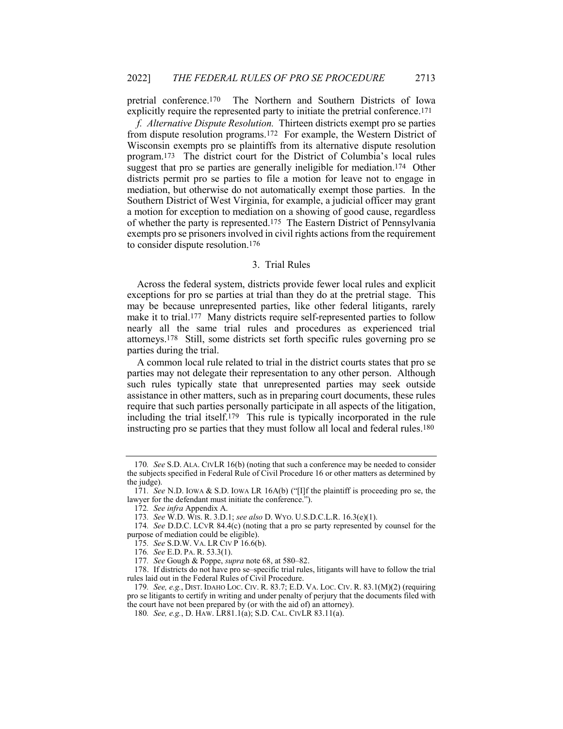pretrial conference.[170] The Northern and Southern Districts of Iowa explicitly require the represented party to initiate the pretrial conference.[171]

*f. Alternative Dispute Resolution.* Thirteen districts exempt pro se parties from dispute resolution programs.[172] For example, the Western District of Wisconsin exempts pro se plaintiffs from its alternative dispute resolution program.[173] The district court for the District of Columbia's local rules suggest that pro se parties are generally ineligible for mediation.[174] Other districts permit pro se parties to file a motion for leave not to engage in mediation, but otherwise do not automatically exempt those parties. In the Southern District of West Virginia, for example, a judicial officer may grant a motion for exception to mediation on a showing of good cause, regardless of whether the party is represented.[175] The Eastern District of Pennsylvania exempts pro se prisoners involved in civil rights actions from the requirement to consider dispute resolution.[176]

### 3. Trial Rules

Across the federal system, districts provide fewer local rules and explicit exceptions for pro se parties at trial than they do at the pretrial stage. This may be because unrepresented parties, like other federal litigants, rarely make it to trial.[177] Many districts require self-represented parties to follow nearly all the same trial rules and procedures as experienced trial attorneys.[178] Still, some districts set forth specific rules governing pro se parties during the trial.

A common local rule related to trial in the district courts states that pro se parties may not delegate their representation to any other person. Although such rules typically state that unrepresented parties may seek outside assistance in other matters, such as in preparing court documents, these rules require that such parties personally participate in all aspects of the litigation, including the trial itself.[179] This rule is typically incorporated in the rule instructing pro se parties that they must follow all local and federal rules.[180]

---

170. *See* S.D. ALA. CIVLR 16(b) (noting that such a conference may be needed to consider the subjects specified in Federal Rule of Civil Procedure 16 or other matters as determined by the judge).

171. *See* N.D. IOWA & S.D. IOWA LR 16A(b) ("[I]f the plaintiff is proceeding pro se, the lawyer for the defendant must initiate the conference.").

172. *See infra* Appendix A.

173. *See* W.D. WIS. R. 3.D.1; *see also* D. WYO. U.S.D.C.L.R. 16.3(e)(1).

174. *See* D.D.C. LCVR 84.4(c) (noting that a pro se party represented by counsel for the purpose of mediation could be eligible).

175. *See* S.D.W. VA. LR CIV P 16.6(b).

176. *See* E.D. PA. R. 53.3(1).

177. *See* Gough & Poppe, *supra* note 68, at 580–82.

178. If districts do not have pro se–specific trial rules, litigants will have to follow the trial rules laid out in the Federal Rules of Civil Procedure.

179. *See, e.g.*, DIST. IDAHO LOC. CIV. R. 83.7; E.D. VA. LOC. CIV. R. 83.1(M)(2) (requiring pro se litigants to certify in writing and under penalty of perjury that the documents filed with the court have not been prepared by (or with the aid of) an attorney).

180. *See, e.g.*, D. HAW. LR81.1(a); S.D. CAL. CIVLR 83.11(a).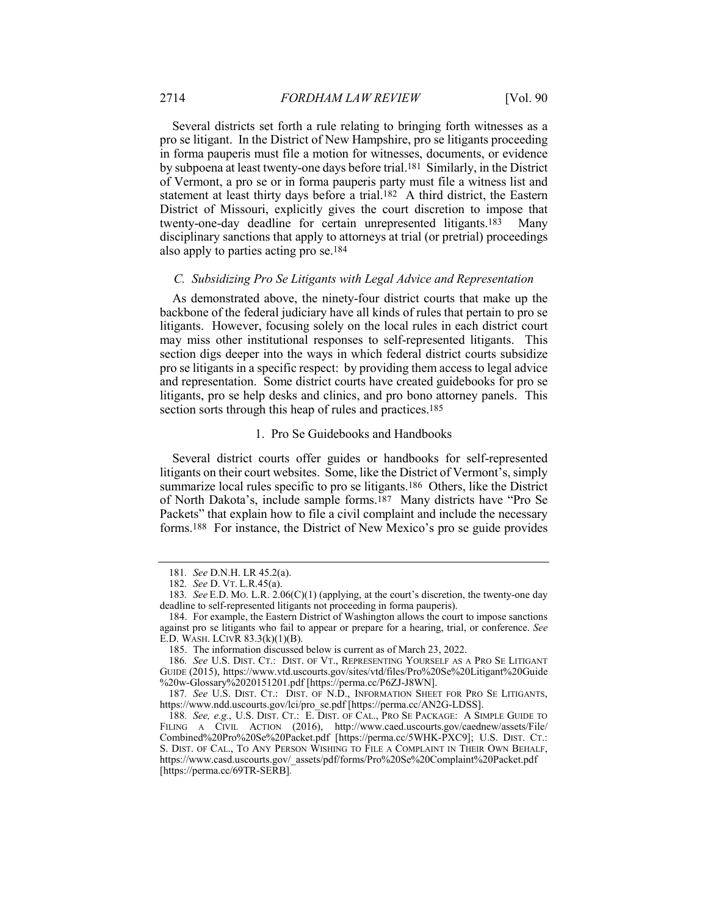Several districts set forth a rule relating to bringing forth witnesses as a pro se litigant. In the District of New Hampshire, pro se litigants proceeding in forma pauperis must file a motion for witnesses, documents, or evidence by subpoena at least twenty-one days before trial.[181] Similarly, in the District of Vermont, a pro se or in forma pauperis party must file a witness list and statement at least thirty days before a trial.[182] A third district, the Eastern District of Missouri, explicitly gives the court discretion to impose that twenty-one-day deadline for certain unrepresented litigants.[183] Many disciplinary sanctions that apply to attorneys at trial (or pretrial) proceedings also apply to parties acting pro se.[184]

### *C. Subsidizing Pro Se Litigants with Legal Advice and Representation*

As demonstrated above, the ninety-four district courts that make up the backbone of the federal judiciary have all kinds of rules that pertain to pro se litigants. However, focusing solely on the local rules in each district court may miss other institutional responses to self-represented litigants. This section digs deeper into the ways in which federal district courts subsidize pro se litigants in a specific respect: by providing them access to legal advice and representation. Some district courts have created guidebooks for pro se litigants, pro se help desks and clinics, and pro bono attorney panels. This section sorts through this heap of rules and practices.[185]

#### 1. Pro Se Guidebooks and Handbooks

Several district courts offer guides or handbooks for self-represented litigants on their court websites. Some, like the District of Vermont's, simply summarize local rules specific to pro se litigants.[186] Others, like the District of North Dakota's, include sample forms.[187] Many districts have "Pro Se Packets" that explain how to file a civil complaint and include the necessary forms.[188] For instance, the District of New Mexico's pro se guide provides

---

181. *See* D.N.H. LR 45.2(a).

182. *See* D. VT. L.R.45(a).

183. *See* E.D. MO. L.R. 2.06(C)(1) (applying, at the court's discretion, the twenty-one day deadline to self-represented litigants not proceeding in forma pauperis).

184. For example, the Eastern District of Washington allows the court to impose sanctions against pro se litigants who fail to appear or prepare for a hearing, trial, or conference. *See* E.D. WASH. LCIVR 83.3(k)(1)(B).

185. The information discussed below is current as of March 23, 2022.

186. *See* U.S. DIST. CT.: DIST. OF VT., REPRESENTING YOURSELF AS A PRO SE LITIGANT GUIDE (2015), https://www.vtd.uscourts.gov/sites/vtd/files/Pro%20Se%20Litigant%20Guide%20w-Glossary%2020151201.pdf [https://perma.cc/P6ZJ-J8WN].

187. *See* U.S. DIST. CT.: DIST. OF N.D., INFORMATION SHEET FOR PRO SE LITIGANTS, https://www.ndd.uscourts.gov/lci/pro_se.pdf [https://perma.cc/AN2G-LDSS].

188. *See, e.g.*, U.S. DIST. CT.: E. DIST. OF CAL., PRO SE PACKAGE: A SIMPLE GUIDE TO FILING A CIVIL ACTION (2016), http://www.caed.uscourts.gov/caednew/assets/File/Combined%20Pro%20Se%20Packet.pdf [https://perma.cc/5WHK-PXC9]; U.S. DIST. CT.: S. DIST. OF CAL., TO ANY PERSON WISHING TO FILE A COMPLAINT IN THEIR OWN BEHALF, https://www.casd.uscourts.gov/_assets/pdf/forms/Pro%20Se%20Complaint%20Packet.pdf [https://perma.cc/69TR-SERB].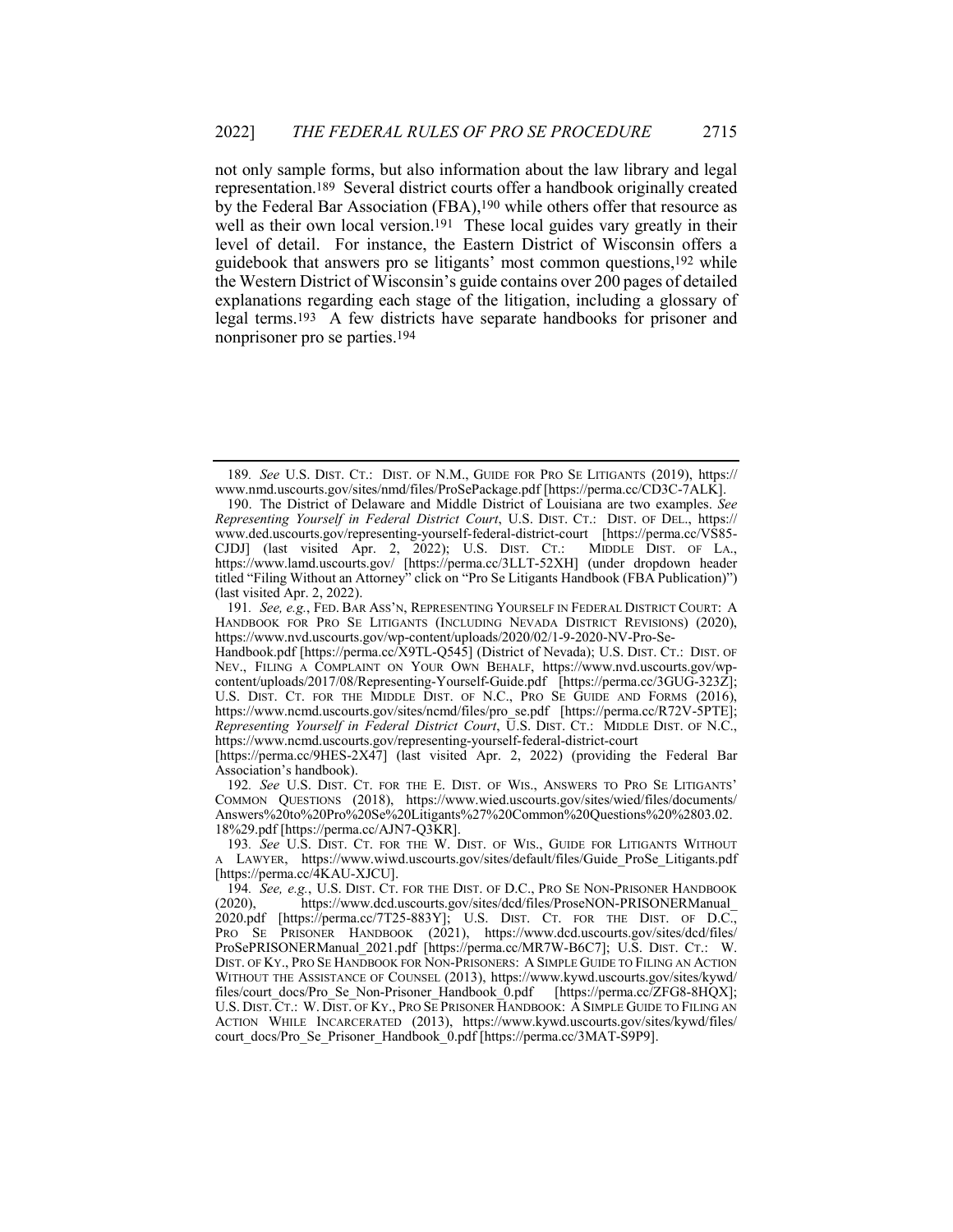not only sample forms, but also information about the law library and legal representation.[189] Several district courts offer a handbook originally created by the Federal Bar Association (FBA),[190] while others offer that resource as well as their own local version.[191] These local guides vary greatly in their level of detail. For instance, the Eastern District of Wisconsin offers a guidebook that answers pro se litigants' most common questions,[192] while the Western District of Wisconsin's guide contains over 200 pages of detailed explanations regarding each stage of the litigation, including a glossary of legal terms.[193] A few districts have separate handbooks for prisoner and nonprisoner pro se parties.[194]

---

189. *See* U.S. DIST. CT.: DIST. OF N.M., GUIDE FOR PRO SE LITIGANTS (2019), https://www.nmd.uscourts.gov/sites/nmd/files/ProSePackage.pdf [https://perma.cc/CD3C-7ALK].

190. The District of Delaware and Middle District of Louisiana are two examples. *See Representing Yourself in Federal District Court*, U.S. DIST. CT.: DIST. OF DEL., https://www.ded.uscourts.gov/representing-yourself-federal-district-court [https://perma.cc/VS85-CJDJ] (last visited Apr. 2, 2022); U.S. DIST. CT.: MIDDLE DIST. OF LA., https://www.lamd.uscourts.gov/ [https://perma.cc/3LLT-52XH] (under dropdown header titled "Filing Without an Attorney" click on "Pro Se Litigants Handbook (FBA Publication)") (last visited Apr. 2, 2022).

191. *See, e.g.*, FED. BAR ASS'N, REPRESENTING YOURSELF IN FEDERAL DISTRICT COURT: A HANDBOOK FOR PRO SE LITIGANTS (INCLUDING NEVADA DISTRICT REVISIONS) (2020), https://www.nvd.uscourts.gov/wp-content/uploads/2020/02/1-9-2020-NV-Pro-Se-Handbook.pdf [https://perma.cc/X9TL-Q545] (District of Nevada); U.S. DIST. CT.: DIST. OF NEV., FILING A COMPLAINT ON YOUR OWN BEHALF, https://www.nvd.uscourts.gov/wp-content/uploads/2017/08/Representing-Yourself-Guide.pdf [https://perma.cc/3GUG-323Z]; U.S. DIST. CT. FOR THE MIDDLE DIST. OF N.C., PRO SE GUIDE AND FORMS (2016), https://www.ncmd.uscourts.gov/sites/ncmd/files/pro_se.pdf [https://perma.cc/R72V-5PTE]; *Representing Yourself in Federal District Court*, U.S. DIST. CT.: MIDDLE DIST. OF N.C., https://www.ncmd.uscourts.gov/representing-yourself-federal-district-court [https://perma.cc/9HES-2X47] (last visited Apr. 2, 2022) (providing the Federal Bar Association's handbook).

192. *See* U.S. DIST. CT. FOR THE E. DIST. OF WIS., ANSWERS TO PRO SE LITIGANTS' COMMON QUESTIONS (2018), https://www.wied.uscourts.gov/sites/wied/files/documents/Answers%20to%20Pro%20Se%20Litigants%27%20Common%20Questions%20%2803.02.18%29.pdf [https://perma.cc/AJN7-Q3KR].

193. *See* U.S. DIST. CT. FOR THE W. DIST. OF WIS., GUIDE FOR LITIGANTS WITHOUT A LAWYER, https://www.wiwd.uscourts.gov/sites/default/files/Guide_ProSe_Litigants.pdf [https://perma.cc/4KAU-XJCU].

194. *See, e.g.*, U.S. DIST. CT. FOR THE DIST. OF D.C., PRO SE NON-PRISONER HANDBOOK (2020), https://www.dcd.uscourts.gov/sites/dcd/files/ProseNON-PRISONERManual_2020.pdf [https://perma.cc/7T25-883Y]; U.S. DIST. CT. FOR THE DIST. OF D.C., PRO SE PRISONER HANDBOOK (2021), https://www.dcd.uscourts.gov/sites/dcd/files/ProSePRISONERManual_2021.pdf [https://perma.cc/MR7W-B6C7]; U.S. DIST. CT.: W. DIST. OF KY., PRO SE HANDBOOK FOR NON-PRISONERS: A SIMPLE GUIDE TO FILING AN ACTION WITHOUT THE ASSISTANCE OF COUNSEL (2013), https://www.kywd.uscourts.gov/sites/kywd/files/court_docs/Pro_Se_Non-Prisoner_Handbook_0.pdf [https://perma.cc/ZFG8-8HQX]; U.S. DIST. CT.: W. DIST. OF KY., PRO SE PRISONER HANDBOOK: A SIMPLE GUIDE TO FILING AN ACTION WHILE INCARCERATED (2013), https://www.kywd.uscourts.gov/sites/kywd/files/court_docs/Pro_Se_Prisoner_Handbook_0.pdf [https://perma.cc/3MAT-S9P9].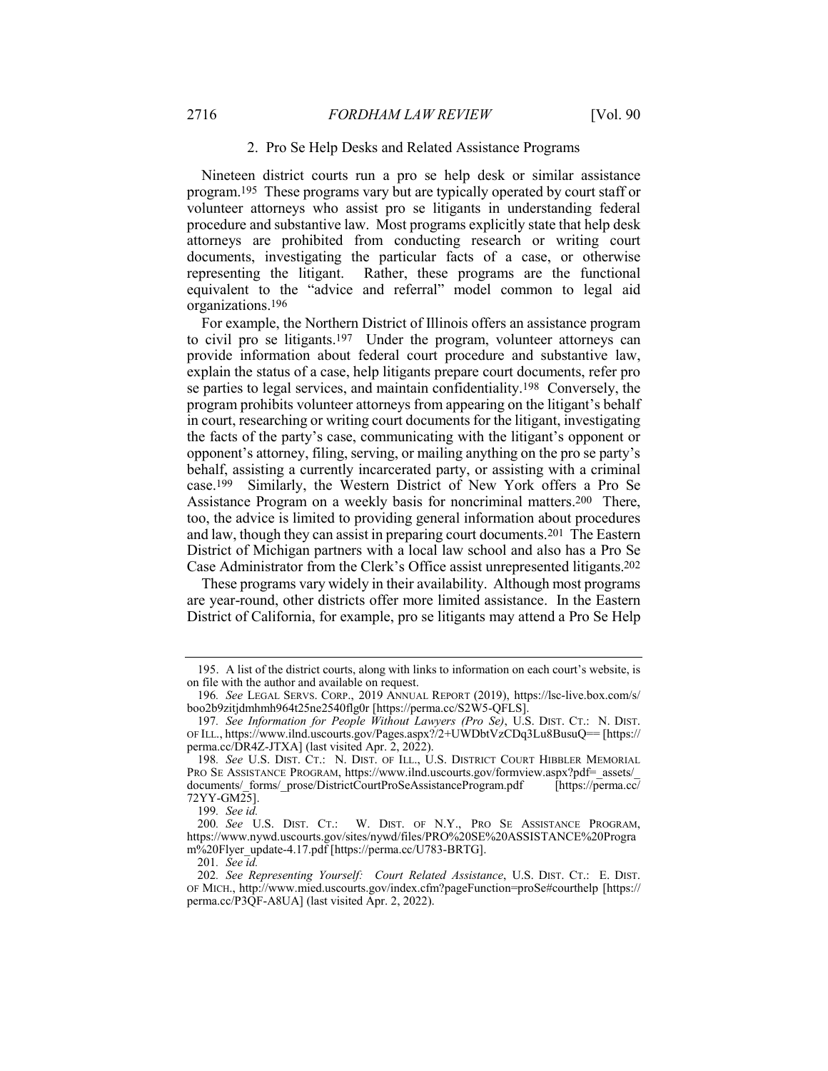### 2. Pro Se Help Desks and Related Assistance Programs

Nineteen district courts run a pro se help desk or similar assistance program.[195] These programs vary but are typically operated by court staff or volunteer attorneys who assist pro se litigants in understanding federal procedure and substantive law. Most programs explicitly state that help desk attorneys are prohibited from conducting research or writing court documents, investigating the particular facts of a case, or otherwise representing the litigant. Rather, these programs are the functional equivalent to the "advice and referral" model common to legal aid organizations.[196]

For example, the Northern District of Illinois offers an assistance program to civil pro se litigants.[197] Under the program, volunteer attorneys can provide information about federal court procedure and substantive law, explain the status of a case, help litigants prepare court documents, refer pro se parties to legal services, and maintain confidentiality.[198] Conversely, the program prohibits volunteer attorneys from appearing on the litigant's behalf in court, researching or writing court documents for the litigant, investigating the facts of the party's case, communicating with the litigant's opponent or opponent's attorney, filing, serving, or mailing anything on the pro se party's behalf, assisting a currently incarcerated party, or assisting with a criminal case.[199] Similarly, the Western District of New York offers a Pro Se Assistance Program on a weekly basis for noncriminal matters.[200] There, too, the advice is limited to providing general information about procedures and law, though they can assist in preparing court documents.[201] The Eastern District of Michigan partners with a local law school and also has a Pro Se Case Administrator from the Clerk's Office assist unrepresented litigants.[202]

These programs vary widely in their availability. Although most programs are year-round, other districts offer more limited assistance. In the Eastern District of California, for example, pro se litigants may attend a Pro Se Help

---

195. A list of the district courts, along with links to information on each court's website, is on file with the author and available on request.

196. *See* LEGAL SERVS. CORP., 2019 ANNUAL REPORT (2019), https://lsc-live.box.com/s/boo2b9zitjdmhmh964t25ne2540flg0r [https://perma.cc/S2W5-QFLS].

197. *See Information for People Without Lawyers (Pro Se)*, U.S. DIST. CT.: N. DIST. OF ILL., https://www.ilnd.uscourts.gov/Pages.aspx?/2+UWDbtVzCDq3Lu8BusuQ== [https://perma.cc/DR4Z-JTXA] (last visited Apr. 2, 2022).

198. *See* U.S. DIST. CT.: N. DIST. OF ILL., U.S. DISTRICT COURT HIBBLER MEMORIAL PRO SE ASSISTANCE PROGRAM, https://www.ilnd.uscourts.gov/formview.aspx?pdf=_assets/_documents/_forms/_prose/DistrictCourtProSeAssistanceProgram.pdf [https://perma.cc/72YY-GM25].

199. *See id.*

200. *See* U.S. DIST. CT.: W. DIST. OF N.Y., PRO SE ASSISTANCE PROGRAM, https://www.nywd.uscourts.gov/sites/nywd/files/PRO%20SE%20ASSISTANCE%20Program%20Flyer_update-4.17.pdf [https://perma.cc/U783-BRTG].

201. *See id.*

202. *See Representing Yourself: Court Related Assistance*, U.S. DIST. CT.: E. DIST. OF MICH., http://www.mied.uscourts.gov/index.cfm?pageFunction=proSe#courthelp [https://perma.cc/P3QF-A8UA] (last visited Apr. 2, 2022).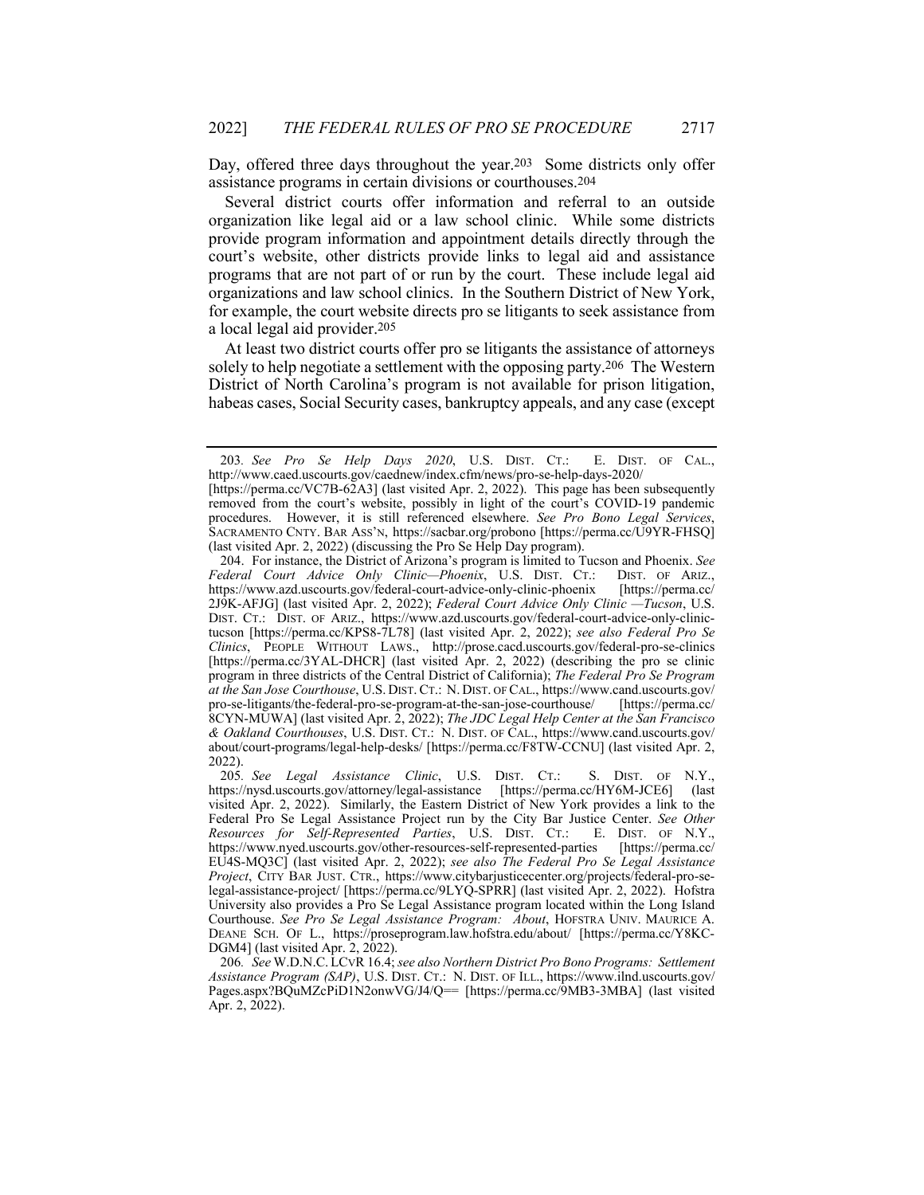Day, offered three days throughout the year.[203] Some districts only offer assistance programs in certain divisions or courthouses.[204]

Several district courts offer information and referral to an outside organization like legal aid or a law school clinic. While some districts provide program information and appointment details directly through the court's website, other districts provide links to legal aid and assistance programs that are not part of or run by the court. These include legal aid organizations and law school clinics. In the Southern District of New York, for example, the court website directs pro se litigants to seek assistance from a local legal aid provider.[205]

At least two district courts offer pro se litigants the assistance of attorneys solely to help negotiate a settlement with the opposing party.[206] The Western District of North Carolina's program is not available for prison litigation, habeas cases, Social Security cases, bankruptcy appeals, and any case (except

---

203. *See Pro Se Help Days 2020*, U.S. DIST. CT.: E. DIST. OF CAL., http://www.caed.uscourts.gov/caednew/index.cfm/news/pro-se-help-days-2020/ [https://perma.cc/VC7B-62A3] (last visited Apr. 2, 2022). This page has been subsequently removed from the court's website, possibly in light of the court's COVID-19 pandemic procedures. However, it is still referenced elsewhere. *See Pro Bono Legal Services*, SACRAMENTO CNTY. BAR ASS'N, https://sacbar.org/probono [https://perma.cc/U9YR-FHSQ] (last visited Apr. 2, 2022) (discussing the Pro Se Help Day program).

204. For instance, the District of Arizona's program is limited to Tucson and Phoenix. *See Federal Court Advice Only Clinic—Phoenix*, U.S. DIST. CT.: DIST. OF ARIZ., https://www.azd.uscourts.gov/federal-court-advice-only-clinic-phoenix [https://perma.cc/2J9K-AFJG] (last visited Apr. 2, 2022); *Federal Court Advice Only Clinic —Tucson*, U.S. DIST. CT.: DIST. OF ARIZ., https://www.azd.uscourts.gov/federal-court-advice-only-clinic-tucson [https://perma.cc/KPS8-7L78] (last visited Apr. 2, 2022); *see also Federal Pro Se Clinics*, PEOPLE WITHOUT LAWS., http://prose.cacd.uscourts.gov/federal-pro-se-clinics [https://perma.cc/3YAL-DHCR] (last visited Apr. 2, 2022) (describing the pro se clinic program in three districts of the Central District of California); *The Federal Pro Se Program at the San Jose Courthouse*, U.S. DIST. CT.: N. DIST. OF CAL., https://www.cand.uscourts.gov/pro-se-litigants/the-federal-pro-se-program-at-the-san-jose-courthouse/ [https://perma.cc/8CYN-MUWA] (last visited Apr. 2, 2022); *The JDC Legal Help Center at the San Francisco & Oakland Courthouses*, U.S. DIST. CT.: N. DIST. OF CAL., https://www.cand.uscourts.gov/about/court-programs/legal-help-desks/ [https://perma.cc/F8TW-CCNU] (last visited Apr. 2, 2022).

205. *See Legal Assistance Clinic*, U.S. DIST. CT.: S. DIST. OF N.Y., https://nysd.uscourts.gov/attorney/legal-assistance [https://perma.cc/HY6M-JCE6] (last visited Apr. 2, 2022). Similarly, the Eastern District of New York provides a link to the Federal Pro Se Legal Assistance Project run by the City Bar Justice Center. *See Other Resources for Self-Represented Parties*, U.S. DIST. CT.: E. DIST. OF N.Y., https://www.nyed.uscourts.gov/other-resources-self-represented-parties [https://perma.cc/EU4S-MQ3C] (last visited Apr. 2, 2022); *see also The Federal Pro Se Legal Assistance Project*, CITY BAR JUST. CTR., https://www.citybarjusticecenter.org/projects/federal-pro-se-legal-assistance-project/ [https://perma.cc/9LYQ-SPRR] (last visited Apr. 2, 2022). Hofstra University also provides a Pro Se Legal Assistance program located within the Long Island Courthouse. *See Pro Se Legal Assistance Program: About*, HOFSTRA UNIV. MAURICE A. DEANE SCH. OF L., https://proseprogram.law.hofstra.edu/about/ [https://perma.cc/Y8KC-DGM4] (last visited Apr. 2, 2022).

206. *See* W.D.N.C. LCVR 16.4; *see also Northern District Pro Bono Programs: Settlement Assistance Program (SAP)*, U.S. DIST. CT.: N. DIST. OF ILL., https://www.ilnd.uscourts.gov/Pages.aspx?BQuMZcPiD1N2onwVG/J4/Q== [https://perma.cc/9MB3-3MBA] (last visited Apr. 2, 2022).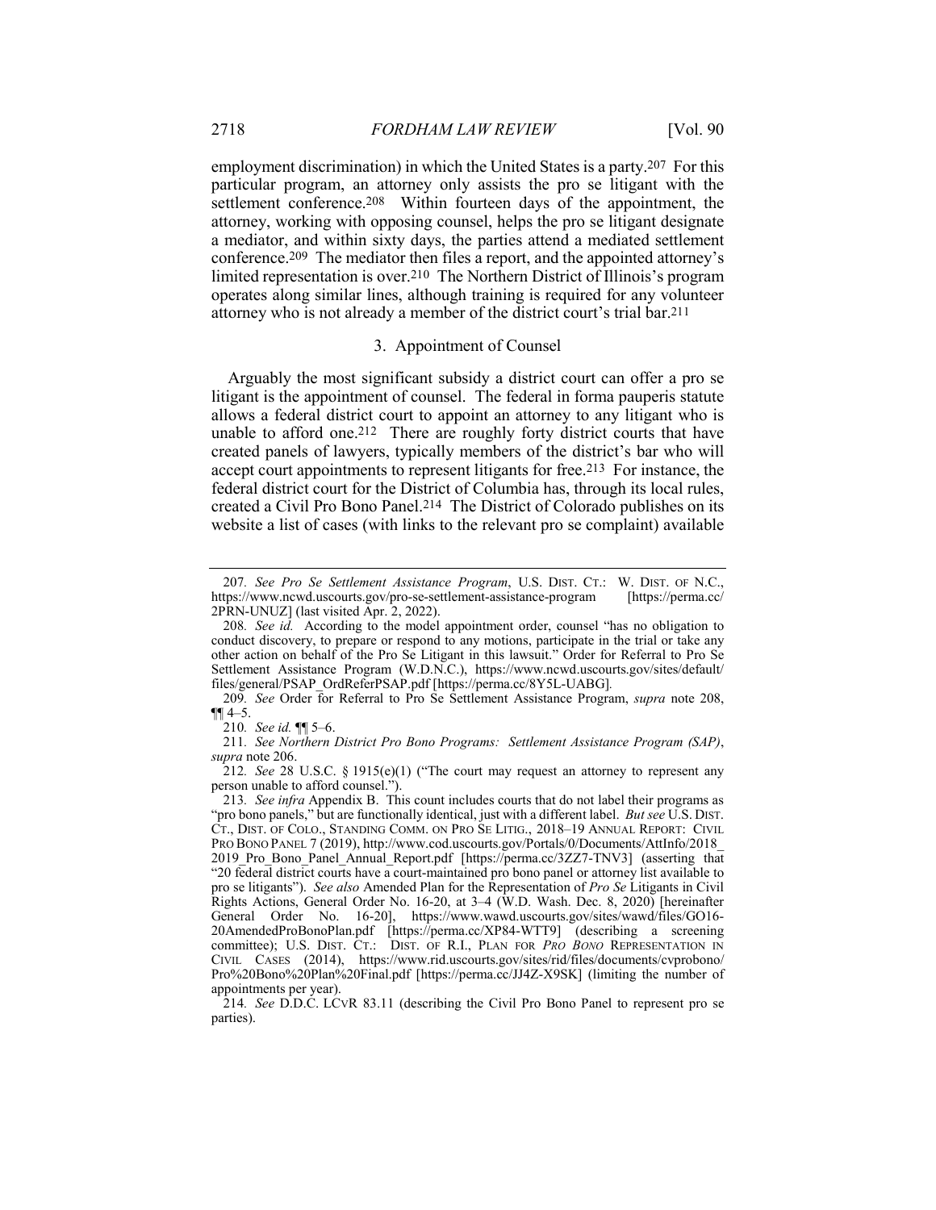employment discrimination) in which the United States is a party.[207] For this particular program, an attorney only assists the pro se litigant with the settlement conference.[208] Within fourteen days of the appointment, the attorney, working with opposing counsel, helps the pro se litigant designate a mediator, and within sixty days, the parties attend a mediated settlement conference.[209] The mediator then files a report, and the appointed attorney's limited representation is over.[210] The Northern District of Illinois's program operates along similar lines, although training is required for any volunteer attorney who is not already a member of the district court's trial bar.[211]

### 3. Appointment of Counsel

Arguably the most significant subsidy a district court can offer a pro se litigant is the appointment of counsel. The federal in forma pauperis statute allows a federal district court to appoint an attorney to any litigant who is unable to afford one.[212] There are roughly forty district courts that have created panels of lawyers, typically members of the district's bar who will accept court appointments to represent litigants for free.[213] For instance, the federal district court for the District of Columbia has, through its local rules, created a Civil Pro Bono Panel.[214] The District of Colorado publishes on its website a list of cases (with links to the relevant pro se complaint) available

---

207. *See Pro Se Settlement Assistance Program*, U.S. DIST. CT.: W. DIST. OF N.C., https://www.ncwd.uscourts.gov/pro-se-settlement-assistance-program [https://perma.cc/2PRN-UNUZ] (last visited Apr. 2, 2022).

208. *See id.* According to the model appointment order, counsel "has no obligation to conduct discovery, to prepare or respond to any motions, participate in the trial or take any other action on behalf of the Pro Se Litigant in this lawsuit." Order for Referral to Pro Se Settlement Assistance Program (W.D.N.C.), https://www.ncwd.uscourts.gov/sites/default/files/general/PSAP_OrdReferPSAP.pdf [https://perma.cc/8Y5L-UABG].

209. *See* Order for Referral to Pro Se Settlement Assistance Program, *supra* note 208, ¶¶ 4–5.

210. *See id.* ¶¶ 5–6.

211. *See Northern District Pro Bono Programs: Settlement Assistance Program (SAP)*, *supra* note 206.

212. *See* 28 U.S.C. § 1915(e)(1) ("The court may request an attorney to represent any person unable to afford counsel.").

213. *See infra* Appendix B. This count includes courts that do not label their programs as "pro bono panels," but are functionally identical, just with a different label. *But see* U.S. DIST. CT., DIST. OF COLO., STANDING COMM. ON PRO SE LITIG., 2018–19 ANNUAL REPORT: CIVIL PRO BONO PANEL 7 (2019), http://www.cod.uscourts.gov/Portals/0/Documents/AttInfo/2018_2019_Pro_Bono_Panel_Annual_Report.pdf [https://perma.cc/3ZZ7-TNV3] (asserting that "20 federal district courts have a court-maintained pro bono panel or attorney list available to pro se litigants"). *See also* Amended Plan for the Representation of *Pro Se* Litigants in Civil Rights Actions, General Order No. 16-20, at 3–4 (W.D. Wash. Dec. 8, 2020) [hereinafter General Order No. 16-20], https://www.wawd.uscourts.gov/sites/wawd/files/GO16-20AmendedProBonoPlan.pdf [https://perma.cc/XP84-WTT9] (describing a screening committee); U.S. DIST. CT.: DIST. OF R.I., PLAN FOR *PRO BONO* REPRESENTATION IN CIVIL CASES (2014), https://www.rid.uscourts.gov/sites/rid/files/documents/cvprobono/Pro%20Bono%20Plan%20Final.pdf [https://perma.cc/JJ4Z-X9SK] (limiting the number of appointments per year).

214. *See* D.D.C. LCVR 83.11 (describing the Civil Pro Bono Panel to represent pro se parties).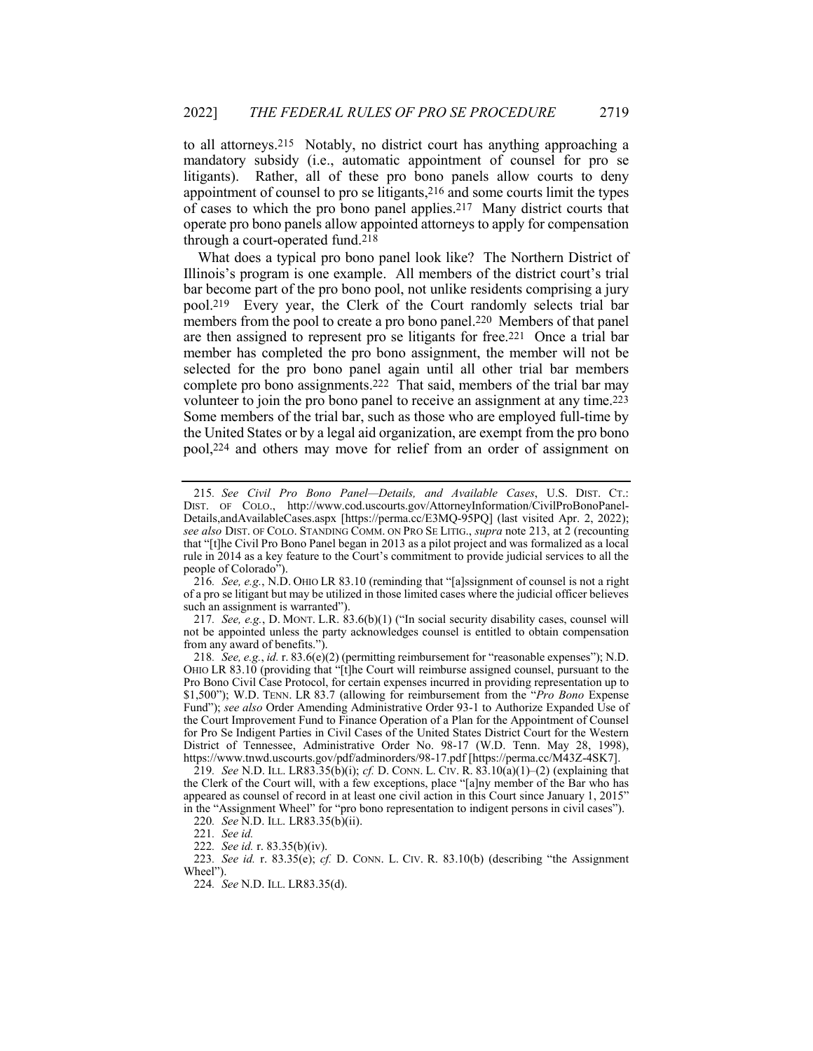to all attorneys.[215] Notably, no district court has anything approaching a mandatory subsidy (i.e., automatic appointment of counsel for pro se litigants). Rather, all of these pro bono panels allow courts to deny appointment of counsel to pro se litigants,[216] and some courts limit the types of cases to which the pro bono panel applies.[217] Many district courts that operate pro bono panels allow appointed attorneys to apply for compensation through a court-operated fund.[218]

What does a typical pro bono panel look like? The Northern District of Illinois's program is one example. All members of the district court's trial bar become part of the pro bono pool, not unlike residents comprising a jury pool.[219] Every year, the Clerk of the Court randomly selects trial bar members from the pool to create a pro bono panel.[220] Members of that panel are then assigned to represent pro se litigants for free.[221] Once a trial bar member has completed the pro bono assignment, the member will not be selected for the pro bono panel again until all other trial bar members complete pro bono assignments.[222] That said, members of the trial bar may volunteer to join the pro bono panel to receive an assignment at any time.[223] Some members of the trial bar, such as those who are employed full-time by the United States or by a legal aid organization, are exempt from the pro bono pool,[224] and others may move for relief from an order of assignment on

---

215. *See Civil Pro Bono Panel—Details, and Available Cases*, U.S. DIST. CT.: DIST. OF COLO., http://www.cod.uscourts.gov/AttorneyInformation/CivilProBonoPanel-Details,andAvailableCases.aspx [https://perma.cc/E3MQ-95PQ] (last visited Apr. 2, 2022); *see also* DIST. OF COLO. STANDING COMM. ON PRO SE LITIG., *supra* note 213, at 2 (recounting that "[t]he Civil Pro Bono Panel began in 2013 as a pilot project and was formalized as a local rule in 2014 as a key feature to the Court's commitment to provide judicial services to all the people of Colorado").

216. *See, e.g.*, N.D. OHIO LR 83.10 (reminding that "[a]ssignment of counsel is not a right of a pro se litigant but may be utilized in those limited cases where the judicial officer believes such an assignment is warranted").

217. *See, e.g.*, D. MONT. L.R. 83.6(b)(1) ("In social security disability cases, counsel will not be appointed unless the party acknowledges counsel is entitled to obtain compensation from any award of benefits.").

218. *See, e.g.*, *id.* r. 83.6(e)(2) (permitting reimbursement for "reasonable expenses"); N.D. OHIO LR 83.10 (providing that "[t]he Court will reimburse assigned counsel, pursuant to the Pro Bono Civil Case Protocol, for certain expenses incurred in providing representation up to $1,500"); W.D. TENN. LR 83.7 (allowing for reimbursement from the "*Pro Bono* Expense Fund"); *see also* Order Amending Administrative Order 93-1 to Authorize Expanded Use of the Court Improvement Fund to Finance Operation of a Plan for the Appointment of Counsel for Pro Se Indigent Parties in Civil Cases of the United States District Court for the Western District of Tennessee, Administrative Order No. 98-17 (W.D. Tenn. May 28, 1998), https://www.tnwd.uscourts.gov/pdf/adminorders/98-17.pdf [https://perma.cc/M43Z-4SK7].

219. *See* N.D. ILL. LR83.35(b)(i); *cf.* D. CONN. L. CIV. R. 83.10(a)(1)–(2) (explaining that the Clerk of the Court will, with a few exceptions, place "[a]ny member of the Bar who has appeared as counsel of record in at least one civil action in this Court since January 1, 2015" in the "Assignment Wheel" for "pro bono representation to indigent persons in civil cases").

220. *See* N.D. ILL. LR83.35(b)(ii).

221. *See id.*

222. *See id.* r. 83.35(b)(iv).

223. *See id.* r. 83.35(e); *cf.* D. CONN. L. CIV. R. 83.10(b) (describing "the Assignment Wheel").

224. *See* N.D. ILL. LR83.35(d).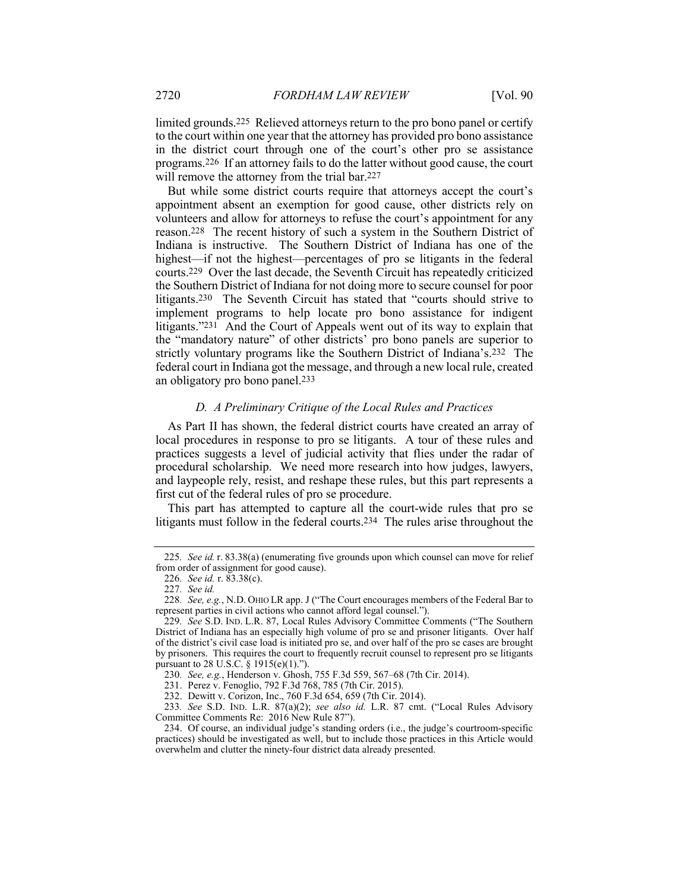limited grounds.[225] Relieved attorneys return to the pro bono panel or certify to the court within one year that the attorney has provided pro bono assistance in the district court through one of the court's other pro se assistance programs.[226] If an attorney fails to do the latter without good cause, the court will remove the attorney from the trial bar.[227]

But while some district courts require that attorneys accept the court's appointment absent an exemption for good cause, other districts rely on volunteers and allow for attorneys to refuse the court's appointment for any reason.[228] The recent history of such a system in the Southern District of Indiana is instructive. The Southern District of Indiana has one of the highest—if not the highest—percentages of pro se litigants in the federal courts.[229] Over the last decade, the Seventh Circuit has repeatedly criticized the Southern District of Indiana for not doing more to secure counsel for poor litigants.[230] The Seventh Circuit has stated that "courts should strive to implement programs to help locate pro bono assistance for indigent litigants."[231] And the Court of Appeals went out of its way to explain that the "mandatory nature" of other districts' pro bono panels are superior to strictly voluntary programs like the Southern District of Indiana's.[232] The federal court in Indiana got the message, and through a new local rule, created an obligatory pro bono panel.[233]

### *D. A Preliminary Critique of the Local Rules and Practices*

As Part II has shown, the federal district courts have created an array of local procedures in response to pro se litigants. A tour of these rules and practices suggests a level of judicial activity that flies under the radar of procedural scholarship. We need more research into how judges, lawyers, and laypeople rely, resist, and reshape these rules, but this part represents a first cut of the federal rules of pro se procedure.

This part has attempted to capture all the court-wide rules that pro se litigants must follow in the federal courts.[234] The rules arise throughout the

---

225. *See id.* r. 83.38(a) (enumerating five grounds upon which counsel can move for relief from order of assignment for good cause).

226. *See id.* r. 83.38(c).

227. *See id.*

228. *See, e.g.*, N.D. OHIO LR app. J ("The Court encourages members of the Federal Bar to represent parties in civil actions who cannot afford legal counsel.").

229. *See* S.D. IND. L.R. 87, Local Rules Advisory Committee Comments ("The Southern District of Indiana has an especially high volume of pro se and prisoner litigants. Over half of the district's civil case load is initiated pro se, and over half of the pro se cases are brought by prisoners. This requires the court to frequently recruit counsel to represent pro se litigants pursuant to 28 U.S.C. § 1915(e)(1).").

230. *See, e.g.*, Henderson v. Ghosh, 755 F.3d 559, 567–68 (7th Cir. 2014).

231. Perez v. Fenoglio, 792 F.3d 768, 785 (7th Cir. 2015).

232. Dewitt v. Corizon, Inc., 760 F.3d 654, 659 (7th Cir. 2014).

233. *See* S.D. IND. L.R. 87(a)(2); *see also id.* L.R. 87 cmt. ("Local Rules Advisory Committee Comments Re: 2016 New Rule 87").

234. Of course, an individual judge's standing orders (i.e., the judge's courtroom-specific practices) should be investigated as well, but to include those practices in this Article would overwhelm and clutter the ninety-four district data already presented.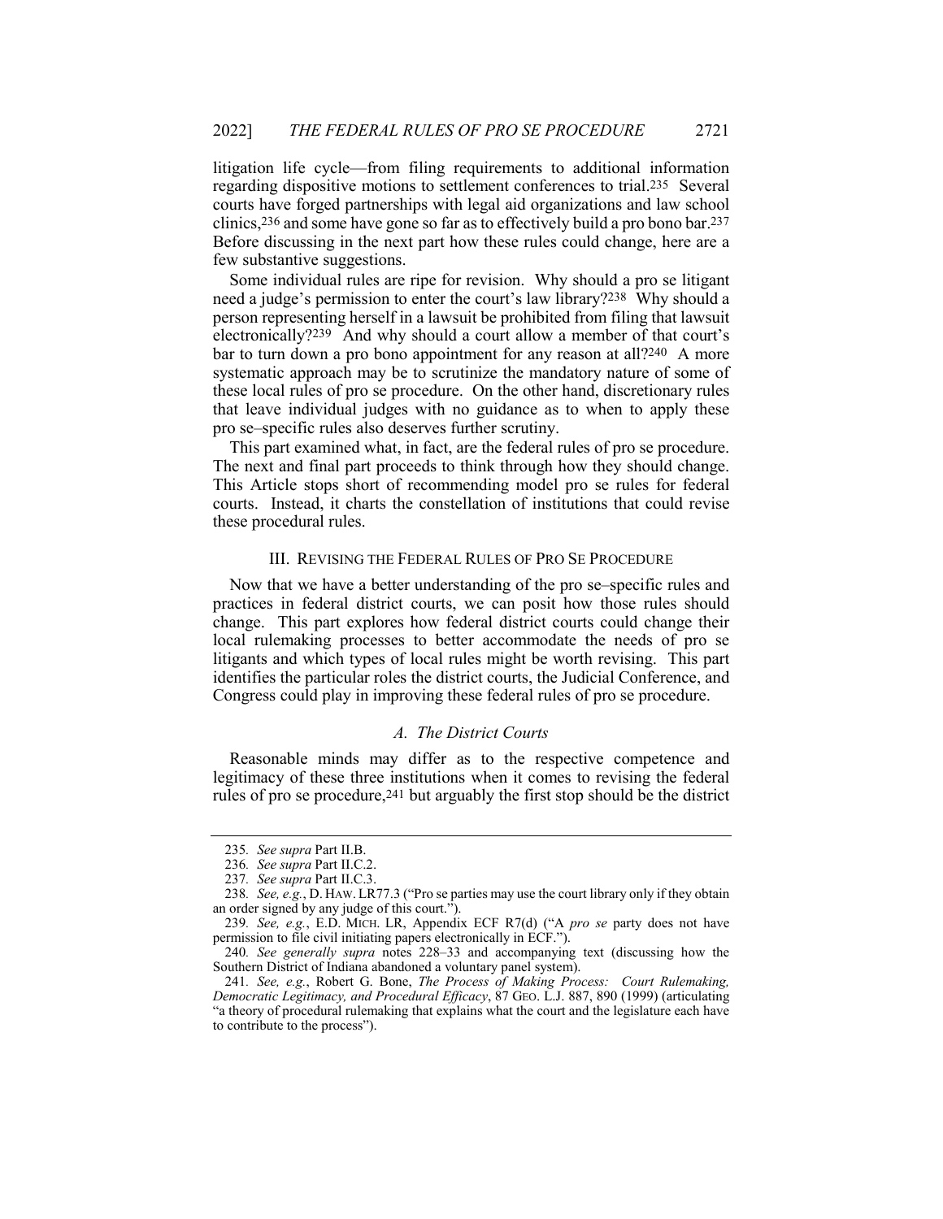litigation life cycle—from filing requirements to additional information regarding dispositive motions to settlement conferences to trial.[235] Several courts have forged partnerships with legal aid organizations and law school clinics,[236] and some have gone so far as to effectively build a pro bono bar.[237] Before discussing in the next part how these rules could change, here are a few substantive suggestions.

Some individual rules are ripe for revision. Why should a pro se litigant need a judge's permission to enter the court's law library?[238] Why should a person representing herself in a lawsuit be prohibited from filing that lawsuit electronically?[239] And why should a court allow a member of that court's bar to turn down a pro bono appointment for any reason at all?[240] A more systematic approach may be to scrutinize the mandatory nature of some of these local rules of pro se procedure. On the other hand, discretionary rules that leave individual judges with no guidance as to when to apply these pro se–specific rules also deserves further scrutiny.

This part examined what, in fact, are the federal rules of pro se procedure. The next and final part proceeds to think through how they should change. This Article stops short of recommending model pro se rules for federal courts. Instead, it charts the constellation of institutions that could revise these procedural rules.

## III. REVISING THE FEDERAL RULES OF PRO SE PROCEDURE

Now that we have a better understanding of the pro se–specific rules and practices in federal district courts, we can posit how those rules should change. This part explores how federal district courts could change their local rulemaking processes to better accommodate the needs of pro se litigants and which types of local rules might be worth revising. This part identifies the particular roles the district courts, the Judicial Conference, and Congress could play in improving these federal rules of pro se procedure.

### *A. The District Courts*

Reasonable minds may differ as to the respective competence and legitimacy of these three institutions when it comes to revising the federal rules of pro se procedure,[241] but arguably the first stop should be the district

---

235. *See supra* Part II.B.

236. *See supra* Part II.C.2.

237. *See supra* Part II.C.3.

238. *See, e.g.*, D. HAW. LR77.3 ("Pro se parties may use the court library only if they obtain an order signed by any judge of this court.").

239. *See, e.g.*, E.D. MICH. LR, Appendix ECF R7(d) ("A *pro se* party does not have permission to file civil initiating papers electronically in ECF.").

240. *See generally supra* notes 228–33 and accompanying text (discussing how the Southern District of Indiana abandoned a voluntary panel system).

241. *See, e.g.*, Robert G. Bone, *The Process of Making Process: Court Rulemaking, Democratic Legitimacy, and Procedural Efficacy*, 87 GEO. L.J. 887, 890 (1999) (articulating "a theory of procedural rulemaking that explains what the court and the legislature each have to contribute to the process").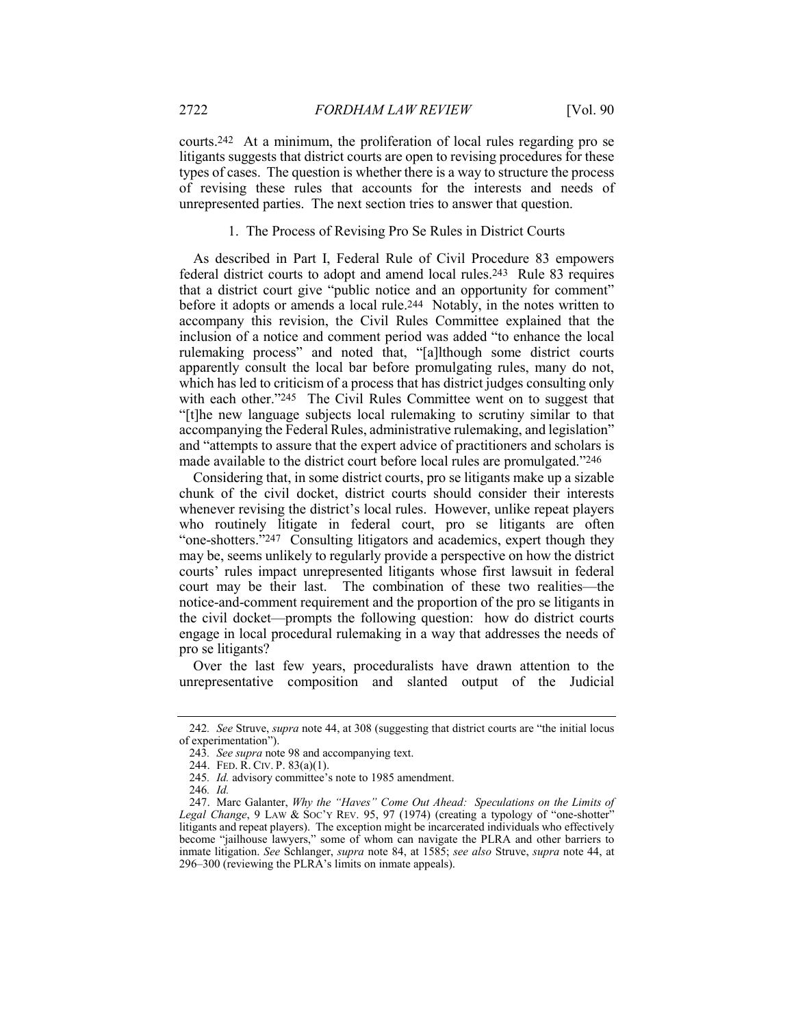courts.[242] At a minimum, the proliferation of local rules regarding pro se litigants suggests that district courts are open to revising procedures for these types of cases. The question is whether there is a way to structure the process of revising these rules that accounts for the interests and needs of unrepresented parties. The next section tries to answer that question.

### 1. The Process of Revising Pro Se Rules in District Courts

As described in Part I, Federal Rule of Civil Procedure 83 empowers federal district courts to adopt and amend local rules.[243] Rule 83 requires that a district court give "public notice and an opportunity for comment" before it adopts or amends a local rule.[244] Notably, in the notes written to accompany this revision, the Civil Rules Committee explained that the inclusion of a notice and comment period was added "to enhance the local rulemaking process" and noted that, "[a]lthough some district courts apparently consult the local bar before promulgating rules, many do not, which has led to criticism of a process that has district judges consulting only with each other."[245] The Civil Rules Committee went on to suggest that "[t]he new language subjects local rulemaking to scrutiny similar to that accompanying the Federal Rules, administrative rulemaking, and legislation" and "attempts to assure that the expert advice of practitioners and scholars is made available to the district court before local rules are promulgated."[246]

Considering that, in some district courts, pro se litigants make up a sizable chunk of the civil docket, district courts should consider their interests whenever revising the district's local rules. However, unlike repeat players who routinely litigate in federal court, pro se litigants are often "one-shotters."[247] Consulting litigators and academics, expert though they may be, seems unlikely to regularly provide a perspective on how the district courts' rules impact unrepresented litigants whose first lawsuit in federal court may be their last. The combination of these two realities—the notice-and-comment requirement and the proportion of the pro se litigants in the civil docket—prompts the following question: how do district courts engage in local procedural rulemaking in a way that addresses the needs of pro se litigants?

Over the last few years, proceduralists have drawn attention to the unrepresentative composition and slanted output of the Judicial

---

242. *See* Struve, *supra* note 44, at 308 (suggesting that district courts are "the initial locus of experimentation").

243. *See supra* note 98 and accompanying text.

244. FED. R. CIV. P. 83(a)(1).

245. *Id.* advisory committee's note to 1985 amendment.

246. *Id.*

247. Marc Galanter, *Why the "Haves" Come Out Ahead: Speculations on the Limits of Legal Change*, 9 LAW & SOC'Y REV. 95, 97 (1974) (creating a typology of "one-shotter" litigants and repeat players). The exception might be incarcerated individuals who effectively become "jailhouse lawyers," some of whom can navigate the PLRA and other barriers to inmate litigation. *See* Schlanger, *supra* note 84, at 1585; *see also* Struve, *supra* note 44, at 296–300 (reviewing the PLRA's limits on inmate appeals).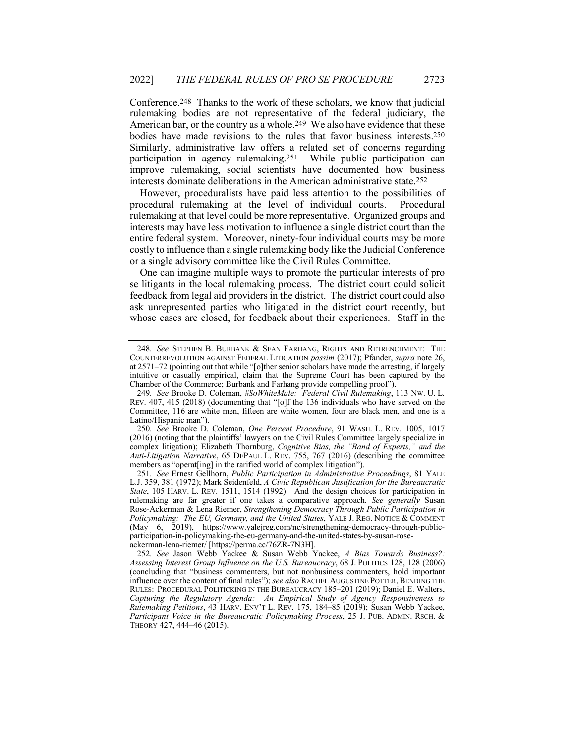Conference.[248] Thanks to the work of these scholars, we know that judicial rulemaking bodies are not representative of the federal judiciary, the American bar, or the country as a whole.[249] We also have evidence that these bodies have made revisions to the rules that favor business interests.[250] Similarly, administrative law offers a related set of concerns regarding participation in agency rulemaking.[251] While public participation can improve rulemaking, social scientists have documented how business interests dominate deliberations in the American administrative state.[252]

However, proceduralists have paid less attention to the possibilities of procedural rulemaking at the level of individual courts. Procedural rulemaking at that level could be more representative. Organized groups and interests may have less motivation to influence a single district court than the entire federal system. Moreover, ninety-four individual courts may be more costly to influence than a single rulemaking body like the Judicial Conference or a single advisory committee like the Civil Rules Committee.

One can imagine multiple ways to promote the particular interests of pro se litigants in the local rulemaking process. The district court could solicit feedback from legal aid providers in the district. The district court could also ask unrepresented parties who litigated in the district court recently, but whose cases are closed, for feedback about their experiences. Staff in the

---

248. *See* STEPHEN B. BURBANK & SEAN FARHANG, RIGHTS AND RETRENCHMENT: THE COUNTERREVOLUTION AGAINST FEDERAL LITIGATION *passim* (2017); Pfander, *supra* note 26, at 2571–72 (pointing out that while "[o]ther senior scholars have made the arresting, if largely intuitive or casually empirical, claim that the Supreme Court has been captured by the Chamber of the Commerce; Burbank and Farhang provide compelling proof").

249. *See* Brooke D. Coleman, *#SoWhiteMale: Federal Civil Rulemaking*, 113 NW. U. L. REV. 407, 415 (2018) (documenting that "[o]f the 136 individuals who have served on the Committee, 116 are white men, fifteen are white women, four are black men, and one is a Latino/Hispanic man").

250. *See* Brooke D. Coleman, *One Percent Procedure*, 91 WASH. L. REV. 1005, 1017 (2016) (noting that the plaintiffs' lawyers on the Civil Rules Committee largely specialize in complex litigation); Elizabeth Thornburg, *Cognitive Bias, the "Band of Experts," and the Anti-Litigation Narrative*, 65 DEPAUL L. REV. 755, 767 (2016) (describing the committee members as "operat[ing] in the rarified world of complex litigation").

251. *See* Ernest Gellhorn, *Public Participation in Administrative Proceedings*, 81 YALE L.J. 359, 381 (1972); Mark Seidenfeld, *A Civic Republican Justification for the Bureaucratic State*, 105 HARV. L. REV. 1511, 1514 (1992). And the design choices for participation in rulemaking are far greater if one takes a comparative approach. *See generally* Susan Rose-Ackerman & Lena Riemer, *Strengthening Democracy Through Public Participation in Policymaking: The EU, Germany, and the United States*, YALE J. REG. NOTICE & COMMENT (May 6, 2019), https://www.yalejreg.com/nc/strengthening-democracy-through-public-participation-in-policymaking-the-eu-germany-and-the-united-states-by-susan-rose-ackerman-lena-riemer/ [https://perma.cc/76ZR-7N3H].

252. *See* Jason Webb Yackee & Susan Webb Yackee, *A Bias Towards Business?: Assessing Interest Group Influence on the U.S. Bureaucracy*, 68 J. POLITICS 128, 128 (2006) (concluding that "business commenters, but not nonbusiness commenters, hold important influence over the content of final rules"); *see also* RACHEL AUGUSTINE POTTER, BENDING THE RULES: PROCEDURAL POLITICKING IN THE BUREAUCRACY 185–201 (2019); Daniel E. Walters, *Capturing the Regulatory Agenda: An Empirical Study of Agency Responsiveness to Rulemaking Petitions*, 43 HARV. ENV'T L. REV. 175, 184–85 (2019); Susan Webb Yackee, *Participant Voice in the Bureaucratic Policymaking Process*, 25 J. PUB. ADMIN. RSCH. & THEORY 427, 444–46 (2015).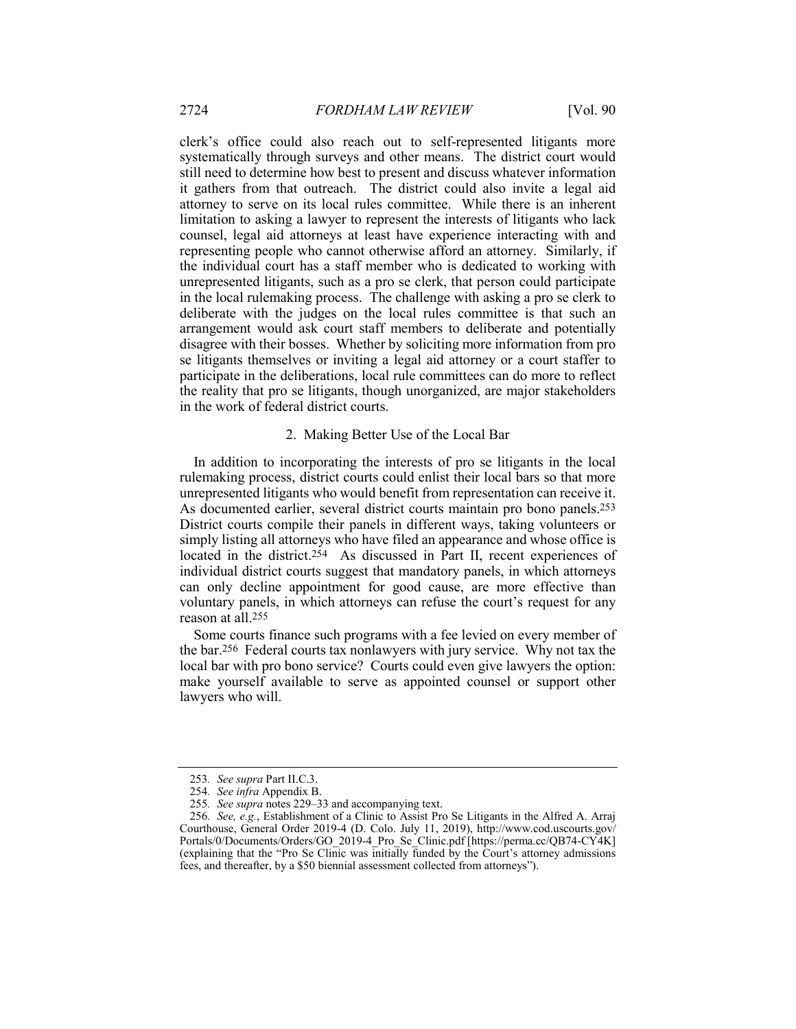clerk's office could also reach out to self-represented litigants more systematically through surveys and other means. The district court would still need to determine how best to present and discuss whatever information it gathers from that outreach. The district could also invite a legal aid attorney to serve on its local rules committee. While there is an inherent limitation to asking a lawyer to represent the interests of litigants who lack counsel, legal aid attorneys at least have experience interacting with and representing people who cannot otherwise afford an attorney. Similarly, if the individual court has a staff member who is dedicated to working with unrepresented litigants, such as a pro se clerk, that person could participate in the local rulemaking process. The challenge with asking a pro se clerk to deliberate with the judges on the local rules committee is that such an arrangement would ask court staff members to deliberate and potentially disagree with their bosses. Whether by soliciting more information from pro se litigants themselves or inviting a legal aid attorney or a court staffer to participate in the deliberations, local rule committees can do more to reflect the reality that pro se litigants, though unorganized, are major stakeholders in the work of federal district courts.

### 2. Making Better Use of the Local Bar

In addition to incorporating the interests of pro se litigants in the local rulemaking process, district courts could enlist their local bars so that more unrepresented litigants who would benefit from representation can receive it. As documented earlier, several district courts maintain pro bono panels.[253] District courts compile their panels in different ways, taking volunteers or simply listing all attorneys who have filed an appearance and whose office is located in the district.[254] As discussed in Part II, recent experiences of individual district courts suggest that mandatory panels, in which attorneys can only decline appointment for good cause, are more effective than voluntary panels, in which attorneys can refuse the court's request for any reason at all.[255]

Some courts finance such programs with a fee levied on every member of the bar.[256] Federal courts tax nonlawyers with jury service. Why not tax the local bar with pro bono service? Courts could even give lawyers the option: make yourself available to serve as appointed counsel or support other lawyers who will.

---

253. *See supra* Part II.C.3.

254. *See infra* Appendix B.

255. *See supra* notes 229–33 and accompanying text.

256. *See, e.g.*, Establishment of a Clinic to Assist Pro Se Litigants in the Alfred A. Arraj Courthouse, General Order 2019-4 (D. Colo. July 11, 2019), http://www.cod.uscourts.gov/Portals/0/Documents/Orders/GO_2019-4_Pro_Se_Clinic.pdf [https://perma.cc/QB74-CY4K] (explaining that the "Pro Se Clinic was initially funded by the Court's attorney admissions fees, and thereafter, by a $50 biennial assessment collected from attorneys").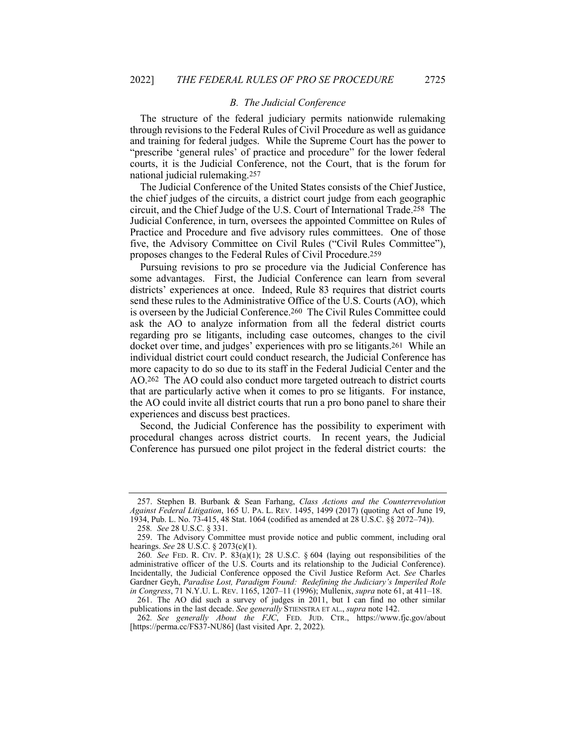### B. The Judicial Conference

The structure of the federal judiciary permits nationwide rulemaking through revisions to the Federal Rules of Civil Procedure as well as guidance and training for federal judges. While the Supreme Court has the power to "prescribe 'general rules' of practice and procedure" for the lower federal courts, it is the Judicial Conference, not the Court, that is the forum for national judicial rulemaking.[257]

The Judicial Conference of the United States consists of the Chief Justice, the chief judges of the circuits, a district court judge from each geographic circuit, and the Chief Judge of the U.S. Court of International Trade.[258] The Judicial Conference, in turn, oversees the appointed Committee on Rules of Practice and Procedure and five advisory rules committees. One of those five, the Advisory Committee on Civil Rules ("Civil Rules Committee"), proposes changes to the Federal Rules of Civil Procedure.[259]

Pursuing revisions to pro se procedure via the Judicial Conference has some advantages. First, the Judicial Conference can learn from several districts' experiences at once. Indeed, Rule 83 requires that district courts send these rules to the Administrative Office of the U.S. Courts (AO), which is overseen by the Judicial Conference.[260] The Civil Rules Committee could ask the AO to analyze information from all the federal district courts regarding pro se litigants, including case outcomes, changes to the civil docket over time, and judges' experiences with pro se litigants.[261] While an individual district court could conduct research, the Judicial Conference has more capacity to do so due to its staff in the Federal Judicial Center and the AO.[262] The AO could also conduct more targeted outreach to district courts that are particularly active when it comes to pro se litigants. For instance, the AO could invite all district courts that run a pro bono panel to share their experiences and discuss best practices.

Second, the Judicial Conference has the possibility to experiment with procedural changes across district courts. In recent years, the Judicial Conference has pursued one pilot project in the federal district courts: the

---

257. Stephen B. Burbank & Sean Farhang, *Class Actions and the Counterrevolution Against Federal Litigation*, 165 U. PA. L. REV. 1495, 1499 (2017) (quoting Act of June 19, 1934, Pub. L. No. 73-415, 48 Stat. 1064 (codified as amended at 28 U.S.C. §§ 2072–74)).

258. *See* 28 U.S.C. § 331.

259. The Advisory Committee must provide notice and public comment, including oral hearings. *See* 28 U.S.C. § 2073(c)(1).

260. *See* FED. R. CIV. P. 83(a)(1); 28 U.S.C. § 604 (laying out responsibilities of the administrative officer of the U.S. Courts and its relationship to the Judicial Conference). Incidentally, the Judicial Conference opposed the Civil Justice Reform Act. *See* Charles Gardner Geyh, *Paradise Lost, Paradigm Found: Redefining the Judiciary's Imperiled Role in Congress*, 71 N.Y.U. L. REV. 1165, 1207–11 (1996); Mullenix, *supra* note 61, at 411–18.

261. The AO did such a survey of judges in 2011, but I can find no other similar publications in the last decade. *See generally* STIENSTRA ET AL., *supra* note 142.

262. *See generally About the FJC*, FED. JUD. CTR., https://www.fjc.gov/about [https://perma.cc/FS37-NU86] (last visited Apr. 2, 2022).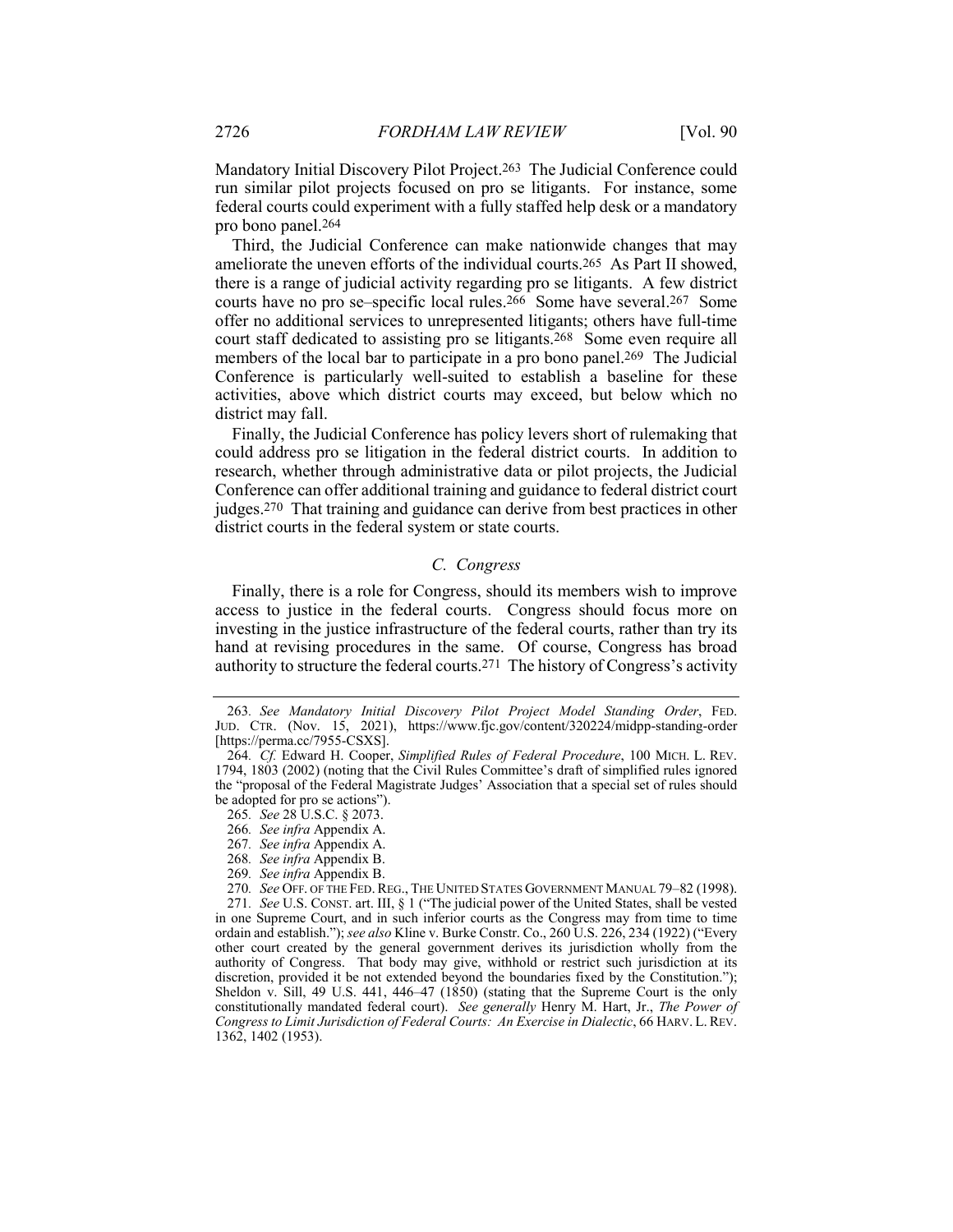Mandatory Initial Discovery Pilot Project.[263] The Judicial Conference could run similar pilot projects focused on pro se litigants. For instance, some federal courts could experiment with a fully staffed help desk or a mandatory pro bono panel.[264]

Third, the Judicial Conference can make nationwide changes that may ameliorate the uneven efforts of the individual courts.[265] As Part II showed, there is a range of judicial activity regarding pro se litigants. A few district courts have no pro se–specific local rules.[266] Some have several.[267] Some offer no additional services to unrepresented litigants; others have full-time court staff dedicated to assisting pro se litigants.[268] Some even require all members of the local bar to participate in a pro bono panel.[269] The Judicial Conference is particularly well-suited to establish a baseline for these activities, above which district courts may exceed, but below which no district may fall.

Finally, the Judicial Conference has policy levers short of rulemaking that could address pro se litigation in the federal district courts. In addition to research, whether through administrative data or pilot projects, the Judicial Conference can offer additional training and guidance to federal district court judges.[270] That training and guidance can derive from best practices in other district courts in the federal system or state courts.

### *C. Congress*

Finally, there is a role for Congress, should its members wish to improve access to justice in the federal courts. Congress should focus more on investing in the justice infrastructure of the federal courts, rather than try its hand at revising procedures in the same. Of course, Congress has broad authority to structure the federal courts.[271] The history of Congress's activity

---

263. *See Mandatory Initial Discovery Pilot Project Model Standing Order*, FED. JUD. CTR. (Nov. 15, 2021), https://www.fjc.gov/content/320224/midpp-standing-order [https://perma.cc/7955-CSXS].

264. *Cf.* Edward H. Cooper, *Simplified Rules of Federal Procedure*, 100 MICH. L. REV. 1794, 1803 (2002) (noting that the Civil Rules Committee's draft of simplified rules ignored the "proposal of the Federal Magistrate Judges' Association that a special set of rules should be adopted for pro se actions").

265. *See* 28 U.S.C. § 2073.

266. *See infra* Appendix A.

267. *See infra* Appendix A.

268. *See infra* Appendix B.

269. *See infra* Appendix B.

270. *See* OFF. OF THE FED. REG., THE UNITED STATES GOVERNMENT MANUAL 79–82 (1998).

271. *See* U.S. CONST. art. III, § 1 ("The judicial power of the United States, shall be vested in one Supreme Court, and in such inferior courts as the Congress may from time to time ordain and establish."); *see also* Kline v. Burke Constr. Co., 260 U.S. 226, 234 (1922) ("Every other court created by the general government derives its jurisdiction wholly from the authority of Congress. That body may give, withhold or restrict such jurisdiction at its discretion, provided it be not extended beyond the boundaries fixed by the Constitution."); Sheldon v. Sill, 49 U.S. 441, 446–47 (1850) (stating that the Supreme Court is the only constitutionally mandated federal court). *See generally* Henry M. Hart, Jr., *The Power of Congress to Limit Jurisdiction of Federal Courts: An Exercise in Dialectic*, 66 HARV. L. REV. 1362, 1402 (1953).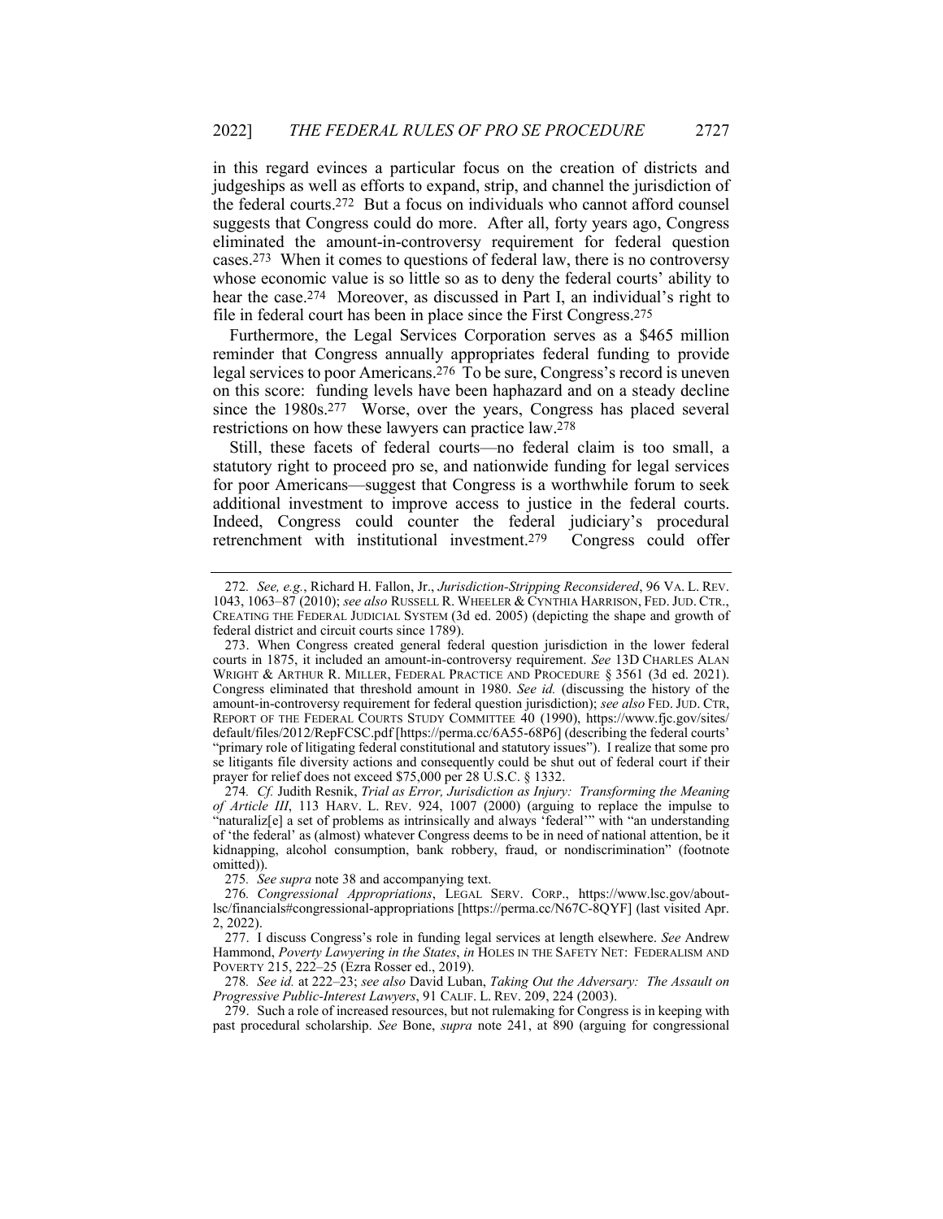in this regard evinces a particular focus on the creation of districts and judgeships as well as efforts to expand, strip, and channel the jurisdiction of the federal courts.[272] But a focus on individuals who cannot afford counsel suggests that Congress could do more. After all, forty years ago, Congress eliminated the amount-in-controversy requirement for federal question cases.[273] When it comes to questions of federal law, there is no controversy whose economic value is so little so as to deny the federal courts' ability to hear the case.[274] Moreover, as discussed in Part I, an individual's right to file in federal court has been in place since the First Congress.[275]

Furthermore, the Legal Services Corporation serves as a $465 million reminder that Congress annually appropriates federal funding to provide legal services to poor Americans.[276] To be sure, Congress's record is uneven on this score: funding levels have been haphazard and on a steady decline since the 1980s.[277] Worse, over the years, Congress has placed several restrictions on how these lawyers can practice law.[278]

Still, these facets of federal courts—no federal claim is too small, a statutory right to proceed pro se, and nationwide funding for legal services for poor Americans—suggest that Congress is a worthwhile forum to seek additional investment to improve access to justice in the federal courts. Indeed, Congress could counter the federal judiciary's procedural retrenchment with institutional investment.[279] Congress could offer

---

272. *See, e.g.*, Richard H. Fallon, Jr., *Jurisdiction-Stripping Reconsidered*, 96 VA. L. REV. 1043, 1063–87 (2010); *see also* RUSSELL R. WHEELER & CYNTHIA HARRISON, FED. JUD. CTR., CREATING THE FEDERAL JUDICIAL SYSTEM (3d ed. 2005) (depicting the shape and growth of federal district and circuit courts since 1789).

273. When Congress created general federal question jurisdiction in the lower federal courts in 1875, it included an amount-in-controversy requirement. *See* 13D CHARLES ALAN WRIGHT & ARTHUR R. MILLER, FEDERAL PRACTICE AND PROCEDURE § 3561 (3d ed. 2021). Congress eliminated that threshold amount in 1980. *See id.* (discussing the history of the amount-in-controversy requirement for federal question jurisdiction); *see also* FED. JUD. CTR, REPORT OF THE FEDERAL COURTS STUDY COMMITTEE 40 (1990), https://www.fjc.gov/sites/default/files/2012/RepFCSC.pdf [https://perma.cc/6A55-68P6] (describing the federal courts' "primary role of litigating federal constitutional and statutory issues"). I realize that some pro se litigants file diversity actions and consequently could be shut out of federal court if their prayer for relief does not exceed $75,000 per 28 U.S.C. § 1332.

274. *Cf.* Judith Resnik, *Trial as Error, Jurisdiction as Injury: Transforming the Meaning of Article III*, 113 HARV. L. REV. 924, 1007 (2000) (arguing to replace the impulse to "naturaliz[e] a set of problems as intrinsically and always 'federal'" with "an understanding of 'the federal' as (almost) whatever Congress deems to be in need of national attention, be it kidnapping, alcohol consumption, bank robbery, fraud, or nondiscrimination" (footnote omitted)).

275. *See supra* note 38 and accompanying text.

276. *Congressional Appropriations*, LEGAL SERV. CORP., https://www.lsc.gov/about-lsc/financials#congressional-appropriations [https://perma.cc/N67C-8QYF] (last visited Apr. 2, 2022).

277. I discuss Congress's role in funding legal services at length elsewhere. *See* Andrew Hammond, *Poverty Lawyering in the States*, *in* HOLES IN THE SAFETY NET: FEDERALISM AND POVERTY 215, 222–25 (Ezra Rosser ed., 2019).

278. *See id.* at 222–23; *see also* David Luban, *Taking Out the Adversary: The Assault on Progressive Public-Interest Lawyers*, 91 CALIF. L. REV. 209, 224 (2003).

279. Such a role of increased resources, but not rulemaking for Congress is in keeping with past procedural scholarship. *See* Bone, *supra* note 241, at 890 (arguing for congressional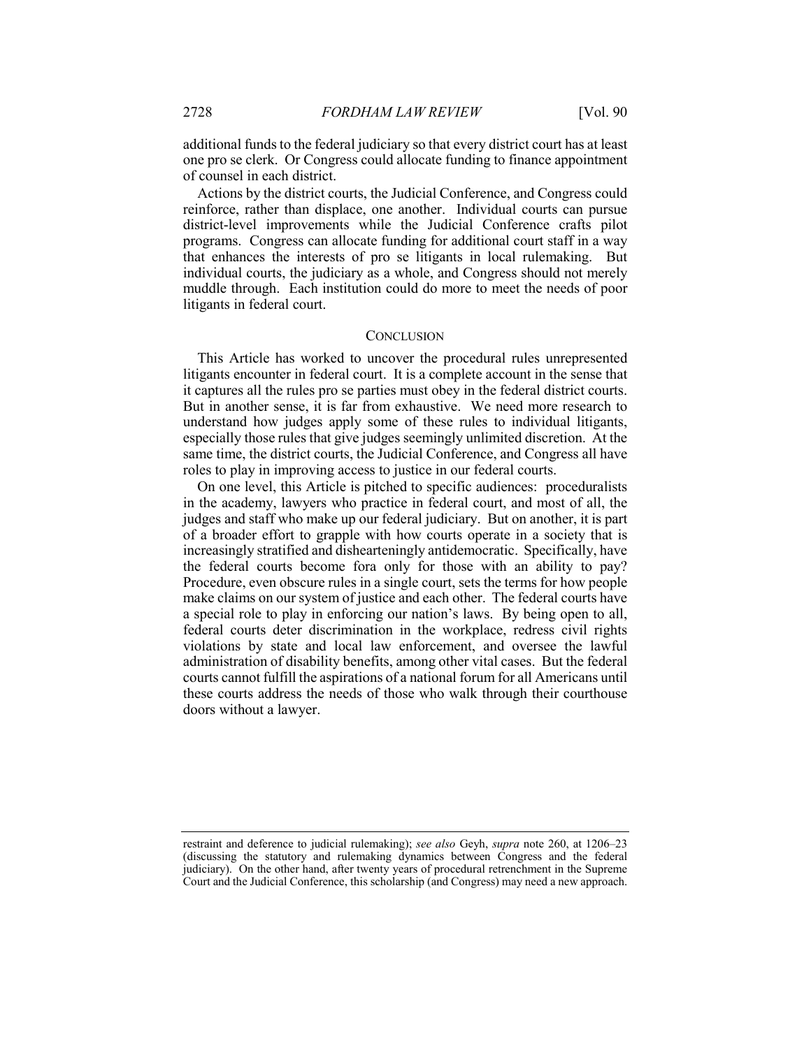additional funds to the federal judiciary so that every district court has at least one pro se clerk. Or Congress could allocate funding to finance appointment of counsel in each district.

Actions by the district courts, the Judicial Conference, and Congress could reinforce, rather than displace, one another. Individual courts can pursue district-level improvements while the Judicial Conference crafts pilot programs. Congress can allocate funding for additional court staff in a way that enhances the interests of pro se litigants in local rulemaking. But individual courts, the judiciary as a whole, and Congress should not merely muddle through. Each institution could do more to meet the needs of poor litigants in federal court.

## CONCLUSION

This Article has worked to uncover the procedural rules unrepresented litigants encounter in federal court. It is a complete account in the sense that it captures all the rules pro se parties must obey in the federal district courts. But in another sense, it is far from exhaustive. We need more research to understand how judges apply some of these rules to individual litigants, especially those rules that give judges seemingly unlimited discretion. At the same time, the district courts, the Judicial Conference, and Congress all have roles to play in improving access to justice in our federal courts.

On one level, this Article is pitched to specific audiences: proceduralists in the academy, lawyers who practice in federal court, and most of all, the judges and staff who make up our federal judiciary. But on another, it is part of a broader effort to grapple with how courts operate in a society that is increasingly stratified and dishearteningly antidemocratic. Specifically, have the federal courts become fora only for those with an ability to pay? Procedure, even obscure rules in a single court, sets the terms for how people make claims on our system of justice and each other. The federal courts have a special role to play in enforcing our nation's laws. By being open to all, federal courts deter discrimination in the workplace, redress civil rights violations by state and local law enforcement, and oversee the lawful administration of disability benefits, among other vital cases. But the federal courts cannot fulfill the aspirations of a national forum for all Americans until these courts address the needs of those who walk through their courthouse doors without a lawyer.

---

restraint and deference to judicial rulemaking); *see also* Geyh, *supra* note 260, at 1206–23 (discussing the statutory and rulemaking dynamics between Congress and the federal judiciary). On the other hand, after twenty years of procedural retrenchment in the Supreme Court and the Judicial Conference, this scholarship (and Congress) may need a new approach.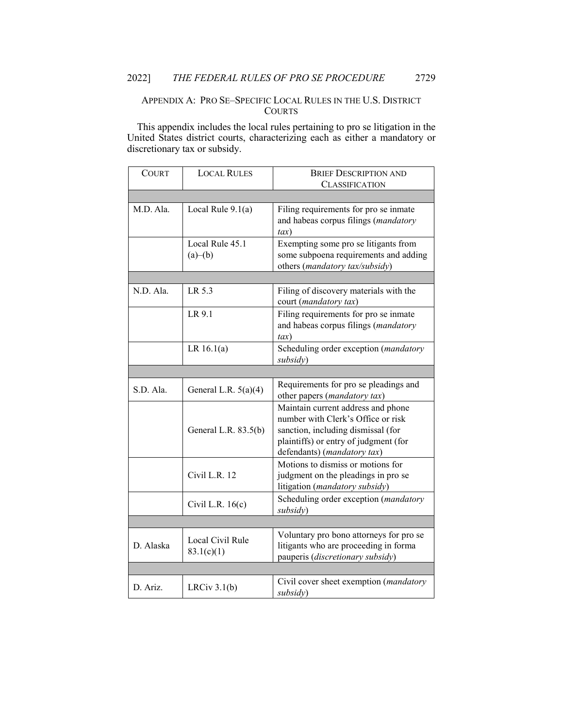## APPENDIX A: PRO SE–SPECIFIC LOCAL RULES IN THE U.S. DISTRICT COURTS

This appendix includes the local rules pertaining to pro se litigation in the United States district courts, characterizing each as either a mandatory or discretionary tax or subsidy.

| COURT | LOCAL RULES | BRIEF DESCRIPTION AND CLASSIFICATION |
|---|---|---|
| | | |
| M.D. Ala. | Local Rule 9.1(a) | Filing requirements for pro se inmate and habeas corpus filings (*mandatory tax*) |
| | Local Rule 45.1 (a)–(b) | Exempting some pro se litigants from some subpoena requirements and adding others (*mandatory tax/subsidy*) |
| | | |
| N.D. Ala. | LR 5.3 | Filing of discovery materials with the court (*mandatory tax*) |
| | LR 9.1 | Filing requirements for pro se inmate and habeas corpus filings (*mandatory tax*) |
| | LR 16.1(a) | Scheduling order exception (*mandatory subsidy*) |
| | | |
| S.D. Ala. | General L.R. 5(a)(4) | Requirements for pro se pleadings and other papers (*mandatory tax*) |
| | General L.R. 83.5(b) | Maintain current address and phone number with Clerk's Office or risk sanction, including dismissal (for plaintiffs) or entry of judgment (for defendants) (*mandatory tax*) |
| | Civil L.R. 12 | Motions to dismiss or motions for judgment on the pleadings in pro se litigation (*mandatory subsidy*) |
| | Civil L.R. 16(c) | Scheduling order exception (*mandatory subsidy*) |
| | | |
| D. Alaska | Local Civil Rule 83.1(c)(1) | Voluntary pro bono attorneys for pro se litigants who are proceeding in forma pauperis (*discretionary subsidy*) |
| | | |
| D. Ariz. | LRCiv 3.1(b) | Civil cover sheet exemption (*mandatory subsidy*) |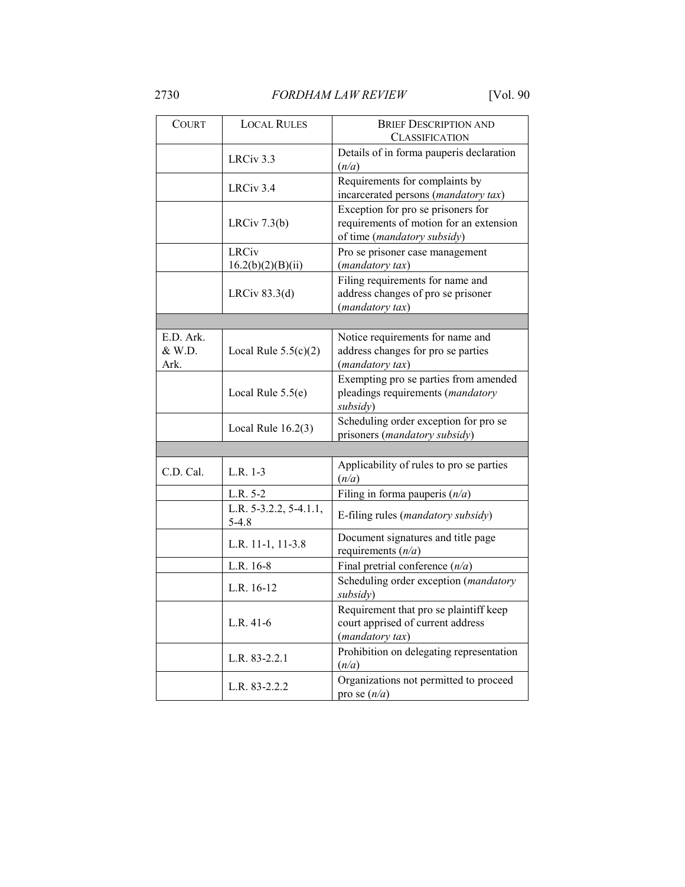| COURT | LOCAL RULES | BRIEF DESCRIPTION AND CLASSIFICATION |
|---|---|---|
| | LRCiv 3.3 | Details of in forma pauperis declaration (*n/a*) |
| | LRCiv 3.4 | Requirements for complaints by incarcerated persons (*mandatory tax*) |
| | LRCiv 7.3(b) | Exception for pro se prisoners for requirements of motion for an extension of time (*mandatory subsidy*) |
| | LRCiv 16.2(b)(2)(B)(ii) | Pro se prisoner case management (*mandatory tax*) |
| | LRCiv 83.3(d) | Filing requirements for name and address changes of pro se prisoner (*mandatory tax*) |
| | | |
| E.D. Ark. & W.D. Ark. | Local Rule 5.5(c)(2) | Notice requirements for name and address changes for pro se parties (*mandatory tax*) |
| | Local Rule 5.5(e) | Exempting pro se parties from amended pleadings requirements (*mandatory subsidy*) |
| | Local Rule 16.2(3) | Scheduling order exception for pro se prisoners (*mandatory subsidy*) |
| | | |
| C.D. Cal. | L.R. 1-3 | Applicability of rules to pro se parties (*n/a*) |
| | L.R. 5-2 | Filing in forma pauperis (*n/a*) |
| | L.R. 5-3.2.2, 5-4.1.1, 5-4.8 | E-filing rules (*mandatory subsidy*) |
| | L.R. 11-1, 11-3.8 | Document signatures and title page requirements (*n/a*) |
| | L.R. 16-8 | Final pretrial conference (*n/a*) |
| | L.R. 16-12 | Scheduling order exception (*mandatory subsidy*) |
| | L.R. 41-6 | Requirement that pro se plaintiff keep court apprised of current address (*mandatory tax*) |
| | L.R. 83-2.2.1 | Prohibition on delegating representation (*n/a*) |
| | L.R. 83-2.2.2 | Organizations not permitted to proceed pro se (*n/a*) |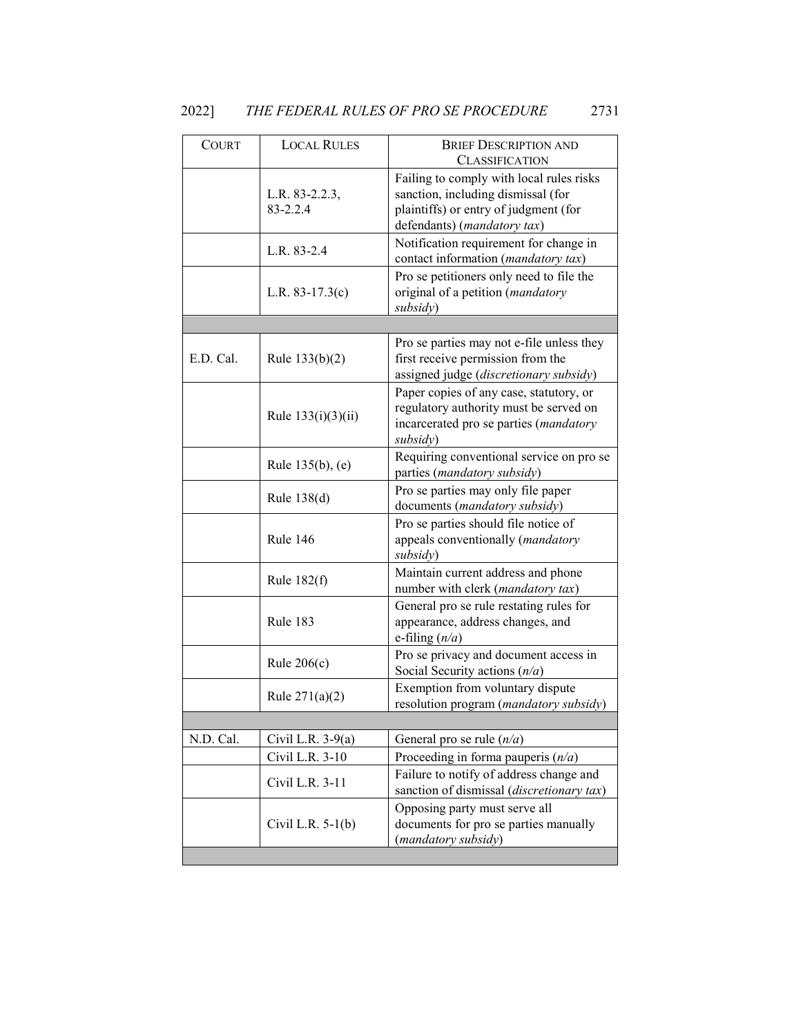| COURT | LOCAL RULES | BRIEF DESCRIPTION AND CLASSIFICATION |
|---|---|---|
| | L.R. 83-2.2.3, 83-2.2.4 | Failing to comply with local rules risks sanction, including dismissal (for plaintiffs) or entry of judgment (for defendants) (*mandatory tax*) |
| | L.R. 83-2.4 | Notification requirement for change in contact information (*mandatory tax*) |
| | L.R. 83-17.3(c) | Pro se petitioners only need to file the original of a petition (*mandatory subsidy*) |
| | | |
| E.D. Cal. | Rule 133(b)(2) | Pro se parties may not e-file unless they first receive permission from the assigned judge (*discretionary subsidy*) |
| | Rule 133(i)(3)(ii) | Paper copies of any case, statutory, or regulatory authority must be served on incarcerated pro se parties (*mandatory subsidy*) |
| | Rule 135(b), (e) | Requiring conventional service on pro se parties (*mandatory subsidy*) |
| | Rule 138(d) | Pro se parties may only file paper documents (*mandatory subsidy*) |
| | Rule 146 | Pro se parties should file notice of appeals conventionally (*mandatory subsidy*) |
| | Rule 182(f) | Maintain current address and phone number with clerk (*mandatory tax*) |
| | Rule 183 | General pro se rule restating rules for appearance, address changes, and e-filing (*n/a*) |
| | Rule 206(c) | Pro se privacy and document access in Social Security actions (*n/a*) |
| | Rule 271(a)(2) | Exemption from voluntary dispute resolution program (*mandatory subsidy*) |
| | | |
| N.D. Cal. | Civil L.R. 3-9(a) | General pro se rule (*n/a*) |
| | Civil L.R. 3-10 | Proceeding in forma pauperis (*n/a*) |
| | Civil L.R. 3-11 | Failure to notify of address change and sanction of dismissal (*discretionary tax*) |
| | Civil L.R. 5-1(b) | Opposing party must serve all documents for pro se parties manually (*mandatory subsidy*) |
| | | |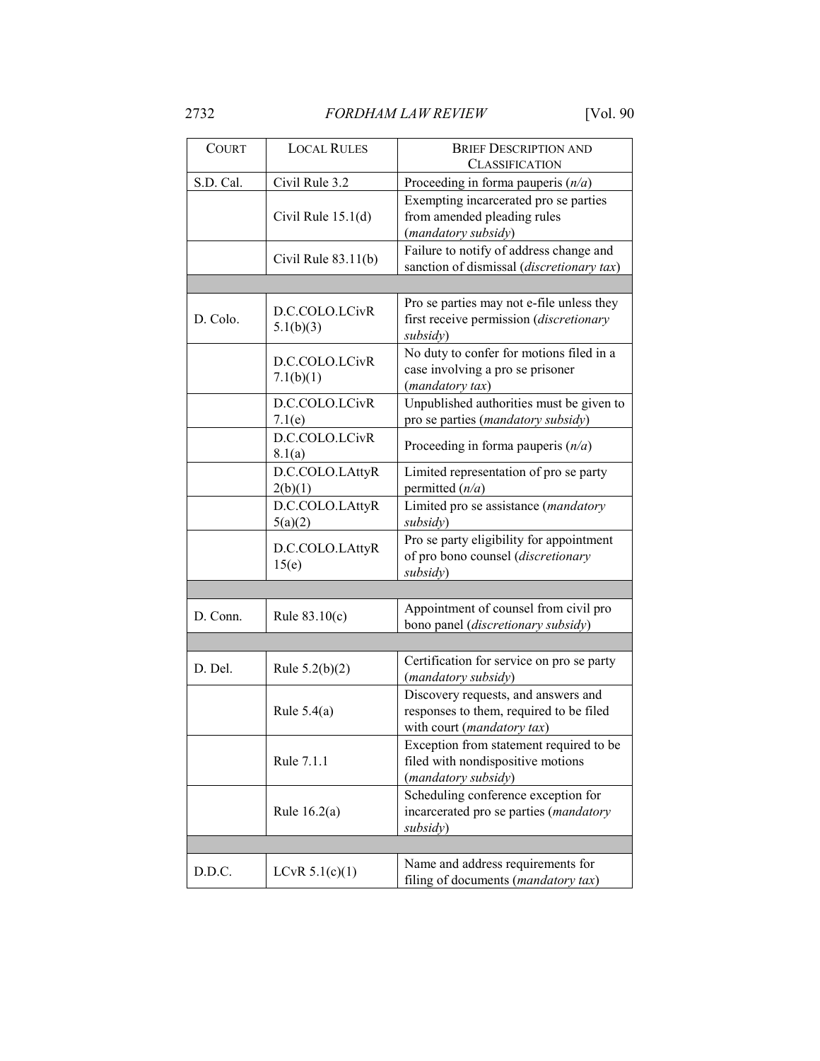| COURT | LOCAL RULES | BRIEF DESCRIPTION AND CLASSIFICATION |
|---|---|---|
| S.D. Cal. | Civil Rule 3.2 | Proceeding in forma pauperis (*n/a*) |
| | Civil Rule 15.1(d) | Exempting incarcerated pro se parties from amended pleading rules (*mandatory subsidy*) |
| | Civil Rule 83.11(b) | Failure to notify of address change and sanction of dismissal (*discretionary tax*) |
| | | |
| D. Colo. | D.C.COLO.LCivR 5.1(b)(3) | Pro se parties may not e-file unless they first receive permission (*discretionary subsidy*) |
| | D.C.COLO.LCivR 7.1(b)(1) | No duty to confer for motions filed in a case involving a pro se prisoner (*mandatory tax*) |
| | D.C.COLO.LCivR 7.1(e) | Unpublished authorities must be given to pro se parties (*mandatory subsidy*) |
| | D.C.COLO.LCivR 8.1(a) | Proceeding in forma pauperis (*n/a*) |
| | D.C.COLO.LAttyR 2(b)(1) | Limited representation of pro se party permitted (*n/a*) |
| | D.C.COLO.LAttyR 5(a)(2) | Limited pro se assistance (*mandatory subsidy*) |
| | D.C.COLO.LAttyR 15(e) | Pro se party eligibility for appointment of pro bono counsel (*discretionary subsidy*) |
| | | |
| D. Conn. | Rule 83.10(c) | Appointment of counsel from civil pro bono panel (*discretionary subsidy*) |
| | | |
| D. Del. | Rule 5.2(b)(2) | Certification for service on pro se party (*mandatory subsidy*) |
| | Rule 5.4(a) | Discovery requests, and answers and responses to them, required to be filed with court (*mandatory tax*) |
| | Rule 7.1.1 | Exception from statement required to be filed with nondispositive motions (*mandatory subsidy*) |
| | Rule 16.2(a) | Scheduling conference exception for incarcerated pro se parties (*mandatory subsidy*) |
| | | |
| D.D.C. | LCvR 5.1(c)(1) | Name and address requirements for filing of documents (*mandatory tax*) |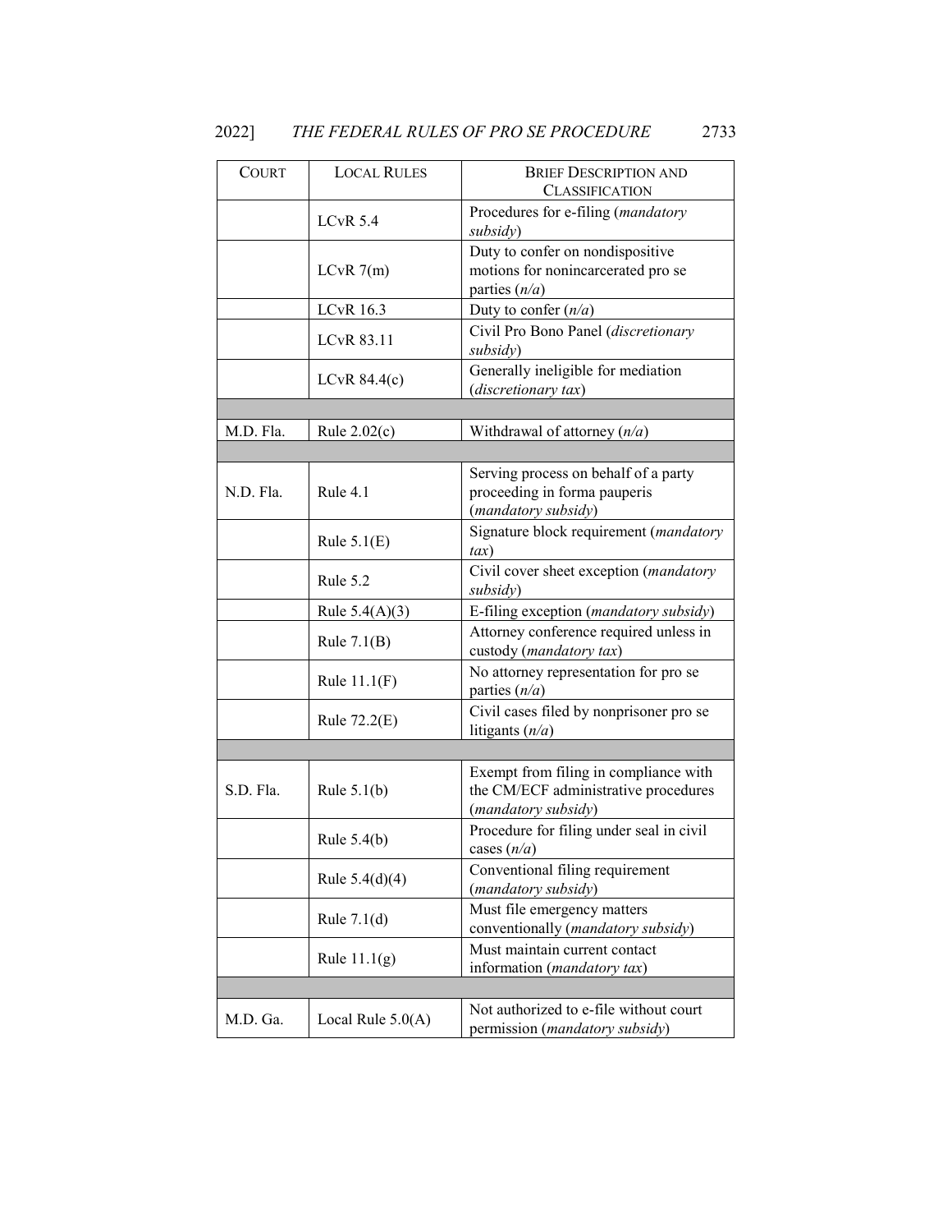| COURT | LOCAL RULES | BRIEF DESCRIPTION AND CLASSIFICATION |
|---|---|---|
| | LCvR 5.4 | Procedures for e-filing (*mandatory subsidy*) |
| | LCvR 7(m) | Duty to confer on nondispositive motions for nonincarcerated pro se parties (*n/a*) |
| | LCvR 16.3 | Duty to confer (*n/a*) |
| | LCvR 83.11 | Civil Pro Bono Panel (*discretionary subsidy*) |
| | LCvR 84.4(c) | Generally ineligible for mediation (*discretionary tax*) |
| | | |
| M.D. Fla. | Rule 2.02(c) | Withdrawal of attorney (*n/a*) |
| | | |
| N.D. Fla. | Rule 4.1 | Serving process on behalf of a party proceeding in forma pauperis (*mandatory subsidy*) |
| | Rule 5.1(E) | Signature block requirement (*mandatory tax*) |
| | Rule 5.2 | Civil cover sheet exception (*mandatory subsidy*) |
| | Rule 5.4(A)(3) | E-filing exception (*mandatory subsidy*) |
| | Rule 7.1(B) | Attorney conference required unless in custody (*mandatory tax*) |
| | Rule 11.1(F) | No attorney representation for pro se parties (*n/a*) |
| | Rule 72.2(E) | Civil cases filed by nonprisoner pro se litigants (*n/a*) |
| | | |
| S.D. Fla. | Rule 5.1(b) | Exempt from filing in compliance with the CM/ECF administrative procedures (*mandatory subsidy*) |
| | Rule 5.4(b) | Procedure for filing under seal in civil cases (*n/a*) |
| | Rule 5.4(d)(4) | Conventional filing requirement (*mandatory subsidy*) |
| | Rule 7.1(d) | Must file emergency matters conventionally (*mandatory subsidy*) |
| | Rule 11.1(g) | Must maintain current contact information (*mandatory tax*) |
| | | |
| M.D. Ga. | Local Rule 5.0(A) | Not authorized to e-file without court permission (*mandatory subsidy*) |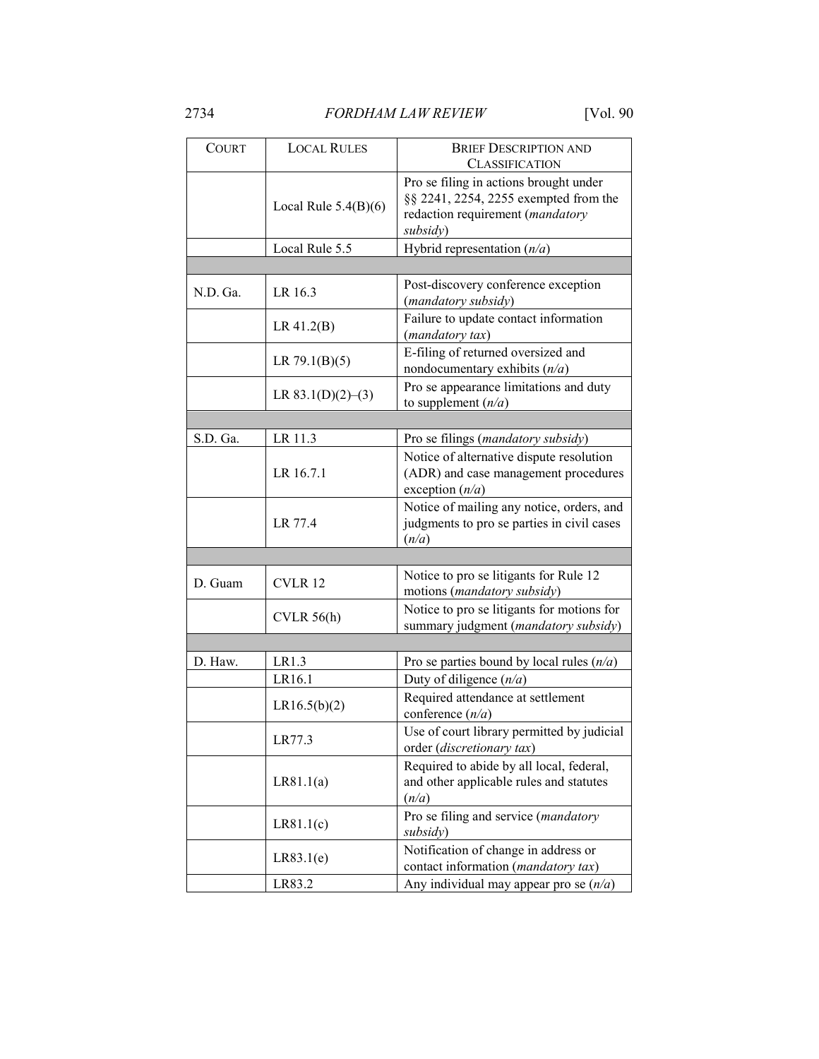| Court | Local Rules | Brief Description and Classification |
|---|---|---|
| | Local Rule 5.4(B)(6) | Pro se filing in actions brought under §§ 2241, 2254, 2255 exempted from the redaction requirement (*mandatory subsidy*) |
| | Local Rule 5.5 | Hybrid representation (*n/a*) |
| | | |
| N.D. Ga. | LR 16.3 | Post-discovery conference exception (*mandatory subsidy*) |
| | LR 41.2(B) | Failure to update contact information (*mandatory tax*) |
| | LR 79.1(B)(5) | E-filing of returned oversized and nondocumentary exhibits (*n/a*) |
| | LR 83.1(D)(2)–(3) | Pro se appearance limitations and duty to supplement (*n/a*) |
| | | |
| S.D. Ga. | LR 11.3 | Pro se filings (*mandatory subsidy*) |
| | LR 16.7.1 | Notice of alternative dispute resolution (ADR) and case management procedures exception (*n/a*) |
| | LR 77.4 | Notice of mailing any notice, orders, and judgments to pro se parties in civil cases (*n/a*) |
| | | |
| D. Guam | CVLR 12 | Notice to pro se litigants for Rule 12 motions (*mandatory subsidy*) |
| | CVLR 56(h) | Notice to pro se litigants for motions for summary judgment (*mandatory subsidy*) |
| | | |
| D. Haw. | LR1.3 | Pro se parties bound by local rules (*n/a*) |
| | LR16.1 | Duty of diligence (*n/a*) |
| | LR16.5(b)(2) | Required attendance at settlement conference (*n/a*) |
| | LR77.3 | Use of court library permitted by judicial order (*discretionary tax*) |
| | LR81.1(a) | Required to abide by all local, federal, and other applicable rules and statutes (*n/a*) |
| | LR81.1(c) | Pro se filing and service (*mandatory subsidy*) |
| | LR83.1(e) | Notification of change in address or contact information (*mandatory tax*) |
| | LR83.2 | Any individual may appear pro se (*n/a*) |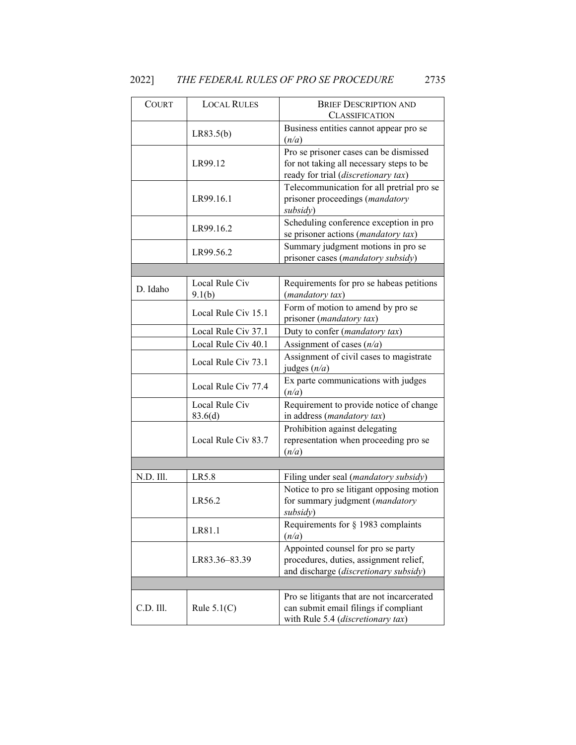| COURT | LOCAL RULES | BRIEF DESCRIPTION AND CLASSIFICATION |
|---|---|---|
| | LR83.5(b) | Business entities cannot appear pro se (*n/a*) |
| | LR99.12 | Pro se prisoner cases can be dismissed for not taking all necessary steps to be ready for trial (*discretionary tax*) |
| | LR99.16.1 | Telecommunication for all pretrial pro se prisoner proceedings (*mandatory subsidy*) |
| | LR99.16.2 | Scheduling conference exception in pro se prisoner actions (*mandatory tax*) |
| | LR99.56.2 | Summary judgment motions in pro se prisoner cases (*mandatory subsidy*) |
| | | |
| D. Idaho | Local Rule Civ 9.1(b) | Requirements for pro se habeas petitions (*mandatory tax*) |
| | Local Rule Civ 15.1 | Form of motion to amend by pro se prisoner (*mandatory tax*) |
| | Local Rule Civ 37.1 | Duty to confer (*mandatory tax*) |
| | Local Rule Civ 40.1 | Assignment of cases (*n/a*) |
| | Local Rule Civ 73.1 | Assignment of civil cases to magistrate judges (*n/a*) |
| | Local Rule Civ 77.4 | Ex parte communications with judges (*n/a*) |
| | Local Rule Civ 83.6(d) | Requirement to provide notice of change in address (*mandatory tax*) |
| | Local Rule Civ 83.7 | Prohibition against delegating representation when proceeding pro se (*n/a*) |
| | | |
| N.D. Ill. | LR5.8 | Filing under seal (*mandatory subsidy*) |
| | LR56.2 | Notice to pro se litigant opposing motion for summary judgment (*mandatory subsidy*) |
| | LR81.1 | Requirements for § 1983 complaints (*n/a*) |
| | LR83.36–83.39 | Appointed counsel for pro se party procedures, duties, assignment relief, and discharge (*discretionary subsidy*) |
| | | |
| C.D. Ill. | Rule 5.1(C) | Pro se litigants that are not incarcerated can submit email filings if compliant with Rule 5.4 (*discretionary tax*) |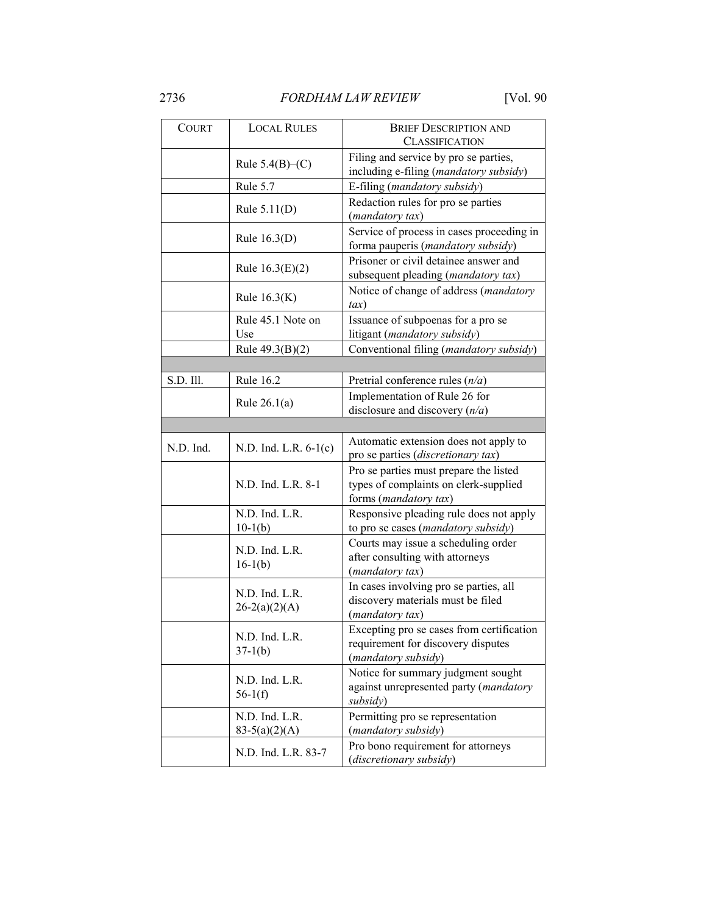| COURT | LOCAL RULES | BRIEF DESCRIPTION AND CLASSIFICATION |
|---|---|---|
| | Rule 5.4(B)–(C) | Filing and service by pro se parties, including e-filing (*mandatory subsidy*) |
| | Rule 5.7 | E-filing (*mandatory subsidy*) |
| | Rule 5.11(D) | Redaction rules for pro se parties (*mandatory tax*) |
| | Rule 16.3(D) | Service of process in cases proceeding in forma pauperis (*mandatory subsidy*) |
| | Rule 16.3(E)(2) | Prisoner or civil detainee answer and subsequent pleading (*mandatory tax*) |
| | Rule 16.3(K) | Notice of change of address (*mandatory tax*) |
| | Rule 45.1 Note on Use | Issuance of subpoenas for a pro se litigant (*mandatory subsidy*) |
| | Rule 49.3(B)(2) | Conventional filing (*mandatory subsidy*) |
| | | |
| S.D. Ill. | Rule 16.2 | Pretrial conference rules (*n/a*) |
| | Rule 26.1(a) | Implementation of Rule 26 for disclosure and discovery (*n/a*) |
| | | |
| N.D. Ind. | N.D. Ind. L.R. 6-1(c) | Automatic extension does not apply to pro se parties (*discretionary tax*) |
| | N.D. Ind. L.R. 8-1 | Pro se parties must prepare the listed types of complaints on clerk-supplied forms (*mandatory tax*) |
| | N.D. Ind. L.R. 10-1(b) | Responsive pleading rule does not apply to pro se cases (*mandatory subsidy*) |
| | N.D. Ind. L.R. 16-1(b) | Courts may issue a scheduling order after consulting with attorneys (*mandatory tax*) |
| | N.D. Ind. L.R. 26-2(a)(2)(A) | In cases involving pro se parties, all discovery materials must be filed (*mandatory tax*) |
| | N.D. Ind. L.R. 37-1(b) | Excepting pro se cases from certification requirement for discovery disputes (*mandatory subsidy*) |
| | N.D. Ind. L.R. 56-1(f) | Notice for summary judgment sought against unrepresented party (*mandatory subsidy*) |
| | N.D. Ind. L.R. 83-5(a)(2)(A) | Permitting pro se representation (*mandatory subsidy*) |
| | N.D. Ind. L.R. 83-7 | Pro bono requirement for attorneys (*discretionary subsidy*) |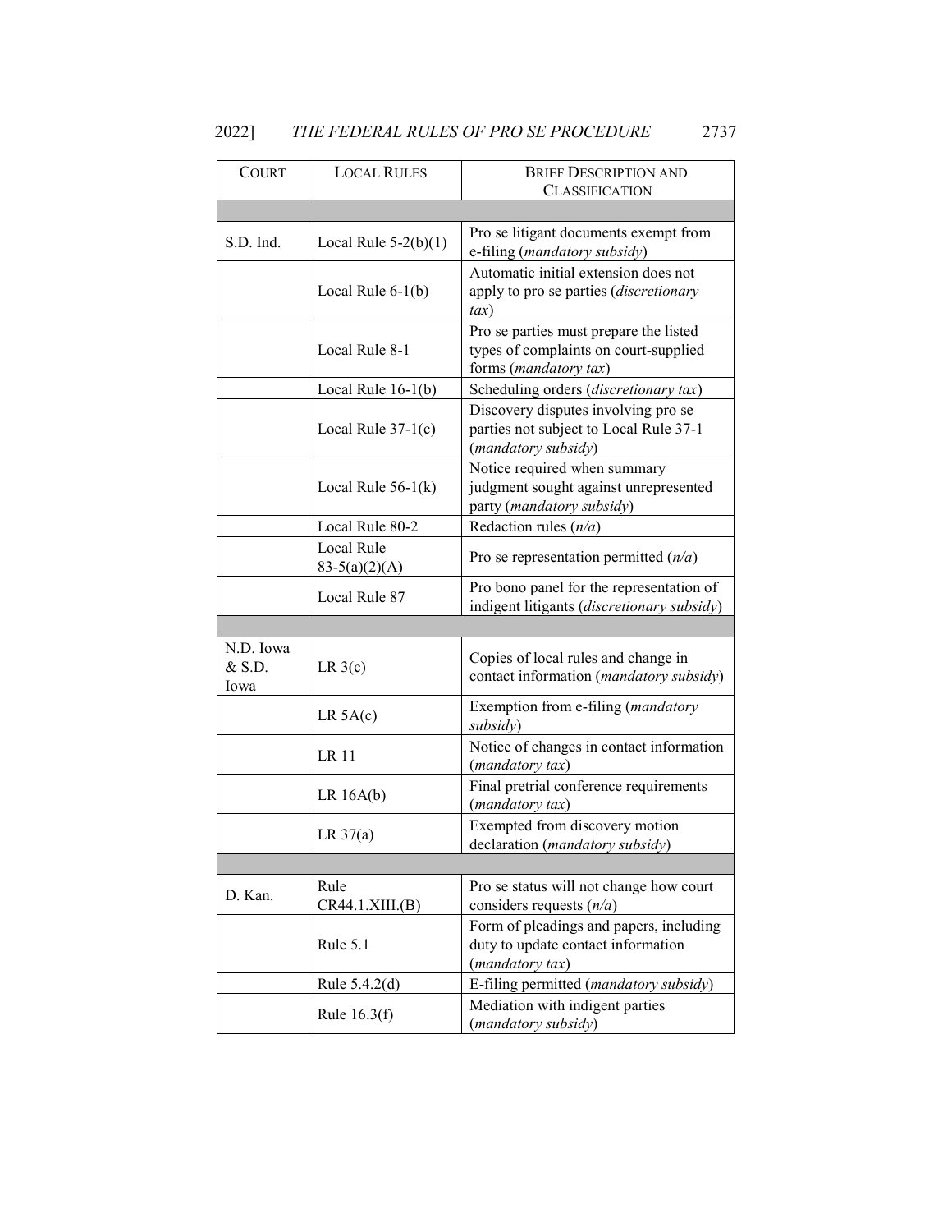| COURT | LOCAL RULES | BRIEF DESCRIPTION AND CLASSIFICATION |
|---|---|---|
| | | |
| S.D. Ind. | Local Rule 5-2(b)(1) | Pro se litigant documents exempt from e-filing (*mandatory subsidy*) |
| | Local Rule 6-1(b) | Automatic initial extension does not apply to pro se parties (*discretionary tax*) |
| | Local Rule 8-1 | Pro se parties must prepare the listed types of complaints on court-supplied forms (*mandatory tax*) |
| | Local Rule 16-1(b) | Scheduling orders (*discretionary tax*) |
| | Local Rule 37-1(c) | Discovery disputes involving pro se parties not subject to Local Rule 37-1 (*mandatory subsidy*) |
| | Local Rule 56-1(k) | Notice required when summary judgment sought against unrepresented party (*mandatory subsidy*) |
| | Local Rule 80-2 | Redaction rules (*n/a*) |
| | Local Rule 83-5(a)(2)(A) | Pro se representation permitted (*n/a*) |
| | Local Rule 87 | Pro bono panel for the representation of indigent litigants (*discretionary subsidy*) |
| | | |
| N.D. Iowa & S.D. Iowa | LR 3(c) | Copies of local rules and change in contact information (*mandatory subsidy*) |
| | LR 5A(c) | Exemption from e-filing (*mandatory subsidy*) |
| | LR 11 | Notice of changes in contact information (*mandatory tax*) |
| | LR 16A(b) | Final pretrial conference requirements (*mandatory tax*) |
| | LR 37(a) | Exempted from discovery motion declaration (*mandatory subsidy*) |
| | | |
| D. Kan. | Rule CR44.1.XIII.(B) | Pro se status will not change how court considers requests (*n/a*) |
| | Rule 5.1 | Form of pleadings and papers, including duty to update contact information (*mandatory tax*) |
| | Rule 5.4.2(d) | E-filing permitted (*mandatory subsidy*) |
| | Rule 16.3(f) | Mediation with indigent parties (*mandatory subsidy*) |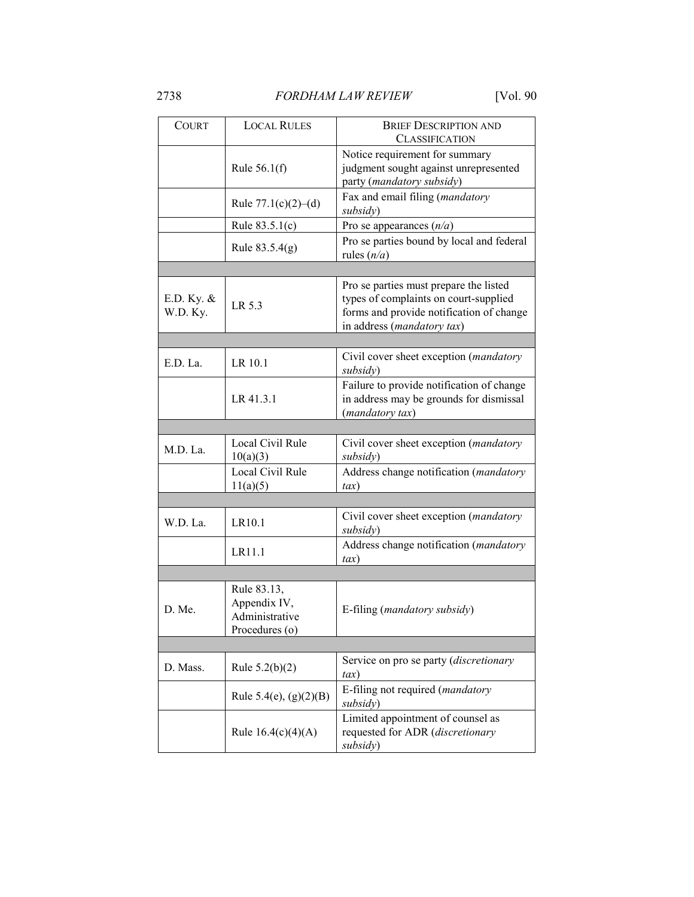| COURT | LOCAL RULES | BRIEF DESCRIPTION AND CLASSIFICATION |
| --- | --- | --- |
| | Rule 56.1(f) | Notice requirement for summary judgment sought against unrepresented party (*mandatory subsidy*) |
| | Rule 77.1(c)(2)–(d) | Fax and email filing (*mandatory subsidy*) |
| | Rule 83.5.1(c) | Pro se appearances (*n/a*) |
| | Rule 83.5.4(g) | Pro se parties bound by local and federal rules (*n/a*) |
| | | |
| E.D. Ky. & W.D. Ky. | LR 5.3 | Pro se parties must prepare the listed types of complaints on court-supplied forms and provide notification of change in address (*mandatory tax*) |
| | | |
| E.D. La. | LR 10.1 | Civil cover sheet exception (*mandatory subsidy*) |
| | LR 41.3.1 | Failure to provide notification of change in address may be grounds for dismissal (*mandatory tax*) |
| | | |
| M.D. La. | Local Civil Rule 10(a)(3) | Civil cover sheet exception (*mandatory subsidy*) |
| | Local Civil Rule 11(a)(5) | Address change notification (*mandatory tax*) |
| | | |
| W.D. La. | LR10.1 | Civil cover sheet exception (*mandatory subsidy*) |
| | LR11.1 | Address change notification (*mandatory tax*) |
| | | |
| D. Me. | Rule 83.13, Appendix IV, Administrative Procedures (o) | E-filing (*mandatory subsidy*) |
| | | |
| D. Mass. | Rule 5.2(b)(2) | Service on pro se party (*discretionary tax*) |
| | Rule 5.4(e), (g)(2)(B) | E-filing not required (*mandatory subsidy*) |
| | Rule 16.4(c)(4)(A) | Limited appointment of counsel as requested for ADR (*discretionary subsidy*) |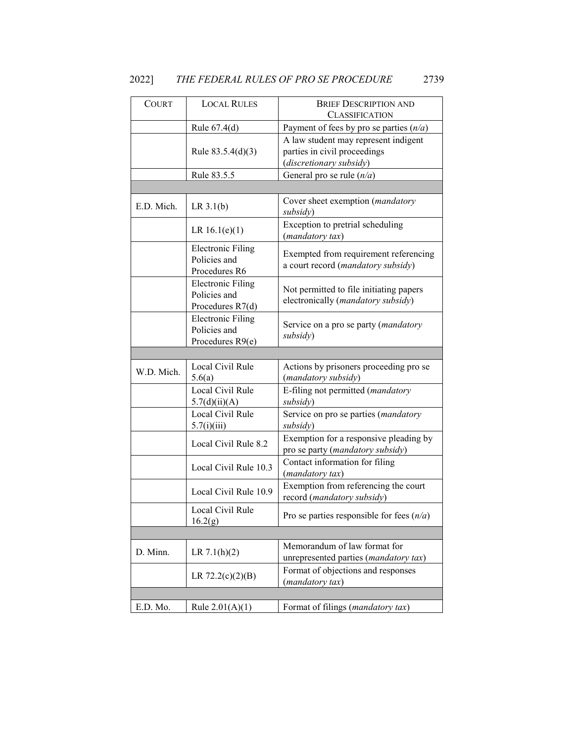| COURT | LOCAL RULES | BRIEF DESCRIPTION AND CLASSIFICATION |
|---|---|---|
| | Rule 67.4(d) | Payment of fees by pro se parties (*n/a*) |
| | Rule 83.5.4(d)(3) | A law student may represent indigent parties in civil proceedings (*discretionary subsidy*) |
| | Rule 83.5.5 | General pro se rule (*n/a*) |
| | | |
| E.D. Mich. | LR 3.1(b) | Cover sheet exemption (*mandatory subsidy*) |
| | LR 16.1(e)(1) | Exception to pretrial scheduling (*mandatory tax*) |
| | Electronic Filing Policies and Procedures R6 | Exempted from requirement referencing a court record (*mandatory subsidy*) |
| | Electronic Filing Policies and Procedures R7(d) | Not permitted to file initiating papers electronically (*mandatory subsidy*) |
| | Electronic Filing Policies and Procedures R9(e) | Service on a pro se party (*mandatory subsidy*) |
| | | |
| W.D. Mich. | Local Civil Rule 5.6(a) | Actions by prisoners proceeding pro se (*mandatory subsidy*) |
| | Local Civil Rule 5.7(d)(ii)(A) | E-filing not permitted (*mandatory subsidy*) |
| | Local Civil Rule 5.7(i)(iii) | Service on pro se parties (*mandatory subsidy*) |
| | Local Civil Rule 8.2 | Exemption for a responsive pleading by pro se party (*mandatory subsidy*) |
| | Local Civil Rule 10.3 | Contact information for filing (*mandatory tax*) |
| | Local Civil Rule 10.9 | Exemption from referencing the court record (*mandatory subsidy*) |
| | Local Civil Rule 16.2(g) | Pro se parties responsible for fees (*n/a*) |
| | | |
| D. Minn. | LR 7.1(h)(2) | Memorandum of law format for unrepresented parties (*mandatory tax*) |
| | LR 72.2(c)(2)(B) | Format of objections and responses (*mandatory tax*) |
| | | |
| E.D. Mo. | Rule 2.01(A)(1) | Format of filings (*mandatory tax*) |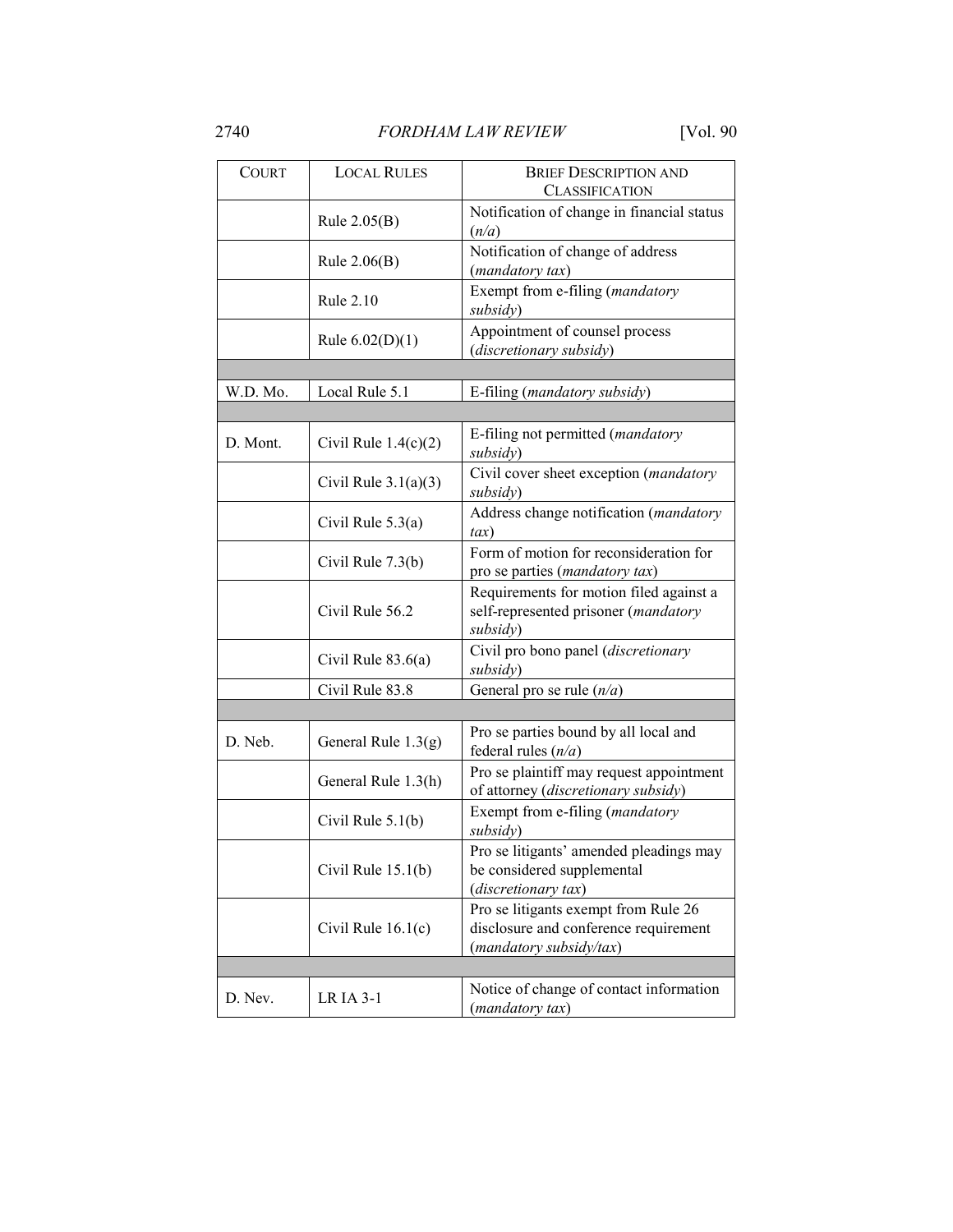| COURT | LOCAL RULES | BRIEF DESCRIPTION AND CLASSIFICATION |
|---|---|---|
| | Rule 2.05(B) | Notification of change in financial status (*n/a*) |
| | Rule 2.06(B) | Notification of change of address (*mandatory tax*) |
| | Rule 2.10 | Exempt from e-filing (*mandatory subsidy*) |
| | Rule 6.02(D)(1) | Appointment of counsel process (*discretionary subsidy*) |
| | | |
| W.D. Mo. | Local Rule 5.1 | E-filing (*mandatory subsidy*) |
| | | |
| D. Mont. | Civil Rule 1.4(c)(2) | E-filing not permitted (*mandatory subsidy*) |
| | Civil Rule 3.1(a)(3) | Civil cover sheet exception (*mandatory subsidy*) |
| | Civil Rule 5.3(a) | Address change notification (*mandatory tax*) |
| | Civil Rule 7.3(b) | Form of motion for reconsideration for pro se parties (*mandatory tax*) |
| | Civil Rule 56.2 | Requirements for motion filed against a self-represented prisoner (*mandatory subsidy*) |
| | Civil Rule 83.6(a) | Civil pro bono panel (*discretionary subsidy*) |
| | Civil Rule 83.8 | General pro se rule (*n/a*) |
| | | |
| D. Neb. | General Rule 1.3(g) | Pro se parties bound by all local and federal rules (*n/a*) |
| | General Rule 1.3(h) | Pro se plaintiff may request appointment of attorney (*discretionary subsidy*) |
| | Civil Rule 5.1(b) | Exempt from e-filing (*mandatory subsidy*) |
| | Civil Rule 15.1(b) | Pro se litigants' amended pleadings may be considered supplemental (*discretionary tax*) |
| | Civil Rule 16.1(c) | Pro se litigants exempt from Rule 26 disclosure and conference requirement (*mandatory subsidy/tax*) |
| | | |
| D. Nev. | LR IA 3-1 | Notice of change of contact information (*mandatory tax*) |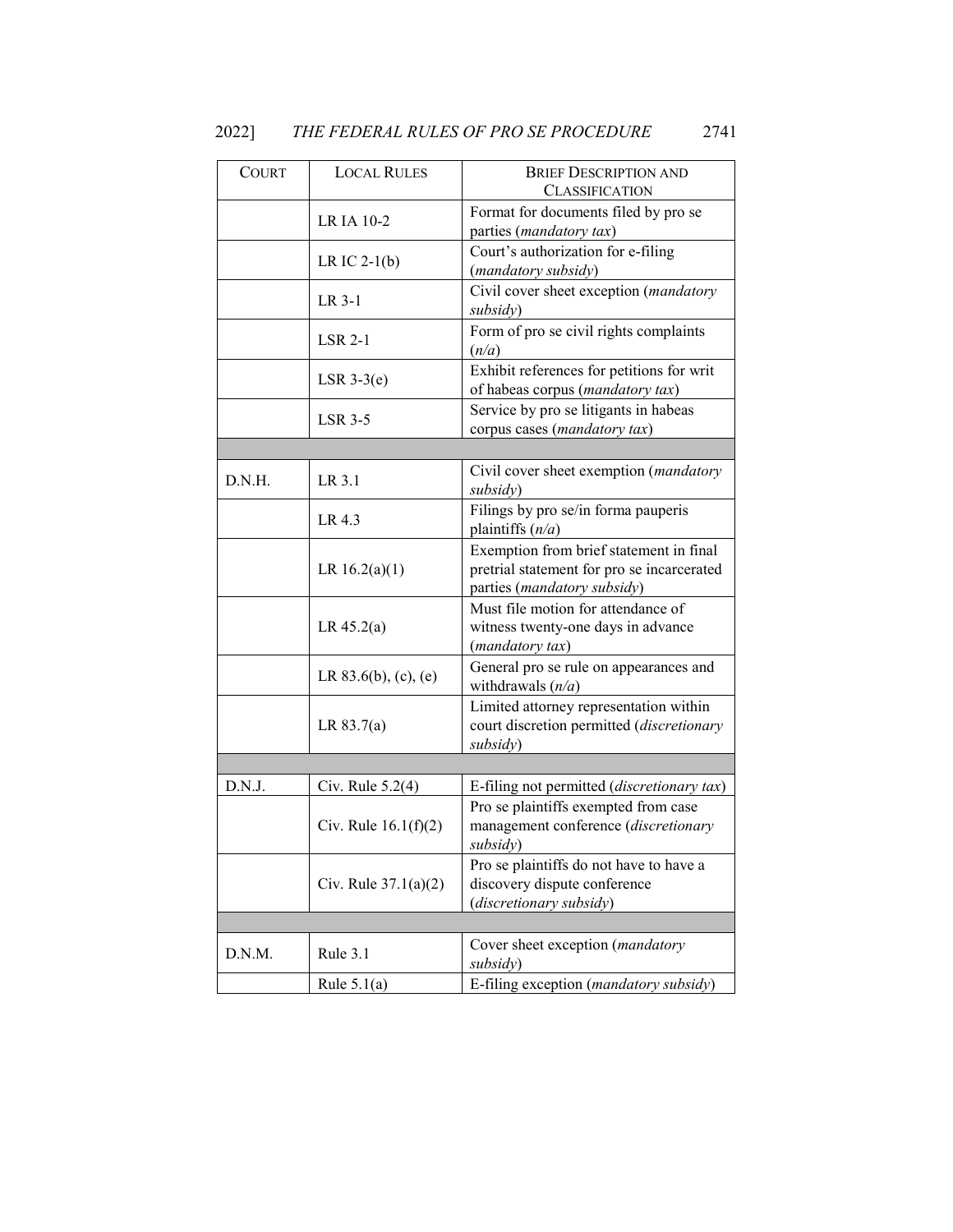| COURT | LOCAL RULES | BRIEF DESCRIPTION AND CLASSIFICATION |
|---|---|---|
| | LR IA 10-2 | Format for documents filed by pro se parties (*mandatory tax*) |
| | LR IC 2-1(b) | Court's authorization for e-filing (*mandatory subsidy*) |
| | LR 3-1 | Civil cover sheet exception (*mandatory subsidy*) |
| | LSR 2-1 | Form of pro se civil rights complaints (*n/a*) |
| | LSR 3-3(e) | Exhibit references for petitions for writ of habeas corpus (*mandatory tax*) |
| | LSR 3-5 | Service by pro se litigants in habeas corpus cases (*mandatory tax*) |
| | | |
| D.N.H. | LR 3.1 | Civil cover sheet exemption (*mandatory subsidy*) |
| | LR 4.3 | Filings by pro se/in forma pauperis plaintiffs (*n/a*) |
| | LR 16.2(a)(1) | Exemption from brief statement in final pretrial statement for pro se incarcerated parties (*mandatory subsidy*) |
| | LR 45.2(a) | Must file motion for attendance of witness twenty-one days in advance (*mandatory tax*) |
| | LR 83.6(b), (c), (e) | General pro se rule on appearances and withdrawals (*n/a*) |
| | LR 83.7(a) | Limited attorney representation within court discretion permitted (*discretionary subsidy*) |
| | | |
| D.N.J. | Civ. Rule 5.2(4) | E-filing not permitted (*discretionary tax*) |
| | Civ. Rule 16.1(f)(2) | Pro se plaintiffs exempted from case management conference (*discretionary subsidy*) |
| | Civ. Rule 37.1(a)(2) | Pro se plaintiffs do not have to have a discovery dispute conference (*discretionary subsidy*) |
| | | |
| D.N.M. | Rule 3.1 | Cover sheet exception (*mandatory subsidy*) |
| | Rule 5.1(a) | E-filing exception (*mandatory subsidy*) |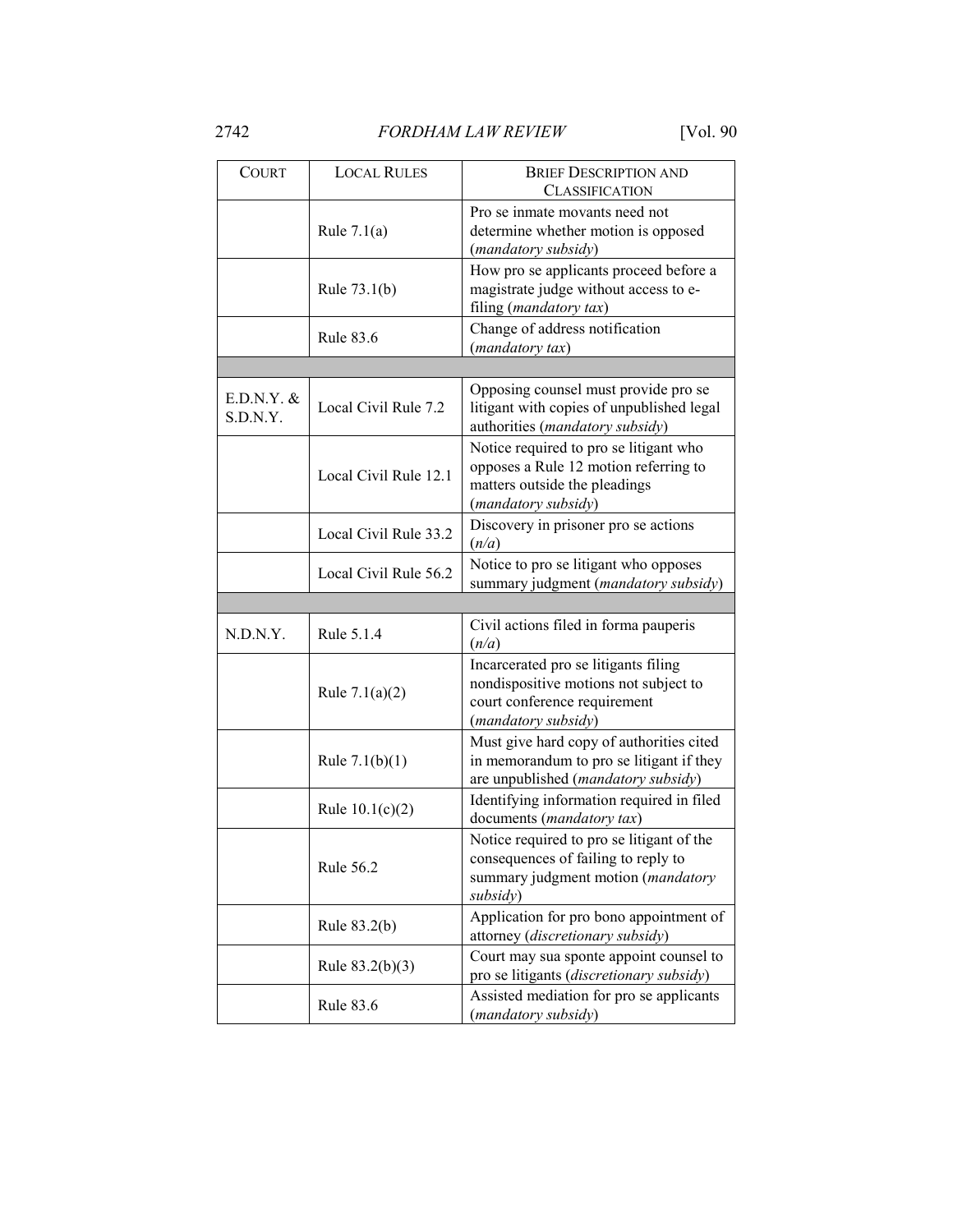| COURT | LOCAL RULES | BRIEF DESCRIPTION AND CLASSIFICATION |
|---|---|---|
| | Rule 7.1(a) | Pro se inmate movants need not determine whether motion is opposed (*mandatory subsidy*) |
| | Rule 73.1(b) | How pro se applicants proceed before a magistrate judge without access to e-filing (*mandatory tax*) |
| | Rule 83.6 | Change of address notification (*mandatory tax*) |
| | | |
| E.D.N.Y. & S.D.N.Y. | Local Civil Rule 7.2 | Opposing counsel must provide pro se litigant with copies of unpublished legal authorities (*mandatory subsidy*) |
| | Local Civil Rule 12.1 | Notice required to pro se litigant who opposes a Rule 12 motion referring to matters outside the pleadings (*mandatory subsidy*) |
| | Local Civil Rule 33.2 | Discovery in prisoner pro se actions (*n/a*) |
| | Local Civil Rule 56.2 | Notice to pro se litigant who opposes summary judgment (*mandatory subsidy*) |
| | | |
| N.D.N.Y. | Rule 5.1.4 | Civil actions filed in forma pauperis (*n/a*) |
| | Rule 7.1(a)(2) | Incarcerated pro se litigants filing nondispositive motions not subject to court conference requirement (*mandatory subsidy*) |
| | Rule 7.1(b)(1) | Must give hard copy of authorities cited in memorandum to pro se litigant if they are unpublished (*mandatory subsidy*) |
| | Rule 10.1(c)(2) | Identifying information required in filed documents (*mandatory tax*) |
| | Rule 56.2 | Notice required to pro se litigant of the consequences of failing to reply to summary judgment motion (*mandatory subsidy*) |
| | Rule 83.2(b) | Application for pro bono appointment of attorney (*discretionary subsidy*) |
| | Rule 83.2(b)(3) | Court may sua sponte appoint counsel to pro se litigants (*discretionary subsidy*) |
| | Rule 83.6 | Assisted mediation for pro se applicants (*mandatory subsidy*) |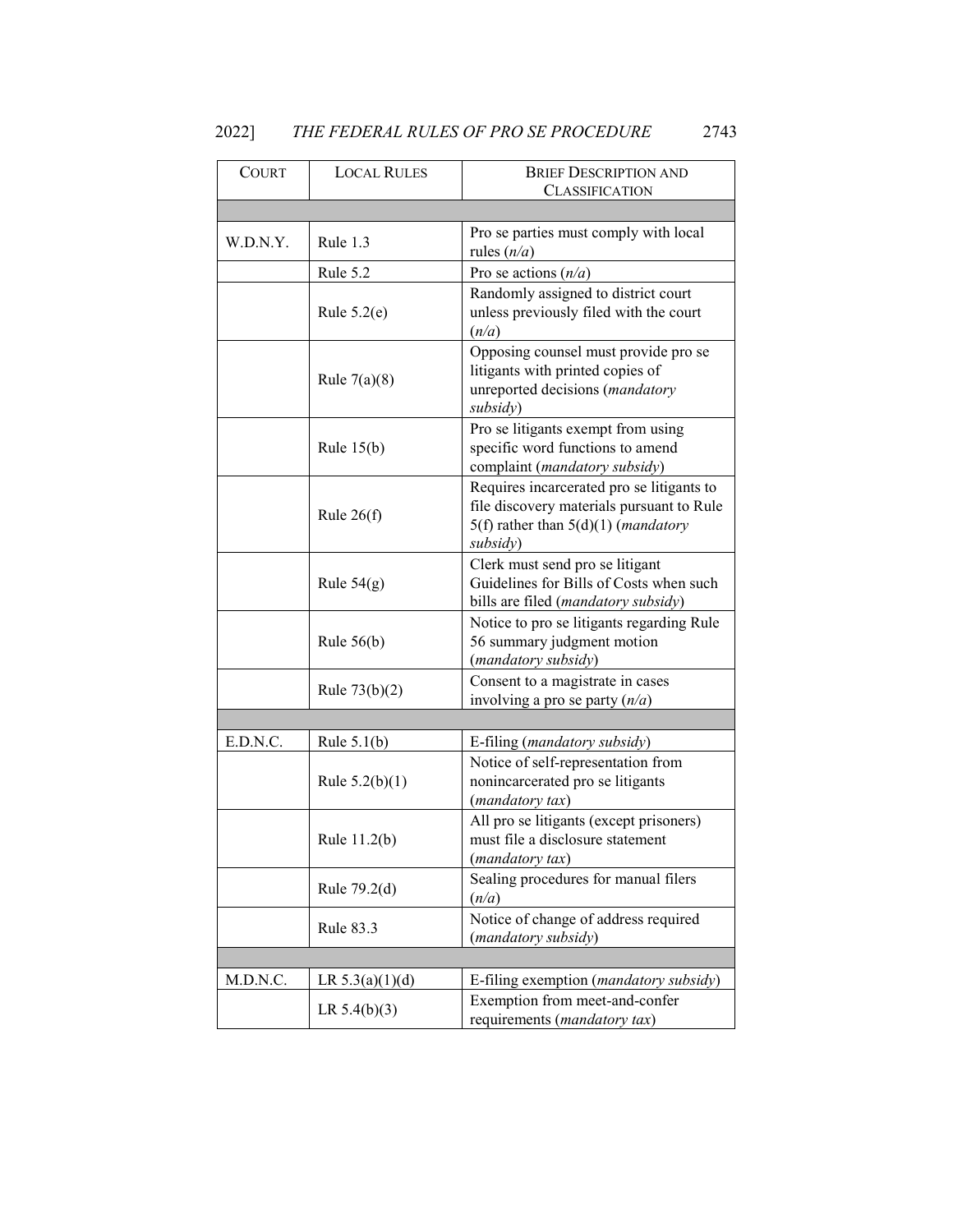| COURT | LOCAL RULES | BRIEF DESCRIPTION AND CLASSIFICATION |
|---|---|---|
| | | |
| W.D.N.Y. | Rule 1.3 | Pro se parties must comply with local rules (*n/a*) |
| | Rule 5.2 | Pro se actions (*n/a*) |
| | Rule 5.2(e) | Randomly assigned to district court unless previously filed with the court (*n/a*) |
| | Rule 7(a)(8) | Opposing counsel must provide pro se litigants with printed copies of unreported decisions (*mandatory subsidy*) |
| | Rule 15(b) | Pro se litigants exempt from using specific word functions to amend complaint (*mandatory subsidy*) |
| | Rule 26(f) | Requires incarcerated pro se litigants to file discovery materials pursuant to Rule 5(f) rather than 5(d)(1) (*mandatory subsidy*) |
| | Rule 54(g) | Clerk must send pro se litigant Guidelines for Bills of Costs when such bills are filed (*mandatory subsidy*) |
| | Rule 56(b) | Notice to pro se litigants regarding Rule 56 summary judgment motion (*mandatory subsidy*) |
| | Rule 73(b)(2) | Consent to a magistrate in cases involving a pro se party (*n/a*) |
| | | |
| E.D.N.C. | Rule 5.1(b) | E-filing (*mandatory subsidy*) |
| | Rule 5.2(b)(1) | Notice of self-representation from nonincarcerated pro se litigants (*mandatory tax*) |
| | Rule 11.2(b) | All pro se litigants (except prisoners) must file a disclosure statement (*mandatory tax*) |
| | Rule 79.2(d) | Sealing procedures for manual filers (*n/a*) |
| | Rule 83.3 | Notice of change of address required (*mandatory subsidy*) |
| | | |
| M.D.N.C. | LR 5.3(a)(1)(d) | E-filing exemption (*mandatory subsidy*) |
| | LR 5.4(b)(3) | Exemption from meet-and-confer requirements (*mandatory tax*) |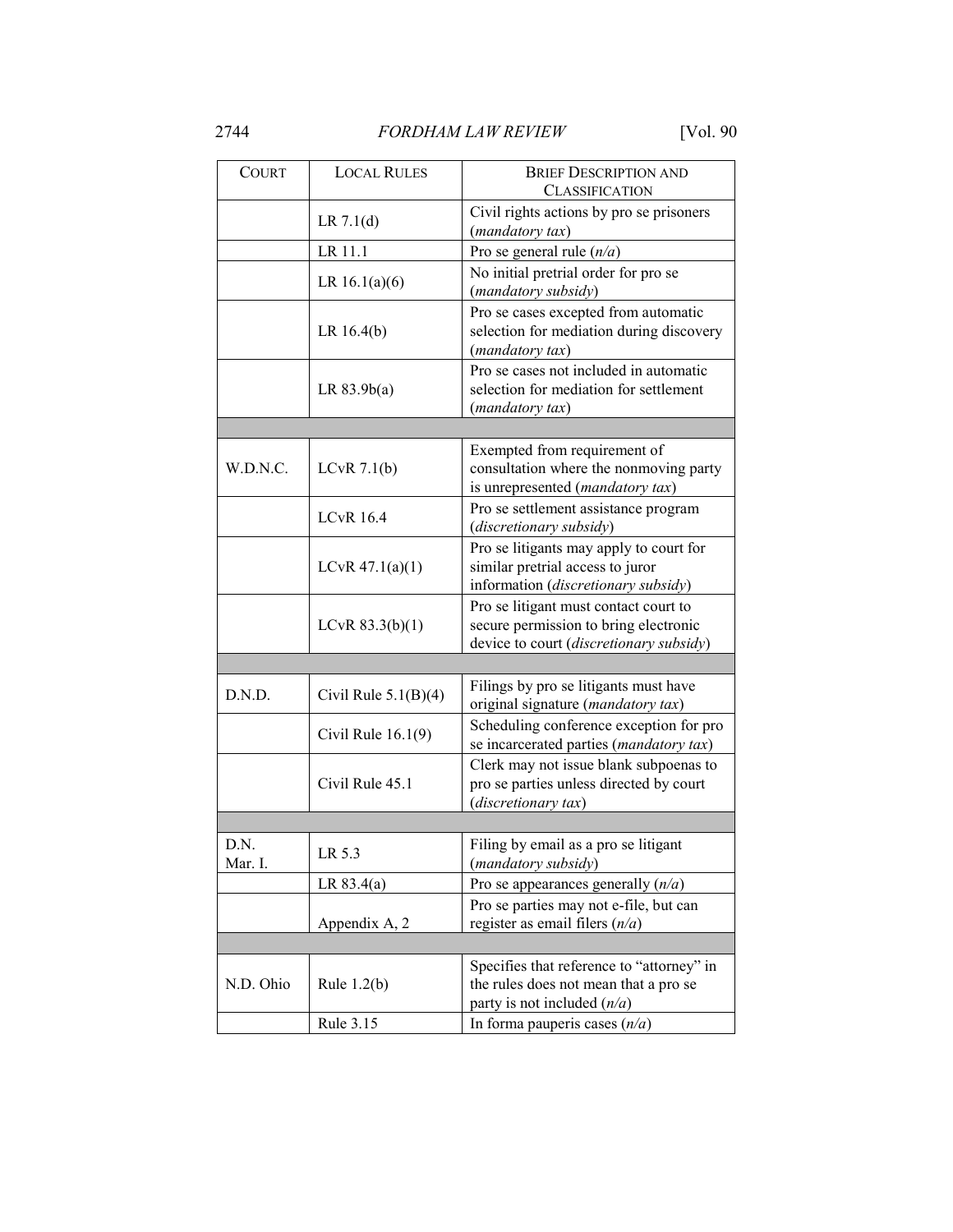| COURT | LOCAL RULES | BRIEF DESCRIPTION AND CLASSIFICATION |
|---|---|---|
| | LR 7.1(d) | Civil rights actions by pro se prisoners (*mandatory tax*) |
| | LR 11.1 | Pro se general rule (*n/a*) |
| | LR 16.1(a)(6) | No initial pretrial order for pro se (*mandatory subsidy*) |
| | LR 16.4(b) | Pro se cases excepted from automatic selection for mediation during discovery (*mandatory tax*) |
| | LR 83.9b(a) | Pro se cases not included in automatic selection for mediation for settlement (*mandatory tax*) |
| | | |
| W.D.N.C. | LCvR 7.1(b) | Exempted from requirement of consultation where the nonmoving party is unrepresented (*mandatory tax*) |
| | LCvR 16.4 | Pro se settlement assistance program (*discretionary subsidy*) |
| | LCvR 47.1(a)(1) | Pro se litigants may apply to court for similar pretrial access to juror information (*discretionary subsidy*) |
| | LCvR 83.3(b)(1) | Pro se litigant must contact court to secure permission to bring electronic device to court (*discretionary subsidy*) |
| | | |
| D.N.D. | Civil Rule 5.1(B)(4) | Filings by pro se litigants must have original signature (*mandatory tax*) |
| | Civil Rule 16.1(9) | Scheduling conference exception for pro se incarcerated parties (*mandatory tax*) |
| | Civil Rule 45.1 | Clerk may not issue blank subpoenas to pro se parties unless directed by court (*discretionary tax*) |
| | | |
| D.N. Mar. I. | LR 5.3 | Filing by email as a pro se litigant (*mandatory subsidy*) |
| | LR 83.4(a) | Pro se appearances generally (*n/a*) |
| | Appendix A, 2 | Pro se parties may not e-file, but can register as email filers (*n/a*) |
| | | |
| N.D. Ohio | Rule 1.2(b) | Specifies that reference to "attorney" in the rules does not mean that a pro se party is not included (*n/a*) |
| | Rule 3.15 | In forma pauperis cases (*n/a*) |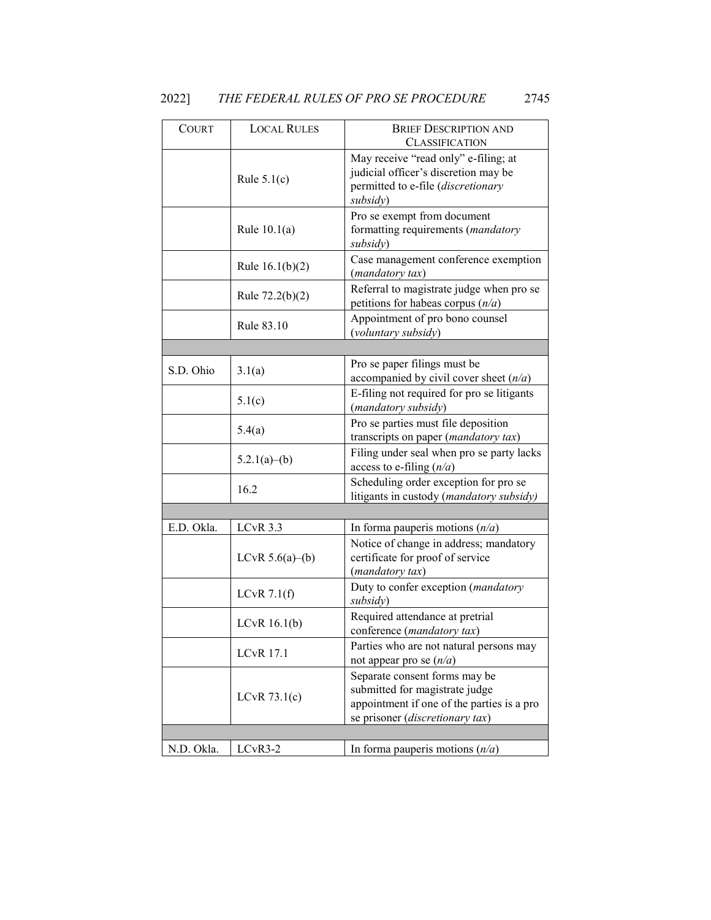| COURT | LOCAL RULES | BRIEF DESCRIPTION AND CLASSIFICATION |
|---|---|---|
| | Rule 5.1(c) | May receive "read only" e-filing; at judicial officer's discretion may be permitted to e-file (*discretionary subsidy*) |
| | Rule 10.1(a) | Pro se exempt from document formatting requirements (*mandatory subsidy*) |
| | Rule 16.1(b)(2) | Case management conference exemption (*mandatory tax*) |
| | Rule 72.2(b)(2) | Referral to magistrate judge when pro se petitions for habeas corpus (*n/a*) |
| | Rule 83.10 | Appointment of pro bono counsel (*voluntary subsidy*) |
| | | |
| S.D. Ohio | 3.1(a) | Pro se paper filings must be accompanied by civil cover sheet (*n/a*) |
| | 5.1(c) | E-filing not required for pro se litigants (*mandatory subsidy*) |
| | 5.4(a) | Pro se parties must file deposition transcripts on paper (*mandatory tax*) |
| | 5.2.1(a)–(b) | Filing under seal when pro se party lacks access to e-filing (*n/a*) |
| | 16.2 | Scheduling order exception for pro se litigants in custody (*mandatory subsidy)* |
| | | |
| E.D. Okla. | LCvR 3.3 | In forma pauperis motions (*n/a*) |
| | LCvR 5.6(a)–(b) | Notice of change in address; mandatory certificate for proof of service (*mandatory tax*) |
| | LCvR 7.1(f) | Duty to confer exception (*mandatory subsidy*) |
| | LCvR 16.1(b) | Required attendance at pretrial conference (*mandatory tax*) |
| | LCvR 17.1 | Parties who are not natural persons may not appear pro se (*n/a*) |
| | LCvR 73.1(c) | Separate consent forms may be submitted for magistrate judge appointment if one of the parties is a pro se prisoner (*discretionary tax*) |
| | | |
| N.D. Okla. | LCvR3-2 | In forma pauperis motions (*n/a*) |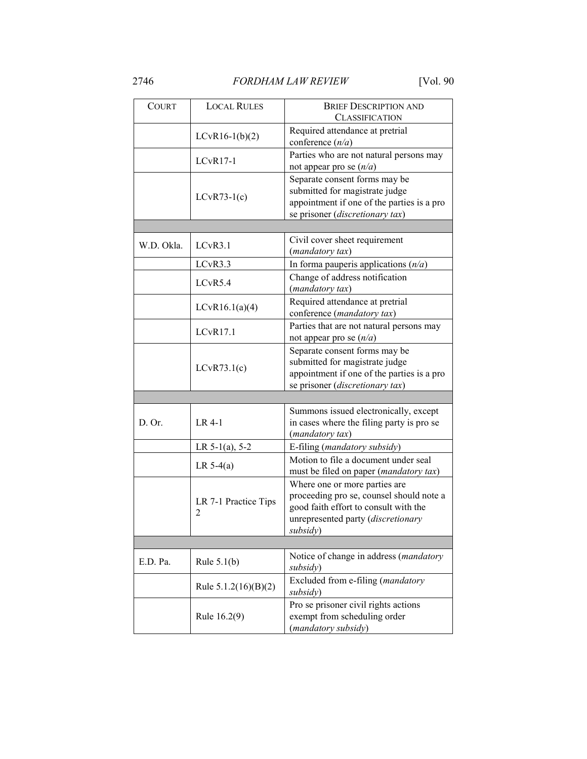| COURT | LOCAL RULES | BRIEF DESCRIPTION AND CLASSIFICATION |
|---|---|---|
| | LCvR16-1(b)(2) | Required attendance at pretrial conference (*n/a*) |
| | LCvR17-1 | Parties who are not natural persons may not appear pro se (*n/a*) |
| | LCvR73-1(c) | Separate consent forms may be submitted for magistrate judge appointment if one of the parties is a pro se prisoner (*discretionary tax*) |
| | | |
| W.D. Okla. | LCvR3.1 | Civil cover sheet requirement (*mandatory tax*) |
| | LCvR3.3 | In forma pauperis applications (*n/a*) |
| | LCvR5.4 | Change of address notification (*mandatory tax*) |
| | LCvR16.1(a)(4) | Required attendance at pretrial conference (*mandatory tax*) |
| | LCvR17.1 | Parties that are not natural persons may not appear pro se (*n/a*) |
| | LCvR73.1(c) | Separate consent forms may be submitted for magistrate judge appointment if one of the parties is a pro se prisoner (*discretionary tax*) |
| | | |
| D. Or. | LR 4-1 | Summons issued electronically, except in cases where the filing party is pro se (*mandatory tax*) |
| | LR 5-1(a), 5-2 | E-filing (*mandatory subsidy*) |
| | LR 5-4(a) | Motion to file a document under seal must be filed on paper (*mandatory tax*) |
| | LR 7-1 Practice Tips 2 | Where one or more parties are proceeding pro se, counsel should note a good faith effort to consult with the unrepresented party (*discretionary subsidy*) |
| | | |
| E.D. Pa. | Rule 5.1(b) | Notice of change in address (*mandatory subsidy*) |
| | Rule 5.1.2(16)(B)(2) | Excluded from e-filing (*mandatory subsidy*) |
| | Rule 16.2(9) | Pro se prisoner civil rights actions exempt from scheduling order (*mandatory subsidy*) |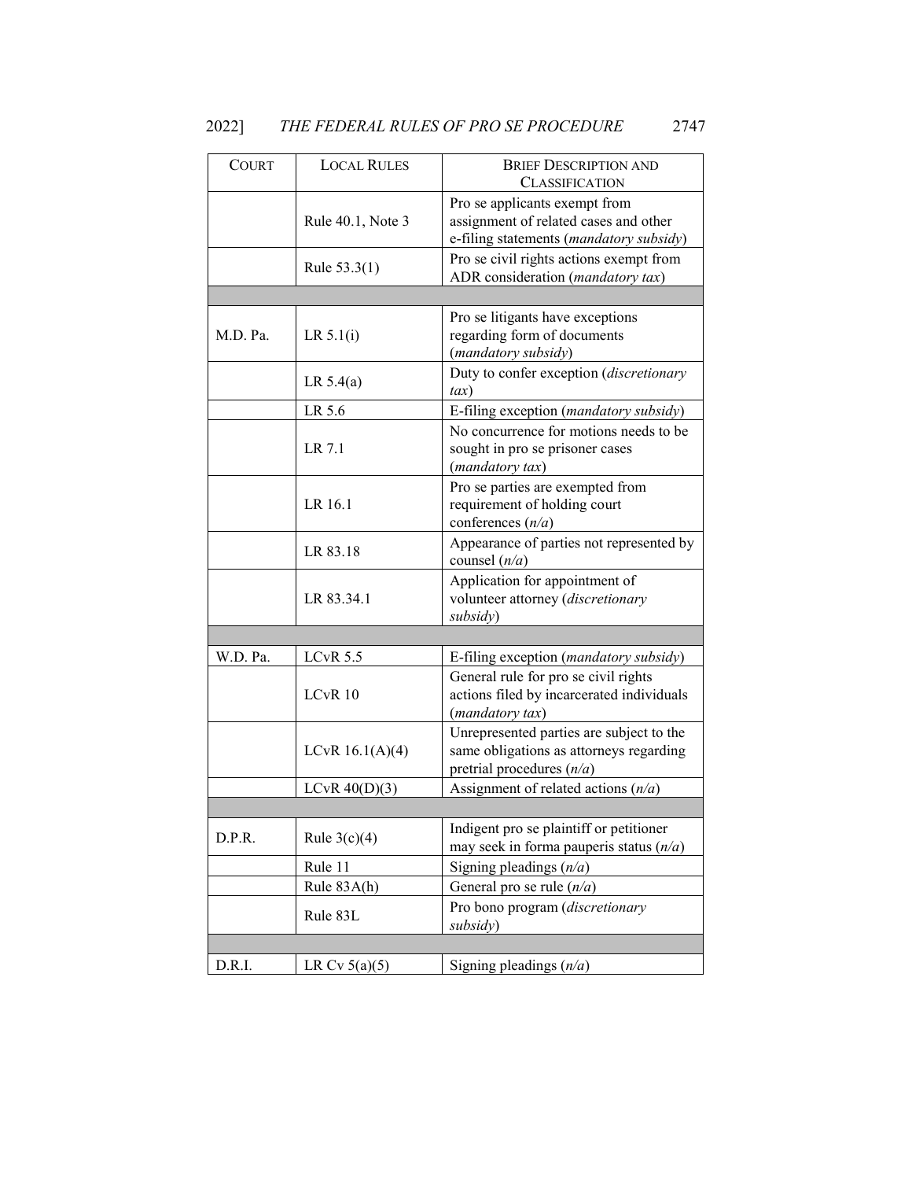| COURT | LOCAL RULES | BRIEF DESCRIPTION AND CLASSIFICATION |
|---|---|---|
| | Rule 40.1, Note 3 | Pro se applicants exempt from assignment of related cases and other e-filing statements (*mandatory subsidy*) |
| | Rule 53.3(1) | Pro se civil rights actions exempt from ADR consideration (*mandatory tax*) |
| | | |
| M.D. Pa. | LR 5.1(i) | Pro se litigants have exceptions regarding form of documents (*mandatory subsidy*) |
| | LR 5.4(a) | Duty to confer exception (*discretionary tax*) |
| | LR 5.6 | E-filing exception (*mandatory subsidy*) |
| | LR 7.1 | No concurrence for motions needs to be sought in pro se prisoner cases (*mandatory tax*) |
| | LR 16.1 | Pro se parties are exempted from requirement of holding court conferences (*n/a*) |
| | LR 83.18 | Appearance of parties not represented by counsel (*n/a*) |
| | LR 83.34.1 | Application for appointment of volunteer attorney (*discretionary subsidy*) |
| | | |
| W.D. Pa. | LCvR 5.5 | E-filing exception (*mandatory subsidy*) |
| | LCvR 10 | General rule for pro se civil rights actions filed by incarcerated individuals (*mandatory tax*) |
| | LCvR 16.1(A)(4) | Unrepresented parties are subject to the same obligations as attorneys regarding pretrial procedures (*n/a*) |
| | LCvR 40(D)(3) | Assignment of related actions (*n/a*) |
| | | |
| D.P.R. | Rule 3(c)(4) | Indigent pro se plaintiff or petitioner may seek in forma pauperis status (*n/a*) |
| | Rule 11 | Signing pleadings (*n/a*) |
| | Rule 83A(h) | General pro se rule (*n/a*) |
| | Rule 83L | Pro bono program (*discretionary subsidy*) |
| | | |
| D.R.I. | LR Cv 5(a)(5) | Signing pleadings (*n/a*) |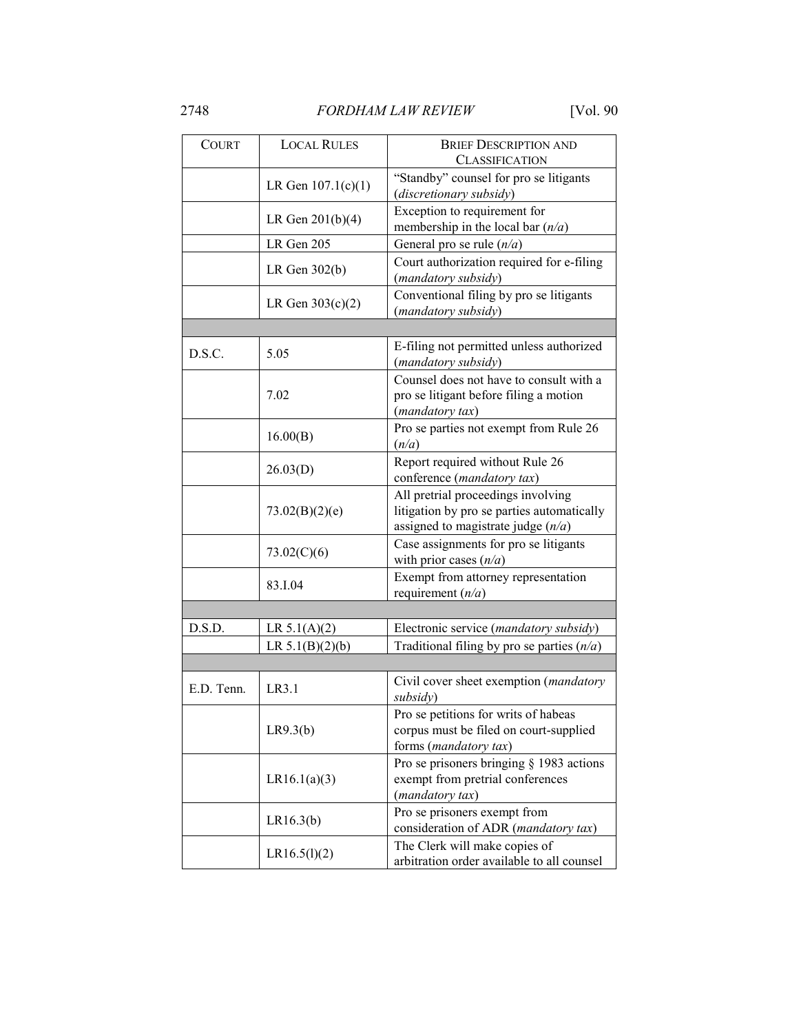| COURT | LOCAL RULES | BRIEF DESCRIPTION AND CLASSIFICATION |
|---|---|---|
| | LR Gen 107.1(c)(1) | "Standby" counsel for pro se litigants (*discretionary subsidy*) |
| | LR Gen 201(b)(4) | Exception to requirement for membership in the local bar (*n/a*) |
| | LR Gen 205 | General pro se rule (*n/a*) |
| | LR Gen 302(b) | Court authorization required for e-filing (*mandatory subsidy*) |
| | LR Gen 303(c)(2) | Conventional filing by pro se litigants (*mandatory subsidy*) |
| | | |
| D.S.C. | 5.05 | E-filing not permitted unless authorized (*mandatory subsidy*) |
| | 7.02 | Counsel does not have to consult with a pro se litigant before filing a motion (*mandatory tax*) |
| | 16.00(B) | Pro se parties not exempt from Rule 26 (*n/a*) |
| | 26.03(D) | Report required without Rule 26 conference (*mandatory tax*) |
| | 73.02(B)(2)(e) | All pretrial proceedings involving litigation by pro se parties automatically assigned to magistrate judge (*n/a*) |
| | 73.02(C)(6) | Case assignments for pro se litigants with prior cases (*n/a*) |
| | 83.I.04 | Exempt from attorney representation requirement (*n/a*) |
| | | |
| D.S.D. | LR 5.1(A)(2) | Electronic service (*mandatory subsidy*) |
| | LR 5.1(B)(2)(b) | Traditional filing by pro se parties (*n/a*) |
| | | |
| E.D. Tenn. | LR3.1 | Civil cover sheet exemption (*mandatory subsidy*) |
| | LR9.3(b) | Pro se petitions for writs of habeas corpus must be filed on court-supplied forms (*mandatory tax*) |
| | LR16.1(a)(3) | Pro se prisoners bringing § 1983 actions exempt from pretrial conferences (*mandatory tax*) |
| | LR16.3(b) | Pro se prisoners exempt from consideration of ADR (*mandatory tax*) |
| | LR16.5(l)(2) | The Clerk will make copies of arbitration order available to all counsel |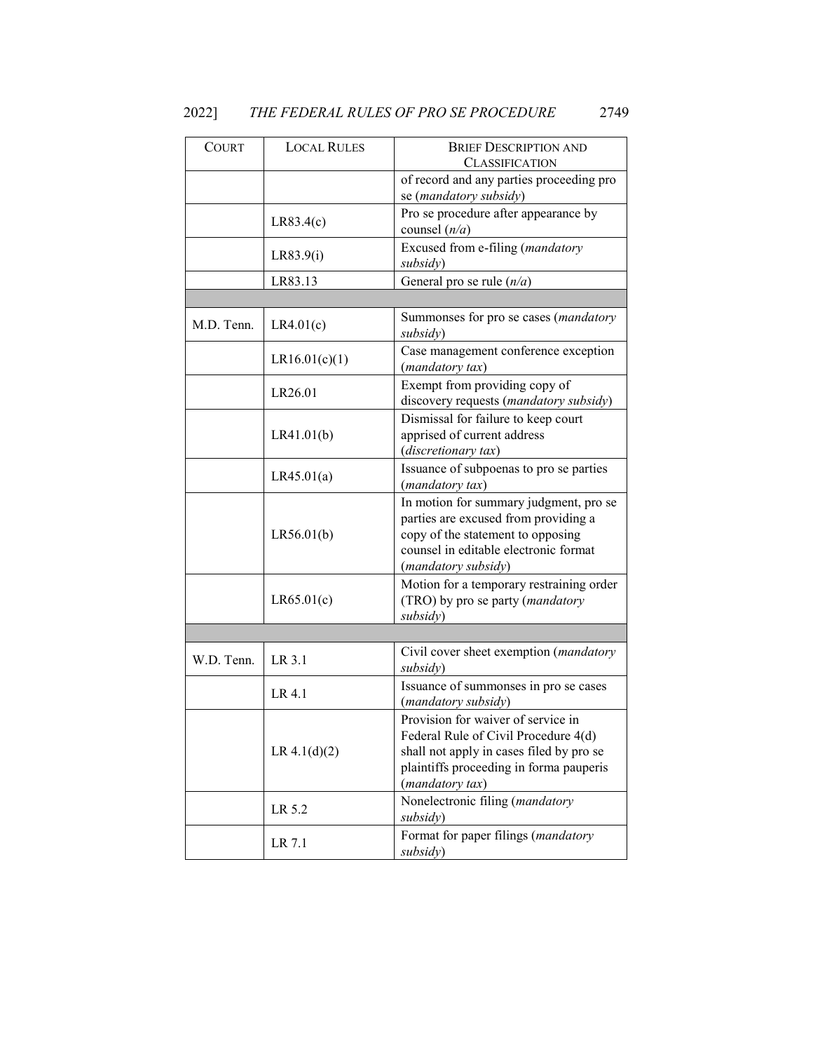| COURT | LOCAL RULES | BRIEF DESCRIPTION AND CLASSIFICATION |
|---|---|---|
| | | of record and any parties proceeding pro se (*mandatory subsidy*) |
| | LR83.4(c) | Pro se procedure after appearance by counsel (*n/a*) |
| | LR83.9(i) | Excused from e-filing (*mandatory subsidy*) |
| | LR83.13 | General pro se rule (*n/a*) |
| | | |
| M.D. Tenn. | LR4.01(c) | Summonses for pro se cases (*mandatory subsidy*) |
| | LR16.01(c)(1) | Case management conference exception (*mandatory tax*) |
| | LR26.01 | Exempt from providing copy of discovery requests (*mandatory subsidy*) |
| | LR41.01(b) | Dismissal for failure to keep court apprised of current address (*discretionary tax*) |
| | LR45.01(a) | Issuance of subpoenas to pro se parties (*mandatory tax*) |
| | LR56.01(b) | In motion for summary judgment, pro se parties are excused from providing a copy of the statement to opposing counsel in editable electronic format (*mandatory subsidy*) |
| | LR65.01(c) | Motion for a temporary restraining order (TRO) by pro se party (*mandatory subsidy*) |
| | | |
| W.D. Tenn. | LR 3.1 | Civil cover sheet exemption (*mandatory subsidy*) |
| | LR 4.1 | Issuance of summonses in pro se cases (*mandatory subsidy*) |
| | LR 4.1(d)(2) | Provision for waiver of service in Federal Rule of Civil Procedure 4(d) shall not apply in cases filed by pro se plaintiffs proceeding in forma pauperis (*mandatory tax*) |
| | LR 5.2 | Nonelectronic filing (*mandatory subsidy*) |
| | LR 7.1 | Format for paper filings (*mandatory subsidy*) |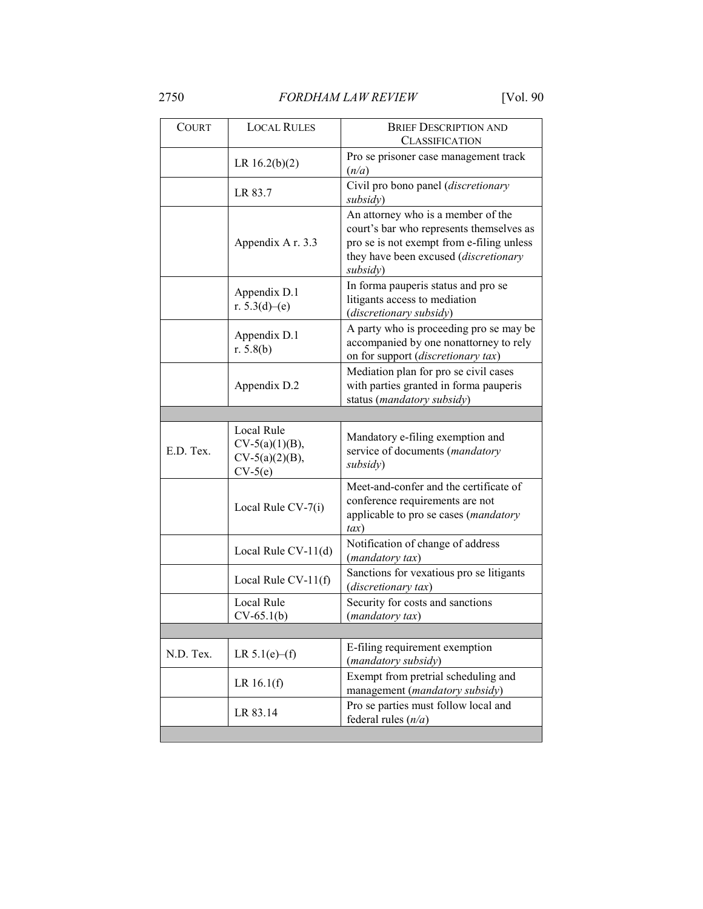| COURT | LOCAL RULES | BRIEF DESCRIPTION AND CLASSIFICATION |
|---|---|---|
| | LR 16.2(b)(2) | Pro se prisoner case management track (*n/a*) |
| | LR 83.7 | Civil pro bono panel (*discretionary subsidy*) |
| | Appendix A r. 3.3 | An attorney who is a member of the court's bar who represents themselves as pro se is not exempt from e-filing unless they have been excused (*discretionary subsidy*) |
| | Appendix D.1 r. 5.3(d)–(e) | In forma pauperis status and pro se litigants access to mediation (*discretionary subsidy*) |
| | Appendix D.1 r. 5.8(b) | A party who is proceeding pro se may be accompanied by one nonattorney to rely on for support (*discretionary tax*) |
| | Appendix D.2 | Mediation plan for pro se civil cases with parties granted in forma pauperis status (*mandatory subsidy*) |
| | | |
| E.D. Tex. | Local Rule CV-5(a)(1)(B), CV-5(a)(2)(B), CV-5(e) | Mandatory e-filing exemption and service of documents (*mandatory subsidy*) |
| | Local Rule CV-7(i) | Meet-and-confer and the certificate of conference requirements are not applicable to pro se cases (*mandatory tax*) |
| | Local Rule CV-11(d) | Notification of change of address (*mandatory tax*) |
| | Local Rule CV-11(f) | Sanctions for vexatious pro se litigants (*discretionary tax*) |
| | Local Rule CV-65.1(b) | Security for costs and sanctions (*mandatory tax*) |
| | | |
| N.D. Tex. | LR 5.1(e)–(f) | E-filing requirement exemption (*mandatory subsidy*) |
| | LR 16.1(f) | Exempt from pretrial scheduling and management (*mandatory subsidy*) |
| | LR 83.14 | Pro se parties must follow local and federal rules (*n/a*) |
| | | |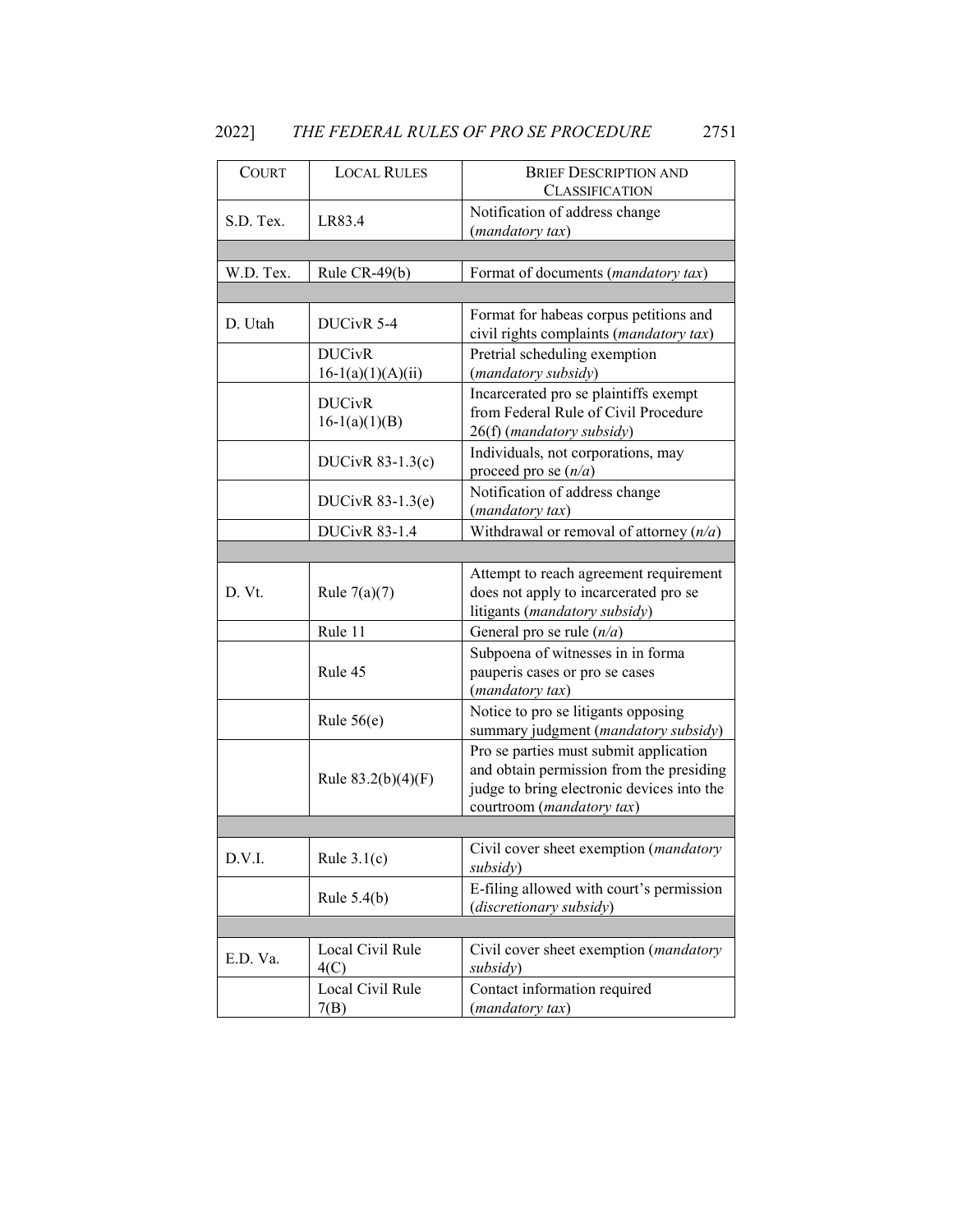| COURT | LOCAL RULES | BRIEF DESCRIPTION AND CLASSIFICATION |
|---|---|---|
| S.D. Tex. | LR83.4 | Notification of address change (*mandatory tax*) |
| | | |
| W.D. Tex. | Rule CR-49(b) | Format of documents (*mandatory tax*) |
| | | |
| D. Utah | DUCivR 5-4 | Format for habeas corpus petitions and civil rights complaints (*mandatory tax*) |
| | DUCivR 16-1(a)(1)(A)(ii) | Pretrial scheduling exemption (*mandatory subsidy*) |
| | DUCivR 16-1(a)(1)(B) | Incarcerated pro se plaintiffs exempt from Federal Rule of Civil Procedure 26(f) (*mandatory subsidy*) |
| | DUCivR 83-1.3(c) | Individuals, not corporations, may proceed pro se (*n/a*) |
| | DUCivR 83-1.3(e) | Notification of address change (*mandatory tax*) |
| | DUCivR 83-1.4 | Withdrawal or removal of attorney (*n/a*) |
| | | |
| D. Vt. | Rule 7(a)(7) | Attempt to reach agreement requirement does not apply to incarcerated pro se litigants (*mandatory subsidy*) |
| | Rule 11 | General pro se rule (*n/a*) |
| | Rule 45 | Subpoena of witnesses in in forma pauperis cases or pro se cases (*mandatory tax*) |
| | Rule 56(e) | Notice to pro se litigants opposing summary judgment (*mandatory subsidy*) |
| | Rule 83.2(b)(4)(F) | Pro se parties must submit application and obtain permission from the presiding judge to bring electronic devices into the courtroom (*mandatory tax*) |
| | | |
| D.V.I. | Rule 3.1(c) | Civil cover sheet exemption (*mandatory subsidy*) |
| | Rule 5.4(b) | E-filing allowed with court's permission (*discretionary subsidy*) |
| | | |
| E.D. Va. | Local Civil Rule 4(C) | Civil cover sheet exemption (*mandatory subsidy*) |
| | Local Civil Rule 7(B) | Contact information required (*mandatory tax*) |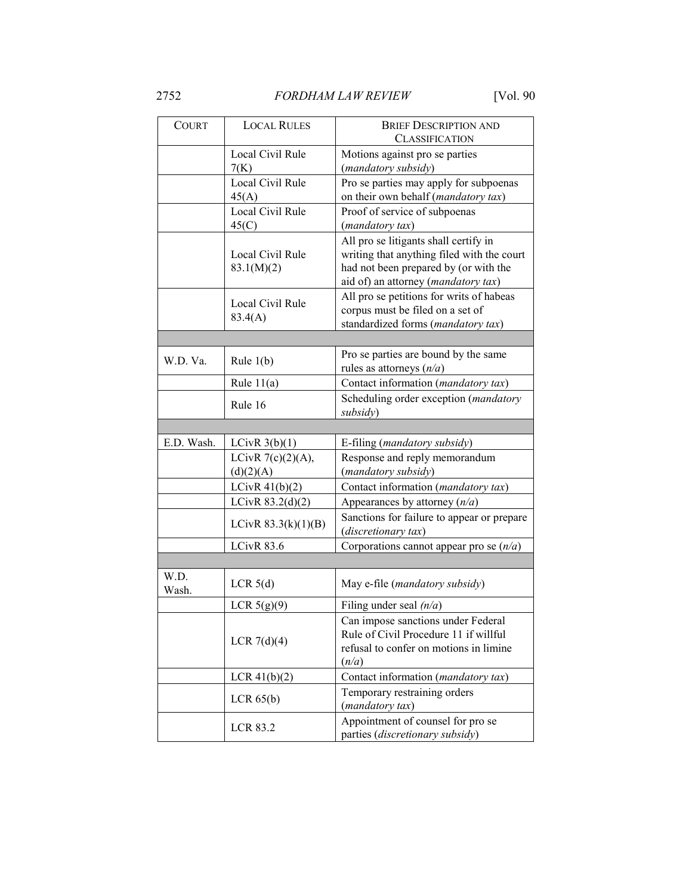| COURT | LOCAL RULES | BRIEF DESCRIPTION AND CLASSIFICATION |
|---|---|---|
| | Local Civil Rule 7(K) | Motions against pro se parties (*mandatory subsidy*) |
| | Local Civil Rule 45(A) | Pro se parties may apply for subpoenas on their own behalf (*mandatory tax*) |
| | Local Civil Rule 45(C) | Proof of service of subpoenas (*mandatory tax*) |
| | Local Civil Rule 83.1(M)(2) | All pro se litigants shall certify in writing that anything filed with the court had not been prepared by (or with the aid of) an attorney (*mandatory tax*) |
| | Local Civil Rule 83.4(A) | All pro se petitions for writs of habeas corpus must be filed on a set of standardized forms (*mandatory tax*) |
| | | |
| W.D. Va. | Rule 1(b) | Pro se parties are bound by the same rules as attorneys (*n/a*) |
| | Rule 11(a) | Contact information (*mandatory tax*) |
| | Rule 16 | Scheduling order exception (*mandatory subsidy*) |
| | | |
| E.D. Wash. | LCivR 3(b)(1) | E-filing (*mandatory subsidy*) |
| | LCivR 7(c)(2)(A), (d)(2)(A) | Response and reply memorandum (*mandatory subsidy*) |
| | LCivR 41(b)(2) | Contact information (*mandatory tax*) |
| | LCivR 83.2(d)(2) | Appearances by attorney (*n/a*) |
| | LCivR 83.3(k)(1)(B) | Sanctions for failure to appear or prepare (*discretionary tax*) |
| | LCivR 83.6 | Corporations cannot appear pro se (*n/a*) |
| | | |
| W.D. Wash. | LCR 5(d) | May e-file (*mandatory subsidy*) |
| | LCR 5(g)(9) | Filing under seal *(n/a)* |
| | LCR 7(d)(4) | Can impose sanctions under Federal Rule of Civil Procedure 11 if willful refusal to confer on motions in limine (*n/a*) |
| | LCR 41(b)(2) | Contact information (*mandatory tax*) |
| | LCR 65(b) | Temporary restraining orders (*mandatory tax*) |
| | LCR 83.2 | Appointment of counsel for pro se parties (*discretionary subsidy*) |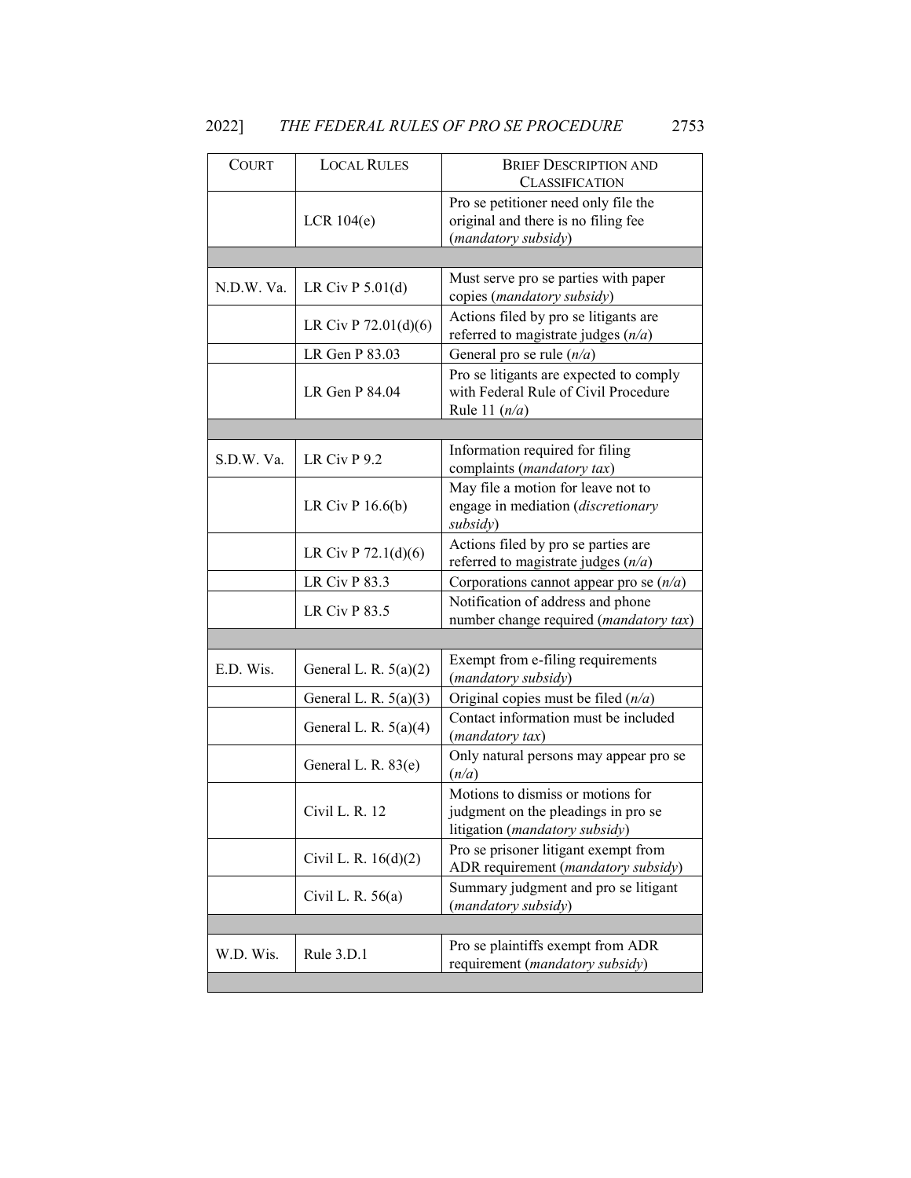| COURT | LOCAL RULES | BRIEF DESCRIPTION AND CLASSIFICATION |
|---|---|---|
| | LCR 104(e) | Pro se petitioner need only file the original and there is no filing fee (*mandatory subsidy*) |
| | | |
| N.D.W. Va. | LR Civ P 5.01(d) | Must serve pro se parties with paper copies (*mandatory subsidy*) |
| | LR Civ P 72.01(d)(6) | Actions filed by pro se litigants are referred to magistrate judges (*n/a*) |
| | LR Gen P 83.03 | General pro se rule (*n/a*) |
| | LR Gen P 84.04 | Pro se litigants are expected to comply with Federal Rule of Civil Procedure Rule 11 (*n/a*) |
| | | |
| S.D.W. Va. | LR Civ P 9.2 | Information required for filing complaints (*mandatory tax*) |
| | LR Civ P 16.6(b) | May file a motion for leave not to engage in mediation (*discretionary subsidy*) |
| | LR Civ P 72.1(d)(6) | Actions filed by pro se parties are referred to magistrate judges (*n/a*) |
| | LR Civ P 83.3 | Corporations cannot appear pro se (*n/a*) |
| | LR Civ P 83.5 | Notification of address and phone number change required (*mandatory tax*) |
| | | |
| E.D. Wis. | General L. R. 5(a)(2) | Exempt from e-filing requirements (*mandatory subsidy*) |
| | General L. R. 5(a)(3) | Original copies must be filed (*n/a*) |
| | General L. R. 5(a)(4) | Contact information must be included (*mandatory tax*) |
| | General L. R. 83(e) | Only natural persons may appear pro se (*n/a*) |
| | Civil L. R. 12 | Motions to dismiss or motions for judgment on the pleadings in pro se litigation (*mandatory subsidy*) |
| | Civil L. R. 16(d)(2) | Pro se prisoner litigant exempt from ADR requirement (*mandatory subsidy*) |
| | Civil L. R. 56(a) | Summary judgment and pro se litigant (*mandatory subsidy*) |
| | | |
| W.D. Wis. | Rule 3.D.1 | Pro se plaintiffs exempt from ADR requirement (*mandatory subsidy*) |
| | | |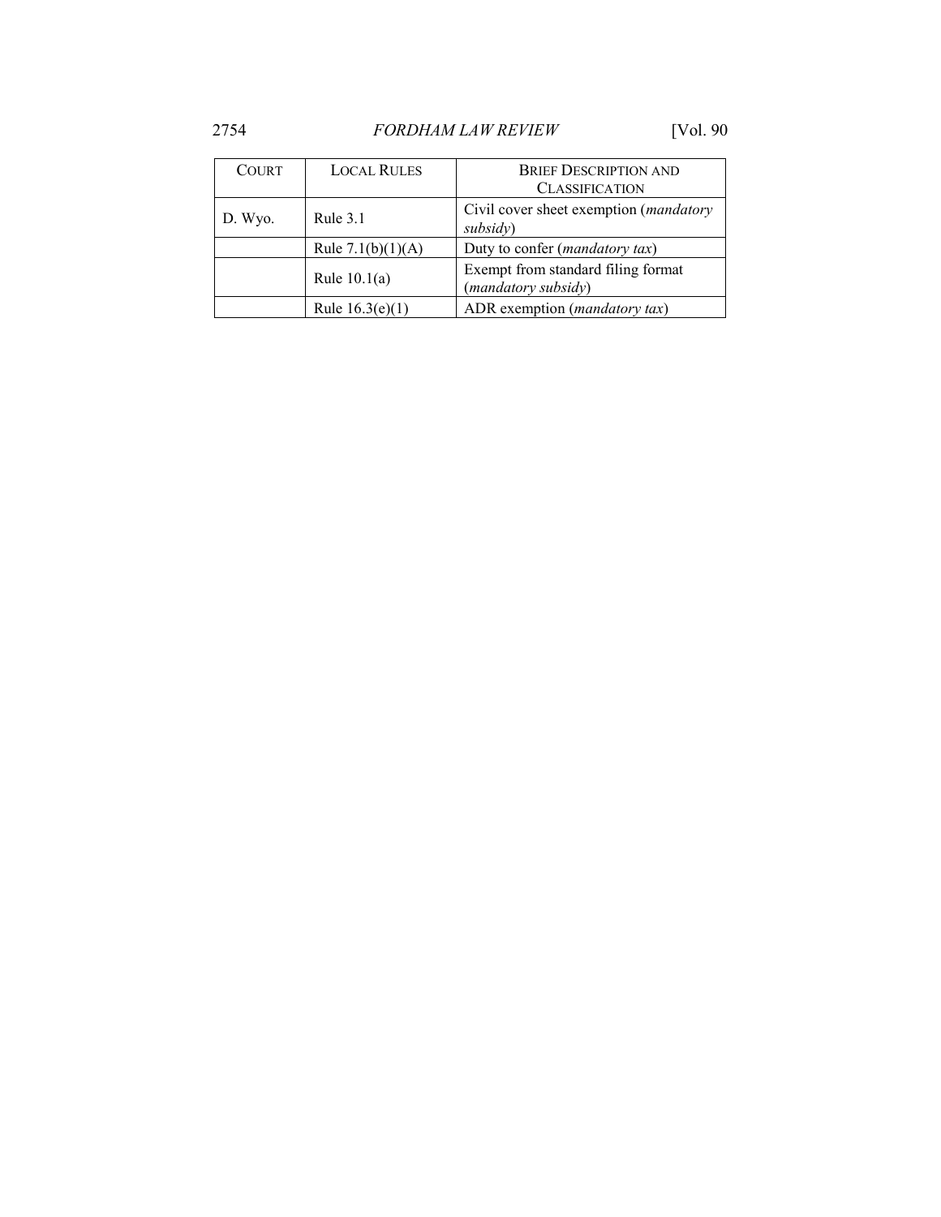| COURT | LOCAL RULES | BRIEF DESCRIPTION AND CLASSIFICATION |
| --- | --- | --- |
| D. Wyo. | Rule 3.1 | Civil cover sheet exemption (*mandatory subsidy*) |
| | Rule 7.1(b)(1)(A) | Duty to confer (*mandatory tax*) |
| | Rule 10.1(a) | Exempt from standard filing format (*mandatory subsidy*) |
| | Rule 16.3(e)(1) | ADR exemption (*mandatory tax*) |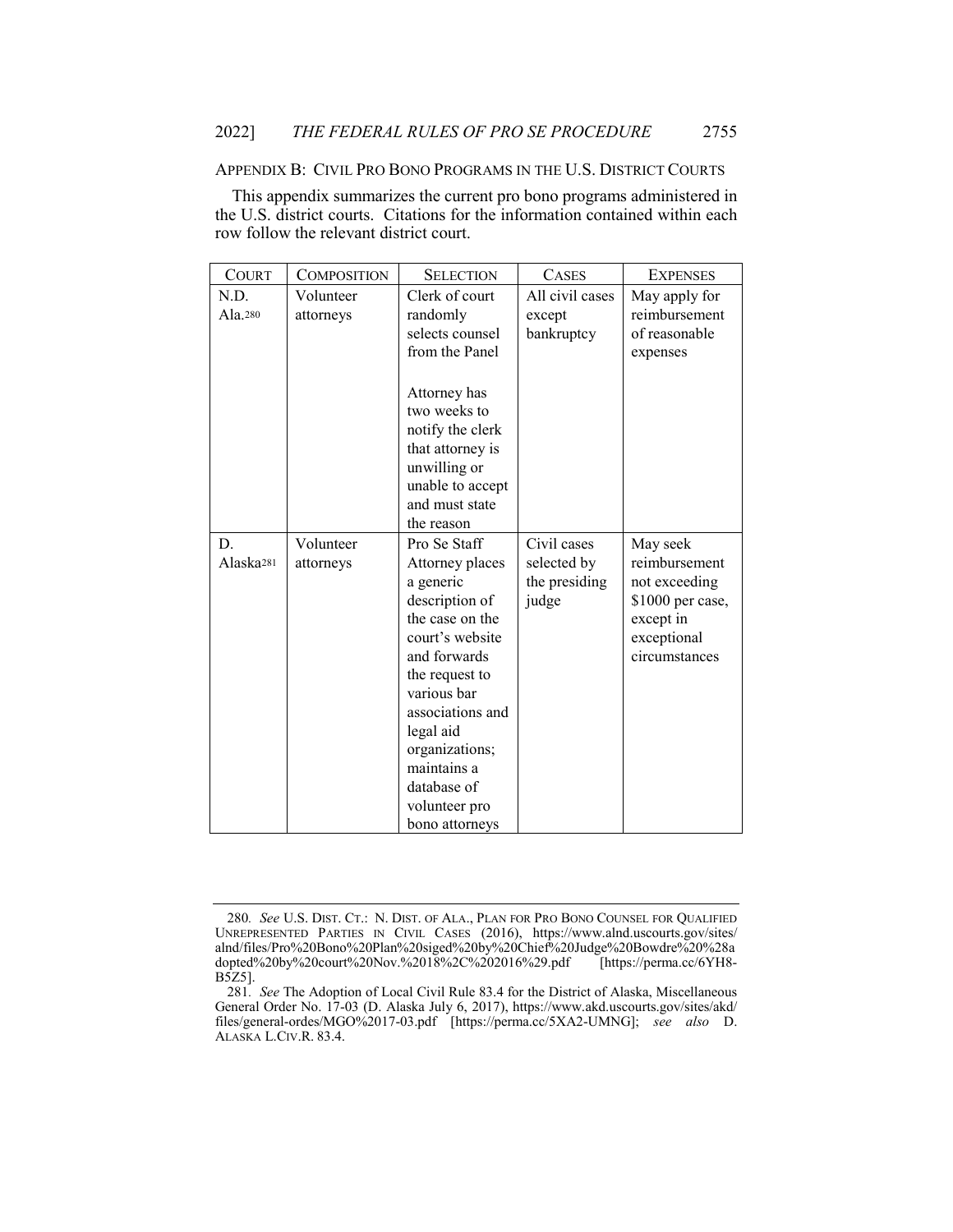## Appendix B: Civil Pro Bono Programs in the U.S. District Courts

This appendix summarizes the current pro bono programs administered in the U.S. district courts. Citations for the information contained within each row follow the relevant district court.

| Court | Composition | Selection | Cases | Expenses |
|---|---|---|---|---|
| N.D. Ala.[280] | Volunteer attorneys | Clerk of court randomly selects counsel from the Panel<br><br>Attorney has two weeks to notify the clerk that attorney is unwilling or unable to accept and must state the reason | All civil cases except bankruptcy | May apply for reimbursement of reasonable expenses |
| D. Alaska[281] | Volunteer attorneys | Pro Se Staff Attorney places a generic description of the case on the court's website and forwards the request to various bar associations and legal aid organizations; maintains a database of volunteer pro bono attorneys | Civil cases selected by the presiding judge | May seek reimbursement not exceeding $1000 per case, except in exceptional circumstances |

280. *See* U.S. Dist. Ct.: N. Dist. of Ala., Plan for Pro Bono Counsel for Qualified Unrepresented Parties in Civil Cases (2016), https://www.alnd.uscourts.gov/sites/alnd/files/Pro%20Bono%20Plan%20siged%20by%20Chief%20Judge%20Bowdre%20%28adopted%20by%20court%20Nov.%2018%2C%202016%29.pdf [https://perma.cc/6YH8-B5Z5].

281. *See* The Adoption of Local Civil Rule 83.4 for the District of Alaska, Miscellaneous General Order No. 17-03 (D. Alaska July 6, 2017), https://www.akd.uscourts.gov/sites/akd/files/general-ordes/MGO%2017-03.pdf [https://perma.cc/5XA2-UMNG]; *see also* D. Alaska L.Civ.R. 83.4.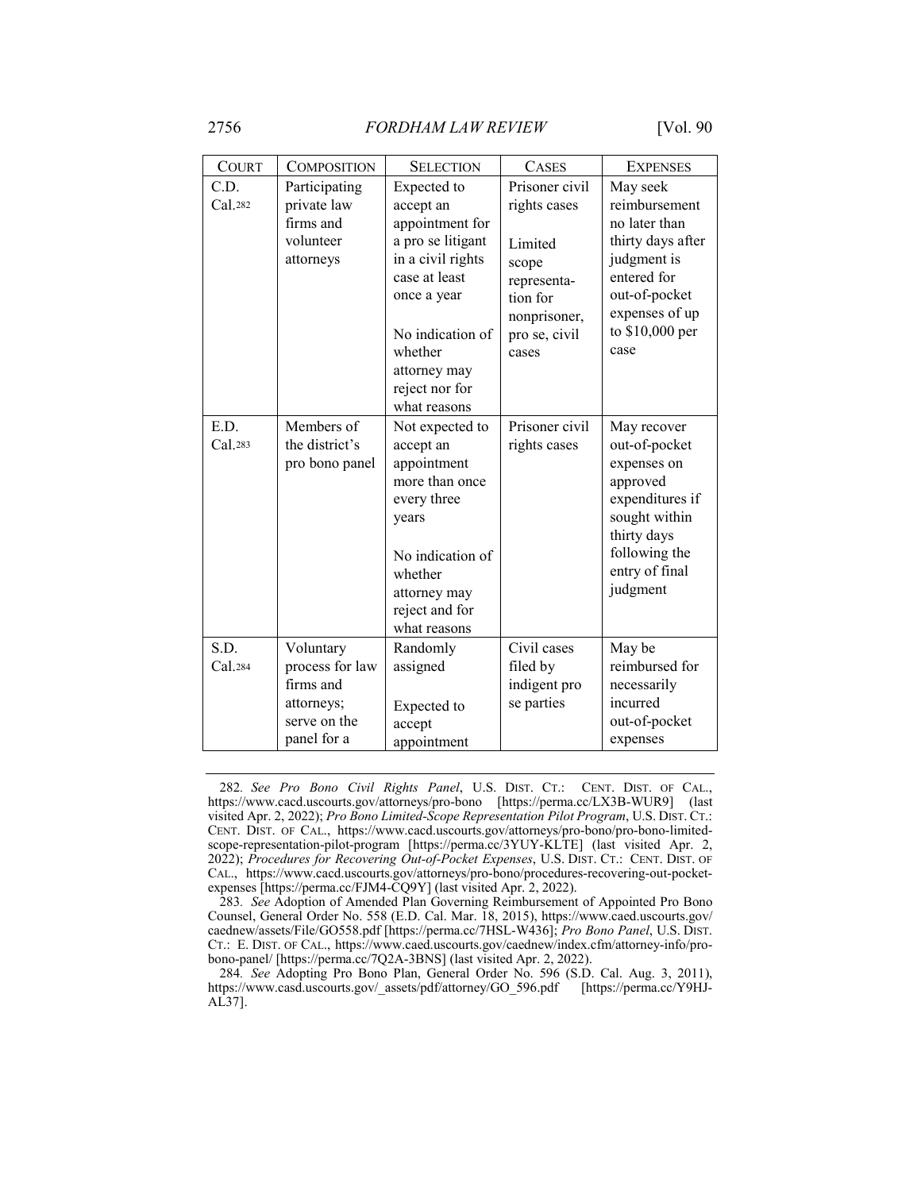| COURT | COMPOSITION | SELECTION | CASES | EXPENSES |
|---|---|---|---|---|
| C.D. Cal.[282] | Participating private law firms and volunteer attorneys | Expected to accept an appointment for a pro se litigant in a civil rights case at least once a year<br><br>No indication of whether attorney may reject nor for what reasons | Prisoner civil rights cases<br><br>Limited scope representation for nonprisoner, pro se, civil cases | May seek reimbursement no later than thirty days after judgment is entered for out-of-pocket expenses of up to $10,000 per case |
| E.D. Cal.[283] | Members of the district's pro bono panel | Not expected to accept an appointment more than once every three years<br><br>No indication of whether attorney may reject and for what reasons | Prisoner civil rights cases | May recover out-of-pocket expenses on approved expenditures if sought within thirty days following the entry of final judgment |
| S.D. Cal.[284] | Voluntary process for law firms and attorneys; serve on the panel for a | Randomly assigned<br><br>Expected to accept appointment | Civil cases filed by indigent pro se parties | May be reimbursed for necessarily incurred out-of-pocket expenses |

282. *See Pro Bono Civil Rights Panel*, U.S. DIST. CT.: CENT. DIST. OF CAL., https://www.cacd.uscourts.gov/attorneys/pro-bono [https://perma.cc/LX3B-WUR9] (last visited Apr. 2, 2022); *Pro Bono Limited-Scope Representation Pilot Program*, U.S. DIST. CT.: CENT. DIST. OF CAL., https://www.cacd.uscourts.gov/attorneys/pro-bono/pro-bono-limited-scope-representation-pilot-program [https://perma.cc/3YUY-KLTE] (last visited Apr. 2, 2022); *Procedures for Recovering Out-of-Pocket Expenses*, U.S. DIST. CT.: CENT. DIST. OF CAL., https://www.cacd.uscourts.gov/attorneys/pro-bono/procedures-recovering-out-pocket-expenses [https://perma.cc/FJM4-CQ9Y] (last visited Apr. 2, 2022).

283. *See* Adoption of Amended Plan Governing Reimbursement of Appointed Pro Bono Counsel, General Order No. 558 (E.D. Cal. Mar. 18, 2015), https://www.caed.uscourts.gov/caednew/assets/File/GO558.pdf [https://perma.cc/7HSL-W436]; *Pro Bono Panel*, U.S. DIST. CT.: E. DIST. OF CAL., https://www.caed.uscourts.gov/caednew/index.cfm/attorney-info/pro-bono-panel/ [https://perma.cc/7Q2A-3BNS] (last visited Apr. 2, 2022).

284. *See* Adopting Pro Bono Plan, General Order No. 596 (S.D. Cal. Aug. 3, 2011), https://www.casd.uscourts.gov/_assets/pdf/attorney/GO_596.pdf [https://perma.cc/Y9HJ-AL37].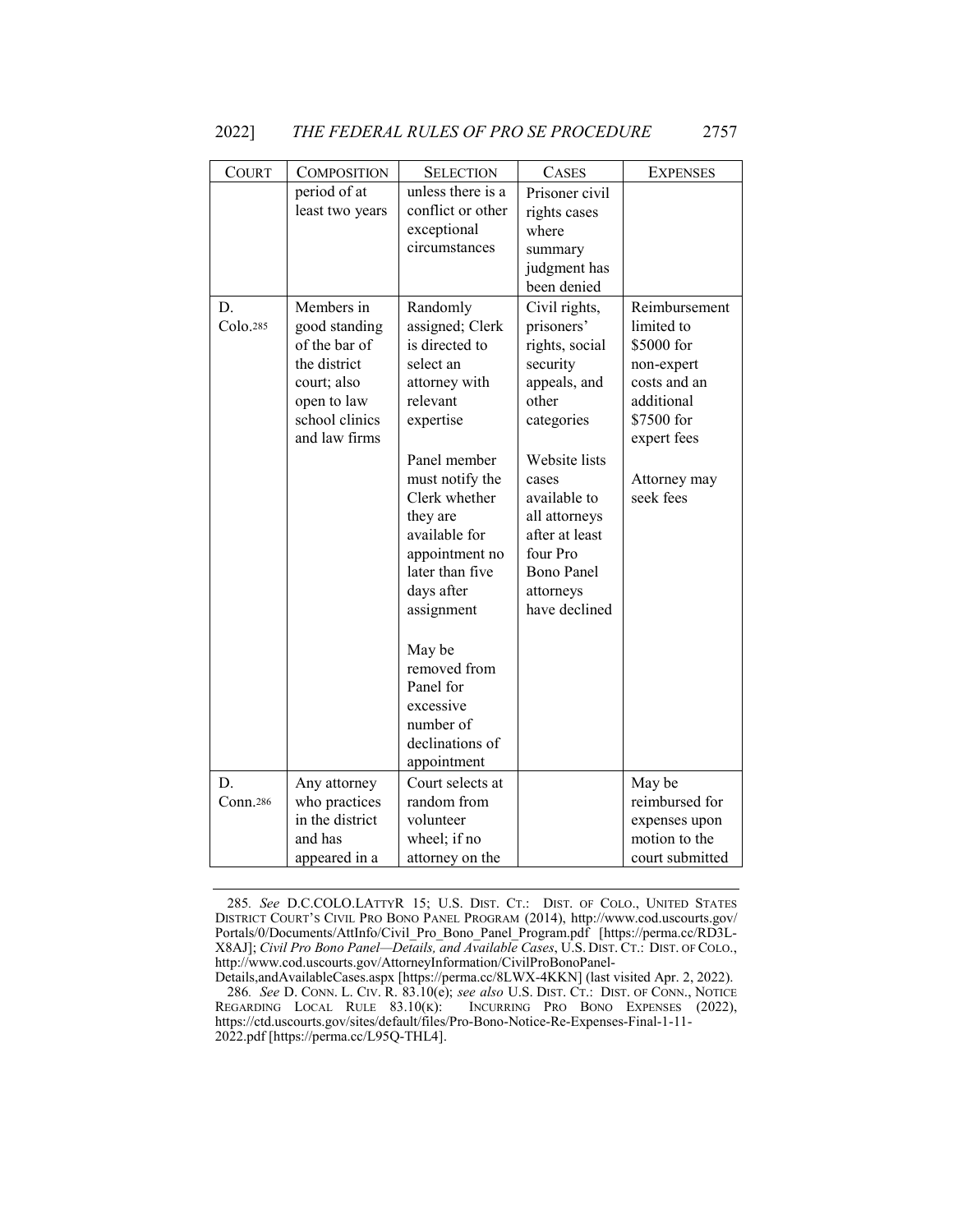| COURT | COMPOSITION | SELECTION | CASES | EXPENSES |
|---|---|---|---|---|
| | period of at least two years | unless there is a conflict or other exceptional circumstances | Prisoner civil rights cases where summary judgment has been denied | |
| D. Colo.[285] | Members in good standing of the bar of the district court; also open to law school clinics and law firms | Randomly assigned; Clerk is directed to select an attorney with relevant expertise<br><br>Panel member must notify the Clerk whether they are available for appointment no later than five days after assignment<br><br>May be removed from Panel for excessive number of declinations of appointment | Civil rights, prisoners' rights, social security appeals, and other categories<br><br>Website lists cases available to all attorneys after at least four Pro Bono Panel attorneys have declined | Reimbursement limited to $5000 for non-expert costs and an additional $7500 for expert fees<br><br>Attorney may seek fees |
| D. Conn.[286] | Any attorney who practices in the district and has appeared in a | Court selects at random from volunteer wheel; if no attorney on the | | May be reimbursed for expenses upon motion to the court submitted |

285. *See* D.C.COLO.LATTYR 15; U.S. DIST. CT.: DIST. OF COLO., UNITED STATES DISTRICT COURT'S CIVIL PRO BONO PANEL PROGRAM (2014), http://www.cod.uscourts.gov/Portals/0/Documents/AttInfo/Civil_Pro_Bono_Panel_Program.pdf [https://perma.cc/RD3L-X8AJ]; *Civil Pro Bono Panel—Details, and Available Cases*, U.S. DIST. CT.: DIST. OF COLO., http://www.cod.uscourts.gov/AttorneyInformation/CivilProBonoPanel-Details,andAvailableCases.aspx [https://perma.cc/8LWX-4KKN] (last visited Apr. 2, 2022).

286. *See* D. CONN. L. CIV. R. 83.10(e); *see also* U.S. DIST. CT.: DIST. OF CONN., NOTICE REGARDING LOCAL RULE 83.10(K): INCURRING PRO BONO EXPENSES (2022), https://ctd.uscourts.gov/sites/default/files/Pro-Bono-Notice-Re-Expenses-Final-1-11-2022.pdf [https://perma.cc/L95Q-THL4].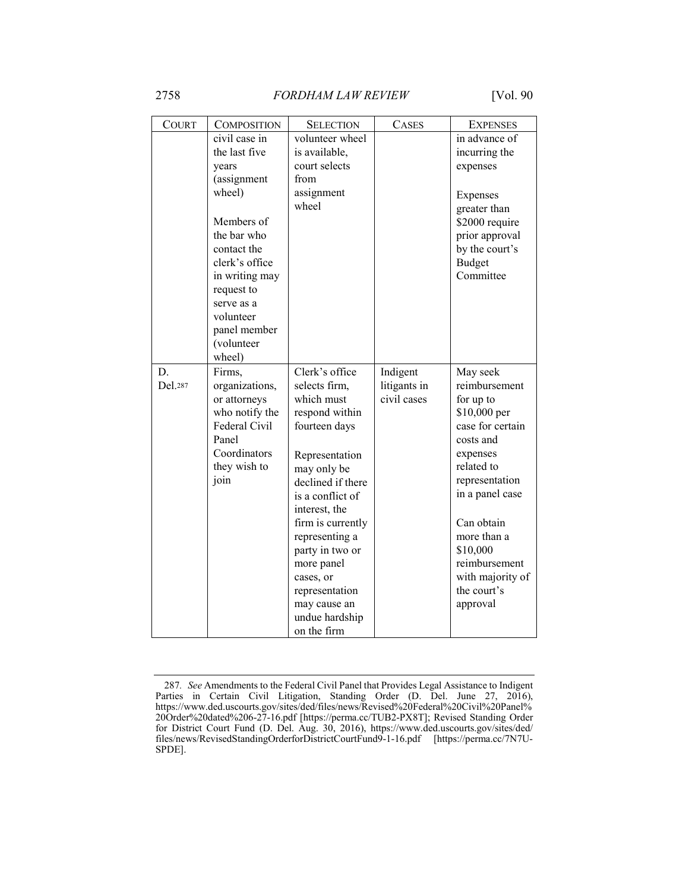| COURT | COMPOSITION | SELECTION | CASES | EXPENSES |
|---|---|---|---|---|
| | civil case in the last five years (assignment wheel)<br><br>Members of the bar who contact the clerk's office in writing may request to serve as a volunteer panel member (volunteer wheel) | volunteer wheel is available, court selects from assignment wheel | | in advance of incurring the expenses<br><br>Expenses greater than $2000 require prior approval by the court's Budget Committee |
| D. Del.[287] | Firms, organizations, or attorneys who notify the Federal Civil Panel Coordinators they wish to join | Clerk's office selects firm, which must respond within fourteen days<br><br>Representation may only be declined if there is a conflict of interest, the firm is currently representing a party in two or more panel cases, or representation may cause an undue hardship on the firm | Indigent litigants in civil cases | May seek reimbursement for up to $10,000 per case for certain costs and expenses related to representation in a panel case<br><br>Can obtain more than a $10,000 reimbursement with majority of the court's approval |

287. *See* Amendments to the Federal Civil Panel that Provides Legal Assistance to Indigent Parties in Certain Civil Litigation, Standing Order (D. Del. June 27, 2016), https://www.ded.uscourts.gov/sites/ded/files/news/Revised%20Federal%20Civil%20Panel%20Order%20dated%206-27-16.pdf [https://perma.cc/TUB2-PX8T]; Revised Standing Order for District Court Fund (D. Del. Aug. 30, 2016), https://www.ded.uscourts.gov/sites/ded/files/news/RevisedStandingOrderforDistrictCourtFund9-1-16.pdf [https://perma.cc/7N7U-SPDE].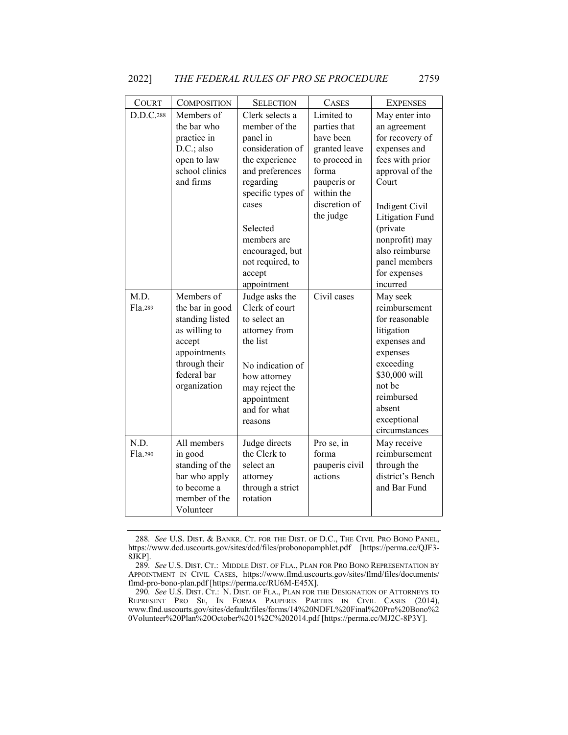| COURT | COMPOSITION | SELECTION | CASES | EXPENSES |
|---|---|---|---|---|
| D.D.C.[288] | Members of the bar who practice in D.C.; also open to law school clinics and firms | Clerk selects a member of the panel in consideration of the experience and preferences regarding specific types of cases<br><br>Selected members are encouraged, but not required, to accept appointment | Limited to parties that have been granted leave to proceed in forma pauperis or within the discretion of the judge | May enter into an agreement for recovery of expenses and fees with prior approval of the Court<br><br>Indigent Civil Litigation Fund (private nonprofit) may also reimburse panel members for expenses incurred |
| M.D. Fla.[289] | Members of the bar in good standing listed as willing to accept appointments through their federal bar organization | Judge asks the Clerk of court to select an attorney from the list<br><br>No indication of how attorney may reject the appointment and for what reasons | Civil cases | May seek reimbursement for reasonable litigation expenses and expenses exceeding $30,000 will not be reimbursed absent exceptional circumstances |
| N.D. Fla.[290] | All members in good standing of the bar who apply to become a member of the Volunteer | Judge directs the Clerk to select an attorney through a strict rotation | Pro se, in forma pauperis civil actions | May receive reimbursement through the district's Bench and Bar Fund |

288. *See* U.S. DIST. & BANKR. CT. FOR THE DIST. OF D.C., THE CIVIL PRO BONO PANEL, https://www.dcd.uscourts.gov/sites/dcd/files/probonopamphlet.pdf [https://perma.cc/QJF3-8JKP].

289. *See* U.S. DIST. CT.: MIDDLE DIST. OF FLA., PLAN FOR PRO BONO REPRESENTATION BY APPOINTMENT IN CIVIL CASES, https://www.flmd.uscourts.gov/sites/flmd/files/documents/flmd-pro-bono-plan.pdf [https://perma.cc/RU6M-E45X].

290. *See* U.S. DIST. CT.: N. DIST. OF FLA., PLAN FOR THE DESIGNATION OF ATTORNEYS TO REPRESENT PRO SE, IN FORMA PAUPERIS PARTIES IN CIVIL CASES (2014), www.flnd.uscourts.gov/sites/default/files/forms/14%20NDFL%20Final%20Pro%20Bono%20Volunteer%20Plan%20October%201%2C%202014.pdf [https://perma.cc/MJ2C-8P3Y].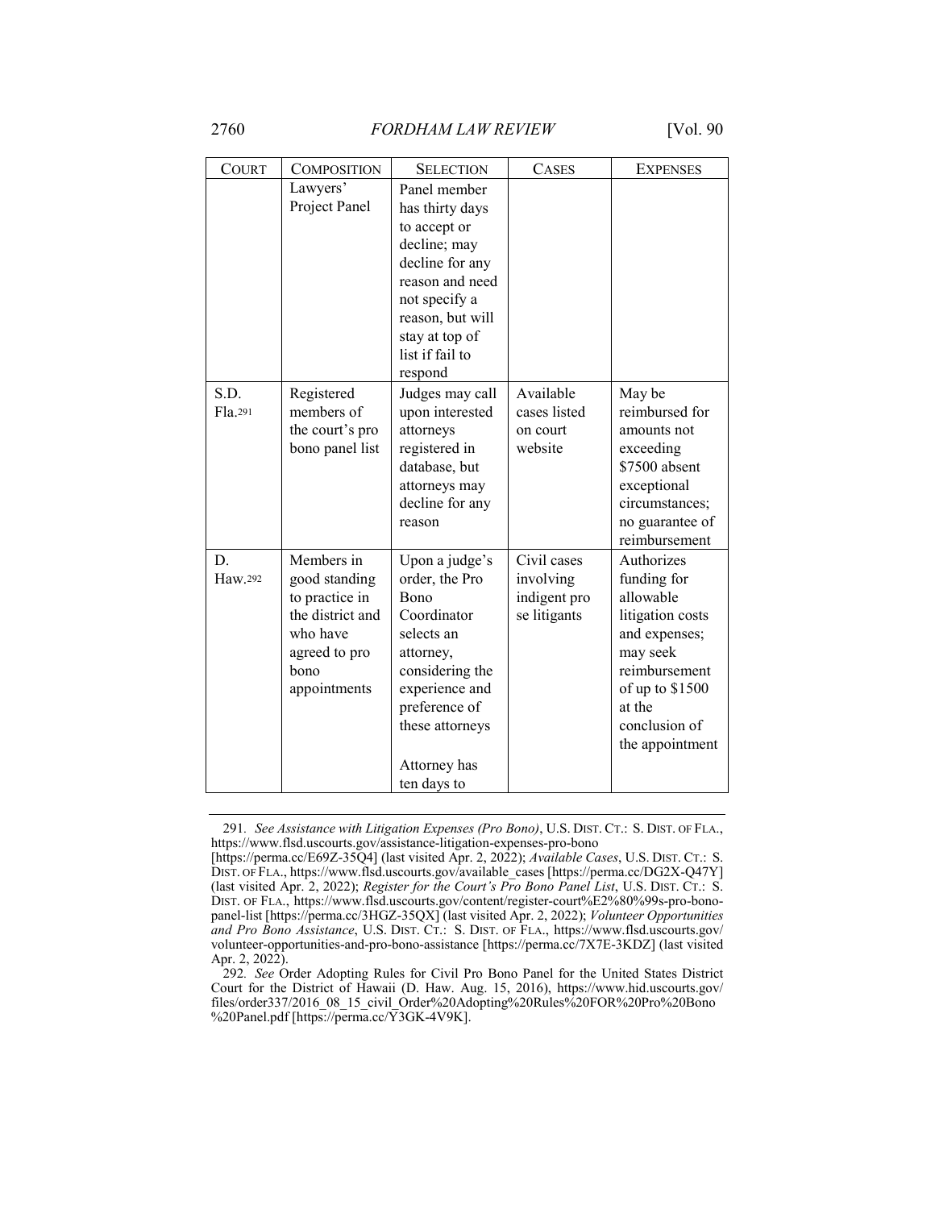| COURT | COMPOSITION | SELECTION | CASES | EXPENSES |
|---|---|---|---|---|
| | Lawyers' Project Panel | Panel member has thirty days to accept or decline; may decline for any reason and need not specify a reason, but will stay at top of list if fail to respond | | |
| S.D. Fla.[291] | Registered members of the court's pro bono panel list | Judges may call upon interested attorneys registered in database, but attorneys may decline for any reason | Available cases listed on court website | May be reimbursed for amounts not exceeding $7500 absent exceptional circumstances; no guarantee of reimbursement |
| D. Haw.[292] | Members in good standing to practice in the district and who have agreed to pro bono appointments | Upon a judge's order, the Pro Bono Coordinator selects an attorney, considering the experience and preference of these attorneys<br><br>Attorney has ten days to | Civil cases involving indigent pro se litigants | Authorizes funding for allowable litigation costs and expenses; may seek reimbursement of up to $1500 at the conclusion of the appointment |

291. *See Assistance with Litigation Expenses (Pro Bono)*, U.S. DIST. CT.: S. DIST. OF FLA., https://www.flsd.uscourts.gov/assistance-litigation-expenses-pro-bono [https://perma.cc/E69Z-35Q4] (last visited Apr. 2, 2022); *Available Cases*, U.S. DIST. CT.: S. DIST. OF FLA., https://www.flsd.uscourts.gov/available_cases [https://perma.cc/DG2X-Q47Y] (last visited Apr. 2, 2022); *Register for the Court's Pro Bono Panel List*, U.S. DIST. CT.: S. DIST. OF FLA., https://www.flsd.uscourts.gov/content/register-court%E2%80%99s-pro-bono-panel-list [https://perma.cc/3HGZ-35QX] (last visited Apr. 2, 2022); *Volunteer Opportunities and Pro Bono Assistance*, U.S. DIST. CT.: S. DIST. OF FLA., https://www.flsd.uscourts.gov/volunteer-opportunities-and-pro-bono-assistance [https://perma.cc/7X7E-3KDZ] (last visited Apr. 2, 2022).

292. *See* Order Adopting Rules for Civil Pro Bono Panel for the United States District Court for the District of Hawaii (D. Haw. Aug. 15, 2016), https://www.hid.uscourts.gov/files/order337/2016_08_15_civil_Order%20Adopting%20Rules%20FOR%20Pro%20Bono%20Panel.pdf [https://perma.cc/Y3GK-4V9K].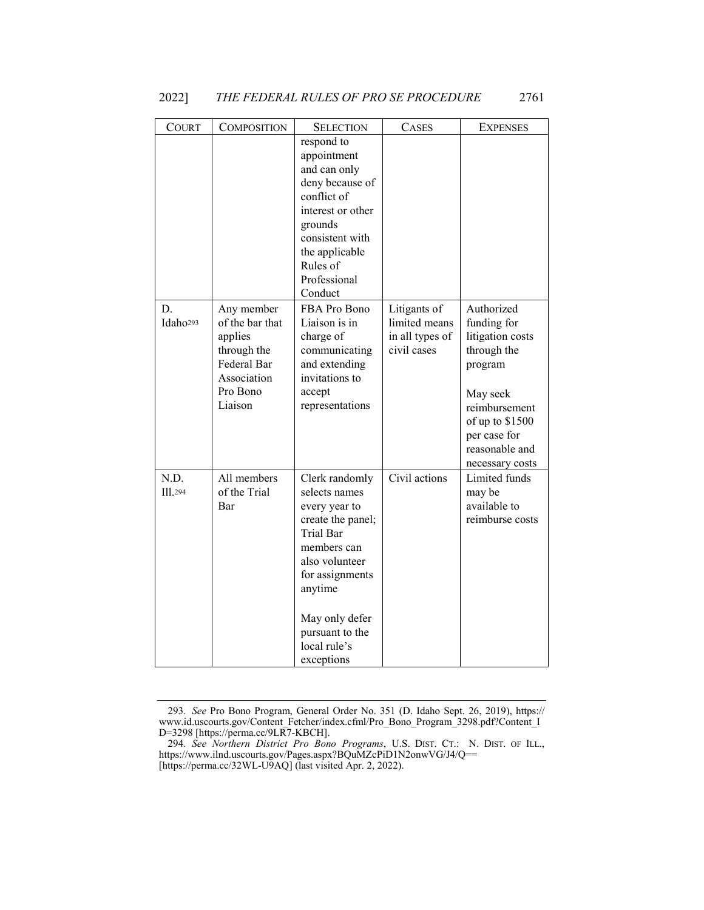| COURT | COMPOSITION | SELECTION | CASES | EXPENSES |
|---|---|---|---|---|
| | | respond to appointment and can only deny because of conflict of interest or other grounds consistent with the applicable Rules of Professional Conduct | | |
| D. Idaho[293] | Any member of the bar that applies through the Federal Bar Association Pro Bono Liaison | FBA Pro Bono Liaison is in charge of communicating and extending invitations to accept representations | Litigants of limited means in all types of civil cases | Authorized funding for litigation costs through the program<br><br>May seek reimbursement of up to $1500 per case for reasonable and necessary costs |
| N.D. Ill.[294] | All members of the Trial Bar | Clerk randomly selects names every year to create the panel; Trial Bar members can also volunteer for assignments anytime<br><br>May only defer pursuant to the local rule's exceptions | Civil actions | Limited funds may be available to reimburse costs |

293. *See* Pro Bono Program, General Order No. 351 (D. Idaho Sept. 26, 2019), https://www.id.uscourts.gov/Content_Fetcher/index.cfml/Pro_Bono_Program_3298.pdf?Content_ID=3298 [https://perma.cc/9LR7-KBCH].

294. *See Northern District Pro Bono Programs*, U.S. DIST. CT.: N. DIST. OF ILL., https://www.ilnd.uscourts.gov/Pages.aspx?BQuMZcPiD1N2onwVG/J4/Q== [https://perma.cc/32WL-U9AQ] (last visited Apr. 2, 2022).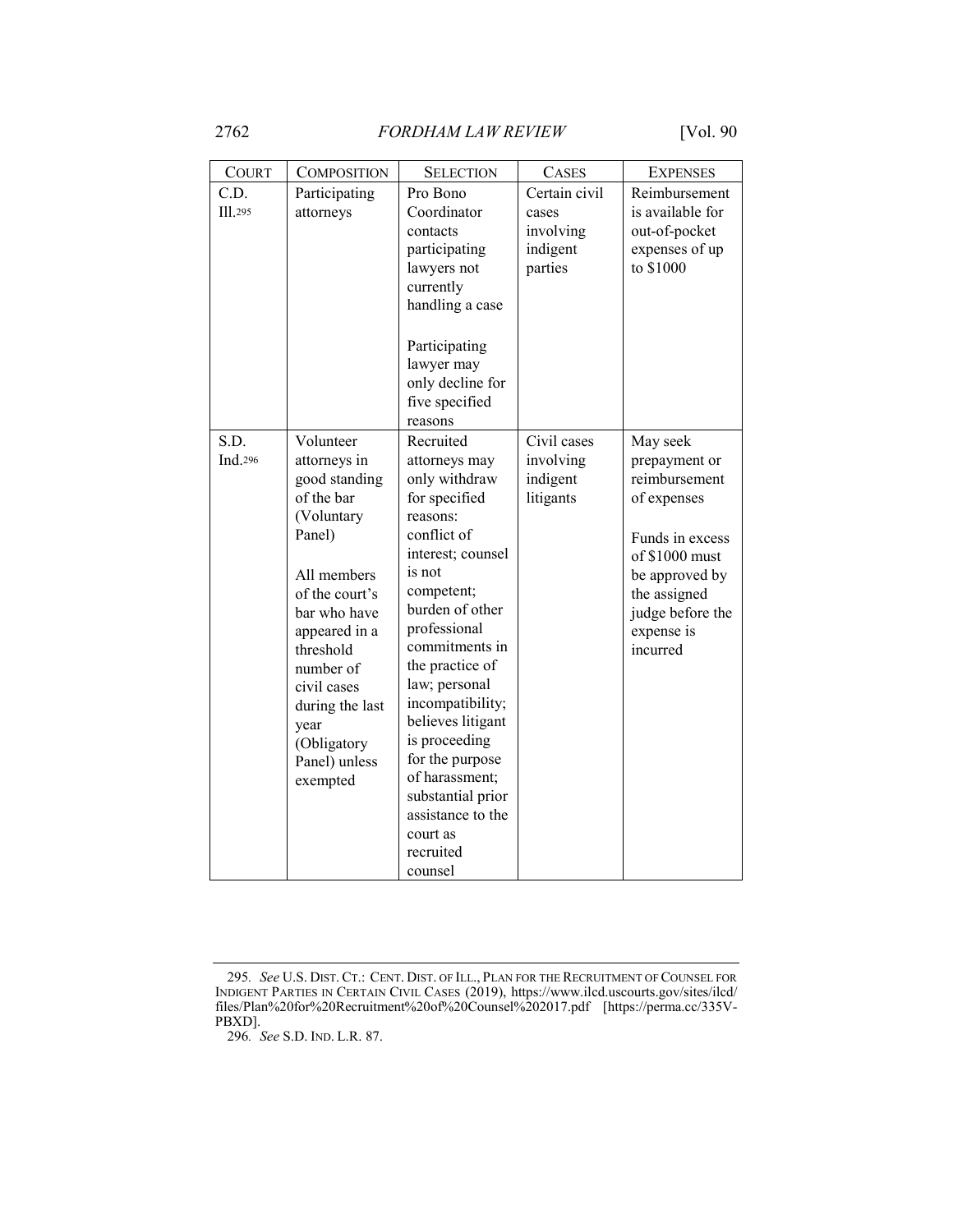| COURT | COMPOSITION | SELECTION | CASES | EXPENSES |
|---|---|---|---|---|
| C.D. Ill.[295] | Participating attorneys | Pro Bono Coordinator contacts participating lawyers not currently handling a case<br><br>Participating lawyer may only decline for five specified reasons | Certain civil cases involving indigent parties | Reimbursement is available for out-of-pocket expenses of up to $1000 |
| S.D. Ind.[296] | Volunteer attorneys in good standing of the bar (Voluntary Panel)<br><br>All members of the court's bar who have appeared in a threshold number of civil cases during the last year (Obligatory Panel) unless exempted | Recruited attorneys may only withdraw for specified reasons: conflict of interest; counsel is not competent; burden of other professional commitments in the practice of law; personal incompatibility; believes litigant is proceeding for the purpose of harassment; substantial prior assistance to the court as recruited counsel | Civil cases involving indigent litigants | May seek prepayment or reimbursement of expenses<br><br>Funds in excess of $1000 must be approved by the assigned judge before the expense is incurred |

295. *See* U.S. DIST. CT.: CENT. DIST. OF ILL., PLAN FOR THE RECRUITMENT OF COUNSEL FOR INDIGENT PARTIES IN CERTAIN CIVIL CASES (2019), https://www.ilcd.uscourts.gov/sites/ilcd/files/Plan%20for%20Recruitment%20of%20Counsel%202017.pdf [https://perma.cc/335V-PBXD].

296. *See* S.D. IND. L.R. 87.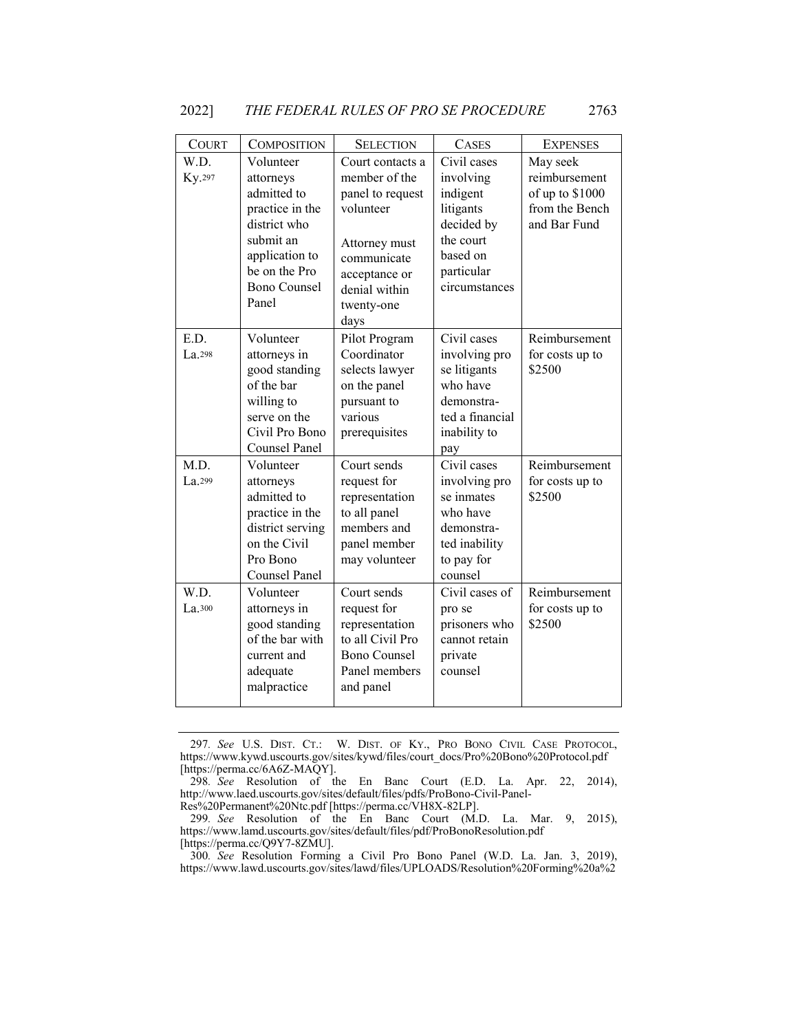| COURT | COMPOSITION | SELECTION | CASES | EXPENSES |
|---|---|---|---|---|
| W.D. Ky.[297] | Volunteer attorneys admitted to practice in the district who submit an application to be on the Pro Bono Counsel Panel | Court contacts a member of the panel to request volunteer<br><br>Attorney must communicate acceptance or denial within twenty-one days | Civil cases involving indigent litigants decided by the court based on particular circumstances | May seek reimbursement of up to $1000 from the Bench and Bar Fund |
| E.D. La.[298] | Volunteer attorneys in good standing of the bar willing to serve on the Civil Pro Bono Counsel Panel | Pilot Program Coordinator selects lawyer on the panel pursuant to various prerequisites | Civil cases involving pro se litigants who have demonstrated a financial inability to pay | Reimbursement for costs up to $2500 |
| M.D. La.[299] | Volunteer attorneys admitted to practice in the district serving on the Civil Pro Bono Counsel Panel | Court sends request for representation to all panel members and panel member may volunteer | Civil cases involving pro se inmates who have demonstrated inability to pay for counsel | Reimbursement for costs up to $2500 |
| W.D. La.[300] | Volunteer attorneys in good standing of the bar with current and adequate malpractice | Court sends request for representation to all Civil Pro Bono Counsel Panel members and panel | Civil cases of pro se prisoners who cannot retain private counsel | Reimbursement for costs up to $2500 |

297. *See* U.S. DIST. CT.: W. DIST. OF KY., PRO BONO CIVIL CASE PROTOCOL, https://www.kywd.uscourts.gov/sites/kywd/files/court_docs/Pro%20Bono%20Protocol.pdf [https://perma.cc/6A6Z-MAQY].

298. *See* Resolution of the En Banc Court (E.D. La. Apr. 22, 2014), http://www.laed.uscourts.gov/sites/default/files/pdfs/ProBono-Civil-Panel-Res%20Permanent%20Ntc.pdf [https://perma.cc/VH8X-82LP].

299. *See* Resolution of the En Banc Court (M.D. La. Mar. 9, 2015), https://www.lamd.uscourts.gov/sites/default/files/pdf/ProBonoResolution.pdf [https://perma.cc/Q9Y7-8ZMU].

300. *See* Resolution Forming a Civil Pro Bono Panel (W.D. La. Jan. 3, 2019), https://www.lawd.uscourts.gov/sites/lawd/files/UPLOADS/Resolution%20Forming%20a%2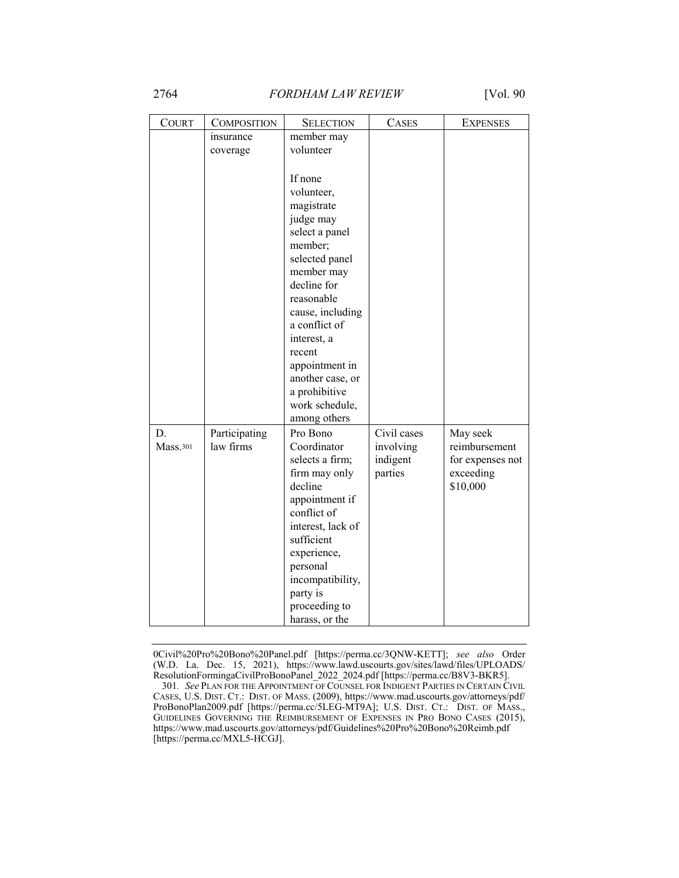| COURT | COMPOSITION | SELECTION | CASES | EXPENSES |
|---|---|---|---|---|
| | insurance coverage | member may volunteer<br><br>If none volunteer, magistrate judge may select a panel member; selected panel member may decline for reasonable cause, including a conflict of interest, a recent appointment in another case, or a prohibitive work schedule, among others | | |
| D. Mass.[301] | Participating law firms | Pro Bono Coordinator selects a firm; firm may only decline appointment if conflict of interest, lack of sufficient experience, personal incompatibility, party is proceeding to harass, or the | Civil cases involving indigent parties | May seek reimbursement for expenses not exceeding $10,000 |

0Civil%20Pro%20Bono%20Panel.pdf [https://perma.cc/3QNW-KETT]; *see also* Order (W.D. La. Dec. 15, 2021), https://www.lawd.uscourts.gov/sites/lawd/files/UPLOADS/ResolutionFormingaCivilProBonoPanel_2022_2024.pdf [https://perma.cc/B8V3-BKR5].

301. *See* PLAN FOR THE APPOINTMENT OF COUNSEL FOR INDIGENT PARTIES IN CERTAIN CIVIL CASES, U.S. DIST. CT.: DIST. OF MASS. (2009), https://www.mad.uscourts.gov/attorneys/pdf/ProBonoPlan2009.pdf [https://perma.cc/5LEG-MT9A]; U.S. DIST. CT.: DIST. OF MASS., GUIDELINES GOVERNING THE REIMBURSEMENT OF EXPENSES IN PRO BONO CASES (2015), https://www.mad.uscourts.gov/attorneys/pdf/Guidelines%20Pro%20Bono%20Reimb.pdf [https://perma.cc/MXL5-HCGJ].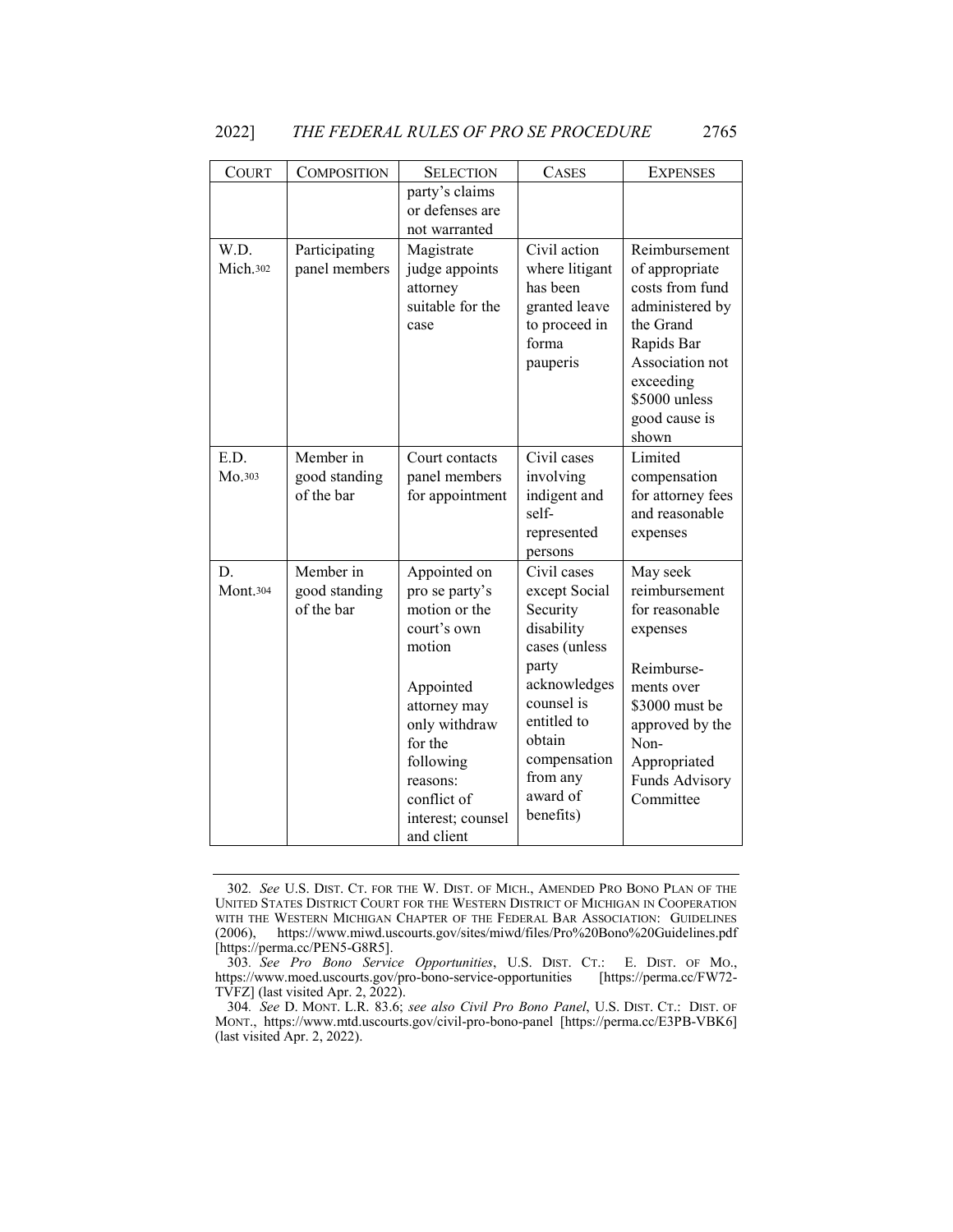| COURT | COMPOSITION | SELECTION | CASES | EXPENSES |
|---|---|---|---|---|
| | | party's claims or defenses are not warranted | | |
| W.D. Mich.[302] | Participating panel members | Magistrate judge appoints attorney suitable for the case | Civil action where litigant has been granted leave to proceed in forma pauperis | Reimbursement of appropriate costs from fund administered by the Grand Rapids Bar Association not exceeding $5000 unless good cause is shown |
| E.D. Mo.[303] | Member in good standing of the bar | Court contacts panel members for appointment | Civil cases involving indigent and self-represented persons | Limited compensation for attorney fees and reasonable expenses |
| D. Mont.[304] | Member in good standing of the bar | Appointed on pro se party's motion or the court's own motion<br><br>Appointed attorney may only withdraw for the following reasons: conflict of interest; counsel and client | Civil cases except Social Security disability cases (unless party acknowledges counsel is entitled to obtain compensation from any award of benefits) | May seek reimbursement for reasonable expenses<br><br>Reimburse-ments over $3000 must be approved by the Non-Appropriated Funds Advisory Committee |

302. *See* U.S. DIST. CT. FOR THE W. DIST. OF MICH., AMENDED PRO BONO PLAN OF THE UNITED STATES DISTRICT COURT FOR THE WESTERN DISTRICT OF MICHIGAN IN COOPERATION WITH THE WESTERN MICHIGAN CHAPTER OF THE FEDERAL BAR ASSOCIATION: GUIDELINES (2006), https://www.miwd.uscourts.gov/sites/miwd/files/Pro%20Bono%20Guidelines.pdf [https://perma.cc/PEN5-G8R5].

303. *See Pro Bono Service Opportunities*, U.S. DIST. CT.: E. DIST. OF MO., https://www.moed.uscourts.gov/pro-bono-service-opportunities [https://perma.cc/FW72-TVFZ] (last visited Apr. 2, 2022).

304. *See* D. MONT. L.R. 83.6; *see also Civil Pro Bono Panel*, U.S. DIST. CT.: DIST. OF MONT., https://www.mtd.uscourts.gov/civil-pro-bono-panel [https://perma.cc/E3PB-VBK6] (last visited Apr. 2, 2022).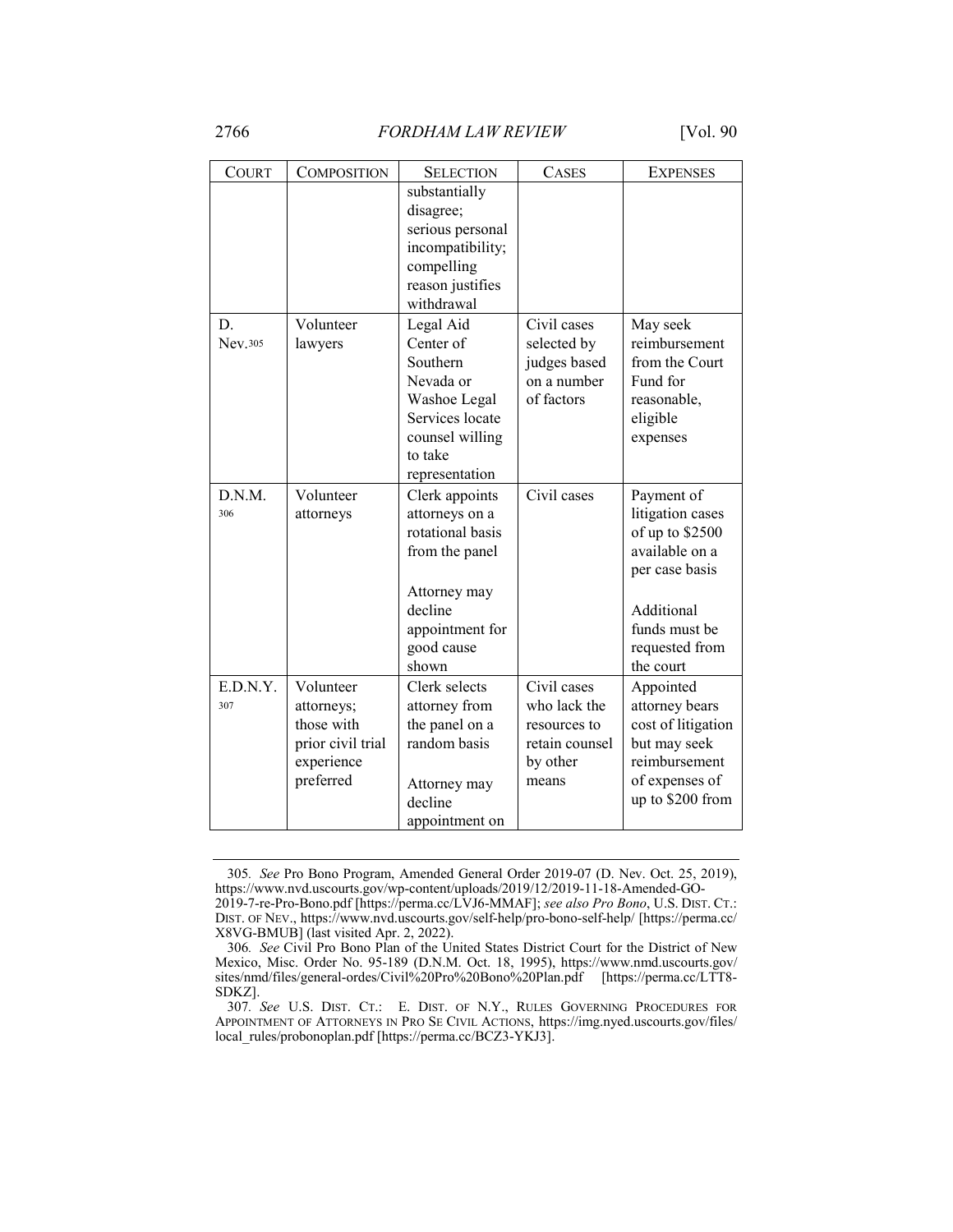| COURT | COMPOSITION | SELECTION | CASES | EXPENSES |
|---|---|---|---|---|
| | | substantially disagree; serious personal incompatibility; compelling reason justifies withdrawal | | |
| D. Nev.[305] | Volunteer lawyers | Legal Aid Center of Southern Nevada or Washoe Legal Services locate counsel willing to take representation | Civil cases selected by judges based on a number of factors | May seek reimbursement from the Court Fund for reasonable, eligible expenses |
| D.N.M.[306] | Volunteer attorneys | Clerk appoints attorneys on a rotational basis from the panel<br><br>Attorney may decline appointment for good cause shown | Civil cases | Payment of litigation cases of up to $2500 available on a per case basis<br><br>Additional funds must be requested from the court |
| E.D.N.Y.[307] | Volunteer attorneys; those with prior civil trial experience preferred | Clerk selects attorney from the panel on a random basis<br><br>Attorney may decline appointment on | Civil cases who lack the resources to retain counsel by other means | Appointed attorney bears cost of litigation but may seek reimbursement of expenses of up to $200 from |

305. *See* Pro Bono Program, Amended General Order 2019-07 (D. Nev. Oct. 25, 2019), https://www.nvd.uscourts.gov/wp-content/uploads/2019/12/2019-11-18-Amended-GO-2019-7-re-Pro-Bono.pdf [https://perma.cc/LVJ6-MMAF]; *see also Pro Bono*, U.S. DIST. CT.: DIST. OF NEV., https://www.nvd.uscourts.gov/self-help/pro-bono-self-help/ [https://perma.cc/X8VG-BMUB] (last visited Apr. 2, 2022).

306. *See* Civil Pro Bono Plan of the United States District Court for the District of New Mexico, Misc. Order No. 95-189 (D.N.M. Oct. 18, 1995), https://www.nmd.uscourts.gov/sites/nmd/files/general-ordes/Civil%20Pro%20Bono%20Plan.pdf [https://perma.cc/LTT8-SDKZ].

307. *See* U.S. DIST. CT.: E. DIST. OF N.Y., RULES GOVERNING PROCEDURES FOR APPOINTMENT OF ATTORNEYS IN PRO SE CIVIL ACTIONS, https://img.nyed.uscourts.gov/files/local_rules/probonoplan.pdf [https://perma.cc/BCZ3-YKJ3].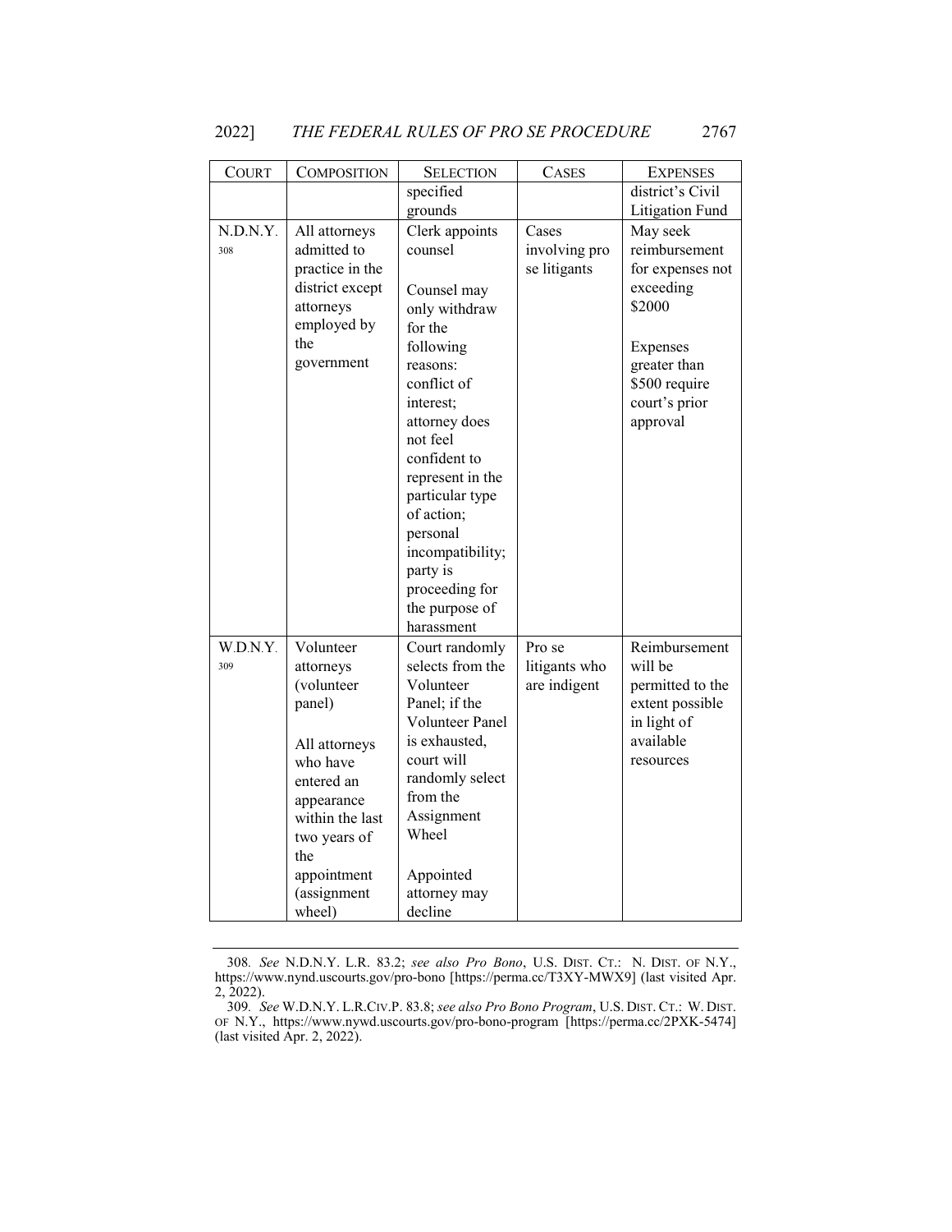| COURT | COMPOSITION | SELECTION | CASES | EXPENSES |
|---|---|---|---|---|
| | | specified grounds | | district's Civil Litigation Fund |
| N.D.N.Y. [308] | All attorneys admitted to practice in the district except attorneys employed by the government | Clerk appoints counsel<br><br>Counsel may only withdraw for the following reasons: conflict of interest; attorney does not feel confident to represent in the particular type of action; personal incompatibility; party is proceeding for the purpose of harassment | Cases involving pro se litigants | May seek reimbursement for expenses not exceeding \$2000<br><br>Expenses greater than \$500 require court's prior approval |
| W.D.N.Y. [309] | Volunteer attorneys (volunteer panel)<br><br>All attorneys who have entered an appearance within the last two years of the appointment (assignment wheel) | Court randomly selects from the Volunteer Panel; if the Volunteer Panel is exhausted, court will randomly select from the Assignment Wheel<br><br>Appointed attorney may decline | Pro se litigants who are indigent | Reimbursement will be permitted to the extent possible in light of available resources |

308. *See* N.D.N.Y. L.R. 83.2; *see also Pro Bono*, U.S. DIST. CT.: N. DIST. OF N.Y., https://www.nynd.uscourts.gov/pro-bono [https://perma.cc/T3XY-MWX9] (last visited Apr. 2, 2022).

309. *See* W.D.N.Y. L.R.CIV.P. 83.8; *see also Pro Bono Program*, U.S. DIST. CT.: W. DIST. OF N.Y., https://www.nywd.uscourts.gov/pro-bono-program [https://perma.cc/2PXK-5474] (last visited Apr. 2, 2022).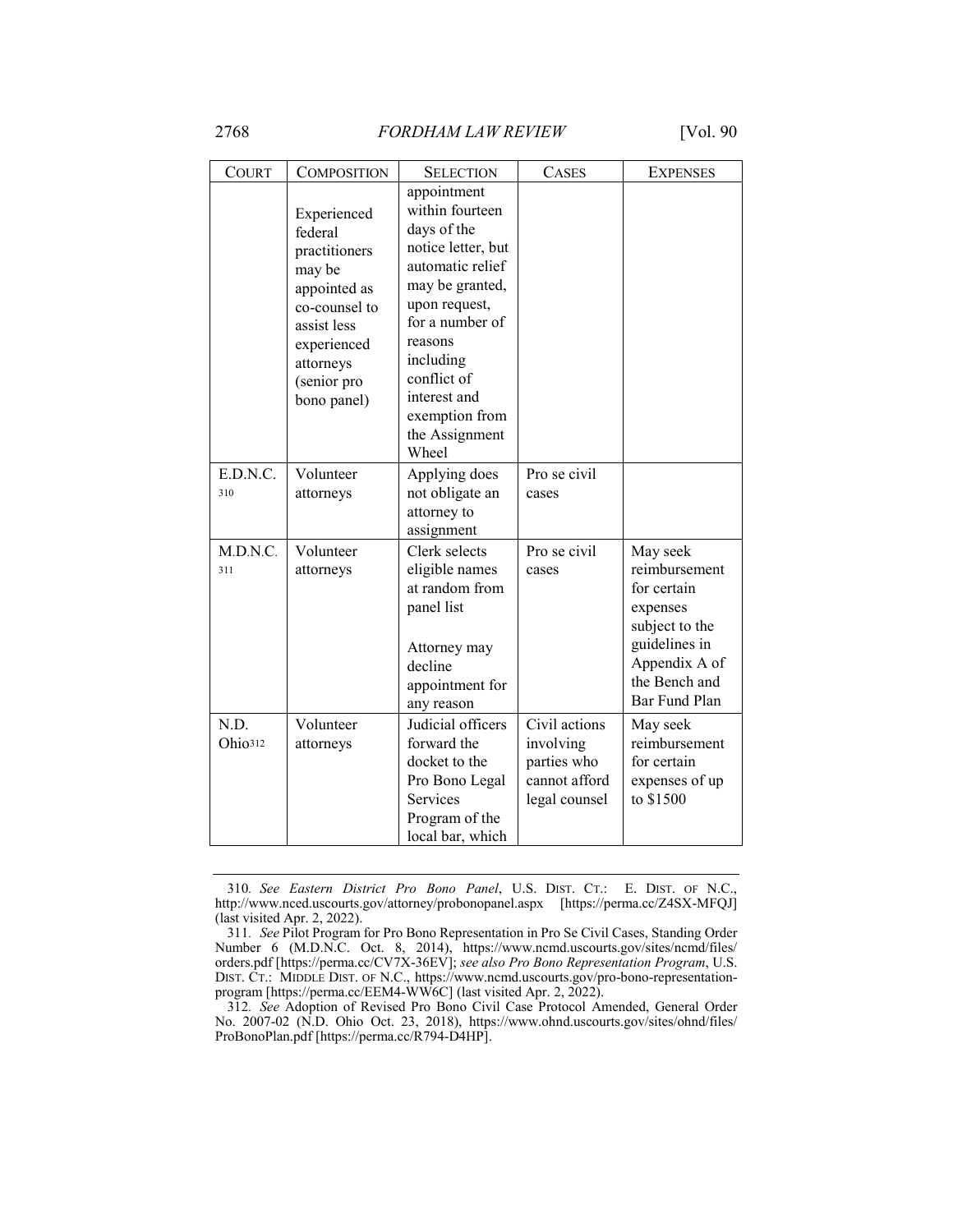| COURT | COMPOSITION | SELECTION | CASES | EXPENSES |
|---|---|---|---|---|
| | Experienced federal practitioners may be appointed as co-counsel to assist less experienced attorneys (senior pro bono panel) | appointment within fourteen days of the notice letter, but automatic relief may be granted, upon request, for a number of reasons including conflict of interest and exemption from the Assignment Wheel | | |
| E.D.N.C.[310] | Volunteer attorneys | Applying does not obligate an attorney to assignment | Pro se civil cases | |
| M.D.N.C.[311] | Volunteer attorneys | Clerk selects eligible names at random from panel list<br><br>Attorney may decline appointment for any reason | Pro se civil cases | May seek reimbursement for certain expenses subject to the guidelines in Appendix A of the Bench and Bar Fund Plan |
| N.D. Ohio[312] | Volunteer attorneys | Judicial officers forward the docket to the Pro Bono Legal Services Program of the local bar, which | Civil actions involving parties who cannot afford legal counsel | May seek reimbursement for certain expenses of up to $1500 |

---

310. *See Eastern District Pro Bono Panel*, U.S. DIST. CT.: E. DIST. OF N.C., http://www.nced.uscourts.gov/attorney/probonopanel.aspx [https://perma.cc/Z4SX-MFQJ] (last visited Apr. 2, 2022).

311. *See* Pilot Program for Pro Bono Representation in Pro Se Civil Cases, Standing Order Number 6 (M.D.N.C. Oct. 8, 2014), https://www.ncmd.uscourts.gov/sites/ncmd/files/orders.pdf [https://perma.cc/CV7X-36EV]; *see also Pro Bono Representation Program*, U.S. DIST. CT.: MIDDLE DIST. OF N.C., https://www.ncmd.uscourts.gov/pro-bono-representation-program [https://perma.cc/EEM4-WW6C] (last visited Apr. 2, 2022).

312. *See* Adoption of Revised Pro Bono Civil Case Protocol Amended, General Order No. 2007-02 (N.D. Ohio Oct. 23, 2018), https://www.ohnd.uscourts.gov/sites/ohnd/files/ProBonoPlan.pdf [https://perma.cc/R794-D4HP].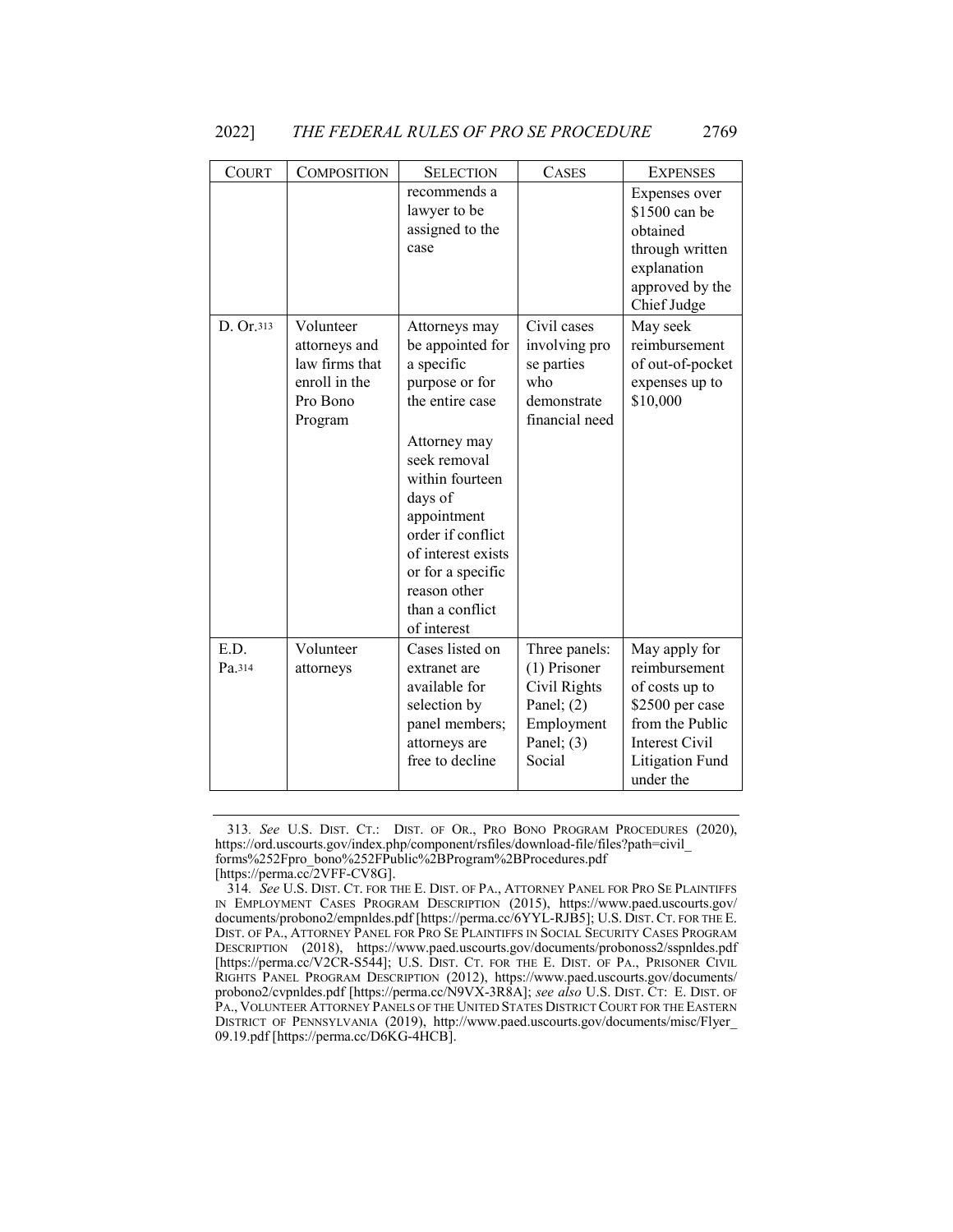| COURT | COMPOSITION | SELECTION | CASES | EXPENSES |
|---|---|---|---|---|
| | | recommends a lawyer to be assigned to the case | | Expenses over $1500 can be obtained through written explanation approved by the Chief Judge |
| D. Or.[313] | Volunteer attorneys and law firms that enroll in the Pro Bono Program | Attorneys may be appointed for a specific purpose or for the entire case<br><br>Attorney may seek removal within fourteen days of appointment order if conflict of interest exists or for a specific reason other than a conflict of interest | Civil cases involving pro se parties who demonstrate financial need | May seek reimbursement of out-of-pocket expenses up to $10,000 |
| E.D. Pa.[314] | Volunteer attorneys | Cases listed on extranet are available for selection by panel members; attorneys are free to decline | Three panels: (1) Prisoner Civil Rights Panel; (2) Employment Panel; (3) Social | May apply for reimbursement of costs up to $2500 per case from the Public Interest Civil Litigation Fund under the |

313. *See* U.S. DIST. CT.: DIST. OF OR., PRO BONO PROGRAM PROCEDURES (2020), https://ord.uscourts.gov/index.php/component/rsfiles/download-file/files?path=civil_forms%252Fpro_bono%252FPublic%2BProgram%2BProcedures.pdf [https://perma.cc/2VFF-CV8G].

314. *See* U.S. DIST. CT. FOR THE E. DIST. OF PA., ATTORNEY PANEL FOR PRO SE PLAINTIFFS IN EMPLOYMENT CASES PROGRAM DESCRIPTION (2015), https://www.paed.uscourts.gov/documents/probono2/empnldes.pdf [https://perma.cc/6YYL-RJB5]; U.S. DIST. CT. FOR THE E. DIST. OF PA., ATTORNEY PANEL FOR PRO SE PLAINTIFFS IN SOCIAL SECURITY CASES PROGRAM DESCRIPTION (2018), https://www.paed.uscourts.gov/documents/probonoss2/sspnldes.pdf [https://perma.cc/V2CR-S544]; U.S. DIST. CT. FOR THE E. DIST. OF PA., PRISONER CIVIL RIGHTS PANEL PROGRAM DESCRIPTION (2012), https://www.paed.uscourts.gov/documents/probono2/cvpnldes.pdf [https://perma.cc/N9VX-3R8A]; *see also* U.S. DIST. CT: E. DIST. OF PA., VOLUNTEER ATTORNEY PANELS OF THE UNITED STATES DISTRICT COURT FOR THE EASTERN DISTRICT OF PENNSYLVANIA (2019), http://www.paed.uscourts.gov/documents/misc/Flyer_09.19.pdf [https://perma.cc/D6KG-4HCB].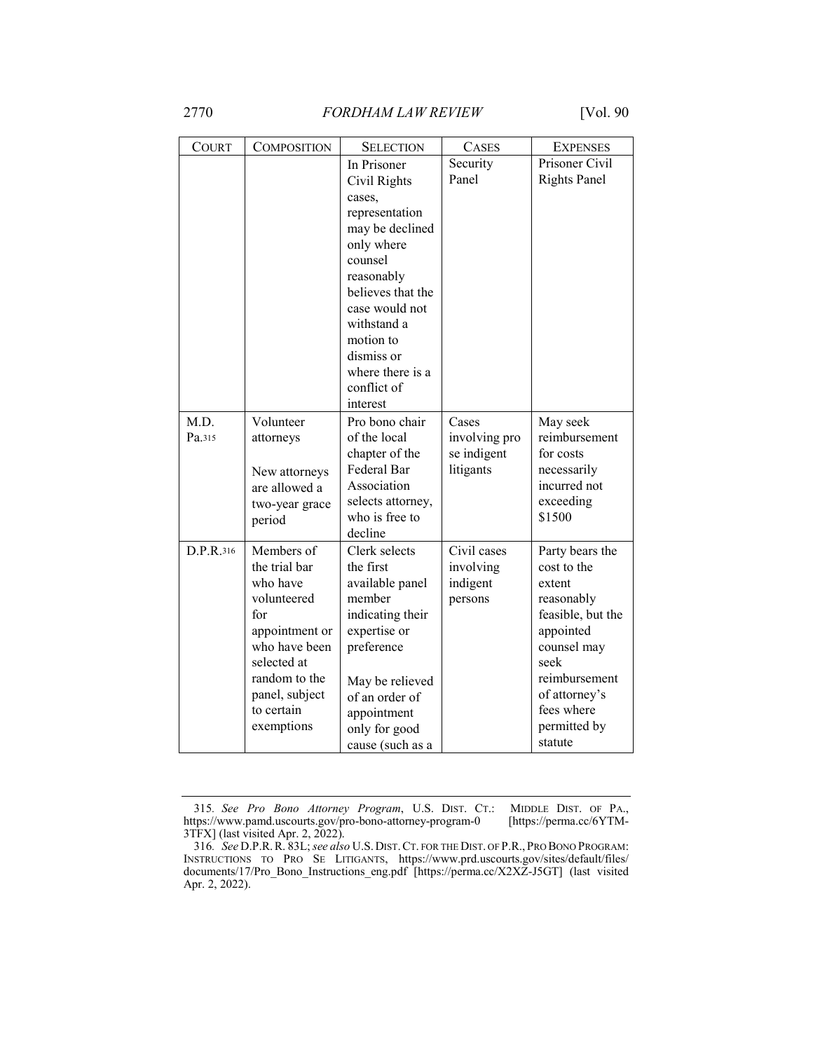| COURT | COMPOSITION | SELECTION | CASES | EXPENSES |
|---|---|---|---|---|
| | | In Prisoner Civil Rights cases, representation may be declined only where counsel reasonably believes that the case would not withstand a motion to dismiss or where there is a conflict of interest | Security Panel | Prisoner Civil Rights Panel |
| M.D. Pa.[315] | Volunteer attorneys<br><br>New attorneys are allowed a two-year grace period | Pro bono chair of the local chapter of the Federal Bar Association selects attorney, who is free to decline | Cases involving pro se indigent litigants | May seek reimbursement for costs necessarily incurred not exceeding $1500 |
| D.P.R.[316] | Members of the trial bar who have volunteered for appointment or who have been selected at random to the panel, subject to certain exemptions | Clerk selects the first available panel member indicating their expertise or preference<br><br>May be relieved of an order of appointment only for good cause (such as a | Civil cases involving indigent persons | Party bears the cost to the extent reasonably feasible, but the appointed counsel may seek reimbursement of attorney's fees where permitted by statute |

315. *See Pro Bono Attorney Program*, U.S. DIST. CT.: MIDDLE DIST. OF PA., https://www.pamd.uscourts.gov/pro-bono-attorney-program-0 [https://perma.cc/6YTM-3TFX] (last visited Apr. 2, 2022).

316. *See* D.P.R. R. 83L; *see also* U.S. DIST. CT. FOR THE DIST. OF P.R., PRO BONO PROGRAM: INSTRUCTIONS TO PRO SE LITIGANTS, https://www.prd.uscourts.gov/sites/default/files/documents/17/Pro_Bono_Instructions_eng.pdf [https://perma.cc/X2XZ-J5GT] (last visited Apr. 2, 2022).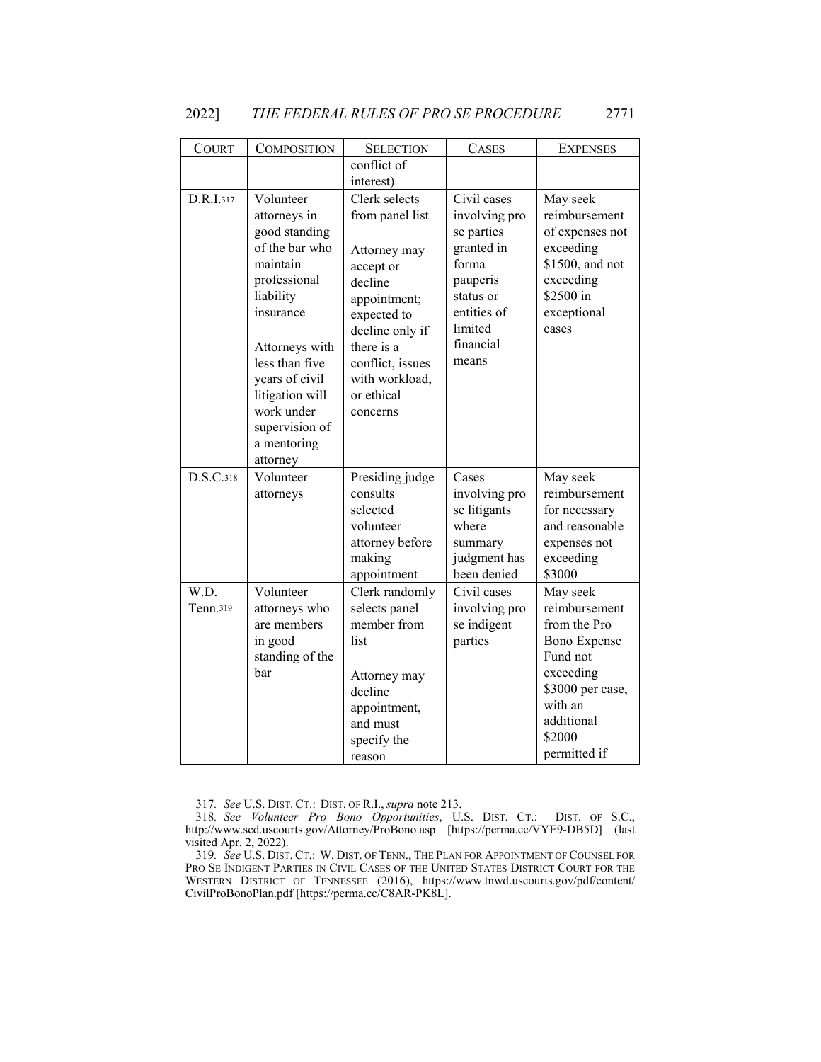| COURT | COMPOSITION | SELECTION | CASES | EXPENSES |
|---|---|---|---|---|
| | | conflict of interest) | | |
| D.R.I.[317] | Volunteer attorneys in good standing of the bar who maintain professional liability insurance<br><br>Attorneys with less than five years of civil litigation will work under supervision of a mentoring attorney | Clerk selects from panel list<br><br>Attorney may accept or decline appointment; expected to decline only if there is a conflict, issues with workload, or ethical concerns | Civil cases involving pro se parties granted in forma pauperis status or entities of limited financial means | May seek reimbursement of expenses not exceeding $1500, and not exceeding $2500 in exceptional cases |
| D.S.C.[318] | Volunteer attorneys | Presiding judge consults selected volunteer attorney before making appointment | Cases involving pro se litigants where summary judgment has been denied | May seek reimbursement for necessary and reasonable expenses not exceeding $3000 |
| W.D. Tenn.[319] | Volunteer attorneys who are members in good standing of the bar | Clerk randomly selects panel member from list<br><br>Attorney may decline appointment, and must specify the reason | Civil cases involving pro se indigent parties | May seek reimbursement from the Pro Bono Expense Fund not exceeding $3000 per case, with an additional $2000 permitted if |

---

317. *See* U.S. DIST. CT.: DIST. OF R.I., *supra* note 213.

318. *See Volunteer Pro Bono Opportunities*, U.S. DIST. CT.: DIST. OF S.C., http://www.scd.uscourts.gov/Attorney/ProBono.asp [https://perma.cc/VYE9-DB5D] (last visited Apr. 2, 2022).

319. *See* U.S. DIST. CT.: W. DIST. OF TENN., THE PLAN FOR APPOINTMENT OF COUNSEL FOR PRO SE INDIGENT PARTIES IN CIVIL CASES OF THE UNITED STATES DISTRICT COURT FOR THE WESTERN DISTRICT OF TENNESSEE (2016), https://www.tnwd.uscourts.gov/pdf/content/CivilProBonoPlan.pdf [https://perma.cc/C8AR-PK8L].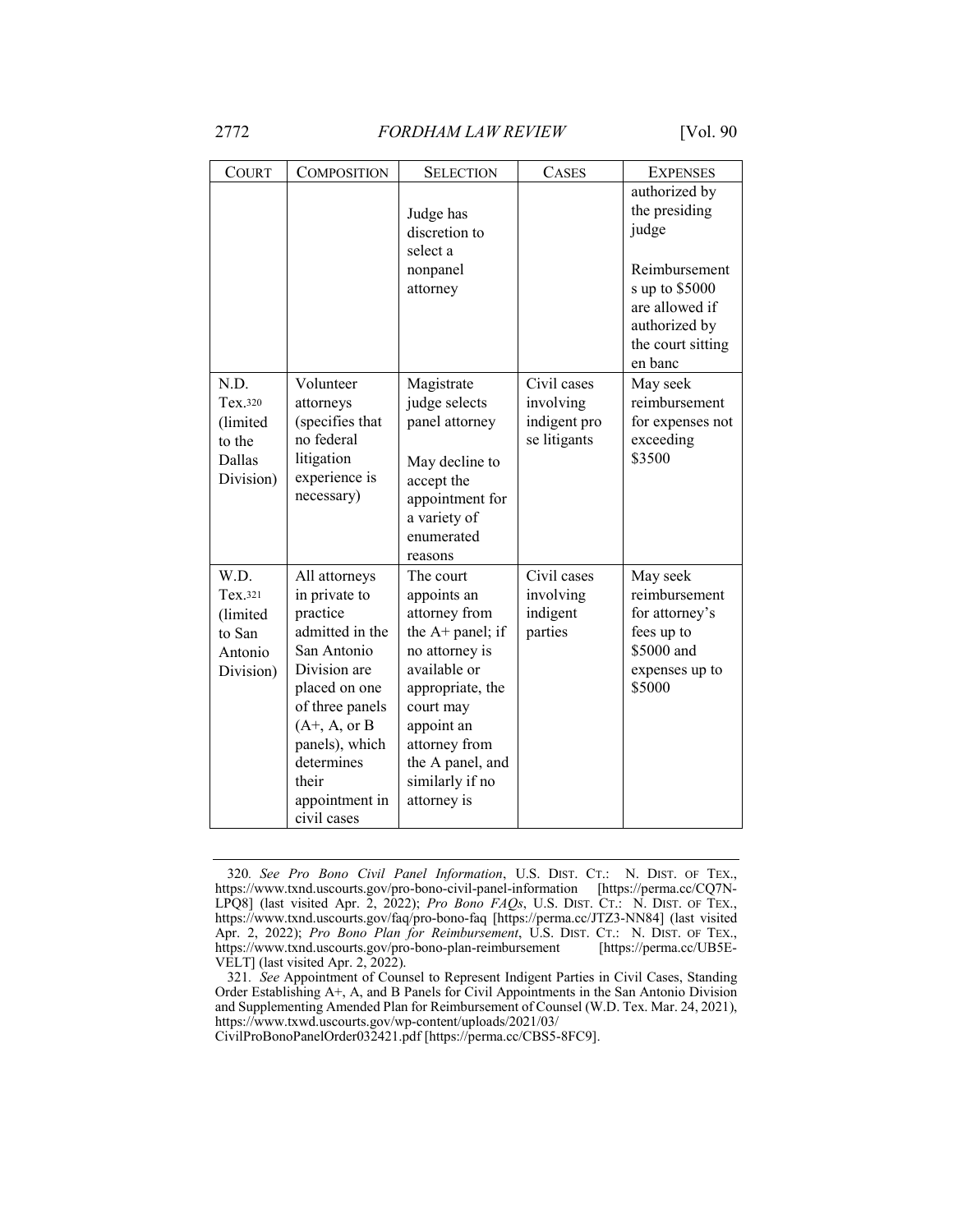| COURT | COMPOSITION | SELECTION | CASES | EXPENSES |
| --- | --- | --- | --- | --- |
| | | Judge has discretion to select a nonpanel attorney | | authorized by the presiding judge<br><br>Reimbursements up to $5000 are allowed if authorized by the court sitting en banc |
| N.D. Tex.[320] (limited to the Dallas Division) | Volunteer attorneys (specifies that no federal litigation experience is necessary) | Magistrate judge selects panel attorney<br><br>May decline to accept the appointment for a variety of enumerated reasons | Civil cases involving indigent pro se litigants | May seek reimbursement for expenses not exceeding $3500 |
| W.D. Tex.[321] (limited to San Antonio Division) | All attorneys in private to practice admitted in the San Antonio Division are placed on one of three panels (A+, A, or B panels), which determines their appointment in civil cases | The court appoints an attorney from the A+ panel; if no attorney is available or appropriate, the court may appoint an attorney from the A panel, and similarly if no attorney is | Civil cases involving indigent parties | May seek reimbursement for attorney's fees up to $5000 and expenses up to $5000 |

320. *See Pro Bono Civil Panel Information*, U.S. DIST. CT.: N. DIST. OF TEX., https://www.txnd.uscourts.gov/pro-bono-civil-panel-information [https://perma.cc/CQ7N-LPQ8] (last visited Apr. 2, 2022); *Pro Bono FAQs*, U.S. DIST. CT.: N. DIST. OF TEX., https://www.txnd.uscourts.gov/faq/pro-bono-faq [https://perma.cc/JTZ3-NN84] (last visited Apr. 2, 2022); *Pro Bono Plan for Reimbursement*, U.S. DIST. CT.: N. DIST. OF TEX., https://www.txnd.uscourts.gov/pro-bono-plan-reimbursement [https://perma.cc/UB5E-VELT] (last visited Apr. 2, 2022).

321. *See* Appointment of Counsel to Represent Indigent Parties in Civil Cases, Standing Order Establishing A+, A, and B Panels for Civil Appointments in the San Antonio Division and Supplementing Amended Plan for Reimbursement of Counsel (W.D. Tex. Mar. 24, 2021), https://www.txwd.uscourts.gov/wp-content/uploads/2021/03/CivilProBonoPanelOrder032421.pdf [https://perma.cc/CBS5-8FC9].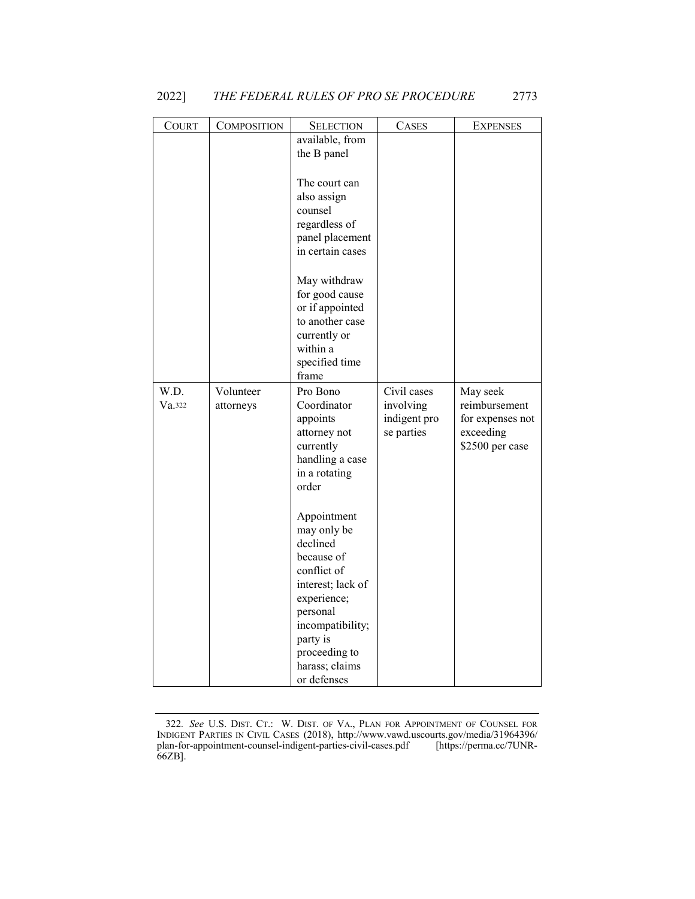| COURT | COMPOSITION | SELECTION | CASES | EXPENSES |
|---|---|---|---|---|
| | | available, from the B panel<br><br>The court can also assign counsel regardless of panel placement in certain cases<br><br>May withdraw for good cause or if appointed to another case currently or within a specified time frame | | |
| W.D. Va.[322] | Volunteer attorneys | Pro Bono Coordinator appoints attorney not currently handling a case in a rotating order<br><br>Appointment may only be declined because of conflict of interest; lack of experience; personal incompatibility; party is proceeding to harass; claims or defenses | Civil cases involving indigent pro se parties | May seek reimbursement for expenses not exceeding $2500 per case |

322. *See* U.S. DIST. CT.: W. DIST. OF VA., PLAN FOR APPOINTMENT OF COUNSEL FOR INDIGENT PARTIES IN CIVIL CASES (2018), http://www.vawd.uscourts.gov/media/31964396/plan-for-appointment-counsel-indigent-parties-civil-cases.pdf [https://perma.cc/7UNR-66ZB].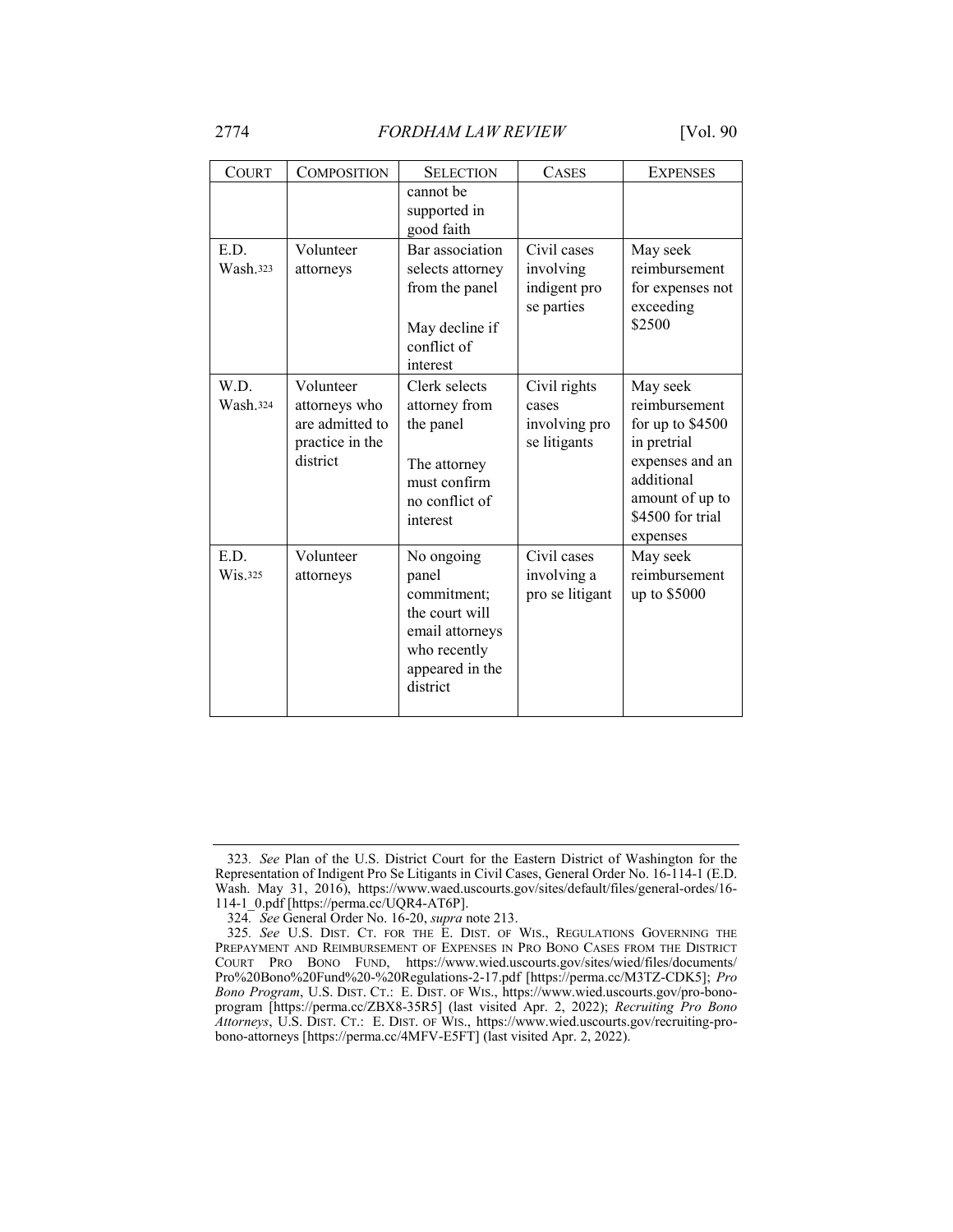| COURT | COMPOSITION | SELECTION | CASES | EXPENSES |
|---|---|---|---|---|
| | | cannot be supported in good faith | | |
| E.D. Wash.[323] | Volunteer attorneys | Bar association selects attorney from the panel<br><br>May decline if conflict of interest | Civil cases involving indigent pro se parties | May seek reimbursement for expenses not exceeding $2500 |
| W.D. Wash.[324] | Volunteer attorneys who are admitted to practice in the district | Clerk selects attorney from the panel<br><br>The attorney must confirm no conflict of interest | Civil rights cases involving pro se litigants | May seek reimbursement for up to $4500 in pretrial expenses and an additional amount of up to $4500 for trial expenses |
| E.D. Wis.[325] | Volunteer attorneys | No ongoing panel commitment; the court will email attorneys who recently appeared in the district | Civil cases involving a pro se litigant | May seek reimbursement up to $5000 |

---

323. *See* Plan of the U.S. District Court for the Eastern District of Washington for the Representation of Indigent Pro Se Litigants in Civil Cases, General Order No. 16-114-1 (E.D. Wash. May 31, 2016), https://www.waed.uscourts.gov/sites/default/files/general-ordes/16-114-1_0.pdf [https://perma.cc/UQR4-AT6P].

324. *See* General Order No. 16-20, *supra* note 213.

325. *See* U.S. DIST. CT. FOR THE E. DIST. OF WIS., REGULATIONS GOVERNING THE PREPAYMENT AND REIMBURSEMENT OF EXPENSES IN PRO BONO CASES FROM THE DISTRICT COURT PRO BONO FUND, https://www.wied.uscourts.gov/sites/wied/files/documents/Pro%20Bono%20Fund%20-%20Regulations-2-17.pdf [https://perma.cc/M3TZ-CDK5]; *Pro Bono Program*, U.S. DIST. CT.: E. DIST. OF WIS., https://www.wied.uscourts.gov/pro-bono-program [https://perma.cc/ZBX8-35R5] (last visited Apr. 2, 2022); *Recruiting Pro Bono Attorneys*, U.S. DIST. CT.: E. DIST. OF WIS., https://www.wied.uscourts.gov/recruiting-pro-bono-attorneys [https://perma.cc/4MFV-E5FT] (last visited Apr. 2, 2022).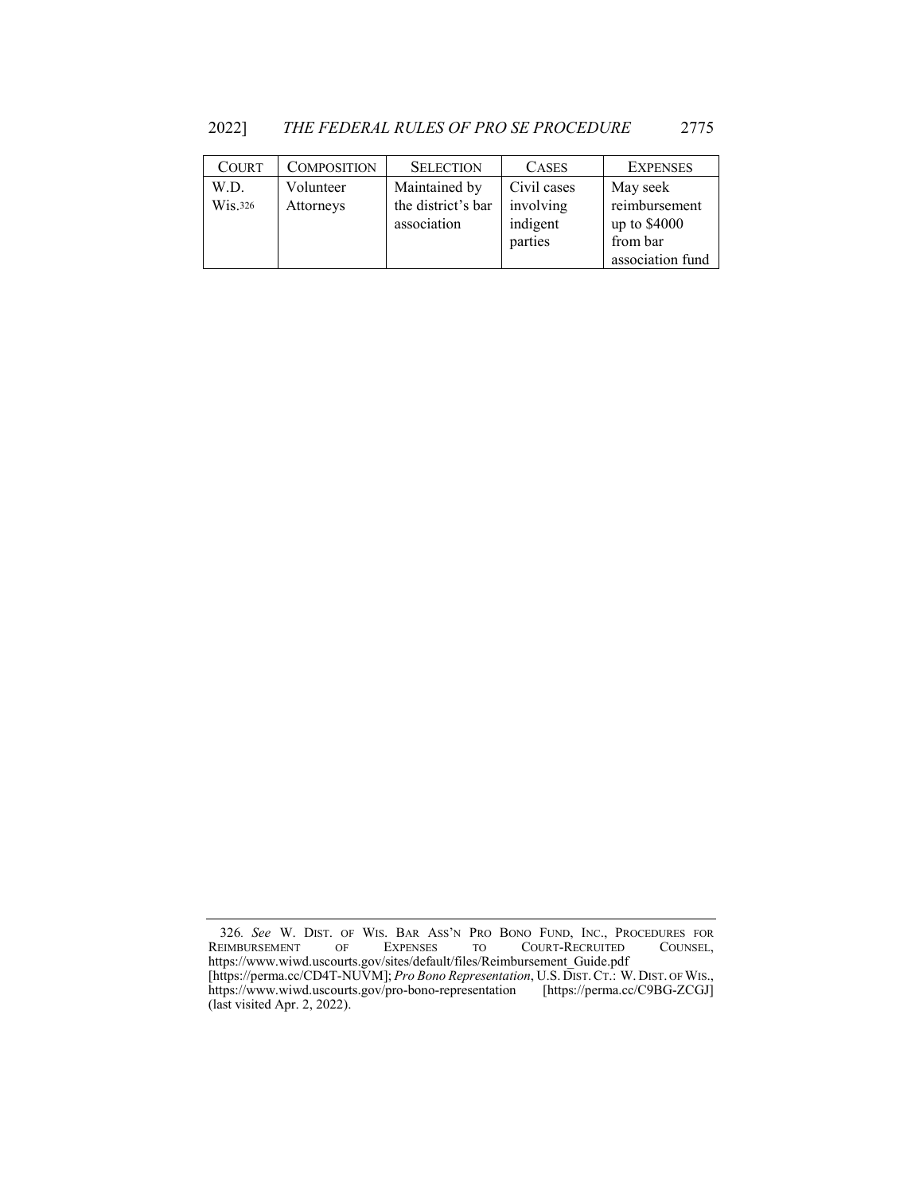| COURT | COMPOSITION | SELECTION | CASES | EXPENSES |
| --- | --- | --- | --- | --- |
| W.D. Wis.[326] | Volunteer Attorneys | Maintained by the district's bar association | Civil cases involving indigent parties | May seek reimbursement up to $4000 from bar association fund |

---

326. *See* W. DIST. OF WIS. BAR ASS'N PRO BONO FUND, INC., PROCEDURES FOR REIMBURSEMENT OF EXPENSES TO COURT-RECRUITED COUNSEL, https://www.wiwd.uscourts.gov/sites/default/files/Reimbursement_Guide.pdf [https://perma.cc/CD4T-NUVM]; *Pro Bono Representation*, U.S. DIST. CT.: W. DIST. OF WIS., https://www.wiwd.uscourts.gov/pro-bono-representation [https://perma.cc/C9BG-ZCGJ] (last visited Apr. 2, 2022).